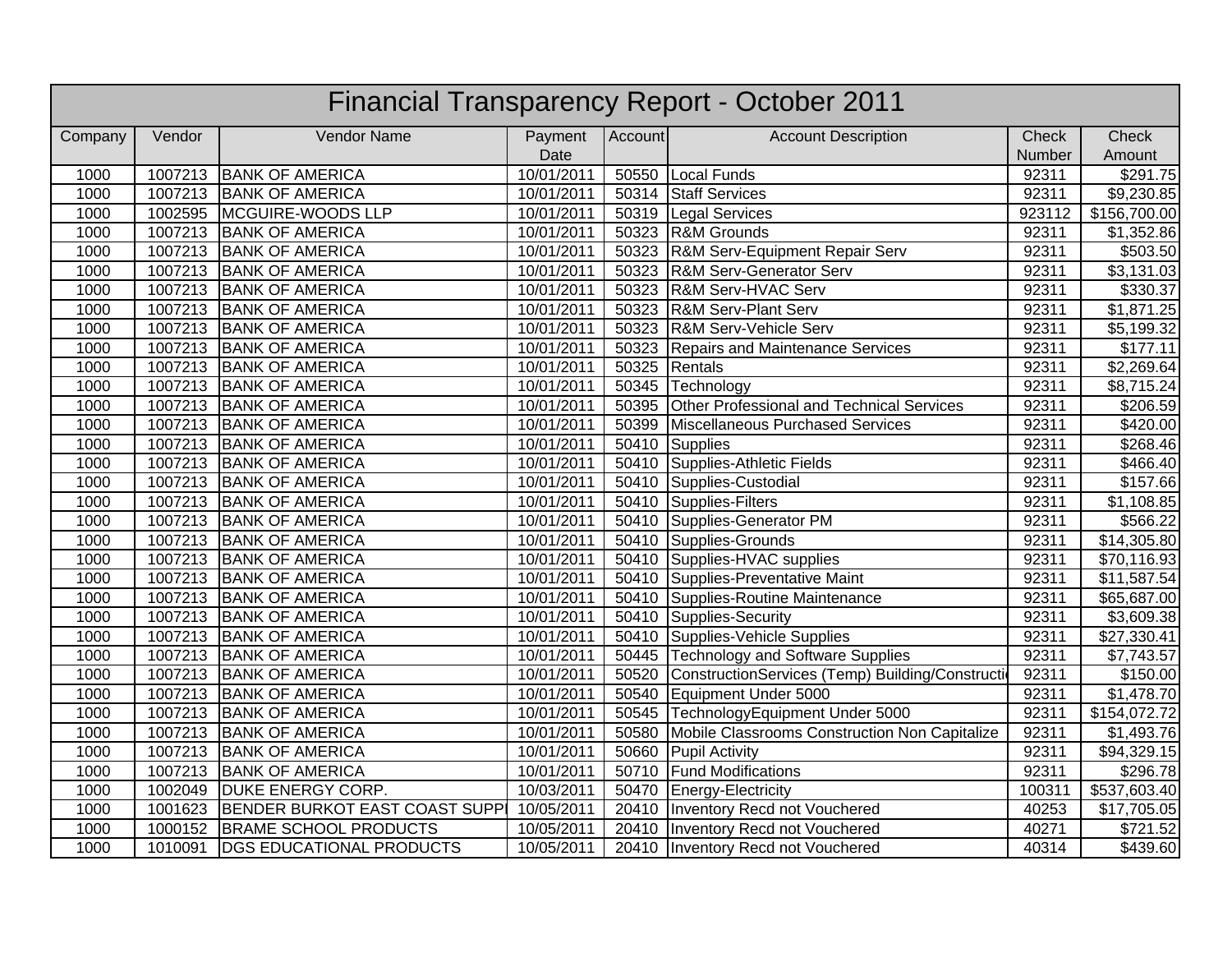# Financial Transparency Report - October 2011

| Company | Vendor | Vendor Name | Payment Date | Account | Account Description | Check Number | Check Amount |
|---|---|---|---|---|---|---|---|
| 1000 | 1007213 | BANK OF AMERICA | 10/01/2011 | 50550 | Local Funds | 92311 | $291.75 |
| 1000 | 1007213 | BANK OF AMERICA | 10/01/2011 | 50314 | Staff Services | 92311 | $9,230.85 |
| 1000 | 1002595 | MCGUIRE-WOODS LLP | 10/01/2011 | 50319 | Legal Services | 923112 | $156,700.00 |
| 1000 | 1007213 | BANK OF AMERICA | 10/01/2011 | 50323 | R&M Grounds | 92311 | $1,352.86 |
| 1000 | 1007213 | BANK OF AMERICA | 10/01/2011 | 50323 | R&M Serv-Equipment Repair Serv | 92311 | $503.50 |
| 1000 | 1007213 | BANK OF AMERICA | 10/01/2011 | 50323 | R&M Serv-Generator Serv | 92311 | $3,131.03 |
| 1000 | 1007213 | BANK OF AMERICA | 10/01/2011 | 50323 | R&M Serv-HVAC Serv | 92311 | $330.37 |
| 1000 | 1007213 | BANK OF AMERICA | 10/01/2011 | 50323 | R&M Serv-Plant Serv | 92311 | $1,871.25 |
| 1000 | 1007213 | BANK OF AMERICA | 10/01/2011 | 50323 | R&M Serv-Vehicle Serv | 92311 | $5,199.32 |
| 1000 | 1007213 | BANK OF AMERICA | 10/01/2011 | 50323 | Repairs and Maintenance Services | 92311 | $177.11 |
| 1000 | 1007213 | BANK OF AMERICA | 10/01/2011 | 50325 | Rentals | 92311 | $2,269.64 |
| 1000 | 1007213 | BANK OF AMERICA | 10/01/2011 | 50345 | Technology | 92311 | $8,715.24 |
| 1000 | 1007213 | BANK OF AMERICA | 10/01/2011 | 50395 | Other Professional and Technical Services | 92311 | $206.59 |
| 1000 | 1007213 | BANK OF AMERICA | 10/01/2011 | 50399 | Miscellaneous Purchased Services | 92311 | $420.00 |
| 1000 | 1007213 | BANK OF AMERICA | 10/01/2011 | 50410 | Supplies | 92311 | $268.46 |
| 1000 | 1007213 | BANK OF AMERICA | 10/01/2011 | 50410 | Supplies-Athletic Fields | 92311 | $466.40 |
| 1000 | 1007213 | BANK OF AMERICA | 10/01/2011 | 50410 | Supplies-Custodial | 92311 | $157.66 |
| 1000 | 1007213 | BANK OF AMERICA | 10/01/2011 | 50410 | Supplies-Filters | 92311 | $1,108.85 |
| 1000 | 1007213 | BANK OF AMERICA | 10/01/2011 | 50410 | Supplies-Generator PM | 92311 | $566.22 |
| 1000 | 1007213 | BANK OF AMERICA | 10/01/2011 | 50410 | Supplies-Grounds | 92311 | $14,305.80 |
| 1000 | 1007213 | BANK OF AMERICA | 10/01/2011 | 50410 | Supplies-HVAC supplies | 92311 | $70,116.93 |
| 1000 | 1007213 | BANK OF AMERICA | 10/01/2011 | 50410 | Supplies-Preventative Maint | 92311 | $11,587.54 |
| 1000 | 1007213 | BANK OF AMERICA | 10/01/2011 | 50410 | Supplies-Routine Maintenance | 92311 | $65,687.00 |
| 1000 | 1007213 | BANK OF AMERICA | 10/01/2011 | 50410 | Supplies-Security | 92311 | $3,609.38 |
| 1000 | 1007213 | BANK OF AMERICA | 10/01/2011 | 50410 | Supplies-Vehicle Supplies | 92311 | $27,330.41 |
| 1000 | 1007213 | BANK OF AMERICA | 10/01/2011 | 50445 | Technology and Software Supplies | 92311 | $7,743.57 |
| 1000 | 1007213 | BANK OF AMERICA | 10/01/2011 | 50520 | ConstructionServices (Temp) Building/Constructi | 92311 | $150.00 |
| 1000 | 1007213 | BANK OF AMERICA | 10/01/2011 | 50540 | Equipment Under 5000 | 92311 | $1,478.70 |
| 1000 | 1007213 | BANK OF AMERICA | 10/01/2011 | 50545 | TechnologyEquipment Under 5000 | 92311 | $154,072.72 |
| 1000 | 1007213 | BANK OF AMERICA | 10/01/2011 | 50580 | Mobile Classrooms Construction Non Capitalize | 92311 | $1,493.76 |
| 1000 | 1007213 | BANK OF AMERICA | 10/01/2011 | 50660 | Pupil Activity | 92311 | $94,329.15 |
| 1000 | 1007213 | BANK OF AMERICA | 10/01/2011 | 50710 | Fund Modifications | 92311 | $296.78 |
| 1000 | 1002049 | DUKE ENERGY CORP. | 10/03/2011 | 50470 | Energy-Electricity | 100311 | $537,603.40 |
| 1000 | 1001623 | BENDER BURKOT EAST COAST SUPPI | 10/05/2011 | 20410 | Inventory Recd not Vouchered | 40253 | $17,705.05 |
| 1000 | 1000152 | BRAME SCHOOL PRODUCTS | 10/05/2011 | 20410 | Inventory Recd not Vouchered | 40271 | $721.52 |
| 1000 | 1010091 | DGS EDUCATIONAL PRODUCTS | 10/05/2011 | 20410 | Inventory Recd not Vouchered | 40314 | $439.60 |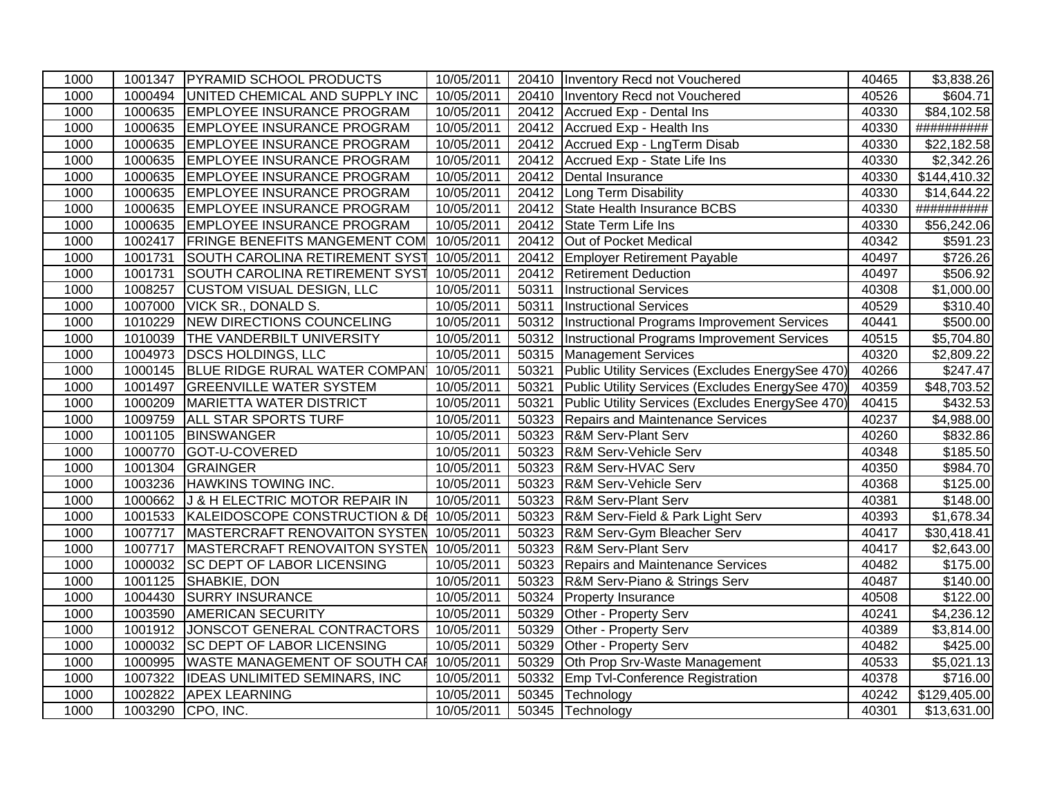| 1000 | 1001347 | PYRAMID SCHOOL PRODUCTS | 10/05/2011 | 20410 | Inventory Recd not Vouchered | 40465 | $3,838.26 |
|---|---|---|---|---|---|---|---|
| 1000 | 1000494 | UNITED CHEMICAL AND SUPPLY INC | 10/05/2011 | 20410 | Inventory Recd not Vouchered | 40526 | $604.71 |
| 1000 | 1000635 | EMPLOYEE INSURANCE PROGRAM | 10/05/2011 | 20412 | Accrued Exp - Dental Ins | 40330 | $84,102.58 |
| 1000 | 1000635 | EMPLOYEE INSURANCE PROGRAM | 10/05/2011 | 20412 | Accrued Exp - Health Ins | 40330 | ########## |
| 1000 | 1000635 | EMPLOYEE INSURANCE PROGRAM | 10/05/2011 | 20412 | Accrued Exp - LngTerm Disab | 40330 | $22,182.58 |
| 1000 | 1000635 | EMPLOYEE INSURANCE PROGRAM | 10/05/2011 | 20412 | Accrued Exp - State Life Ins | 40330 | $2,342.26 |
| 1000 | 1000635 | EMPLOYEE INSURANCE PROGRAM | 10/05/2011 | 20412 | Dental Insurance | 40330 | $144,410.32 |
| 1000 | 1000635 | EMPLOYEE INSURANCE PROGRAM | 10/05/2011 | 20412 | Long Term Disability | 40330 | $14,644.22 |
| 1000 | 1000635 | EMPLOYEE INSURANCE PROGRAM | 10/05/2011 | 20412 | State Health Insurance BCBS | 40330 | ########## |
| 1000 | 1000635 | EMPLOYEE INSURANCE PROGRAM | 10/05/2011 | 20412 | State Term Life Ins | 40330 | $56,242.06 |
| 1000 | 1002417 | FRINGE BENEFITS MANGEMENT COM | 10/05/2011 | 20412 | Out of Pocket Medical | 40342 | $591.23 |
| 1000 | 1001731 | SOUTH CAROLINA RETIREMENT SYST | 10/05/2011 | 20412 | Employer Retirement Payable | 40497 | $726.26 |
| 1000 | 1001731 | SOUTH CAROLINA RETIREMENT SYST | 10/05/2011 | 20412 | Retirement Deduction | 40497 | $506.92 |
| 1000 | 1008257 | CUSTOM VISUAL DESIGN, LLC | 10/05/2011 | 50311 | Instructional Services | 40308 | $1,000.00 |
| 1000 | 1007000 | VICK SR., DONALD S. | 10/05/2011 | 50311 | Instructional Services | 40529 | $310.40 |
| 1000 | 1010229 | NEW DIRECTIONS COUNCELING | 10/05/2011 | 50312 | Instructional Programs Improvement Services | 40441 | $500.00 |
| 1000 | 1010039 | THE VANDERBILT UNIVERSITY | 10/05/2011 | 50312 | Instructional Programs Improvement Services | 40515 | $5,704.80 |
| 1000 | 1004973 | DSCS HOLDINGS, LLC | 10/05/2011 | 50315 | Management Services | 40320 | $2,809.22 |
| 1000 | 1000145 | BLUE RIDGE RURAL WATER COMPAN | 10/05/2011 | 50321 | Public Utility Services (Excludes EnergySee 470) | 40266 | $247.47 |
| 1000 | 1001497 | GREENVILLE WATER SYSTEM | 10/05/2011 | 50321 | Public Utility Services (Excludes EnergySee 470) | 40359 | $48,703.52 |
| 1000 | 1000209 | MARIETTA WATER DISTRICT | 10/05/2011 | 50321 | Public Utility Services (Excludes EnergySee 470) | 40415 | $432.53 |
| 1000 | 1009759 | ALL STAR SPORTS TURF | 10/05/2011 | 50323 | Repairs and Maintenance Services | 40237 | $4,988.00 |
| 1000 | 1001105 | BINSWANGER | 10/05/2011 | 50323 | R&M Serv-Plant Serv | 40260 | $832.86 |
| 1000 | 1000770 | GOT-U-COVERED | 10/05/2011 | 50323 | R&M Serv-Vehicle Serv | 40348 | $185.50 |
| 1000 | 1001304 | GRAINGER | 10/05/2011 | 50323 | R&M Serv-HVAC Serv | 40350 | $984.70 |
| 1000 | 1003236 | HAWKINS TOWING INC. | 10/05/2011 | 50323 | R&M Serv-Vehicle Serv | 40368 | $125.00 |
| 1000 | 1000662 | J & H ELECTRIC MOTOR REPAIR IN | 10/05/2011 | 50323 | R&M Serv-Plant Serv | 40381 | $148.00 |
| 1000 | 1001533 | KALEIDOSCOPE CONSTRUCTION & DE | 10/05/2011 | 50323 | R&M Serv-Field & Park Light Serv | 40393 | $1,678.34 |
| 1000 | 1007717 | MASTERCRAFT RENOVAITON SYSTEM | 10/05/2011 | 50323 | R&M Serv-Gym Bleacher Serv | 40417 | $30,418.41 |
| 1000 | 1007717 | MASTERCRAFT RENOVAITON SYSTEM | 10/05/2011 | 50323 | R&M Serv-Plant Serv | 40417 | $2,643.00 |
| 1000 | 1000032 | SC DEPT OF LABOR LICENSING | 10/05/2011 | 50323 | Repairs and Maintenance Services | 40482 | $175.00 |
| 1000 | 1001125 | SHABKIE, DON | 10/05/2011 | 50323 | R&M Serv-Piano & Strings Serv | 40487 | $140.00 |
| 1000 | 1004430 | SURRY INSURANCE | 10/05/2011 | 50324 | Property Insurance | 40508 | $122.00 |
| 1000 | 1003590 | AMERICAN SECURITY | 10/05/2011 | 50329 | Other - Property Serv | 40241 | $4,236.12 |
| 1000 | 1001912 | JONSCOT GENERAL CONTRACTORS | 10/05/2011 | 50329 | Other - Property Serv | 40389 | $3,814.00 |
| 1000 | 1000032 | SC DEPT OF LABOR LICENSING | 10/05/2011 | 50329 | Other - Property Serv | 40482 | $425.00 |
| 1000 | 1000995 | WASTE MANAGEMENT OF SOUTH CAR | 10/05/2011 | 50329 | Oth Prop Srv-Waste Management | 40533 | $5,021.13 |
| 1000 | 1007322 | IDEAS UNLIMITED SEMINARS, INC | 10/05/2011 | 50332 | Emp Tvl-Conference Registration | 40378 | $716.00 |
| 1000 | 1002822 | APEX LEARNING | 10/05/2011 | 50345 | Technology | 40242 | $129,405.00 |
| 1000 | 1003290 | CPO, INC. | 10/05/2011 | 50345 | Technology | 40301 | $13,631.00 |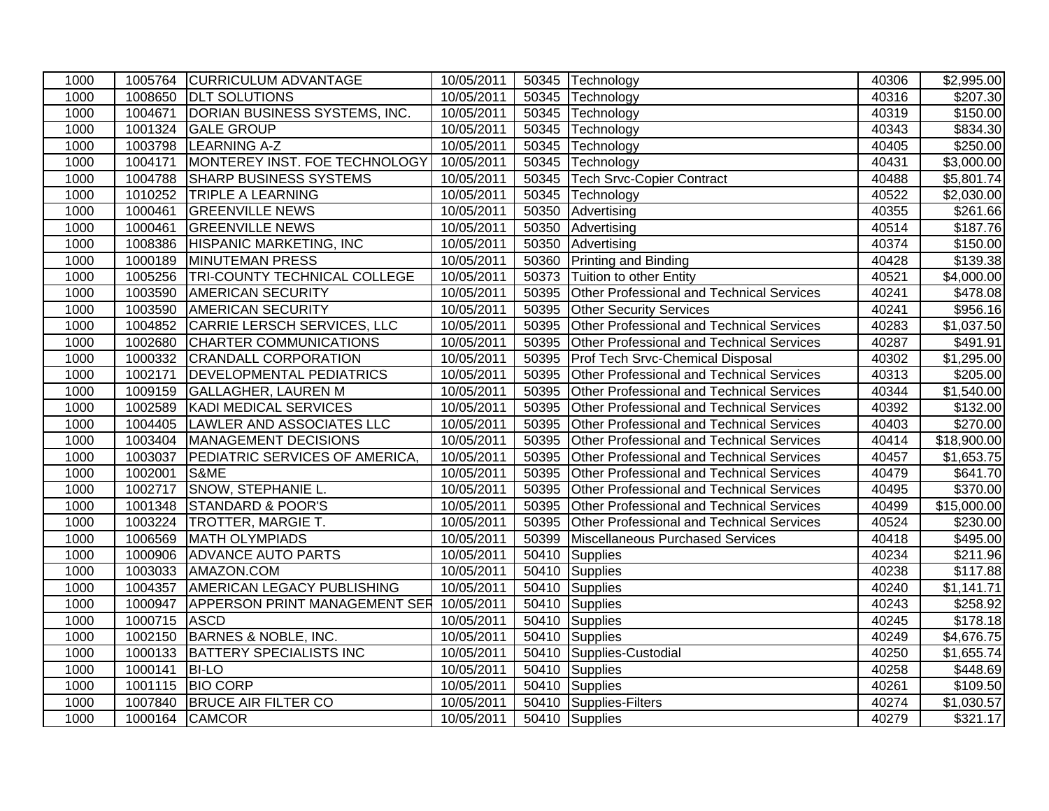| | | | | | | | |
|---|---|---|---|---|---|---|---|
| 1000 | 1005764 | CURRICULUM ADVANTAGE | 10/05/2011 | 50345 | Technology | 40306 | $2,995.00 |
| 1000 | 1008650 | DLT SOLUTIONS | 10/05/2011 | 50345 | Technology | 40316 | $207.30 |
| 1000 | 1004671 | DORIAN BUSINESS SYSTEMS, INC. | 10/05/2011 | 50345 | Technology | 40319 | $150.00 |
| 1000 | 1001324 | GALE GROUP | 10/05/2011 | 50345 | Technology | 40343 | $834.30 |
| 1000 | 1003798 | LEARNING A-Z | 10/05/2011 | 50345 | Technology | 40405 | $250.00 |
| 1000 | 1004171 | MONTEREY INST. FOE TECHNOLOGY | 10/05/2011 | 50345 | Technology | 40431 | $3,000.00 |
| 1000 | 1004788 | SHARP BUSINESS SYSTEMS | 10/05/2011 | 50345 | Tech Srvc-Copier Contract | 40488 | $5,801.74 |
| 1000 | 1010252 | TRIPLE A LEARNING | 10/05/2011 | 50345 | Technology | 40522 | $2,030.00 |
| 1000 | 1000461 | GREENVILLE NEWS | 10/05/2011 | 50350 | Advertising | 40355 | $261.66 |
| 1000 | 1000461 | GREENVILLE NEWS | 10/05/2011 | 50350 | Advertising | 40514 | $187.76 |
| 1000 | 1008386 | HISPANIC MARKETING, INC | 10/05/2011 | 50350 | Advertising | 40374 | $150.00 |
| 1000 | 1000189 | MINUTEMAN PRESS | 10/05/2011 | 50360 | Printing and Binding | 40428 | $139.38 |
| 1000 | 1005256 | TRI-COUNTY TECHNICAL COLLEGE | 10/05/2011 | 50373 | Tuition to other Entity | 40521 | $4,000.00 |
| 1000 | 1003590 | AMERICAN SECURITY | 10/05/2011 | 50395 | Other Professional and Technical Services | 40241 | $478.08 |
| 1000 | 1003590 | AMERICAN SECURITY | 10/05/2011 | 50395 | Other Security Services | 40241 | $956.16 |
| 1000 | 1004852 | CARRIE LERSCH SERVICES, LLC | 10/05/2011 | 50395 | Other Professional and Technical Services | 40283 | $1,037.50 |
| 1000 | 1002680 | CHARTER COMMUNICATIONS | 10/05/2011 | 50395 | Other Professional and Technical Services | 40287 | $491.91 |
| 1000 | 1000332 | CRANDALL CORPORATION | 10/05/2011 | 50395 | Prof Tech Srvc-Chemical Disposal | 40302 | $1,295.00 |
| 1000 | 1002171 | DEVELOPMENTAL PEDIATRICS | 10/05/2011 | 50395 | Other Professional and Technical Services | 40313 | $205.00 |
| 1000 | 1009159 | GALLAGHER, LAUREN M | 10/05/2011 | 50395 | Other Professional and Technical Services | 40344 | $1,540.00 |
| 1000 | 1002589 | KADI MEDICAL SERVICES | 10/05/2011 | 50395 | Other Professional and Technical Services | 40392 | $132.00 |
| 1000 | 1004405 | LAWLER AND ASSOCIATES LLC | 10/05/2011 | 50395 | Other Professional and Technical Services | 40403 | $270.00 |
| 1000 | 1003404 | MANAGEMENT DECISIONS | 10/05/2011 | 50395 | Other Professional and Technical Services | 40414 | $18,900.00 |
| 1000 | 1003037 | PEDIATRIC SERVICES OF AMERICA, | 10/05/2011 | 50395 | Other Professional and Technical Services | 40457 | $1,653.75 |
| 1000 | 1002001 | S&ME | 10/05/2011 | 50395 | Other Professional and Technical Services | 40479 | $641.70 |
| 1000 | 1002717 | SNOW, STEPHANIE L. | 10/05/2011 | 50395 | Other Professional and Technical Services | 40495 | $370.00 |
| 1000 | 1001348 | STANDARD & POOR'S | 10/05/2011 | 50395 | Other Professional and Technical Services | 40499 | $15,000.00 |
| 1000 | 1003224 | TROTTER, MARGIE T. | 10/05/2011 | 50395 | Other Professional and Technical Services | 40524 | $230.00 |
| 1000 | 1006569 | MATH OLYMPIADS | 10/05/2011 | 50399 | Miscellaneous Purchased Services | 40418 | $495.00 |
| 1000 | 1000906 | ADVANCE AUTO PARTS | 10/05/2011 | 50410 | Supplies | 40234 | $211.96 |
| 1000 | 1003033 | AMAZON.COM | 10/05/2011 | 50410 | Supplies | 40238 | $117.88 |
| 1000 | 1004357 | AMERICAN LEGACY PUBLISHING | 10/05/2011 | 50410 | Supplies | 40240 | $1,141.71 |
| 1000 | 1000947 | APPERSON PRINT MANAGEMENT SER | 10/05/2011 | 50410 | Supplies | 40243 | $258.92 |
| 1000 | 1000715 | ASCD | 10/05/2011 | 50410 | Supplies | 40245 | $178.18 |
| 1000 | 1002150 | BARNES & NOBLE, INC. | 10/05/2011 | 50410 | Supplies | 40249 | $4,676.75 |
| 1000 | 1000133 | BATTERY SPECIALISTS INC | 10/05/2011 | 50410 | Supplies-Custodial | 40250 | $1,655.74 |
| 1000 | 1000141 | BI-LO | 10/05/2011 | 50410 | Supplies | 40258 | $448.69 |
| 1000 | 1001115 | BIO CORP | 10/05/2011 | 50410 | Supplies | 40261 | $109.50 |
| 1000 | 1007840 | BRUCE AIR FILTER CO | 10/05/2011 | 50410 | Supplies-Filters | 40274 | $1,030.57 |
| 1000 | 1000164 | CAMCOR | 10/05/2011 | 50410 | Supplies | 40279 | $321.17 |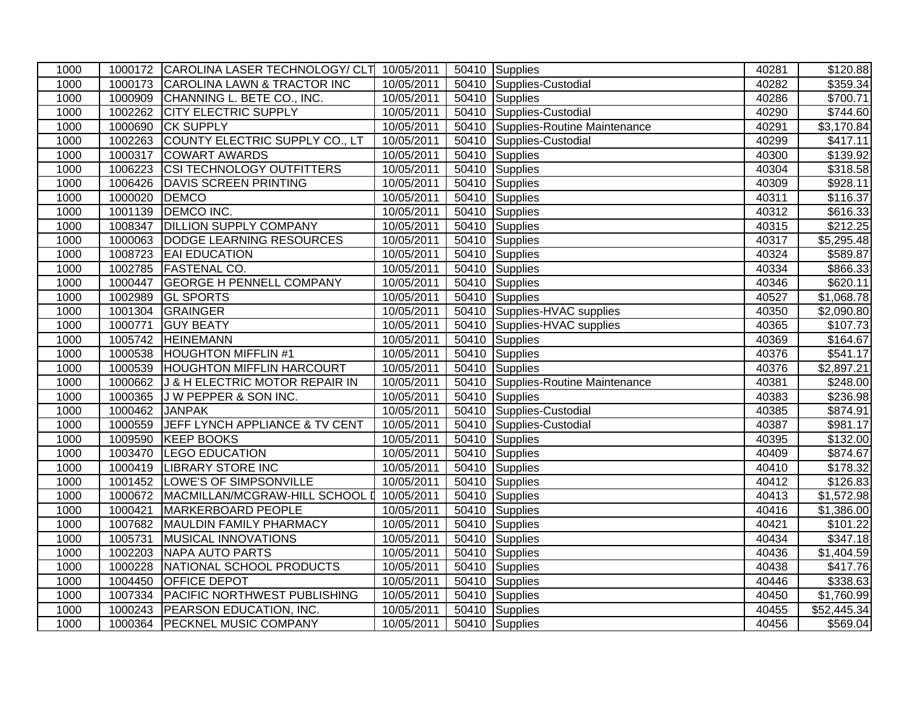| | | | | | | | |
|---|---|---|---|---|---|---|---|
| 1000 | 1000172 | CAROLINA LASER TECHNOLOGY/ CLT | 10/05/2011 | 50410 | Supplies | 40281 | $120.88 |
| 1000 | 1000173 | CAROLINA LAWN & TRACTOR INC | 10/05/2011 | 50410 | Supplies-Custodial | 40282 | $359.34 |
| 1000 | 1000909 | CHANNING L. BETE CO., INC. | 10/05/2011 | 50410 | Supplies | 40286 | $700.71 |
| 1000 | 1002262 | CITY ELECTRIC SUPPLY | 10/05/2011 | 50410 | Supplies-Custodial | 40290 | $744.60 |
| 1000 | 1000690 | CK SUPPLY | 10/05/2011 | 50410 | Supplies-Routine Maintenance | 40291 | $3,170.84 |
| 1000 | 1002263 | COUNTY ELECTRIC SUPPLY CO., LT | 10/05/2011 | 50410 | Supplies-Custodial | 40299 | $417.11 |
| 1000 | 1000317 | COWART AWARDS | 10/05/2011 | 50410 | Supplies | 40300 | $139.92 |
| 1000 | 1006223 | CSI TECHNOLOGY OUTFITTERS | 10/05/2011 | 50410 | Supplies | 40304 | $318.58 |
| 1000 | 1006426 | DAVIS SCREEN PRINTING | 10/05/2011 | 50410 | Supplies | 40309 | $928.11 |
| 1000 | 1000020 | DEMCO | 10/05/2011 | 50410 | Supplies | 40311 | $116.37 |
| 1000 | 1001139 | DEMCO INC. | 10/05/2011 | 50410 | Supplies | 40312 | $616.33 |
| 1000 | 1008347 | DILLION SUPPLY COMPANY | 10/05/2011 | 50410 | Supplies | 40315 | $212.25 |
| 1000 | 1000063 | DODGE LEARNING RESOURCES | 10/05/2011 | 50410 | Supplies | 40317 | $5,295.48 |
| 1000 | 1008723 | EAI EDUCATION | 10/05/2011 | 50410 | Supplies | 40324 | $589.87 |
| 1000 | 1002785 | FASTENAL CO. | 10/05/2011 | 50410 | Supplies | 40334 | $866.33 |
| 1000 | 1000447 | GEORGE H PENNELL COMPANY | 10/05/2011 | 50410 | Supplies | 40346 | $620.11 |
| 1000 | 1002989 | GL SPORTS | 10/05/2011 | 50410 | Supplies | 40527 | $1,068.78 |
| 1000 | 1001304 | GRAINGER | 10/05/2011 | 50410 | Supplies-HVAC supplies | 40350 | $2,090.80 |
| 1000 | 1000771 | GUY BEATY | 10/05/2011 | 50410 | Supplies-HVAC supplies | 40365 | $107.73 |
| 1000 | 1005742 | HEINEMANN | 10/05/2011 | 50410 | Supplies | 40369 | $164.67 |
| 1000 | 1000538 | HOUGHTON MIFFLIN #1 | 10/05/2011 | 50410 | Supplies | 40376 | $541.17 |
| 1000 | 1000539 | HOUGHTON MIFFLIN HARCOURT | 10/05/2011 | 50410 | Supplies | 40376 | $2,897.21 |
| 1000 | 1000662 | J & H ELECTRIC MOTOR REPAIR IN | 10/05/2011 | 50410 | Supplies-Routine Maintenance | 40381 | $248.00 |
| 1000 | 1000365 | J W PEPPER & SON INC. | 10/05/2011 | 50410 | Supplies | 40383 | $236.98 |
| 1000 | 1000462 | JANPAK | 10/05/2011 | 50410 | Supplies-Custodial | 40385 | $874.91 |
| 1000 | 1000559 | JEFF LYNCH APPLIANCE & TV CENT | 10/05/2011 | 50410 | Supplies-Custodial | 40387 | $981.17 |
| 1000 | 1009590 | KEEP BOOKS | 10/05/2011 | 50410 | Supplies | 40395 | $132.00 |
| 1000 | 1003470 | LEGO EDUCATION | 10/05/2011 | 50410 | Supplies | 40409 | $874.67 |
| 1000 | 1000419 | LIBRARY STORE INC | 10/05/2011 | 50410 | Supplies | 40410 | $178.32 |
| 1000 | 1001452 | LOWE'S OF SIMPSONVILLE | 10/05/2011 | 50410 | Supplies | 40412 | $126.83 |
| 1000 | 1000672 | MACMILLAN/MCGRAW-HILL SCHOOL D | 10/05/2011 | 50410 | Supplies | 40413 | $1,572.98 |
| 1000 | 1000421 | MARKERBOARD PEOPLE | 10/05/2011 | 50410 | Supplies | 40416 | $1,386.00 |
| 1000 | 1007682 | MAULDIN FAMILY PHARMACY | 10/05/2011 | 50410 | Supplies | 40421 | $101.22 |
| 1000 | 1005731 | MUSICAL INNOVATIONS | 10/05/2011 | 50410 | Supplies | 40434 | $347.18 |
| 1000 | 1002203 | NAPA AUTO PARTS | 10/05/2011 | 50410 | Supplies | 40436 | $1,404.59 |
| 1000 | 1000228 | NATIONAL SCHOOL PRODUCTS | 10/05/2011 | 50410 | Supplies | 40438 | $417.76 |
| 1000 | 1004450 | OFFICE DEPOT | 10/05/2011 | 50410 | Supplies | 40446 | $338.63 |
| 1000 | 1007334 | PACIFIC NORTHWEST PUBLISHING | 10/05/2011 | 50410 | Supplies | 40450 | $1,760.99 |
| 1000 | 1000243 | PEARSON EDUCATION, INC. | 10/05/2011 | 50410 | Supplies | 40455 | $52,445.34 |
| 1000 | 1000364 | PECKNEL MUSIC COMPANY | 10/05/2011 | 50410 | Supplies | 40456 | $569.04 |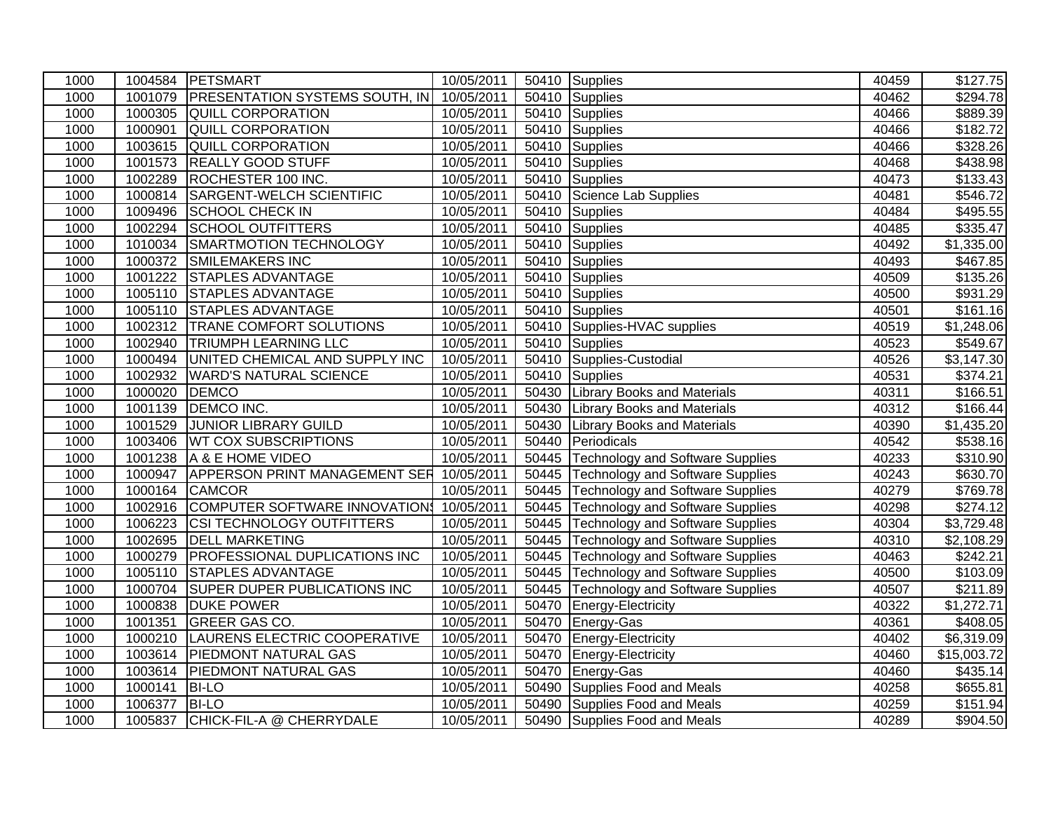| | | | | | | | |
|---|---|---|---|---|---|---|---|
| 1000 | 1004584 | PETSMART | 10/05/2011 | 50410 | Supplies | 40459 | $127.75 |
| 1000 | 1001079 | PRESENTATION SYSTEMS SOUTH, IN | 10/05/2011 | 50410 | Supplies | 40462 | $294.78 |
| 1000 | 1000305 | QUILL CORPORATION | 10/05/2011 | 50410 | Supplies | 40466 | $889.39 |
| 1000 | 1000901 | QUILL CORPORATION | 10/05/2011 | 50410 | Supplies | 40466 | $182.72 |
| 1000 | 1003615 | QUILL CORPORATION | 10/05/2011 | 50410 | Supplies | 40466 | $328.26 |
| 1000 | 1001573 | REALLY GOOD STUFF | 10/05/2011 | 50410 | Supplies | 40468 | $438.98 |
| 1000 | 1002289 | ROCHESTER 100 INC. | 10/05/2011 | 50410 | Supplies | 40473 | $133.43 |
| 1000 | 1000814 | SARGENT-WELCH SCIENTIFIC | 10/05/2011 | 50410 | Science Lab Supplies | 40481 | $546.72 |
| 1000 | 1009496 | SCHOOL CHECK IN | 10/05/2011 | 50410 | Supplies | 40484 | $495.55 |
| 1000 | 1002294 | SCHOOL OUTFITTERS | 10/05/2011 | 50410 | Supplies | 40485 | $335.47 |
| 1000 | 1010034 | SMARTMOTION TECHNOLOGY | 10/05/2011 | 50410 | Supplies | 40492 | $1,335.00 |
| 1000 | 1000372 | SMILEMAKERS INC | 10/05/2011 | 50410 | Supplies | 40493 | $467.85 |
| 1000 | 1001222 | STAPLES ADVANTAGE | 10/05/2011 | 50410 | Supplies | 40509 | $135.26 |
| 1000 | 1005110 | STAPLES ADVANTAGE | 10/05/2011 | 50410 | Supplies | 40500 | $931.29 |
| 1000 | 1005110 | STAPLES ADVANTAGE | 10/05/2011 | 50410 | Supplies | 40501 | $161.16 |
| 1000 | 1002312 | TRANE COMFORT SOLUTIONS | 10/05/2011 | 50410 | Supplies-HVAC supplies | 40519 | $1,248.06 |
| 1000 | 1002940 | TRIUMPH LEARNING LLC | 10/05/2011 | 50410 | Supplies | 40523 | $549.67 |
| 1000 | 1000494 | UNITED CHEMICAL AND SUPPLY INC | 10/05/2011 | 50410 | Supplies-Custodial | 40526 | $3,147.30 |
| 1000 | 1002932 | WARD'S NATURAL SCIENCE | 10/05/2011 | 50410 | Supplies | 40531 | $374.21 |
| 1000 | 1000020 | DEMCO | 10/05/2011 | 50430 | Library Books and Materials | 40311 | $166.51 |
| 1000 | 1001139 | DEMCO INC. | 10/05/2011 | 50430 | Library Books and Materials | 40312 | $166.44 |
| 1000 | 1001529 | JUNIOR LIBRARY GUILD | 10/05/2011 | 50430 | Library Books and Materials | 40390 | $1,435.20 |
| 1000 | 1003406 | WT COX SUBSCRIPTIONS | 10/05/2011 | 50440 | Periodicals | 40542 | $538.16 |
| 1000 | 1001238 | A & E HOME VIDEO | 10/05/2011 | 50445 | Technology and Software Supplies | 40233 | $310.90 |
| 1000 | 1000947 | APPERSON PRINT MANAGEMENT SER | 10/05/2011 | 50445 | Technology and Software Supplies | 40243 | $630.70 |
| 1000 | 1000164 | CAMCOR | 10/05/2011 | 50445 | Technology and Software Supplies | 40279 | $769.78 |
| 1000 | 1002916 | COMPUTER SOFTWARE INNOVATIONS | 10/05/2011 | 50445 | Technology and Software Supplies | 40298 | $274.12 |
| 1000 | 1006223 | CSI TECHNOLOGY OUTFITTERS | 10/05/2011 | 50445 | Technology and Software Supplies | 40304 | $3,729.48 |
| 1000 | 1002695 | DELL MARKETING | 10/05/2011 | 50445 | Technology and Software Supplies | 40310 | $2,108.29 |
| 1000 | 1000279 | PROFESSIONAL DUPLICATIONS INC | 10/05/2011 | 50445 | Technology and Software Supplies | 40463 | $242.21 |
| 1000 | 1005110 | STAPLES ADVANTAGE | 10/05/2011 | 50445 | Technology and Software Supplies | 40500 | $103.09 |
| 1000 | 1000704 | SUPER DUPER PUBLICATIONS INC | 10/05/2011 | 50445 | Technology and Software Supplies | 40507 | $211.89 |
| 1000 | 1000838 | DUKE POWER | 10/05/2011 | 50470 | Energy-Electricity | 40322 | $1,272.71 |
| 1000 | 1001351 | GREER GAS CO. | 10/05/2011 | 50470 | Energy-Gas | 40361 | $408.05 |
| 1000 | 1000210 | LAURENS ELECTRIC COOPERATIVE | 10/05/2011 | 50470 | Energy-Electricity | 40402 | $6,319.09 |
| 1000 | 1003614 | PIEDMONT NATURAL GAS | 10/05/2011 | 50470 | Energy-Electricity | 40460 | $15,003.72 |
| 1000 | 1003614 | PIEDMONT NATURAL GAS | 10/05/2011 | 50470 | Energy-Gas | 40460 | $435.14 |
| 1000 | 1000141 | BI-LO | 10/05/2011 | 50490 | Supplies Food and Meals | 40258 | $655.81 |
| 1000 | 1006377 | BI-LO | 10/05/2011 | 50490 | Supplies Food and Meals | 40259 | $151.94 |
| 1000 | 1005837 | CHICK-FIL-A @ CHERRYDALE | 10/05/2011 | 50490 | Supplies Food and Meals | 40289 | $904.50 |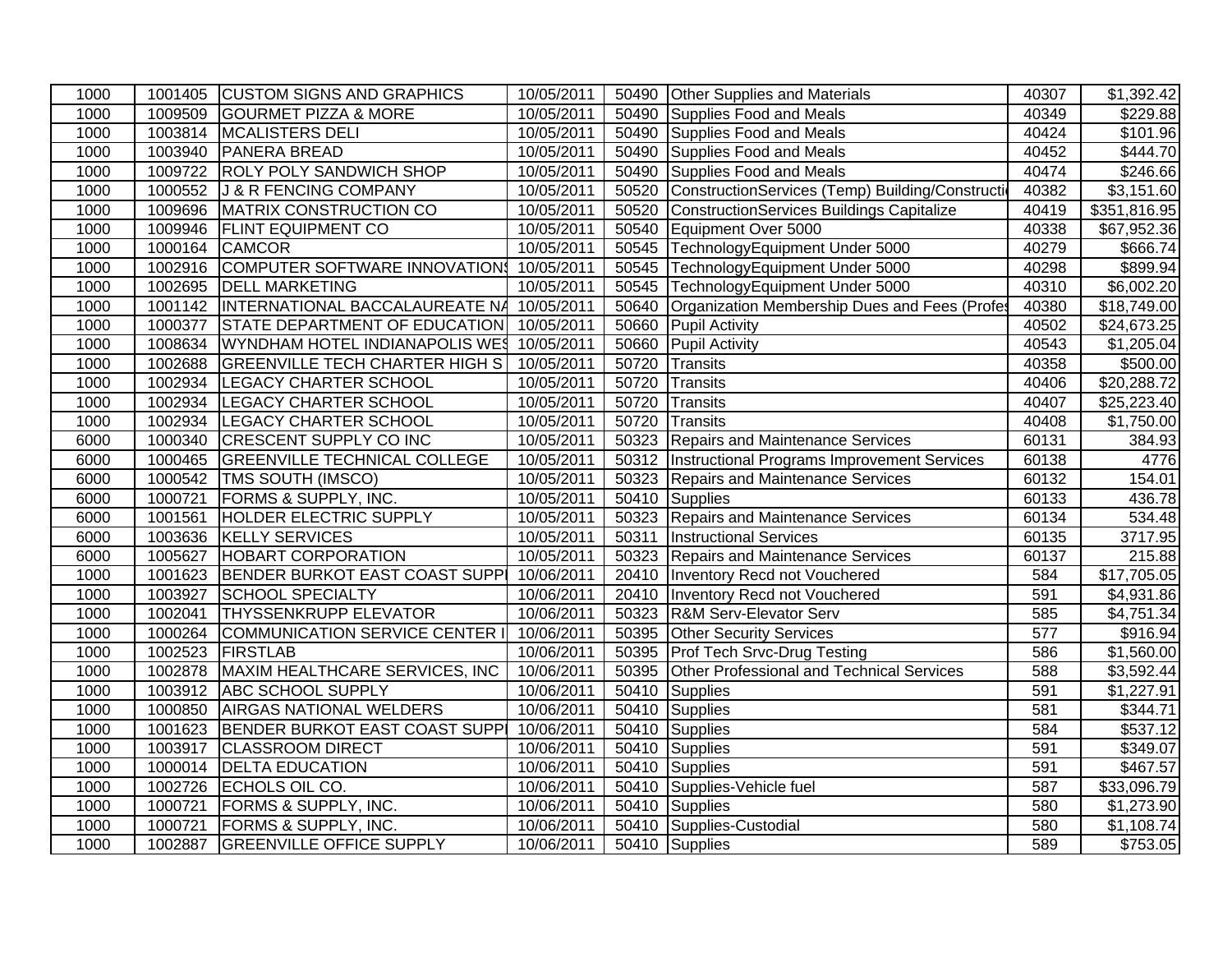| | | | | | | | |
|---|---|---|---|---|---|---|---|
| 1000 | 1001405 | CUSTOM SIGNS AND GRAPHICS | 10/05/2011 | 50490 | Other Supplies and Materials | 40307 | $1,392.42 |
| 1000 | 1009509 | GOURMET PIZZA & MORE | 10/05/2011 | 50490 | Supplies Food and Meals | 40349 | $229.88 |
| 1000 | 1003814 | MCALISTERS DELI | 10/05/2011 | 50490 | Supplies Food and Meals | 40424 | $101.96 |
| 1000 | 1003940 | PANERA BREAD | 10/05/2011 | 50490 | Supplies Food and Meals | 40452 | $444.70 |
| 1000 | 1009722 | ROLY POLY SANDWICH SHOP | 10/05/2011 | 50490 | Supplies Food and Meals | 40474 | $246.66 |
| 1000 | 1000552 | J & R FENCING COMPANY | 10/05/2011 | 50520 | ConstructionServices (Temp) Building/Constructi | 40382 | $3,151.60 |
| 1000 | 1009696 | MATRIX CONSTRUCTION CO | 10/05/2011 | 50520 | ConstructionServices Buildings Capitalize | 40419 | $351,816.95 |
| 1000 | 1009946 | FLINT EQUIPMENT CO | 10/05/2011 | 50540 | Equipment Over 5000 | 40338 | $67,952.36 |
| 1000 | 1000164 | CAMCOR | 10/05/2011 | 50545 | TechnologyEquipment Under 5000 | 40279 | $666.74 |
| 1000 | 1002916 | COMPUTER SOFTWARE INNOVATIONS | 10/05/2011 | 50545 | TechnologyEquipment Under 5000 | 40298 | $899.94 |
| 1000 | 1002695 | DELL MARKETING | 10/05/2011 | 50545 | TechnologyEquipment Under 5000 | 40310 | $6,002.20 |
| 1000 | 1001142 | INTERNATIONAL BACCALAUREATE NA | 10/05/2011 | 50640 | Organization Membership Dues and Fees (Profes | 40380 | $18,749.00 |
| 1000 | 1000377 | STATE DEPARTMENT OF EDUCATION | 10/05/2011 | 50660 | Pupil Activity | 40502 | $24,673.25 |
| 1000 | 1008634 | WYNDHAM HOTEL INDIANAPOLIS WES | 10/05/2011 | 50660 | Pupil Activity | 40543 | $1,205.04 |
| 1000 | 1002688 | GREENVILLE TECH CHARTER HIGH S | 10/05/2011 | 50720 | Transits | 40358 | $500.00 |
| 1000 | 1002934 | LEGACY CHARTER SCHOOL | 10/05/2011 | 50720 | Transits | 40406 | $20,288.72 |
| 1000 | 1002934 | LEGACY CHARTER SCHOOL | 10/05/2011 | 50720 | Transits | 40407 | $25,223.40 |
| 1000 | 1002934 | LEGACY CHARTER SCHOOL | 10/05/2011 | 50720 | Transits | 40408 | $1,750.00 |
| 6000 | 1000340 | CRESCENT SUPPLY CO INC | 10/05/2011 | 50323 | Repairs and Maintenance Services | 60131 | 384.93 |
| 6000 | 1000465 | GREENVILLE TECHNICAL COLLEGE | 10/05/2011 | 50312 | Instructional Programs Improvement Services | 60138 | 4776 |
| 6000 | 1000542 | TMS SOUTH (IMSCO) | 10/05/2011 | 50323 | Repairs and Maintenance Services | 60132 | 154.01 |
| 6000 | 1000721 | FORMS & SUPPLY, INC. | 10/05/2011 | 50410 | Supplies | 60133 | 436.78 |
| 6000 | 1001561 | HOLDER ELECTRIC SUPPLY | 10/05/2011 | 50323 | Repairs and Maintenance Services | 60134 | 534.48 |
| 6000 | 1003636 | KELLY SERVICES | 10/05/2011 | 50311 | Instructional Services | 60135 | 3717.95 |
| 6000 | 1005627 | HOBART CORPORATION | 10/05/2011 | 50323 | Repairs and Maintenance Services | 60137 | 215.88 |
| 1000 | 1001623 | BENDER BURKOT EAST COAST SUPPI | 10/06/2011 | 20410 | Inventory Recd not Vouchered | 584 | $17,705.05 |
| 1000 | 1003927 | SCHOOL SPECIALTY | 10/06/2011 | 20410 | Inventory Recd not Vouchered | 591 | $4,931.86 |
| 1000 | 1002041 | THYSSENKRUPP ELEVATOR | 10/06/2011 | 50323 | R&M Serv-Elevator Serv | 585 | $4,751.34 |
| 1000 | 1000264 | COMMUNICATION SERVICE CENTER I | 10/06/2011 | 50395 | Other Security Services | 577 | $916.94 |
| 1000 | 1002523 | FIRSTLAB | 10/06/2011 | 50395 | Prof Tech Srvc-Drug Testing | 586 | $1,560.00 |
| 1000 | 1002878 | MAXIM HEALTHCARE SERVICES, INC | 10/06/2011 | 50395 | Other Professional and Technical Services | 588 | $3,592.44 |
| 1000 | 1003912 | ABC SCHOOL SUPPLY | 10/06/2011 | 50410 | Supplies | 591 | $1,227.91 |
| 1000 | 1000850 | AIRGAS NATIONAL WELDERS | 10/06/2011 | 50410 | Supplies | 581 | $344.71 |
| 1000 | 1001623 | BENDER BURKOT EAST COAST SUPPI | 10/06/2011 | 50410 | Supplies | 584 | $537.12 |
| 1000 | 1003917 | CLASSROOM DIRECT | 10/06/2011 | 50410 | Supplies | 591 | $349.07 |
| 1000 | 1000014 | DELTA EDUCATION | 10/06/2011 | 50410 | Supplies | 591 | $467.57 |
| 1000 | 1002726 | ECHOLS OIL CO. | 10/06/2011 | 50410 | Supplies-Vehicle fuel | 587 | $33,096.79 |
| 1000 | 1000721 | FORMS & SUPPLY, INC. | 10/06/2011 | 50410 | Supplies | 580 | $1,273.90 |
| 1000 | 1000721 | FORMS & SUPPLY, INC. | 10/06/2011 | 50410 | Supplies-Custodial | 580 | $1,108.74 |
| 1000 | 1002887 | GREENVILLE OFFICE SUPPLY | 10/06/2011 | 50410 | Supplies | 589 | $753.05 |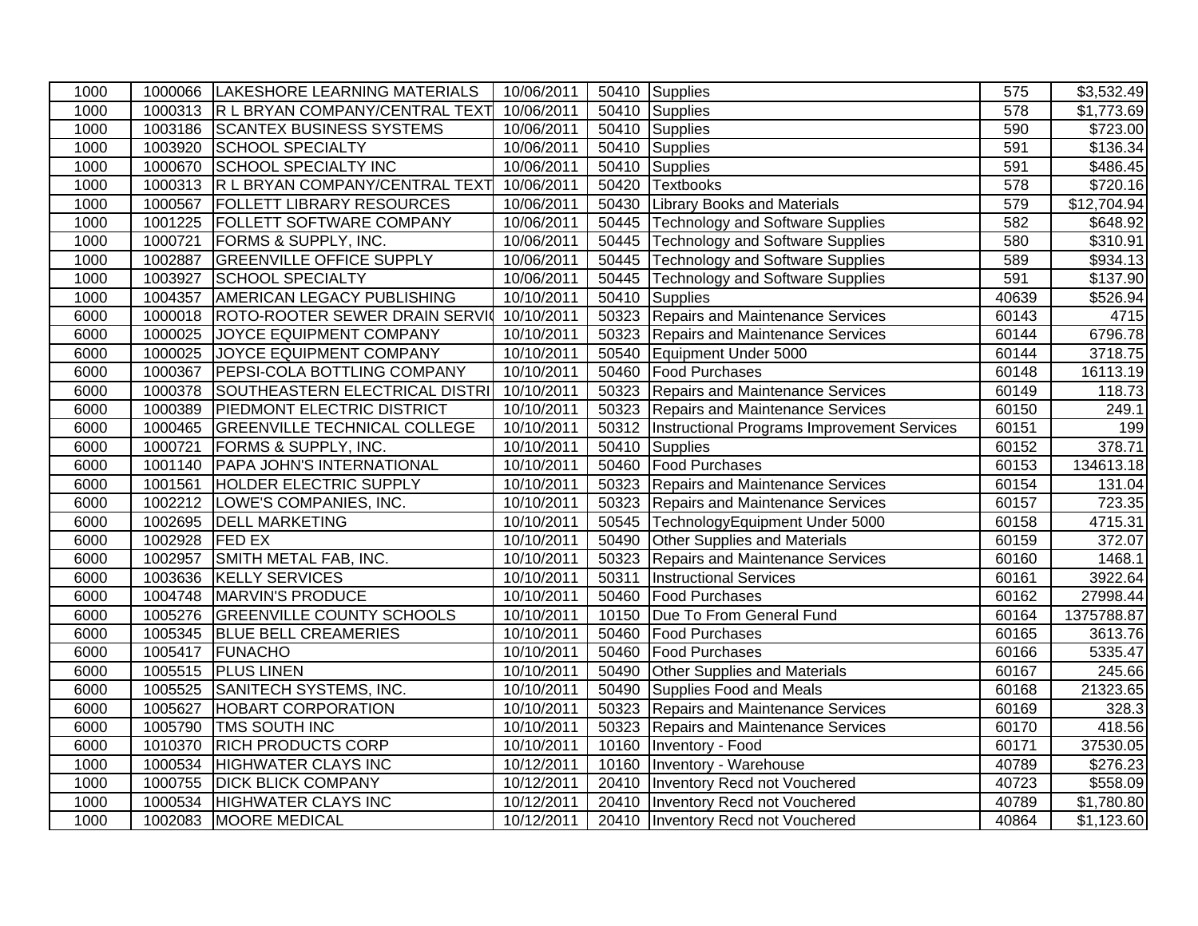| 1000 | 1000066 | LAKESHORE LEARNING MATERIALS | 10/06/2011 | 50410 | Supplies | 575 | $3,532.49 |
|---|---|---|---|---|---|---|---|
| 1000 | 1000313 | R L BRYAN COMPANY/CENTRAL TEXT | 10/06/2011 | 50410 | Supplies | 578 | $1,773.69 |
| 1000 | 1003186 | SCANTEX BUSINESS SYSTEMS | 10/06/2011 | 50410 | Supplies | 590 | $723.00 |
| 1000 | 1003920 | SCHOOL SPECIALTY | 10/06/2011 | 50410 | Supplies | 591 | $136.34 |
| 1000 | 1000670 | SCHOOL SPECIALTY INC | 10/06/2011 | 50410 | Supplies | 591 | $486.45 |
| 1000 | 1000313 | R L BRYAN COMPANY/CENTRAL TEXT | 10/06/2011 | 50420 | Textbooks | 578 | $720.16 |
| 1000 | 1000567 | FOLLETT LIBRARY RESOURCES | 10/06/2011 | 50430 | Library Books and Materials | 579 | $12,704.94 |
| 1000 | 1001225 | FOLLETT SOFTWARE COMPANY | 10/06/2011 | 50445 | Technology and Software Supplies | 582 | $648.92 |
| 1000 | 1000721 | FORMS & SUPPLY, INC. | 10/06/2011 | 50445 | Technology and Software Supplies | 580 | $310.91 |
| 1000 | 1002887 | GREENVILLE OFFICE SUPPLY | 10/06/2011 | 50445 | Technology and Software Supplies | 589 | $934.13 |
| 1000 | 1003927 | SCHOOL SPECIALTY | 10/06/2011 | 50445 | Technology and Software Supplies | 591 | $137.90 |
| 1000 | 1004357 | AMERICAN LEGACY PUBLISHING | 10/10/2011 | 50410 | Supplies | 40639 | $526.94 |
| 6000 | 1000018 | ROTO-ROOTER SEWER DRAIN SERVIC | 10/10/2011 | 50323 | Repairs and Maintenance Services | 60143 | 4715 |
| 6000 | 1000025 | JOYCE EQUIPMENT COMPANY | 10/10/2011 | 50323 | Repairs and Maintenance Services | 60144 | 6796.78 |
| 6000 | 1000025 | JOYCE EQUIPMENT COMPANY | 10/10/2011 | 50540 | Equipment Under 5000 | 60144 | 3718.75 |
| 6000 | 1000367 | PEPSI-COLA BOTTLING COMPANY | 10/10/2011 | 50460 | Food Purchases | 60148 | 16113.19 |
| 6000 | 1000378 | SOUTHEASTERN ELECTRICAL DISTRI | 10/10/2011 | 50323 | Repairs and Maintenance Services | 60149 | 118.73 |
| 6000 | 1000389 | PIEDMONT ELECTRIC DISTRICT | 10/10/2011 | 50323 | Repairs and Maintenance Services | 60150 | 249.1 |
| 6000 | 1000465 | GREENVILLE TECHNICAL COLLEGE | 10/10/2011 | 50312 | Instructional Programs Improvement Services | 60151 | 199 |
| 6000 | 1000721 | FORMS & SUPPLY, INC. | 10/10/2011 | 50410 | Supplies | 60152 | 378.71 |
| 6000 | 1001140 | PAPA JOHN'S INTERNATIONAL | 10/10/2011 | 50460 | Food Purchases | 60153 | 134613.18 |
| 6000 | 1001561 | HOLDER ELECTRIC SUPPLY | 10/10/2011 | 50323 | Repairs and Maintenance Services | 60154 | 131.04 |
| 6000 | 1002212 | LOWE'S COMPANIES, INC. | 10/10/2011 | 50323 | Repairs and Maintenance Services | 60157 | 723.35 |
| 6000 | 1002695 | DELL MARKETING | 10/10/2011 | 50545 | TechnologyEquipment Under 5000 | 60158 | 4715.31 |
| 6000 | 1002928 | FED EX | 10/10/2011 | 50490 | Other Supplies and Materials | 60159 | 372.07 |
| 6000 | 1002957 | SMITH METAL FAB, INC. | 10/10/2011 | 50323 | Repairs and Maintenance Services | 60160 | 1468.1 |
| 6000 | 1003636 | KELLY SERVICES | 10/10/2011 | 50311 | Instructional Services | 60161 | 3922.64 |
| 6000 | 1004748 | MARVIN'S PRODUCE | 10/10/2011 | 50460 | Food Purchases | 60162 | 27998.44 |
| 6000 | 1005276 | GREENVILLE COUNTY SCHOOLS | 10/10/2011 | 10150 | Due To From General Fund | 60164 | 1375788.87 |
| 6000 | 1005345 | BLUE BELL CREAMERIES | 10/10/2011 | 50460 | Food Purchases | 60165 | 3613.76 |
| 6000 | 1005417 | FUNACHO | 10/10/2011 | 50460 | Food Purchases | 60166 | 5335.47 |
| 6000 | 1005515 | PLUS LINEN | 10/10/2011 | 50490 | Other Supplies and Materials | 60167 | 245.66 |
| 6000 | 1005525 | SANITECH SYSTEMS, INC. | 10/10/2011 | 50490 | Supplies Food and Meals | 60168 | 21323.65 |
| 6000 | 1005627 | HOBART CORPORATION | 10/10/2011 | 50323 | Repairs and Maintenance Services | 60169 | 328.3 |
| 6000 | 1005790 | TMS SOUTH INC | 10/10/2011 | 50323 | Repairs and Maintenance Services | 60170 | 418.56 |
| 6000 | 1010370 | RICH PRODUCTS CORP | 10/10/2011 | 10160 | Inventory - Food | 60171 | 37530.05 |
| 1000 | 1000534 | HIGHWATER CLAYS INC | 10/12/2011 | 10160 | Inventory - Warehouse | 40789 | $276.23 |
| 1000 | 1000755 | DICK BLICK COMPANY | 10/12/2011 | 20410 | Inventory Recd not Vouchered | 40723 | $558.09 |
| 1000 | 1000534 | HIGHWATER CLAYS INC | 10/12/2011 | 20410 | Inventory Recd not Vouchered | 40789 | $1,780.80 |
| 1000 | 1002083 | MOORE MEDICAL | 10/12/2011 | 20410 | Inventory Recd not Vouchered | 40864 | $1,123.60 |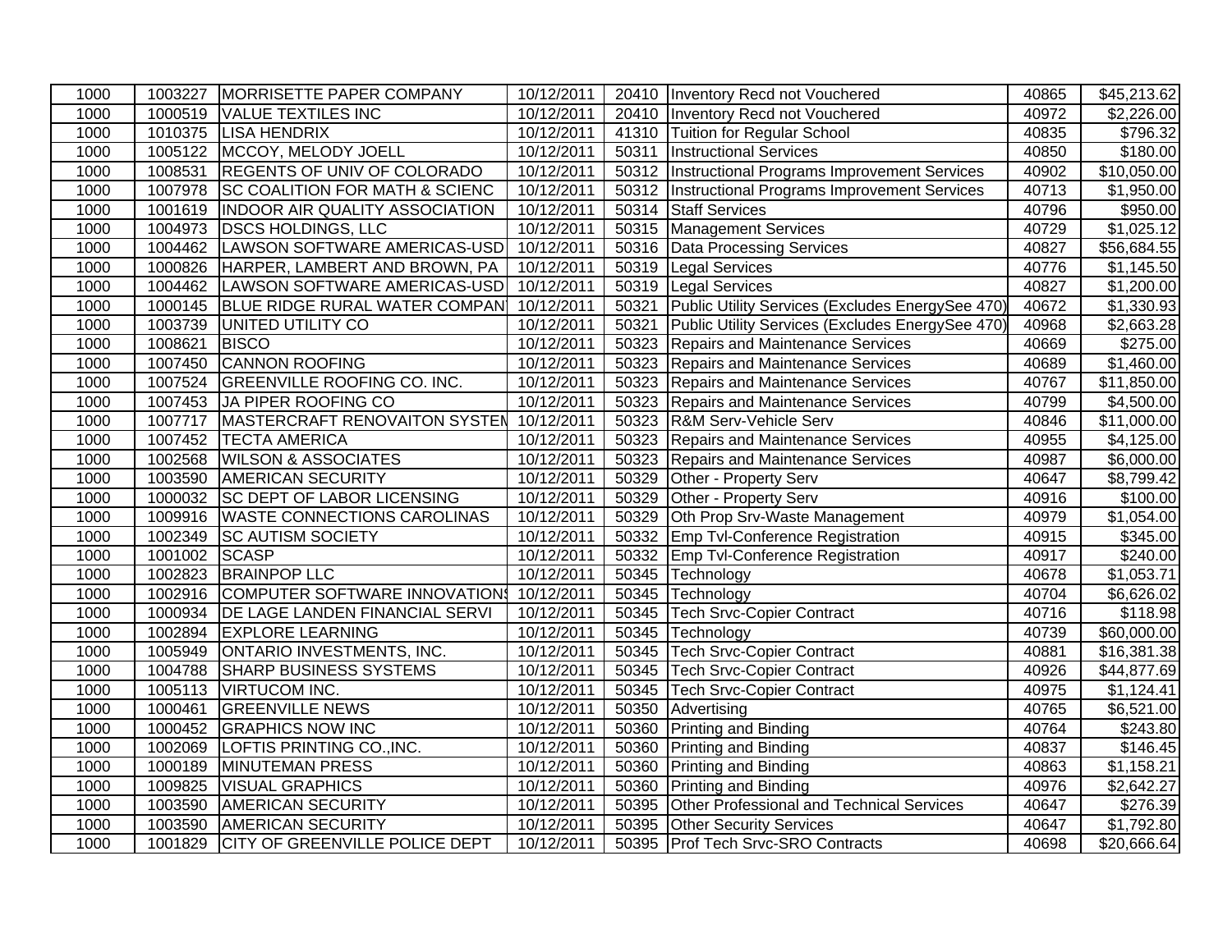| 1000 | 1003227 | MORRISETTE PAPER COMPANY | 10/12/2011 | 20410 | Inventory Recd not Vouchered | 40865 | $45,213.62 |
|---|---|---|---|---|---|---|---|
| 1000 | 1000519 | VALUE TEXTILES INC | 10/12/2011 | 20410 | Inventory Recd not Vouchered | 40972 | $2,226.00 |
| 1000 | 1010375 | LISA HENDRIX | 10/12/2011 | 41310 | Tuition for Regular School | 40835 | $796.32 |
| 1000 | 1005122 | MCCOY, MELODY JOELL | 10/12/2011 | 50311 | Instructional Services | 40850 | $180.00 |
| 1000 | 1008531 | REGENTS OF UNIV OF COLORADO | 10/12/2011 | 50312 | Instructional Programs Improvement Services | 40902 | $10,050.00 |
| 1000 | 1007978 | SC COALITION FOR MATH & SCIENC | 10/12/2011 | 50312 | Instructional Programs Improvement Services | 40713 | $1,950.00 |
| 1000 | 1001619 | INDOOR AIR QUALITY ASSOCIATION | 10/12/2011 | 50314 | Staff Services | 40796 | $950.00 |
| 1000 | 1004973 | DSCS HOLDINGS, LLC | 10/12/2011 | 50315 | Management Services | 40729 | $1,025.12 |
| 1000 | 1004462 | LAWSON SOFTWARE AMERICAS-USD | 10/12/2011 | 50316 | Data Processing Services | 40827 | $56,684.55 |
| 1000 | 1000826 | HARPER, LAMBERT AND BROWN, PA | 10/12/2011 | 50319 | Legal Services | 40776 | $1,145.50 |
| 1000 | 1004462 | LAWSON SOFTWARE AMERICAS-USD | 10/12/2011 | 50319 | Legal Services | 40827 | $1,200.00 |
| 1000 | 1000145 | BLUE RIDGE RURAL WATER COMPAN | 10/12/2011 | 50321 | Public Utility Services (Excludes EnergySee 470) | 40672 | $1,330.93 |
| 1000 | 1003739 | UNITED UTILITY CO | 10/12/2011 | 50321 | Public Utility Services (Excludes EnergySee 470) | 40968 | $2,663.28 |
| 1000 | 1008621 | BISCO | 10/12/2011 | 50323 | Repairs and Maintenance Services | 40669 | $275.00 |
| 1000 | 1007450 | CANNON ROOFING | 10/12/2011 | 50323 | Repairs and Maintenance Services | 40689 | $1,460.00 |
| 1000 | 1007524 | GREENVILLE ROOFING CO. INC. | 10/12/2011 | 50323 | Repairs and Maintenance Services | 40767 | $11,850.00 |
| 1000 | 1007453 | JA PIPER ROOFING CO | 10/12/2011 | 50323 | Repairs and Maintenance Services | 40799 | $4,500.00 |
| 1000 | 1007717 | MASTERCRAFT RENOVAITON SYSTEM | 10/12/2011 | 50323 | R&M Serv-Vehicle Serv | 40846 | $11,000.00 |
| 1000 | 1007452 | TECTA AMERICA | 10/12/2011 | 50323 | Repairs and Maintenance Services | 40955 | $4,125.00 |
| 1000 | 1002568 | WILSON & ASSOCIATES | 10/12/2011 | 50323 | Repairs and Maintenance Services | 40987 | $6,000.00 |
| 1000 | 1003590 | AMERICAN SECURITY | 10/12/2011 | 50329 | Other - Property Serv | 40647 | $8,799.42 |
| 1000 | 1000032 | SC DEPT OF LABOR LICENSING | 10/12/2011 | 50329 | Other - Property Serv | 40916 | $100.00 |
| 1000 | 1009916 | WASTE CONNECTIONS CAROLINAS | 10/12/2011 | 50329 | Oth Prop Srv-Waste Management | 40979 | $1,054.00 |
| 1000 | 1002349 | SC AUTISM SOCIETY | 10/12/2011 | 50332 | Emp Tvl-Conference Registration | 40915 | $345.00 |
| 1000 | 1001002 | SCASP | 10/12/2011 | 50332 | Emp Tvl-Conference Registration | 40917 | $240.00 |
| 1000 | 1002823 | BRAINPOP LLC | 10/12/2011 | 50345 | Technology | 40678 | $1,053.71 |
| 1000 | 1002916 | COMPUTER SOFTWARE INNOVATIONS | 10/12/2011 | 50345 | Technology | 40704 | $6,626.02 |
| 1000 | 1000934 | DE LAGE LANDEN FINANCIAL SERVI | 10/12/2011 | 50345 | Tech Srvc-Copier Contract | 40716 | $118.98 |
| 1000 | 1002894 | EXPLORE LEARNING | 10/12/2011 | 50345 | Technology | 40739 | $60,000.00 |
| 1000 | 1005949 | ONTARIO INVESTMENTS, INC. | 10/12/2011 | 50345 | Tech Srvc-Copier Contract | 40881 | $16,381.38 |
| 1000 | 1004788 | SHARP BUSINESS SYSTEMS | 10/12/2011 | 50345 | Tech Srvc-Copier Contract | 40926 | $44,877.69 |
| 1000 | 1005113 | VIRTUCOM INC. | 10/12/2011 | 50345 | Tech Srvc-Copier Contract | 40975 | $1,124.41 |
| 1000 | 1000461 | GREENVILLE NEWS | 10/12/2011 | 50350 | Advertising | 40765 | $6,521.00 |
| 1000 | 1000452 | GRAPHICS NOW INC | 10/12/2011 | 50360 | Printing and Binding | 40764 | $243.80 |
| 1000 | 1002069 | LOFTIS PRINTING CO.,INC. | 10/12/2011 | 50360 | Printing and Binding | 40837 | $146.45 |
| 1000 | 1000189 | MINUTEMAN PRESS | 10/12/2011 | 50360 | Printing and Binding | 40863 | $1,158.21 |
| 1000 | 1009825 | VISUAL GRAPHICS | 10/12/2011 | 50360 | Printing and Binding | 40976 | $2,642.27 |
| 1000 | 1003590 | AMERICAN SECURITY | 10/12/2011 | 50395 | Other Professional and Technical Services | 40647 | $276.39 |
| 1000 | 1003590 | AMERICAN SECURITY | 10/12/2011 | 50395 | Other Security Services | 40647 | $1,792.80 |
| 1000 | 1001829 | CITY OF GREENVILLE POLICE DEPT | 10/12/2011 | 50395 | Prof Tech Srvc-SRO Contracts | 40698 | $20,666.64 |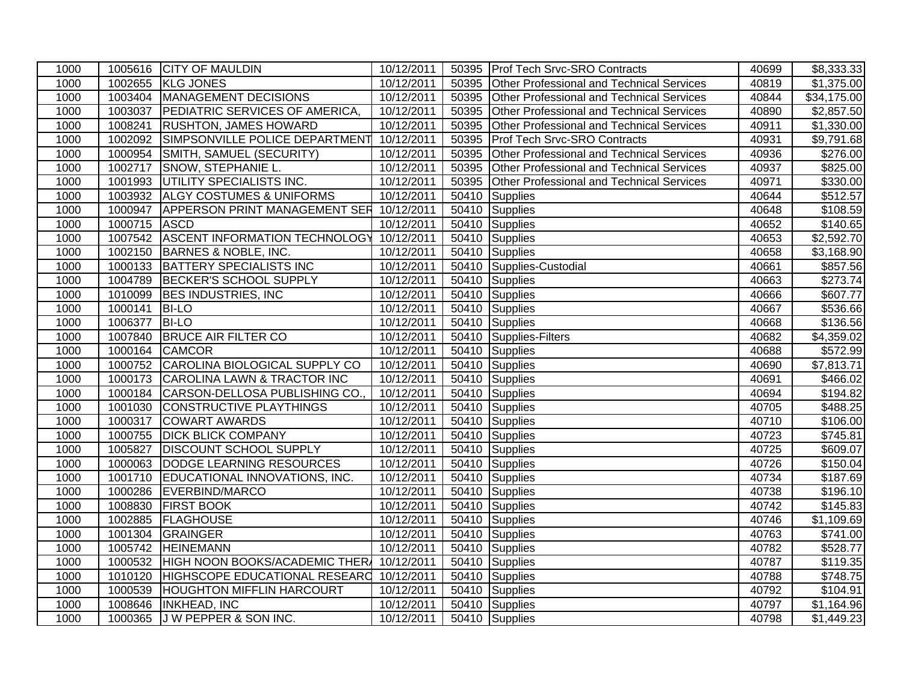| | | | | | | | |
|---|---|---|---|---|---|---|---|
| 1000 | 1005616 | CITY OF MAULDIN | 10/12/2011 | 50395 | Prof Tech Srvc-SRO Contracts | 40699 | $8,333.33 |
| 1000 | 1002655 | KLG JONES | 10/12/2011 | 50395 | Other Professional and Technical Services | 40819 | $1,375.00 |
| 1000 | 1003404 | MANAGEMENT DECISIONS | 10/12/2011 | 50395 | Other Professional and Technical Services | 40844 | $34,175.00 |
| 1000 | 1003037 | PEDIATRIC SERVICES OF AMERICA, | 10/12/2011 | 50395 | Other Professional and Technical Services | 40890 | $2,857.50 |
| 1000 | 1008241 | RUSHTON, JAMES HOWARD | 10/12/2011 | 50395 | Other Professional and Technical Services | 40911 | $1,330.00 |
| 1000 | 1002092 | SIMPSONVILLE POLICE DEPARTMENT | 10/12/2011 | 50395 | Prof Tech Srvc-SRO Contracts | 40931 | $9,791.68 |
| 1000 | 1000954 | SMITH, SAMUEL (SECURITY) | 10/12/2011 | 50395 | Other Professional and Technical Services | 40936 | $276.00 |
| 1000 | 1002717 | SNOW, STEPHANIE L. | 10/12/2011 | 50395 | Other Professional and Technical Services | 40937 | $825.00 |
| 1000 | 1001993 | UTILITY SPECIALISTS INC. | 10/12/2011 | 50395 | Other Professional and Technical Services | 40971 | $330.00 |
| 1000 | 1003932 | ALGY COSTUMES & UNIFORMS | 10/12/2011 | 50410 | Supplies | 40644 | $512.57 |
| 1000 | 1000947 | APPERSON PRINT MANAGEMENT SER | 10/12/2011 | 50410 | Supplies | 40648 | $108.59 |
| 1000 | 1000715 | ASCD | 10/12/2011 | 50410 | Supplies | 40652 | $140.65 |
| 1000 | 1007542 | ASCENT INFORMATION TECHNOLOGY | 10/12/2011 | 50410 | Supplies | 40653 | $2,592.70 |
| 1000 | 1002150 | BARNES & NOBLE, INC. | 10/12/2011 | 50410 | Supplies | 40658 | $3,168.90 |
| 1000 | 1000133 | BATTERY SPECIALISTS INC | 10/12/2011 | 50410 | Supplies-Custodial | 40661 | $857.56 |
| 1000 | 1004789 | BECKER'S SCHOOL SUPPLY | 10/12/2011 | 50410 | Supplies | 40663 | $273.74 |
| 1000 | 1010099 | BES INDUSTRIES, INC | 10/12/2011 | 50410 | Supplies | 40666 | $607.77 |
| 1000 | 1000141 | BI-LO | 10/12/2011 | 50410 | Supplies | 40667 | $536.66 |
| 1000 | 1006377 | BI-LO | 10/12/2011 | 50410 | Supplies | 40668 | $136.56 |
| 1000 | 1007840 | BRUCE AIR FILTER CO | 10/12/2011 | 50410 | Supplies-Filters | 40682 | $4,359.02 |
| 1000 | 1000164 | CAMCOR | 10/12/2011 | 50410 | Supplies | 40688 | $572.99 |
| 1000 | 1000752 | CAROLINA BIOLOGICAL SUPPLY CO | 10/12/2011 | 50410 | Supplies | 40690 | $7,813.71 |
| 1000 | 1000173 | CAROLINA LAWN & TRACTOR INC | 10/12/2011 | 50410 | Supplies | 40691 | $466.02 |
| 1000 | 1000184 | CARSON-DELLOSA PUBLISHING CO., | 10/12/2011 | 50410 | Supplies | 40694 | $194.82 |
| 1000 | 1001030 | CONSTRUCTIVE PLAYTHINGS | 10/12/2011 | 50410 | Supplies | 40705 | $488.25 |
| 1000 | 1000317 | COWART AWARDS | 10/12/2011 | 50410 | Supplies | 40710 | $106.00 |
| 1000 | 1000755 | DICK BLICK COMPANY | 10/12/2011 | 50410 | Supplies | 40723 | $745.81 |
| 1000 | 1005827 | DISCOUNT SCHOOL SUPPLY | 10/12/2011 | 50410 | Supplies | 40725 | $609.07 |
| 1000 | 1000063 | DODGE LEARNING RESOURCES | 10/12/2011 | 50410 | Supplies | 40726 | $150.04 |
| 1000 | 1001710 | EDUCATIONAL INNOVATIONS, INC. | 10/12/2011 | 50410 | Supplies | 40734 | $187.69 |
| 1000 | 1000286 | EVERBIND/MARCO | 10/12/2011 | 50410 | Supplies | 40738 | $196.10 |
| 1000 | 1008830 | FIRST BOOK | 10/12/2011 | 50410 | Supplies | 40742 | $145.83 |
| 1000 | 1002885 | FLAGHOUSE | 10/12/2011 | 50410 | Supplies | 40746 | $1,109.69 |
| 1000 | 1001304 | GRAINGER | 10/12/2011 | 50410 | Supplies | 40763 | $741.00 |
| 1000 | 1005742 | HEINEMANN | 10/12/2011 | 50410 | Supplies | 40782 | $528.77 |
| 1000 | 1000532 | HIGH NOON BOOKS/ACADEMIC THER | 10/12/2011 | 50410 | Supplies | 40787 | $119.35 |
| 1000 | 1010120 | HIGHSCOPE EDUCATIONAL RESEARC | 10/12/2011 | 50410 | Supplies | 40788 | $748.75 |
| 1000 | 1000539 | HOUGHTON MIFFLIN HARCOURT | 10/12/2011 | 50410 | Supplies | 40792 | $104.91 |
| 1000 | 1008646 | INKHEAD, INC | 10/12/2011 | 50410 | Supplies | 40797 | $1,164.96 |
| 1000 | 1000365 | J W PEPPER & SON INC. | 10/12/2011 | 50410 | Supplies | 40798 | $1,449.23 |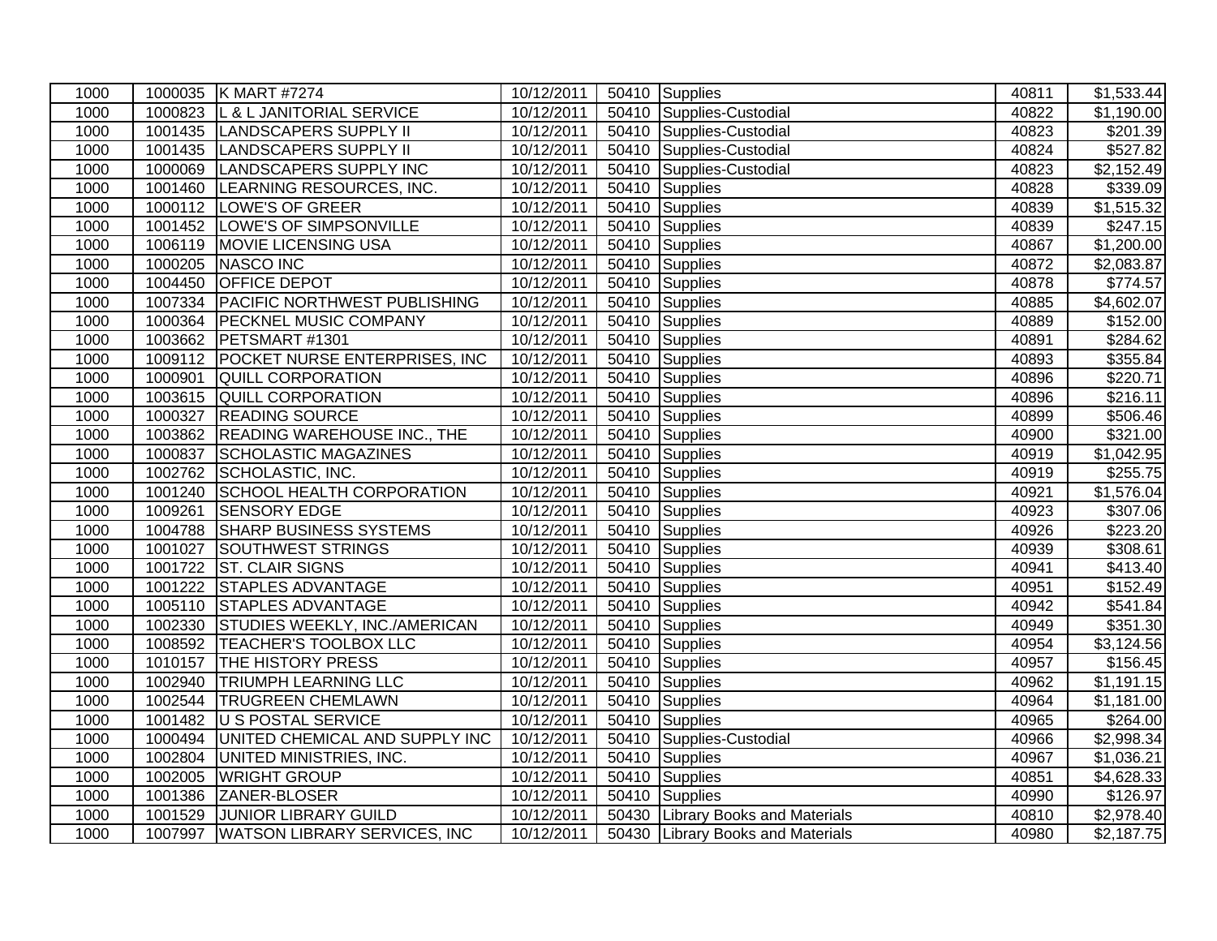| | | | | | | | |
|---|---|---|---|---|---|---|---|
| 1000 | 1000035 | K MART #7274 | 10/12/2011 | 50410 | Supplies | 40811 | $1,533.44 |
| 1000 | 1000823 | L & L JANITORIAL SERVICE | 10/12/2011 | 50410 | Supplies-Custodial | 40822 | $1,190.00 |
| 1000 | 1001435 | LANDSCAPERS SUPPLY II | 10/12/2011 | 50410 | Supplies-Custodial | 40823 | $201.39 |
| 1000 | 1001435 | LANDSCAPERS SUPPLY II | 10/12/2011 | 50410 | Supplies-Custodial | 40824 | $527.82 |
| 1000 | 1000069 | LANDSCAPERS SUPPLY INC | 10/12/2011 | 50410 | Supplies-Custodial | 40823 | $2,152.49 |
| 1000 | 1001460 | LEARNING RESOURCES, INC. | 10/12/2011 | 50410 | Supplies | 40828 | $339.09 |
| 1000 | 1000112 | LOWE'S OF GREER | 10/12/2011 | 50410 | Supplies | 40839 | $1,515.32 |
| 1000 | 1001452 | LOWE'S OF SIMPSONVILLE | 10/12/2011 | 50410 | Supplies | 40839 | $247.15 |
| 1000 | 1006119 | MOVIE LICENSING USA | 10/12/2011 | 50410 | Supplies | 40867 | $1,200.00 |
| 1000 | 1000205 | NASCO INC | 10/12/2011 | 50410 | Supplies | 40872 | $2,083.87 |
| 1000 | 1004450 | OFFICE DEPOT | 10/12/2011 | 50410 | Supplies | 40878 | $774.57 |
| 1000 | 1007334 | PACIFIC NORTHWEST PUBLISHING | 10/12/2011 | 50410 | Supplies | 40885 | $4,602.07 |
| 1000 | 1000364 | PECKNEL MUSIC COMPANY | 10/12/2011 | 50410 | Supplies | 40889 | $152.00 |
| 1000 | 1003662 | PETSMART #1301 | 10/12/2011 | 50410 | Supplies | 40891 | $284.62 |
| 1000 | 1009112 | POCKET NURSE ENTERPRISES, INC | 10/12/2011 | 50410 | Supplies | 40893 | $355.84 |
| 1000 | 1000901 | QUILL CORPORATION | 10/12/2011 | 50410 | Supplies | 40896 | $220.71 |
| 1000 | 1003615 | QUILL CORPORATION | 10/12/2011 | 50410 | Supplies | 40896 | $216.11 |
| 1000 | 1000327 | READING SOURCE | 10/12/2011 | 50410 | Supplies | 40899 | $506.46 |
| 1000 | 1003862 | READING WAREHOUSE INC., THE | 10/12/2011 | 50410 | Supplies | 40900 | $321.00 |
| 1000 | 1000837 | SCHOLASTIC MAGAZINES | 10/12/2011 | 50410 | Supplies | 40919 | $1,042.95 |
| 1000 | 1002762 | SCHOLASTIC, INC. | 10/12/2011 | 50410 | Supplies | 40919 | $255.75 |
| 1000 | 1001240 | SCHOOL HEALTH CORPORATION | 10/12/2011 | 50410 | Supplies | 40921 | $1,576.04 |
| 1000 | 1009261 | SENSORY EDGE | 10/12/2011 | 50410 | Supplies | 40923 | $307.06 |
| 1000 | 1004788 | SHARP BUSINESS SYSTEMS | 10/12/2011 | 50410 | Supplies | 40926 | $223.20 |
| 1000 | 1001027 | SOUTHWEST STRINGS | 10/12/2011 | 50410 | Supplies | 40939 | $308.61 |
| 1000 | 1001722 | ST. CLAIR SIGNS | 10/12/2011 | 50410 | Supplies | 40941 | $413.40 |
| 1000 | 1001222 | STAPLES ADVANTAGE | 10/12/2011 | 50410 | Supplies | 40951 | $152.49 |
| 1000 | 1005110 | STAPLES ADVANTAGE | 10/12/2011 | 50410 | Supplies | 40942 | $541.84 |
| 1000 | 1002330 | STUDIES WEEKLY, INC./AMERICAN | 10/12/2011 | 50410 | Supplies | 40949 | $351.30 |
| 1000 | 1008592 | TEACHER'S TOOLBOX LLC | 10/12/2011 | 50410 | Supplies | 40954 | $3,124.56 |
| 1000 | 1010157 | THE HISTORY PRESS | 10/12/2011 | 50410 | Supplies | 40957 | $156.45 |
| 1000 | 1002940 | TRIUMPH LEARNING LLC | 10/12/2011 | 50410 | Supplies | 40962 | $1,191.15 |
| 1000 | 1002544 | TRUGREEN CHEMLAWN | 10/12/2011 | 50410 | Supplies | 40964 | $1,181.00 |
| 1000 | 1001482 | U S POSTAL SERVICE | 10/12/2011 | 50410 | Supplies | 40965 | $264.00 |
| 1000 | 1000494 | UNITED CHEMICAL AND SUPPLY INC | 10/12/2011 | 50410 | Supplies-Custodial | 40966 | $2,998.34 |
| 1000 | 1002804 | UNITED MINISTRIES, INC. | 10/12/2011 | 50410 | Supplies | 40967 | $1,036.21 |
| 1000 | 1002005 | WRIGHT GROUP | 10/12/2011 | 50410 | Supplies | 40851 | $4,628.33 |
| 1000 | 1001386 | ZANER-BLOSER | 10/12/2011 | 50410 | Supplies | 40990 | $126.97 |
| 1000 | 1001529 | JUNIOR LIBRARY GUILD | 10/12/2011 | 50430 | Library Books and Materials | 40810 | $2,978.40 |
| 1000 | 1007997 | WATSON LIBRARY SERVICES, INC | 10/12/2011 | 50430 | Library Books and Materials | 40980 | $2,187.75 |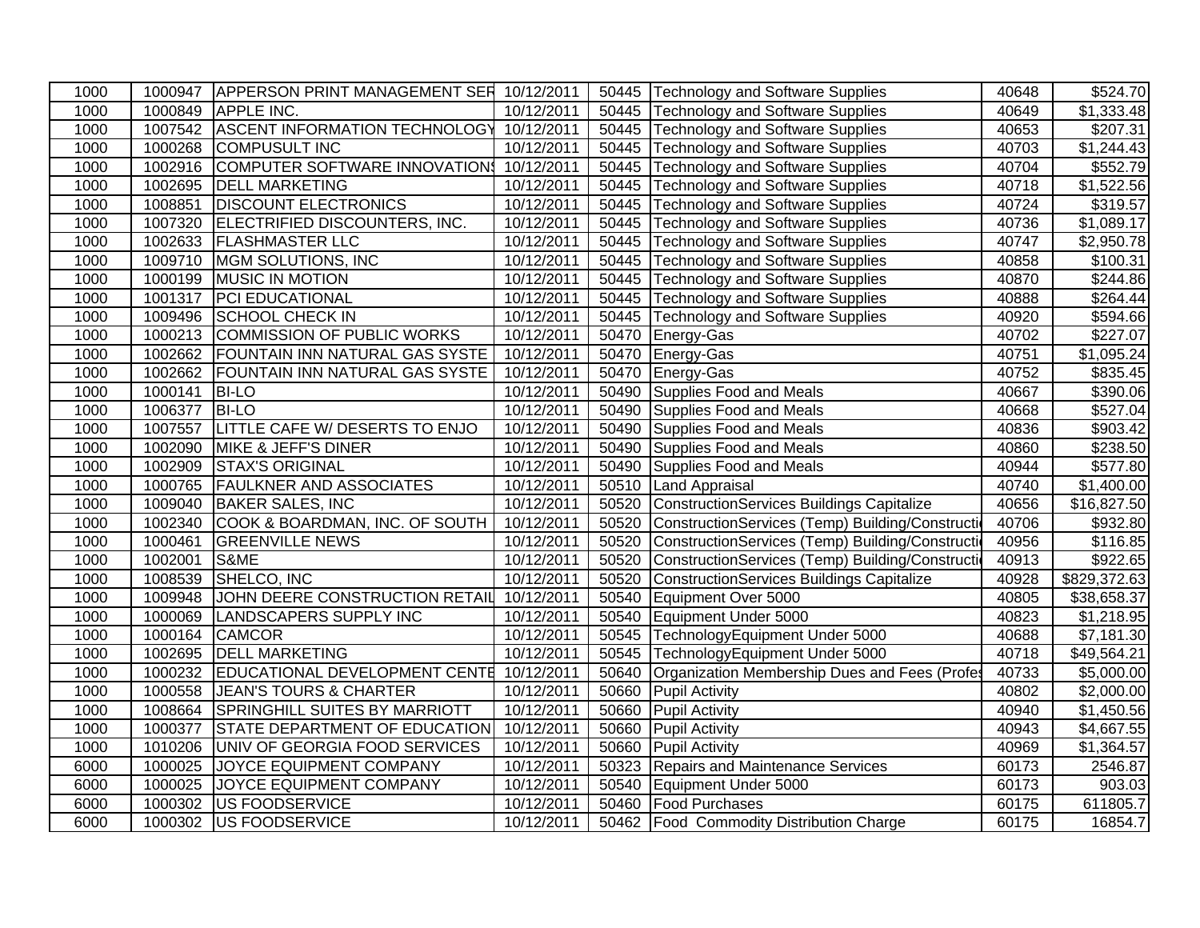| | | | | | | | |
|---|---|---|---|---|---|---|---|
| 1000 | 1000947 | APPERSON PRINT MANAGEMENT SER | 10/12/2011 | 50445 | Technology and Software Supplies | 40648 | $524.70 |
| 1000 | 1000849 | APPLE INC. | 10/12/2011 | 50445 | Technology and Software Supplies | 40649 | $1,333.48 |
| 1000 | 1007542 | ASCENT INFORMATION TECHNOLOGY | 10/12/2011 | 50445 | Technology and Software Supplies | 40653 | $207.31 |
| 1000 | 1000268 | COMPUSULT INC | 10/12/2011 | 50445 | Technology and Software Supplies | 40703 | $1,244.43 |
| 1000 | 1002916 | COMPUTER SOFTWARE INNOVATIONS | 10/12/2011 | 50445 | Technology and Software Supplies | 40704 | $552.79 |
| 1000 | 1002695 | DELL MARKETING | 10/12/2011 | 50445 | Technology and Software Supplies | 40718 | $1,522.56 |
| 1000 | 1008851 | DISCOUNT ELECTRONICS | 10/12/2011 | 50445 | Technology and Software Supplies | 40724 | $319.57 |
| 1000 | 1007320 | ELECTRIFIED DISCOUNTERS, INC. | 10/12/2011 | 50445 | Technology and Software Supplies | 40736 | $1,089.17 |
| 1000 | 1002633 | FLASHMASTER LLC | 10/12/2011 | 50445 | Technology and Software Supplies | 40747 | $2,950.78 |
| 1000 | 1009710 | MGM SOLUTIONS, INC | 10/12/2011 | 50445 | Technology and Software Supplies | 40858 | $100.31 |
| 1000 | 1000199 | MUSIC IN MOTION | 10/12/2011 | 50445 | Technology and Software Supplies | 40870 | $244.86 |
| 1000 | 1001317 | PCI EDUCATIONAL | 10/12/2011 | 50445 | Technology and Software Supplies | 40888 | $264.44 |
| 1000 | 1009496 | SCHOOL CHECK IN | 10/12/2011 | 50445 | Technology and Software Supplies | 40920 | $594.66 |
| 1000 | 1000213 | COMMISSION OF PUBLIC WORKS | 10/12/2011 | 50470 | Energy-Gas | 40702 | $227.07 |
| 1000 | 1002662 | FOUNTAIN INN NATURAL GAS SYSTE | 10/12/2011 | 50470 | Energy-Gas | 40751 | $1,095.24 |
| 1000 | 1002662 | FOUNTAIN INN NATURAL GAS SYSTE | 10/12/2011 | 50470 | Energy-Gas | 40752 | $835.45 |
| 1000 | 1000141 | BI-LO | 10/12/2011 | 50490 | Supplies Food and Meals | 40667 | $390.06 |
| 1000 | 1006377 | BI-LO | 10/12/2011 | 50490 | Supplies Food and Meals | 40668 | $527.04 |
| 1000 | 1007557 | LITTLE CAFE W/ DESERTS TO ENJO | 10/12/2011 | 50490 | Supplies Food and Meals | 40836 | $903.42 |
| 1000 | 1002090 | MIKE & JEFF'S DINER | 10/12/2011 | 50490 | Supplies Food and Meals | 40860 | $238.50 |
| 1000 | 1002909 | STAX'S ORIGINAL | 10/12/2011 | 50490 | Supplies Food and Meals | 40944 | $577.80 |
| 1000 | 1000765 | FAULKNER AND ASSOCIATES | 10/12/2011 | 50510 | Land Appraisal | 40740 | $1,400.00 |
| 1000 | 1009040 | BAKER SALES, INC | 10/12/2011 | 50520 | ConstructionServices Buildings Capitalize | 40656 | $16,827.50 |
| 1000 | 1002340 | COOK & BOARDMAN, INC. OF SOUTH | 10/12/2011 | 50520 | ConstructionServices (Temp) Building/Constructi | 40706 | $932.80 |
| 1000 | 1000461 | GREENVILLE NEWS | 10/12/2011 | 50520 | ConstructionServices (Temp) Building/Constructi | 40956 | $116.85 |
| 1000 | 1002001 | S&ME | 10/12/2011 | 50520 | ConstructionServices (Temp) Building/Constructi | 40913 | $922.65 |
| 1000 | 1008539 | SHELCO, INC | 10/12/2011 | 50520 | ConstructionServices Buildings Capitalize | 40928 | $829,372.63 |
| 1000 | 1009948 | JOHN DEERE CONSTRUCTION RETAIL | 10/12/2011 | 50540 | Equipment Over 5000 | 40805 | $38,658.37 |
| 1000 | 1000069 | LANDSCAPERS SUPPLY INC | 10/12/2011 | 50540 | Equipment Under 5000 | 40823 | $1,218.95 |
| 1000 | 1000164 | CAMCOR | 10/12/2011 | 50545 | TechnologyEquipment Under 5000 | 40688 | $7,181.30 |
| 1000 | 1002695 | DELL MARKETING | 10/12/2011 | 50545 | TechnologyEquipment Under 5000 | 40718 | $49,564.21 |
| 1000 | 1000232 | EDUCATIONAL DEVELOPMENT CENTE | 10/12/2011 | 50640 | Organization Membership Dues and Fees (Profes | 40733 | $5,000.00 |
| 1000 | 1000558 | JEAN'S TOURS & CHARTER | 10/12/2011 | 50660 | Pupil Activity | 40802 | $2,000.00 |
| 1000 | 1008664 | SPRINGHILL SUITES BY MARRIOTT | 10/12/2011 | 50660 | Pupil Activity | 40940 | $1,450.56 |
| 1000 | 1000377 | STATE DEPARTMENT OF EDUCATION | 10/12/2011 | 50660 | Pupil Activity | 40943 | $4,667.55 |
| 1000 | 1010206 | UNIV OF GEORGIA FOOD SERVICES | 10/12/2011 | 50660 | Pupil Activity | 40969 | $1,364.57 |
| 6000 | 1000025 | JOYCE EQUIPMENT COMPANY | 10/12/2011 | 50323 | Repairs and Maintenance Services | 60173 | 2546.87 |
| 6000 | 1000025 | JOYCE EQUIPMENT COMPANY | 10/12/2011 | 50540 | Equipment Under 5000 | 60173 | 903.03 |
| 6000 | 1000302 | US FOODSERVICE | 10/12/2011 | 50460 | Food Purchases | 60175 | 611805.7 |
| 6000 | 1000302 | US FOODSERVICE | 10/12/2011 | 50462 | Food Commodity Distribution Charge | 60175 | 16854.7 |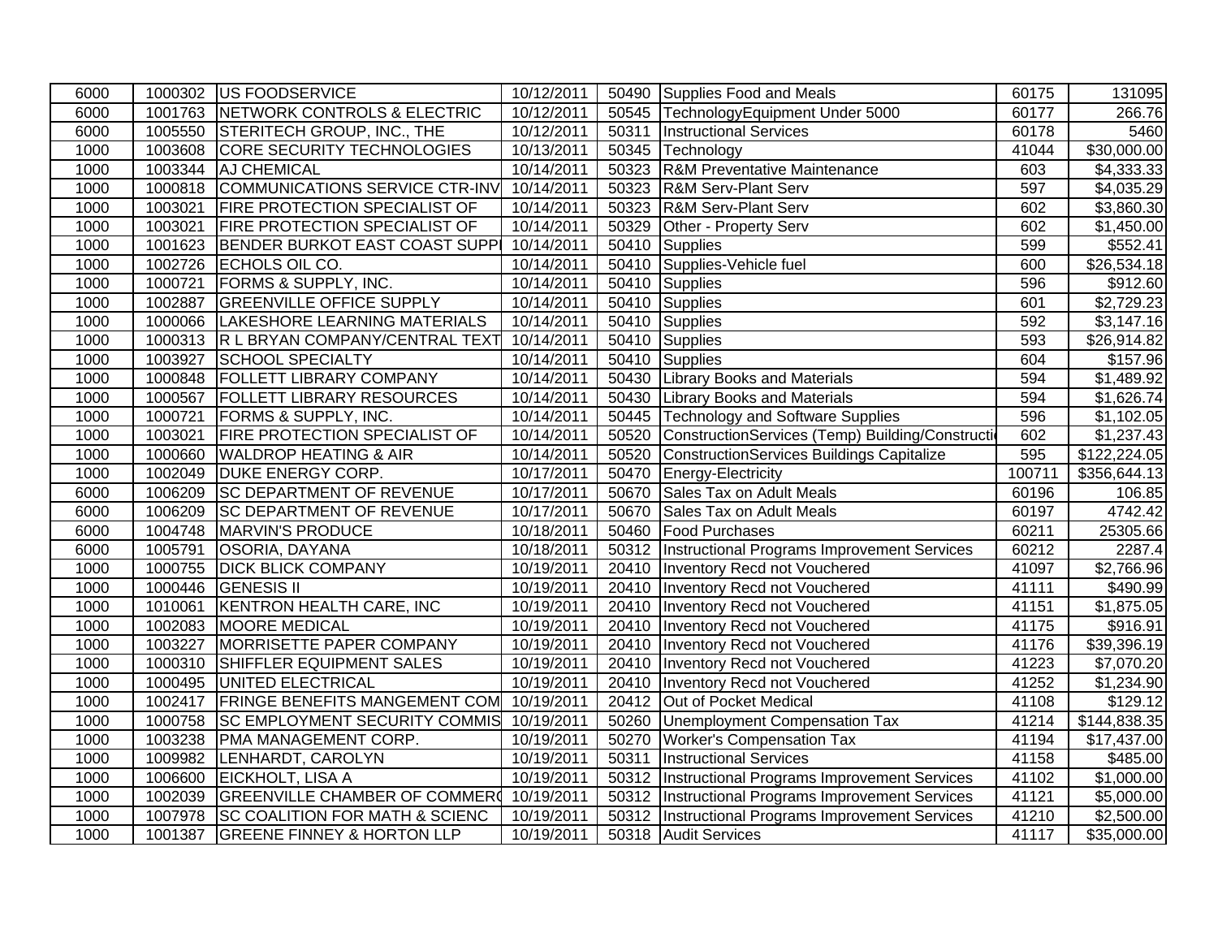| | | | | | | | |
|---|---|---|---|---|---|---|---|
| 6000 | 1000302 | US FOODSERVICE | 10/12/2011 | 50490 | Supplies Food and Meals | 60175 | 131095 |
| 6000 | 1001763 | NETWORK CONTROLS & ELECTRIC | 10/12/2011 | 50545 | TechnologyEquipment Under 5000 | 60177 | 266.76 |
| 6000 | 1005550 | STERITECH GROUP, INC., THE | 10/12/2011 | 50311 | Instructional Services | 60178 | 5460 |
| 1000 | 1003608 | CORE SECURITY TECHNOLOGIES | 10/13/2011 | 50345 | Technology | 41044 | $30,000.00 |
| 1000 | 1003344 | AJ CHEMICAL | 10/14/2011 | 50323 | R&M Preventative Maintenance | 603 | $4,333.33 |
| 1000 | 1000818 | COMMUNICATIONS SERVICE CTR-INV | 10/14/2011 | 50323 | R&M Serv-Plant Serv | 597 | $4,035.29 |
| 1000 | 1003021 | FIRE PROTECTION SPECIALIST OF | 10/14/2011 | 50323 | R&M Serv-Plant Serv | 602 | $3,860.30 |
| 1000 | 1003021 | FIRE PROTECTION SPECIALIST OF | 10/14/2011 | 50329 | Other - Property Serv | 602 | $1,450.00 |
| 1000 | 1001623 | BENDER BURKOT EAST COAST SUPPL | 10/14/2011 | 50410 | Supplies | 599 | $552.41 |
| 1000 | 1002726 | ECHOLS OIL CO. | 10/14/2011 | 50410 | Supplies-Vehicle fuel | 600 | $26,534.18 |
| 1000 | 1000721 | FORMS & SUPPLY, INC. | 10/14/2011 | 50410 | Supplies | 596 | $912.60 |
| 1000 | 1002887 | GREENVILLE OFFICE SUPPLY | 10/14/2011 | 50410 | Supplies | 601 | $2,729.23 |
| 1000 | 1000066 | LAKESHORE LEARNING MATERIALS | 10/14/2011 | 50410 | Supplies | 592 | $3,147.16 |
| 1000 | 1000313 | R L BRYAN COMPANY/CENTRAL TEXT | 10/14/2011 | 50410 | Supplies | 593 | $26,914.82 |
| 1000 | 1003927 | SCHOOL SPECIALTY | 10/14/2011 | 50410 | Supplies | 604 | $157.96 |
| 1000 | 1000848 | FOLLETT LIBRARY COMPANY | 10/14/2011 | 50430 | Library Books and Materials | 594 | $1,489.92 |
| 1000 | 1000567 | FOLLETT LIBRARY RESOURCES | 10/14/2011 | 50430 | Library Books and Materials | 594 | $1,626.74 |
| 1000 | 1000721 | FORMS & SUPPLY, INC. | 10/14/2011 | 50445 | Technology and Software Supplies | 596 | $1,102.05 |
| 1000 | 1003021 | FIRE PROTECTION SPECIALIST OF | 10/14/2011 | 50520 | ConstructionServices (Temp) Building/Constructi | 602 | $1,237.43 |
| 1000 | 1000660 | WALDROP HEATING & AIR | 10/14/2011 | 50520 | ConstructionServices Buildings Capitalize | 595 | $122,224.05 |
| 1000 | 1002049 | DUKE ENERGY CORP. | 10/17/2011 | 50470 | Energy-Electricity | 100711 | $356,644.13 |
| 6000 | 1006209 | SC DEPARTMENT OF REVENUE | 10/17/2011 | 50670 | Sales Tax on Adult Meals | 60196 | 106.85 |
| 6000 | 1006209 | SC DEPARTMENT OF REVENUE | 10/17/2011 | 50670 | Sales Tax on Adult Meals | 60197 | 4742.42 |
| 6000 | 1004748 | MARVIN'S PRODUCE | 10/18/2011 | 50460 | Food Purchases | 60211 | 25305.66 |
| 6000 | 1005791 | OSORIA, DAYANA | 10/18/2011 | 50312 | Instructional Programs Improvement Services | 60212 | 2287.4 |
| 1000 | 1000755 | DICK BLICK COMPANY | 10/19/2011 | 20410 | Inventory Recd not Vouchered | 41097 | $2,766.96 |
| 1000 | 1000446 | GENESIS II | 10/19/2011 | 20410 | Inventory Recd not Vouchered | 41111 | $490.99 |
| 1000 | 1010061 | KENTRON HEALTH CARE, INC | 10/19/2011 | 20410 | Inventory Recd not Vouchered | 41151 | $1,875.05 |
| 1000 | 1002083 | MOORE MEDICAL | 10/19/2011 | 20410 | Inventory Recd not Vouchered | 41175 | $916.91 |
| 1000 | 1003227 | MORRISETTE PAPER COMPANY | 10/19/2011 | 20410 | Inventory Recd not Vouchered | 41176 | $39,396.19 |
| 1000 | 1000310 | SHIFFLER EQUIPMENT SALES | 10/19/2011 | 20410 | Inventory Recd not Vouchered | 41223 | $7,070.20 |
| 1000 | 1000495 | UNITED ELECTRICAL | 10/19/2011 | 20410 | Inventory Recd not Vouchered | 41252 | $1,234.90 |
| 1000 | 1002417 | FRINGE BENEFITS MANGEMENT COM | 10/19/2011 | 20412 | Out of Pocket Medical | 41108 | $129.12 |
| 1000 | 1000758 | SC EMPLOYMENT SECURITY COMMIS | 10/19/2011 | 50260 | Unemployment Compensation Tax | 41214 | $144,838.35 |
| 1000 | 1003238 | PMA MANAGEMENT CORP. | 10/19/2011 | 50270 | Worker's Compensation Tax | 41194 | $17,437.00 |
| 1000 | 1009982 | LENHARDT, CAROLYN | 10/19/2011 | 50311 | Instructional Services | 41158 | $485.00 |
| 1000 | 1006600 | EICKHOLT, LISA A | 10/19/2011 | 50312 | Instructional Programs Improvement Services | 41102 | $1,000.00 |
| 1000 | 1002039 | GREENVILLE CHAMBER OF COMMERC | 10/19/2011 | 50312 | Instructional Programs Improvement Services | 41121 | $5,000.00 |
| 1000 | 1007978 | SC COALITION FOR MATH & SCIENC | 10/19/2011 | 50312 | Instructional Programs Improvement Services | 41210 | $2,500.00 |
| 1000 | 1001387 | GREENE FINNEY & HORTON LLP | 10/19/2011 | 50318 | Audit Services | 41117 | $35,000.00 |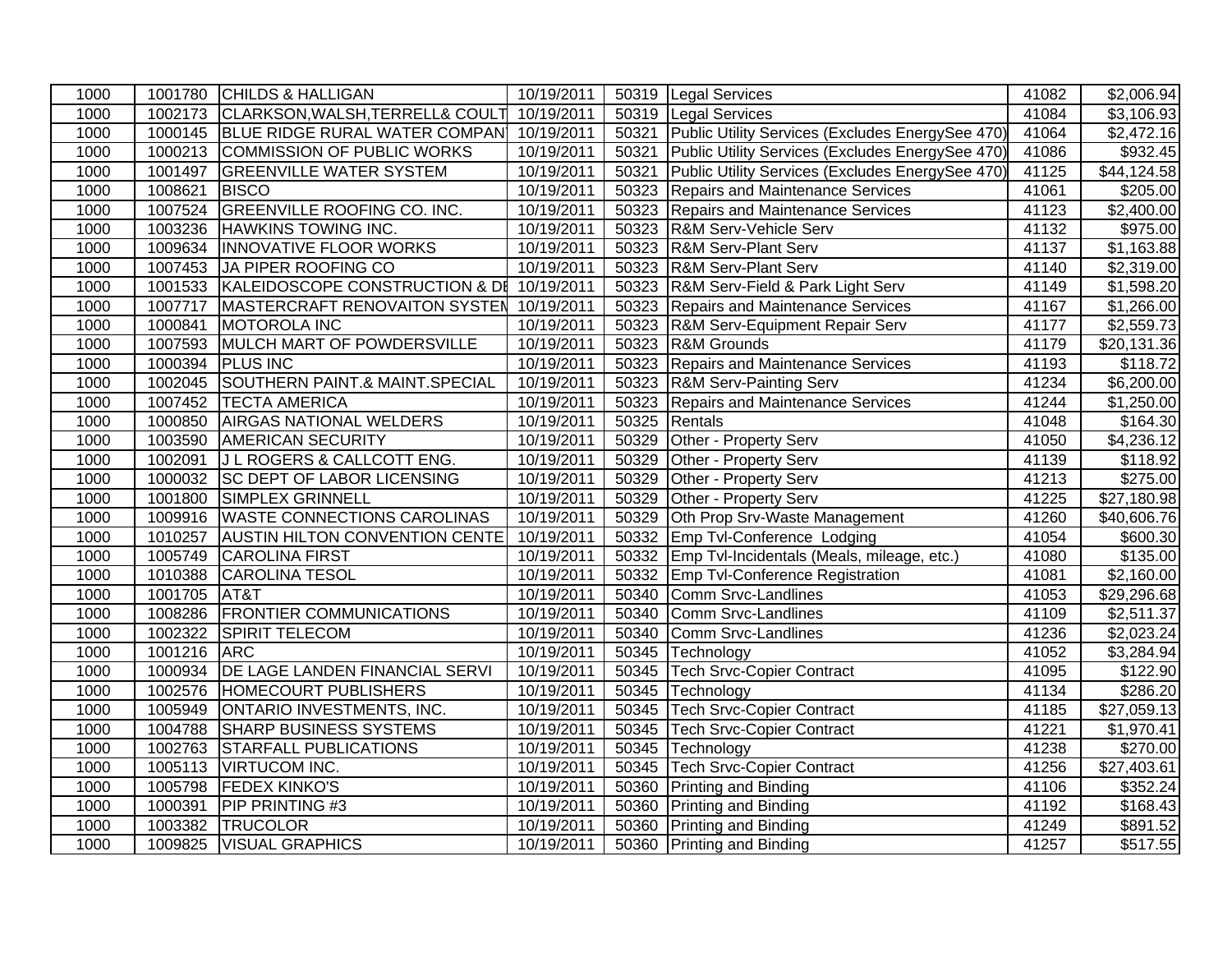| 1000 | 1001780 | CHILDS & HALLIGAN | 10/19/2011 | 50319 | Legal Services | 41082 | $2,006.94 |
|---|---|---|---|---|---|---|---|
| 1000 | 1002173 | CLARKSON,WALSH,TERRELL& COULT | 10/19/2011 | 50319 | Legal Services | 41084 | $3,106.93 |
| 1000 | 1000145 | BLUE RIDGE RURAL WATER COMPAN | 10/19/2011 | 50321 | Public Utility Services (Excludes EnergySee 470) | 41064 | $2,472.16 |
| 1000 | 1000213 | COMMISSION OF PUBLIC WORKS | 10/19/2011 | 50321 | Public Utility Services (Excludes EnergySee 470) | 41086 | $932.45 |
| 1000 | 1001497 | GREENVILLE WATER SYSTEM | 10/19/2011 | 50321 | Public Utility Services (Excludes EnergySee 470) | 41125 | $44,124.58 |
| 1000 | 1008621 | BISCO | 10/19/2011 | 50323 | Repairs and Maintenance Services | 41061 | $205.00 |
| 1000 | 1007524 | GREENVILLE ROOFING CO. INC. | 10/19/2011 | 50323 | Repairs and Maintenance Services | 41123 | $2,400.00 |
| 1000 | 1003236 | HAWKINS TOWING INC. | 10/19/2011 | 50323 | R&M Serv-Vehicle Serv | 41132 | $975.00 |
| 1000 | 1009634 | INNOVATIVE FLOOR WORKS | 10/19/2011 | 50323 | R&M Serv-Plant Serv | 41137 | $1,163.88 |
| 1000 | 1007453 | JA PIPER ROOFING CO | 10/19/2011 | 50323 | R&M Serv-Plant Serv | 41140 | $2,319.00 |
| 1000 | 1001533 | KALEIDOSCOPE CONSTRUCTION & DI | 10/19/2011 | 50323 | R&M Serv-Field & Park Light Serv | 41149 | $1,598.20 |
| 1000 | 1007717 | MASTERCRAFT RENOVAITON SYSTEM | 10/19/2011 | 50323 | Repairs and Maintenance Services | 41167 | $1,266.00 |
| 1000 | 1000841 | MOTOROLA INC | 10/19/2011 | 50323 | R&M Serv-Equipment Repair Serv | 41177 | $2,559.73 |
| 1000 | 1007593 | MULCH MART OF POWDERSVILLE | 10/19/2011 | 50323 | R&M Grounds | 41179 | $20,131.36 |
| 1000 | 1000394 | PLUS INC | 10/19/2011 | 50323 | Repairs and Maintenance Services | 41193 | $118.72 |
| 1000 | 1002045 | SOUTHERN PAINT.& MAINT.SPECIAL | 10/19/2011 | 50323 | R&M Serv-Painting Serv | 41234 | $6,200.00 |
| 1000 | 1007452 | TECTA AMERICA | 10/19/2011 | 50323 | Repairs and Maintenance Services | 41244 | $1,250.00 |
| 1000 | 1000850 | AIRGAS NATIONAL WELDERS | 10/19/2011 | 50325 | Rentals | 41048 | $164.30 |
| 1000 | 1003590 | AMERICAN SECURITY | 10/19/2011 | 50329 | Other - Property Serv | 41050 | $4,236.12 |
| 1000 | 1002091 | J L ROGERS & CALLCOTT ENG. | 10/19/2011 | 50329 | Other - Property Serv | 41139 | $118.92 |
| 1000 | 1000032 | SC DEPT OF LABOR LICENSING | 10/19/2011 | 50329 | Other - Property Serv | 41213 | $275.00 |
| 1000 | 1001800 | SIMPLEX GRINNELL | 10/19/2011 | 50329 | Other - Property Serv | 41225 | $27,180.98 |
| 1000 | 1009916 | WASTE CONNECTIONS CAROLINAS | 10/19/2011 | 50329 | Oth Prop Srv-Waste Management | 41260 | $40,606.76 |
| 1000 | 1010257 | AUSTIN HILTON CONVENTION CENTE | 10/19/2011 | 50332 | Emp Tvl-Conference Lodging | 41054 | $600.30 |
| 1000 | 1005749 | CAROLINA FIRST | 10/19/2011 | 50332 | Emp Tvl-Incidentals (Meals, mileage, etc.) | 41080 | $135.00 |
| 1000 | 1010388 | CAROLINA TESOL | 10/19/2011 | 50332 | Emp Tvl-Conference Registration | 41081 | $2,160.00 |
| 1000 | 1001705 | AT&T | 10/19/2011 | 50340 | Comm Srvc-Landlines | 41053 | $29,296.68 |
| 1000 | 1008286 | FRONTIER COMMUNICATIONS | 10/19/2011 | 50340 | Comm Srvc-Landlines | 41109 | $2,511.37 |
| 1000 | 1002322 | SPIRIT TELECOM | 10/19/2011 | 50340 | Comm Srvc-Landlines | 41236 | $2,023.24 |
| 1000 | 1001216 | ARC | 10/19/2011 | 50345 | Technology | 41052 | $3,284.94 |
| 1000 | 1000934 | DE LAGE LANDEN FINANCIAL SERVI | 10/19/2011 | 50345 | Tech Srvc-Copier Contract | 41095 | $122.90 |
| 1000 | 1002576 | HOMECOURT PUBLISHERS | 10/19/2011 | 50345 | Technology | 41134 | $286.20 |
| 1000 | 1005949 | ONTARIO INVESTMENTS, INC. | 10/19/2011 | 50345 | Tech Srvc-Copier Contract | 41185 | $27,059.13 |
| 1000 | 1004788 | SHARP BUSINESS SYSTEMS | 10/19/2011 | 50345 | Tech Srvc-Copier Contract | 41221 | $1,970.41 |
| 1000 | 1002763 | STARFALL PUBLICATIONS | 10/19/2011 | 50345 | Technology | 41238 | $270.00 |
| 1000 | 1005113 | VIRTUCOM INC. | 10/19/2011 | 50345 | Tech Srvc-Copier Contract | 41256 | $27,403.61 |
| 1000 | 1005798 | FEDEX KINKO'S | 10/19/2011 | 50360 | Printing and Binding | 41106 | $352.24 |
| 1000 | 1000391 | PIP PRINTING #3 | 10/19/2011 | 50360 | Printing and Binding | 41192 | $168.43 |
| 1000 | 1003382 | TRUCOLOR | 10/19/2011 | 50360 | Printing and Binding | 41249 | $891.52 |
| 1000 | 1009825 | VISUAL GRAPHICS | 10/19/2011 | 50360 | Printing and Binding | 41257 | $517.55 |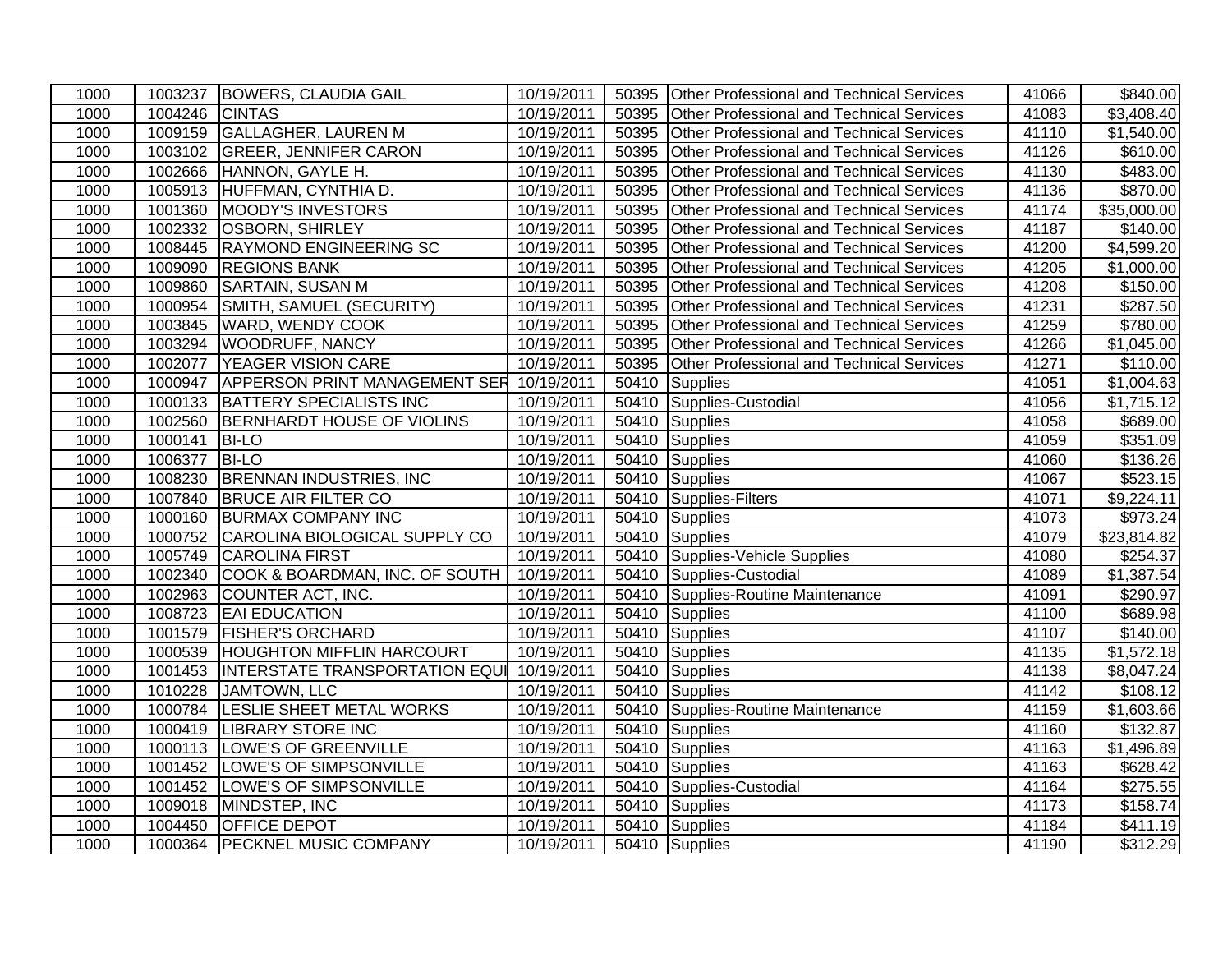| 1000 | 1003237 | BOWERS, CLAUDIA GAIL | 10/19/2011 | 50395 | Other Professional and Technical Services | 41066 | $840.00 |
|---|---|---|---|---|---|---|---|
| 1000 | 1004246 | CINTAS | 10/19/2011 | 50395 | Other Professional and Technical Services | 41083 | $3,408.40 |
| 1000 | 1009159 | GALLAGHER, LAUREN M | 10/19/2011 | 50395 | Other Professional and Technical Services | 41110 | $1,540.00 |
| 1000 | 1003102 | GREER, JENNIFER CARON | 10/19/2011 | 50395 | Other Professional and Technical Services | 41126 | $610.00 |
| 1000 | 1002666 | HANNON, GAYLE H. | 10/19/2011 | 50395 | Other Professional and Technical Services | 41130 | $483.00 |
| 1000 | 1005913 | HUFFMAN, CYNTHIA D. | 10/19/2011 | 50395 | Other Professional and Technical Services | 41136 | $870.00 |
| 1000 | 1001360 | MOODY'S INVESTORS | 10/19/2011 | 50395 | Other Professional and Technical Services | 41174 | $35,000.00 |
| 1000 | 1002332 | OSBORN, SHIRLEY | 10/19/2011 | 50395 | Other Professional and Technical Services | 41187 | $140.00 |
| 1000 | 1008445 | RAYMOND ENGINEERING SC | 10/19/2011 | 50395 | Other Professional and Technical Services | 41200 | $4,599.20 |
| 1000 | 1009090 | REGIONS BANK | 10/19/2011 | 50395 | Other Professional and Technical Services | 41205 | $1,000.00 |
| 1000 | 1009860 | SARTAIN, SUSAN M | 10/19/2011 | 50395 | Other Professional and Technical Services | 41208 | $150.00 |
| 1000 | 1000954 | SMITH, SAMUEL (SECURITY) | 10/19/2011 | 50395 | Other Professional and Technical Services | 41231 | $287.50 |
| 1000 | 1003845 | WARD, WENDY COOK | 10/19/2011 | 50395 | Other Professional and Technical Services | 41259 | $780.00 |
| 1000 | 1003294 | WOODRUFF, NANCY | 10/19/2011 | 50395 | Other Professional and Technical Services | 41266 | $1,045.00 |
| 1000 | 1002077 | YEAGER VISION CARE | 10/19/2011 | 50395 | Other Professional and Technical Services | 41271 | $110.00 |
| 1000 | 1000947 | APPERSON PRINT MANAGEMENT SER | 10/19/2011 | 50410 | Supplies | 41051 | $1,004.63 |
| 1000 | 1000133 | BATTERY SPECIALISTS INC | 10/19/2011 | 50410 | Supplies-Custodial | 41056 | $1,715.12 |
| 1000 | 1002560 | BERNHARDT HOUSE OF VIOLINS | 10/19/2011 | 50410 | Supplies | 41058 | $689.00 |
| 1000 | 1000141 | BI-LO | 10/19/2011 | 50410 | Supplies | 41059 | $351.09 |
| 1000 | 1006377 | BI-LO | 10/19/2011 | 50410 | Supplies | 41060 | $136.26 |
| 1000 | 1008230 | BRENNAN INDUSTRIES, INC | 10/19/2011 | 50410 | Supplies | 41067 | $523.15 |
| 1000 | 1007840 | BRUCE AIR FILTER CO | 10/19/2011 | 50410 | Supplies-Filters | 41071 | $9,224.11 |
| 1000 | 1000160 | BURMAX COMPANY INC | 10/19/2011 | 50410 | Supplies | 41073 | $973.24 |
| 1000 | 1000752 | CAROLINA BIOLOGICAL SUPPLY CO | 10/19/2011 | 50410 | Supplies | 41079 | $23,814.82 |
| 1000 | 1005749 | CAROLINA FIRST | 10/19/2011 | 50410 | Supplies-Vehicle Supplies | 41080 | $254.37 |
| 1000 | 1002340 | COOK & BOARDMAN, INC. OF SOUTH | 10/19/2011 | 50410 | Supplies-Custodial | 41089 | $1,387.54 |
| 1000 | 1002963 | COUNTER ACT, INC. | 10/19/2011 | 50410 | Supplies-Routine Maintenance | 41091 | $290.97 |
| 1000 | 1008723 | EAI EDUCATION | 10/19/2011 | 50410 | Supplies | 41100 | $689.98 |
| 1000 | 1001579 | FISHER'S ORCHARD | 10/19/2011 | 50410 | Supplies | 41107 | $140.00 |
| 1000 | 1000539 | HOUGHTON MIFFLIN HARCOURT | 10/19/2011 | 50410 | Supplies | 41135 | $1,572.18 |
| 1000 | 1001453 | INTERSTATE TRANSPORTATION EQUI | 10/19/2011 | 50410 | Supplies | 41138 | $8,047.24 |
| 1000 | 1010228 | JAMTOWN, LLC | 10/19/2011 | 50410 | Supplies | 41142 | $108.12 |
| 1000 | 1000784 | LESLIE SHEET METAL WORKS | 10/19/2011 | 50410 | Supplies-Routine Maintenance | 41159 | $1,603.66 |
| 1000 | 1000419 | LIBRARY STORE INC | 10/19/2011 | 50410 | Supplies | 41160 | $132.87 |
| 1000 | 1000113 | LOWE'S OF GREENVILLE | 10/19/2011 | 50410 | Supplies | 41163 | $1,496.89 |
| 1000 | 1001452 | LOWE'S OF SIMPSONVILLE | 10/19/2011 | 50410 | Supplies | 41163 | $628.42 |
| 1000 | 1001452 | LOWE'S OF SIMPSONVILLE | 10/19/2011 | 50410 | Supplies-Custodial | 41164 | $275.55 |
| 1000 | 1009018 | MINDSTEP, INC | 10/19/2011 | 50410 | Supplies | 41173 | $158.74 |
| 1000 | 1004450 | OFFICE DEPOT | 10/19/2011 | 50410 | Supplies | 41184 | $411.19 |
| 1000 | 1000364 | PECKNEL MUSIC COMPANY | 10/19/2011 | 50410 | Supplies | 41190 | $312.29 |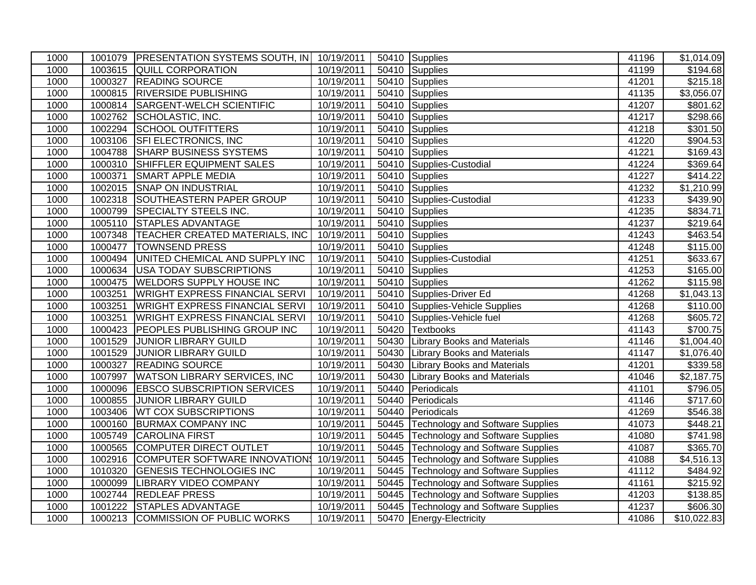| | | | | | | | |
|---|---|---|---|---|---|---|---|
| 1000 | 1001079 | PRESENTATION SYSTEMS SOUTH, IN | 10/19/2011 | 50410 | Supplies | 41196 | $1,014.09 |
| 1000 | 1003615 | QUILL CORPORATION | 10/19/2011 | 50410 | Supplies | 41199 | $194.68 |
| 1000 | 1000327 | READING SOURCE | 10/19/2011 | 50410 | Supplies | 41201 | $215.18 |
| 1000 | 1000815 | RIVERSIDE PUBLISHING | 10/19/2011 | 50410 | Supplies | 41135 | $3,056.07 |
| 1000 | 1000814 | SARGENT-WELCH SCIENTIFIC | 10/19/2011 | 50410 | Supplies | 41207 | $801.62 |
| 1000 | 1002762 | SCHOLASTIC, INC. | 10/19/2011 | 50410 | Supplies | 41217 | $298.66 |
| 1000 | 1002294 | SCHOOL OUTFITTERS | 10/19/2011 | 50410 | Supplies | 41218 | $301.50 |
| 1000 | 1003106 | SFI ELECTRONICS, INC | 10/19/2011 | 50410 | Supplies | 41220 | $904.53 |
| 1000 | 1004788 | SHARP BUSINESS SYSTEMS | 10/19/2011 | 50410 | Supplies | 41221 | $169.43 |
| 1000 | 1000310 | SHIFFLER EQUIPMENT SALES | 10/19/2011 | 50410 | Supplies-Custodial | 41224 | $369.64 |
| 1000 | 1000371 | SMART APPLE MEDIA | 10/19/2011 | 50410 | Supplies | 41227 | $414.22 |
| 1000 | 1002015 | SNAP ON INDUSTRIAL | 10/19/2011 | 50410 | Supplies | 41232 | $1,210.99 |
| 1000 | 1002318 | SOUTHEASTERN PAPER GROUP | 10/19/2011 | 50410 | Supplies-Custodial | 41233 | $439.90 |
| 1000 | 1000799 | SPECIALTY STEELS INC. | 10/19/2011 | 50410 | Supplies | 41235 | $834.71 |
| 1000 | 1005110 | STAPLES ADVANTAGE | 10/19/2011 | 50410 | Supplies | 41237 | $219.64 |
| 1000 | 1007348 | TEACHER CREATED MATERIALS, INC | 10/19/2011 | 50410 | Supplies | 41243 | $463.54 |
| 1000 | 1000477 | TOWNSEND PRESS | 10/19/2011 | 50410 | Supplies | 41248 | $115.00 |
| 1000 | 1000494 | UNITED CHEMICAL AND SUPPLY INC | 10/19/2011 | 50410 | Supplies-Custodial | 41251 | $633.67 |
| 1000 | 1000634 | USA TODAY SUBSCRIPTIONS | 10/19/2011 | 50410 | Supplies | 41253 | $165.00 |
| 1000 | 1000475 | WELDORS SUPPLY HOUSE INC | 10/19/2011 | 50410 | Supplies | 41262 | $115.98 |
| 1000 | 1003251 | WRIGHT EXPRESS FINANCIAL SERVI | 10/19/2011 | 50410 | Supplies-Driver Ed | 41268 | $1,043.13 |
| 1000 | 1003251 | WRIGHT EXPRESS FINANCIAL SERVI | 10/19/2011 | 50410 | Supplies-Vehicle Supplies | 41268 | $110.00 |
| 1000 | 1003251 | WRIGHT EXPRESS FINANCIAL SERVI | 10/19/2011 | 50410 | Supplies-Vehicle fuel | 41268 | $605.72 |
| 1000 | 1000423 | PEOPLES PUBLISHING GROUP INC | 10/19/2011 | 50420 | Textbooks | 41143 | $700.75 |
| 1000 | 1001529 | JUNIOR LIBRARY GUILD | 10/19/2011 | 50430 | Library Books and Materials | 41146 | $1,004.40 |
| 1000 | 1001529 | JUNIOR LIBRARY GUILD | 10/19/2011 | 50430 | Library Books and Materials | 41147 | $1,076.40 |
| 1000 | 1000327 | READING SOURCE | 10/19/2011 | 50430 | Library Books and Materials | 41201 | $339.58 |
| 1000 | 1007997 | WATSON LIBRARY SERVICES, INC | 10/19/2011 | 50430 | Library Books and Materials | 41046 | $2,187.75 |
| 1000 | 1000096 | EBSCO SUBSCRIPTION SERVICES | 10/19/2011 | 50440 | Periodicals | 41101 | $796.05 |
| 1000 | 1000855 | JUNIOR LIBRARY GUILD | 10/19/2011 | 50440 | Periodicals | 41146 | $717.60 |
| 1000 | 1003406 | WT COX SUBSCRIPTIONS | 10/19/2011 | 50440 | Periodicals | 41269 | $546.38 |
| 1000 | 1000160 | BURMAX COMPANY INC | 10/19/2011 | 50445 | Technology and Software Supplies | 41073 | $448.21 |
| 1000 | 1005749 | CAROLINA FIRST | 10/19/2011 | 50445 | Technology and Software Supplies | 41080 | $741.98 |
| 1000 | 1000565 | COMPUTER DIRECT OUTLET | 10/19/2011 | 50445 | Technology and Software Supplies | 41087 | $365.70 |
| 1000 | 1002916 | COMPUTER SOFTWARE INNOVATIONS | 10/19/2011 | 50445 | Technology and Software Supplies | 41088 | $4,516.13 |
| 1000 | 1010320 | GENESIS TECHNOLOGIES INC | 10/19/2011 | 50445 | Technology and Software Supplies | 41112 | $484.92 |
| 1000 | 1000099 | LIBRARY VIDEO COMPANY | 10/19/2011 | 50445 | Technology and Software Supplies | 41161 | $215.92 |
| 1000 | 1002744 | REDLEAF PRESS | 10/19/2011 | 50445 | Technology and Software Supplies | 41203 | $138.85 |
| 1000 | 1001222 | STAPLES ADVANTAGE | 10/19/2011 | 50445 | Technology and Software Supplies | 41237 | $606.30 |
| 1000 | 1000213 | COMMISSION OF PUBLIC WORKS | 10/19/2011 | 50470 | Energy-Electricity | 41086 | $10,022.83 |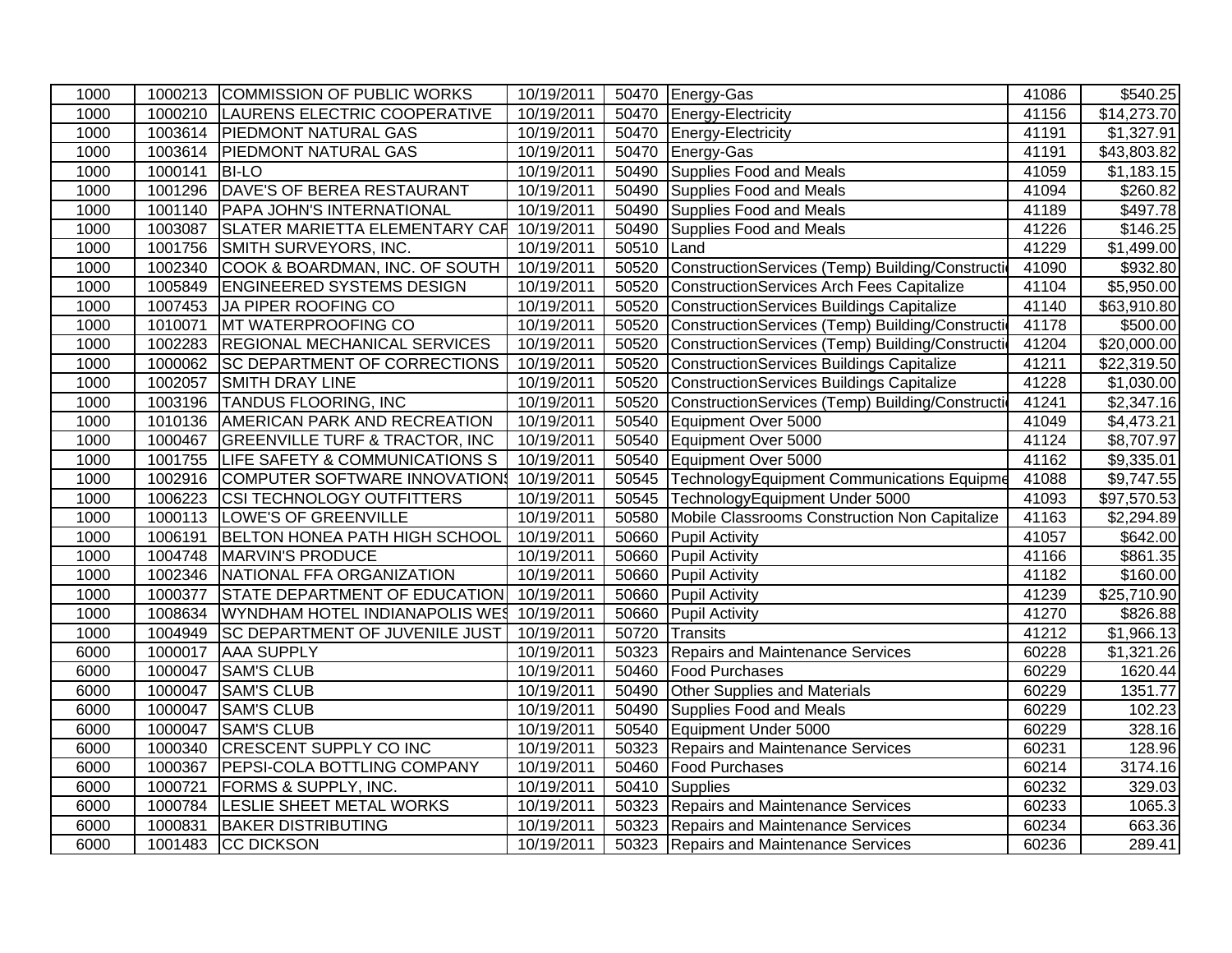| | | | | | | | |
|---|---|---|---|---|---|---|---|
| 1000 | 1000213 | COMMISSION OF PUBLIC WORKS | 10/19/2011 | 50470 | Energy-Gas | 41086 | $540.25 |
| 1000 | 1000210 | LAURENS ELECTRIC COOPERATIVE | 10/19/2011 | 50470 | Energy-Electricity | 41156 | $14,273.70 |
| 1000 | 1003614 | PIEDMONT NATURAL GAS | 10/19/2011 | 50470 | Energy-Electricity | 41191 | $1,327.91 |
| 1000 | 1003614 | PIEDMONT NATURAL GAS | 10/19/2011 | 50470 | Energy-Gas | 41191 | $43,803.82 |
| 1000 | 1000141 | BI-LO | 10/19/2011 | 50490 | Supplies Food and Meals | 41059 | $1,183.15 |
| 1000 | 1001296 | DAVE'S OF BEREA RESTAURANT | 10/19/2011 | 50490 | Supplies Food and Meals | 41094 | $260.82 |
| 1000 | 1001140 | PAPA JOHN'S INTERNATIONAL | 10/19/2011 | 50490 | Supplies Food and Meals | 41189 | $497.78 |
| 1000 | 1003087 | SLATER MARIETTA ELEMENTARY CAF | 10/19/2011 | 50490 | Supplies Food and Meals | 41226 | $146.25 |
| 1000 | 1001756 | SMITH SURVEYORS, INC. | 10/19/2011 | 50510 | Land | 41229 | $1,499.00 |
| 1000 | 1002340 | COOK & BOARDMAN, INC. OF SOUTH | 10/19/2011 | 50520 | ConstructionServices (Temp) Building/Constructi | 41090 | $932.80 |
| 1000 | 1005849 | ENGINEERED SYSTEMS DESIGN | 10/19/2011 | 50520 | ConstructionServices Arch Fees Capitalize | 41104 | $5,950.00 |
| 1000 | 1007453 | JA PIPER ROOFING CO | 10/19/2011 | 50520 | ConstructionServices Buildings Capitalize | 41140 | $63,910.80 |
| 1000 | 1010071 | MT WATERPROOFING CO | 10/19/2011 | 50520 | ConstructionServices (Temp) Building/Constructi | 41178 | $500.00 |
| 1000 | 1002283 | REGIONAL MECHANICAL SERVICES | 10/19/2011 | 50520 | ConstructionServices (Temp) Building/Constructi | 41204 | $20,000.00 |
| 1000 | 1000062 | SC DEPARTMENT OF CORRECTIONS | 10/19/2011 | 50520 | ConstructionServices Buildings Capitalize | 41211 | $22,319.50 |
| 1000 | 1002057 | SMITH DRAY LINE | 10/19/2011 | 50520 | ConstructionServices Buildings Capitalize | 41228 | $1,030.00 |
| 1000 | 1003196 | TANDUS FLOORING, INC | 10/19/2011 | 50520 | ConstructionServices (Temp) Building/Constructi | 41241 | $2,347.16 |
| 1000 | 1010136 | AMERICAN PARK AND RECREATION | 10/19/2011 | 50540 | Equipment Over 5000 | 41049 | $4,473.21 |
| 1000 | 1000467 | GREENVILLE TURF & TRACTOR, INC | 10/19/2011 | 50540 | Equipment Over 5000 | 41124 | $8,707.97 |
| 1000 | 1001755 | LIFE SAFETY & COMMUNICATIONS S | 10/19/2011 | 50540 | Equipment Over 5000 | 41162 | $9,335.01 |
| 1000 | 1002916 | COMPUTER SOFTWARE INNOVATIONS | 10/19/2011 | 50545 | TechnologyEquipment Communications Equipme | 41088 | $9,747.55 |
| 1000 | 1006223 | CSI TECHNOLOGY OUTFITTERS | 10/19/2011 | 50545 | TechnologyEquipment Under 5000 | 41093 | $97,570.53 |
| 1000 | 1000113 | LOWE'S OF GREENVILLE | 10/19/2011 | 50580 | Mobile Classrooms Construction Non Capitalize | 41163 | $2,294.89 |
| 1000 | 1006191 | BELTON HONEA PATH HIGH SCHOOL | 10/19/2011 | 50660 | Pupil Activity | 41057 | $642.00 |
| 1000 | 1004748 | MARVIN'S PRODUCE | 10/19/2011 | 50660 | Pupil Activity | 41166 | $861.35 |
| 1000 | 1002346 | NATIONAL FFA ORGANIZATION | 10/19/2011 | 50660 | Pupil Activity | 41182 | $160.00 |
| 1000 | 1000377 | STATE DEPARTMENT OF EDUCATION | 10/19/2011 | 50660 | Pupil Activity | 41239 | $25,710.90 |
| 1000 | 1008634 | WYNDHAM HOTEL INDIANAPOLIS WES | 10/19/2011 | 50660 | Pupil Activity | 41270 | $826.88 |
| 1000 | 1004949 | SC DEPARTMENT OF JUVENILE JUST | 10/19/2011 | 50720 | Transits | 41212 | $1,966.13 |
| 6000 | 1000017 | AAA SUPPLY | 10/19/2011 | 50323 | Repairs and Maintenance Services | 60228 | $1,321.26 |
| 6000 | 1000047 | SAM'S CLUB | 10/19/2011 | 50460 | Food Purchases | 60229 | 1620.44 |
| 6000 | 1000047 | SAM'S CLUB | 10/19/2011 | 50490 | Other Supplies and Materials | 60229 | 1351.77 |
| 6000 | 1000047 | SAM'S CLUB | 10/19/2011 | 50490 | Supplies Food and Meals | 60229 | 102.23 |
| 6000 | 1000047 | SAM'S CLUB | 10/19/2011 | 50540 | Equipment Under 5000 | 60229 | 328.16 |
| 6000 | 1000340 | CRESCENT SUPPLY CO INC | 10/19/2011 | 50323 | Repairs and Maintenance Services | 60231 | 128.96 |
| 6000 | 1000367 | PEPSI-COLA BOTTLING COMPANY | 10/19/2011 | 50460 | Food Purchases | 60214 | 3174.16 |
| 6000 | 1000721 | FORMS & SUPPLY, INC. | 10/19/2011 | 50410 | Supplies | 60232 | 329.03 |
| 6000 | 1000784 | LESLIE SHEET METAL WORKS | 10/19/2011 | 50323 | Repairs and Maintenance Services | 60233 | 1065.3 |
| 6000 | 1000831 | BAKER DISTRIBUTING | 10/19/2011 | 50323 | Repairs and Maintenance Services | 60234 | 663.36 |
| 6000 | 1001483 | CC DICKSON | 10/19/2011 | 50323 | Repairs and Maintenance Services | 60236 | 289.41 |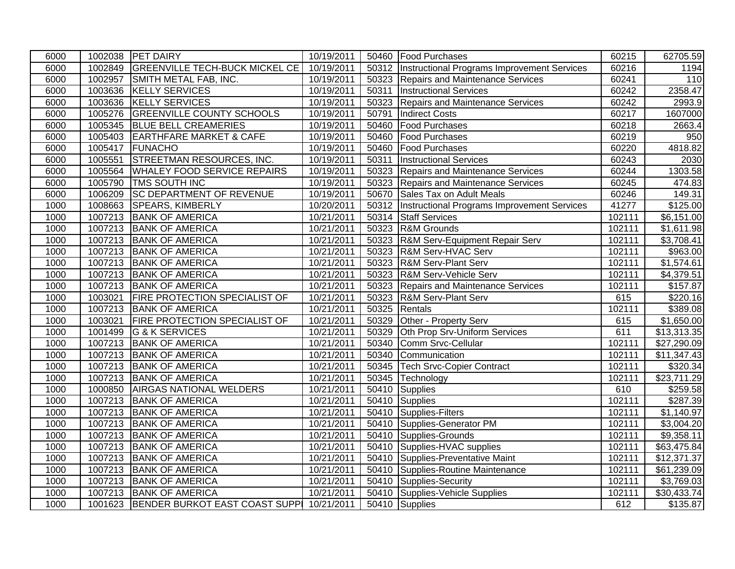| | | | | | | | |
|---|---|---|---|---|---|---|---|
| 6000 | 1002038 | PET DAIRY | 10/19/2011 | 50460 | Food Purchases | 60215 | 62705.59 |
| 6000 | 1002849 | GREENVILLE TECH-BUCK MICKEL CE | 10/19/2011 | 50312 | Instructional Programs Improvement Services | 60216 | 1194 |
| 6000 | 1002957 | SMITH METAL FAB, INC. | 10/19/2011 | 50323 | Repairs and Maintenance Services | 60241 | 110 |
| 6000 | 1003636 | KELLY SERVICES | 10/19/2011 | 50311 | Instructional Services | 60242 | 2358.47 |
| 6000 | 1003636 | KELLY SERVICES | 10/19/2011 | 50323 | Repairs and Maintenance Services | 60242 | 2993.9 |
| 6000 | 1005276 | GREENVILLE COUNTY SCHOOLS | 10/19/2011 | 50791 | Indirect Costs | 60217 | 1607000 |
| 6000 | 1005345 | BLUE BELL CREAMERIES | 10/19/2011 | 50460 | Food Purchases | 60218 | 2663.4 |
| 6000 | 1005403 | EARTHFARE MARKET & CAFE | 10/19/2011 | 50460 | Food Purchases | 60219 | 950 |
| 6000 | 1005417 | FUNACHO | 10/19/2011 | 50460 | Food Purchases | 60220 | 4818.82 |
| 6000 | 1005551 | STREETMAN RESOURCES, INC. | 10/19/2011 | 50311 | Instructional Services | 60243 | 2030 |
| 6000 | 1005564 | WHALEY FOOD SERVICE REPAIRS | 10/19/2011 | 50323 | Repairs and Maintenance Services | 60244 | 1303.58 |
| 6000 | 1005790 | TMS SOUTH INC | 10/19/2011 | 50323 | Repairs and Maintenance Services | 60245 | 474.83 |
| 6000 | 1006209 | SC DEPARTMENT OF REVENUE | 10/19/2011 | 50670 | Sales Tax on Adult Meals | 60246 | 149.31 |
| 1000 | 1008663 | SPEARS, KIMBERLY | 10/20/2011 | 50312 | Instructional Programs Improvement Services | 41277 | $125.00 |
| 1000 | 1007213 | BANK OF AMERICA | 10/21/2011 | 50314 | Staff Services | 102111 | $6,151.00 |
| 1000 | 1007213 | BANK OF AMERICA | 10/21/2011 | 50323 | R&M Grounds | 102111 | $1,611.98 |
| 1000 | 1007213 | BANK OF AMERICA | 10/21/2011 | 50323 | R&M Serv-Equipment Repair Serv | 102111 | $3,708.41 |
| 1000 | 1007213 | BANK OF AMERICA | 10/21/2011 | 50323 | R&M Serv-HVAC Serv | 102111 | $963.00 |
| 1000 | 1007213 | BANK OF AMERICA | 10/21/2011 | 50323 | R&M Serv-Plant Serv | 102111 | $1,574.61 |
| 1000 | 1007213 | BANK OF AMERICA | 10/21/2011 | 50323 | R&M Serv-Vehicle Serv | 102111 | $4,379.51 |
| 1000 | 1007213 | BANK OF AMERICA | 10/21/2011 | 50323 | Repairs and Maintenance Services | 102111 | $157.87 |
| 1000 | 1003021 | FIRE PROTECTION SPECIALIST OF | 10/21/2011 | 50323 | R&M Serv-Plant Serv | 615 | $220.16 |
| 1000 | 1007213 | BANK OF AMERICA | 10/21/2011 | 50325 | Rentals | 102111 | $389.08 |
| 1000 | 1003021 | FIRE PROTECTION SPECIALIST OF | 10/21/2011 | 50329 | Other - Property Serv | 615 | $1,650.00 |
| 1000 | 1001499 | G & K SERVICES | 10/21/2011 | 50329 | Oth Prop Srv-Uniform Services | 611 | $13,313.35 |
| 1000 | 1007213 | BANK OF AMERICA | 10/21/2011 | 50340 | Comm Srvc-Cellular | 102111 | $27,290.09 |
| 1000 | 1007213 | BANK OF AMERICA | 10/21/2011 | 50340 | Communication | 102111 | $11,347.43 |
| 1000 | 1007213 | BANK OF AMERICA | 10/21/2011 | 50345 | Tech Srvc-Copier Contract | 102111 | $320.34 |
| 1000 | 1007213 | BANK OF AMERICA | 10/21/2011 | 50345 | Technology | 102111 | $23,711.29 |
| 1000 | 1000850 | AIRGAS NATIONAL WELDERS | 10/21/2011 | 50410 | Supplies | 610 | $259.58 |
| 1000 | 1007213 | BANK OF AMERICA | 10/21/2011 | 50410 | Supplies | 102111 | $287.39 |
| 1000 | 1007213 | BANK OF AMERICA | 10/21/2011 | 50410 | Supplies-Filters | 102111 | $1,140.97 |
| 1000 | 1007213 | BANK OF AMERICA | 10/21/2011 | 50410 | Supplies-Generator PM | 102111 | $3,004.20 |
| 1000 | 1007213 | BANK OF AMERICA | 10/21/2011 | 50410 | Supplies-Grounds | 102111 | $9,358.11 |
| 1000 | 1007213 | BANK OF AMERICA | 10/21/2011 | 50410 | Supplies-HVAC supplies | 102111 | $63,475.84 |
| 1000 | 1007213 | BANK OF AMERICA | 10/21/2011 | 50410 | Supplies-Preventative Maint | 102111 | $12,371.37 |
| 1000 | 1007213 | BANK OF AMERICA | 10/21/2011 | 50410 | Supplies-Routine Maintenance | 102111 | $61,239.09 |
| 1000 | 1007213 | BANK OF AMERICA | 10/21/2011 | 50410 | Supplies-Security | 102111 | $3,769.03 |
| 1000 | 1007213 | BANK OF AMERICA | 10/21/2011 | 50410 | Supplies-Vehicle Supplies | 102111 | $30,433.74 |
| 1000 | 1001623 | BENDER BURKOT EAST COAST SUPPI | 10/21/2011 | 50410 | Supplies | 612 | $135.87 |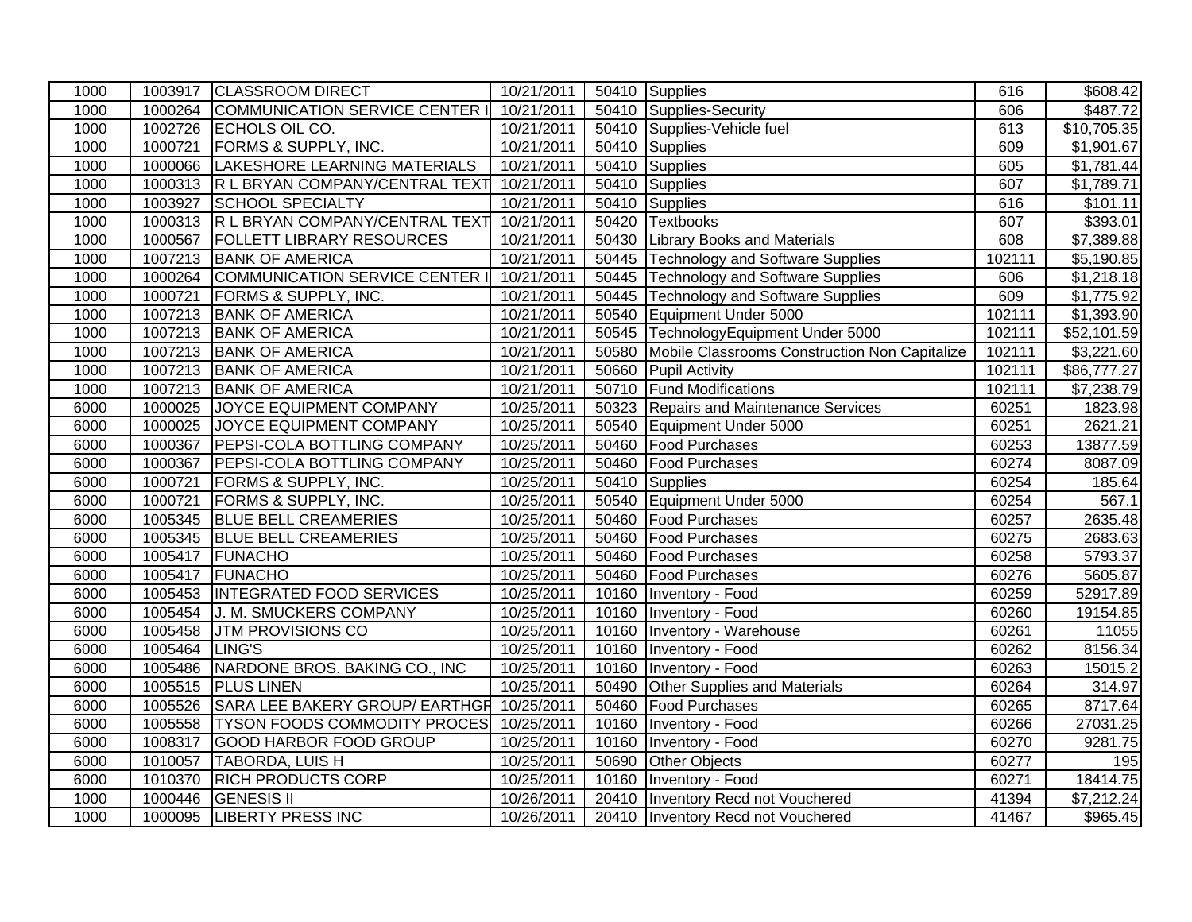| | | | | | | | |
|---|---|---|---|---|---|---|---|
| 1000 | 1003917 | CLASSROOM DIRECT | 10/21/2011 | 50410 | Supplies | 616 | $608.42 |
| 1000 | 1000264 | COMMUNICATION SERVICE CENTER I | 10/21/2011 | 50410 | Supplies-Security | 606 | $487.72 |
| 1000 | 1002726 | ECHOLS OIL CO. | 10/21/2011 | 50410 | Supplies-Vehicle fuel | 613 | $10,705.35 |
| 1000 | 1000721 | FORMS & SUPPLY, INC. | 10/21/2011 | 50410 | Supplies | 609 | $1,901.67 |
| 1000 | 1000066 | LAKESHORE LEARNING MATERIALS | 10/21/2011 | 50410 | Supplies | 605 | $1,781.44 |
| 1000 | 1000313 | R L BRYAN COMPANY/CENTRAL TEXT | 10/21/2011 | 50410 | Supplies | 607 | $1,789.71 |
| 1000 | 1003927 | SCHOOL SPECIALTY | 10/21/2011 | 50410 | Supplies | 616 | $101.11 |
| 1000 | 1000313 | R L BRYAN COMPANY/CENTRAL TEXT | 10/21/2011 | 50420 | Textbooks | 607 | $393.01 |
| 1000 | 1000567 | FOLLETT LIBRARY RESOURCES | 10/21/2011 | 50430 | Library Books and Materials | 608 | $7,389.88 |
| 1000 | 1007213 | BANK OF AMERICA | 10/21/2011 | 50445 | Technology and Software Supplies | 102111 | $5,190.85 |
| 1000 | 1000264 | COMMUNICATION SERVICE CENTER I | 10/21/2011 | 50445 | Technology and Software Supplies | 606 | $1,218.18 |
| 1000 | 1000721 | FORMS & SUPPLY, INC. | 10/21/2011 | 50445 | Technology and Software Supplies | 609 | $1,775.92 |
| 1000 | 1007213 | BANK OF AMERICA | 10/21/2011 | 50540 | Equipment Under 5000 | 102111 | $1,393.90 |
| 1000 | 1007213 | BANK OF AMERICA | 10/21/2011 | 50545 | TechnologyEquipment Under 5000 | 102111 | $52,101.59 |
| 1000 | 1007213 | BANK OF AMERICA | 10/21/2011 | 50580 | Mobile Classrooms Construction Non Capitalize | 102111 | $3,221.60 |
| 1000 | 1007213 | BANK OF AMERICA | 10/21/2011 | 50660 | Pupil Activity | 102111 | $86,777.27 |
| 1000 | 1007213 | BANK OF AMERICA | 10/21/2011 | 50710 | Fund Modifications | 102111 | $7,238.79 |
| 6000 | 1000025 | JOYCE EQUIPMENT COMPANY | 10/25/2011 | 50323 | Repairs and Maintenance Services | 60251 | 1823.98 |
| 6000 | 1000025 | JOYCE EQUIPMENT COMPANY | 10/25/2011 | 50540 | Equipment Under 5000 | 60251 | 2621.21 |
| 6000 | 1000367 | PEPSI-COLA BOTTLING COMPANY | 10/25/2011 | 50460 | Food Purchases | 60253 | 13877.59 |
| 6000 | 1000367 | PEPSI-COLA BOTTLING COMPANY | 10/25/2011 | 50460 | Food Purchases | 60274 | 8087.09 |
| 6000 | 1000721 | FORMS & SUPPLY, INC. | 10/25/2011 | 50410 | Supplies | 60254 | 185.64 |
| 6000 | 1000721 | FORMS & SUPPLY, INC. | 10/25/2011 | 50540 | Equipment Under 5000 | 60254 | 567.1 |
| 6000 | 1005345 | BLUE BELL CREAMERIES | 10/25/2011 | 50460 | Food Purchases | 60257 | 2635.48 |
| 6000 | 1005345 | BLUE BELL CREAMERIES | 10/25/2011 | 50460 | Food Purchases | 60275 | 2683.63 |
| 6000 | 1005417 | FUNACHO | 10/25/2011 | 50460 | Food Purchases | 60258 | 5793.37 |
| 6000 | 1005417 | FUNACHO | 10/25/2011 | 50460 | Food Purchases | 60276 | 5605.87 |
| 6000 | 1005453 | INTEGRATED FOOD SERVICES | 10/25/2011 | 10160 | Inventory - Food | 60259 | 52917.89 |
| 6000 | 1005454 | J. M. SMUCKERS COMPANY | 10/25/2011 | 10160 | Inventory - Food | 60260 | 19154.85 |
| 6000 | 1005458 | JTM PROVISIONS CO | 10/25/2011 | 10160 | Inventory - Warehouse | 60261 | 11055 |
| 6000 | 1005464 | LING'S | 10/25/2011 | 10160 | Inventory - Food | 60262 | 8156.34 |
| 6000 | 1005486 | NARDONE BROS. BAKING CO., INC | 10/25/2011 | 10160 | Inventory - Food | 60263 | 15015.2 |
| 6000 | 1005515 | PLUS LINEN | 10/25/2011 | 50490 | Other Supplies and Materials | 60264 | 314.97 |
| 6000 | 1005526 | SARA LEE BAKERY GROUP/ EARTHGR | 10/25/2011 | 50460 | Food Purchases | 60265 | 8717.64 |
| 6000 | 1005558 | TYSON FOODS COMMODITY PROCES | 10/25/2011 | 10160 | Inventory - Food | 60266 | 27031.25 |
| 6000 | 1008317 | GOOD HARBOR FOOD GROUP | 10/25/2011 | 10160 | Inventory - Food | 60270 | 9281.75 |
| 6000 | 1010057 | TABORDA, LUIS H | 10/25/2011 | 50690 | Other Objects | 60277 | 195 |
| 6000 | 1010370 | RICH PRODUCTS CORP | 10/25/2011 | 10160 | Inventory - Food | 60271 | 18414.75 |
| 1000 | 1000446 | GENESIS II | 10/26/2011 | 20410 | Inventory Recd not Vouchered | 41394 | $7,212.24 |
| 1000 | 1000095 | LIBERTY PRESS INC | 10/26/2011 | 20410 | Inventory Recd not Vouchered | 41467 | $965.45 |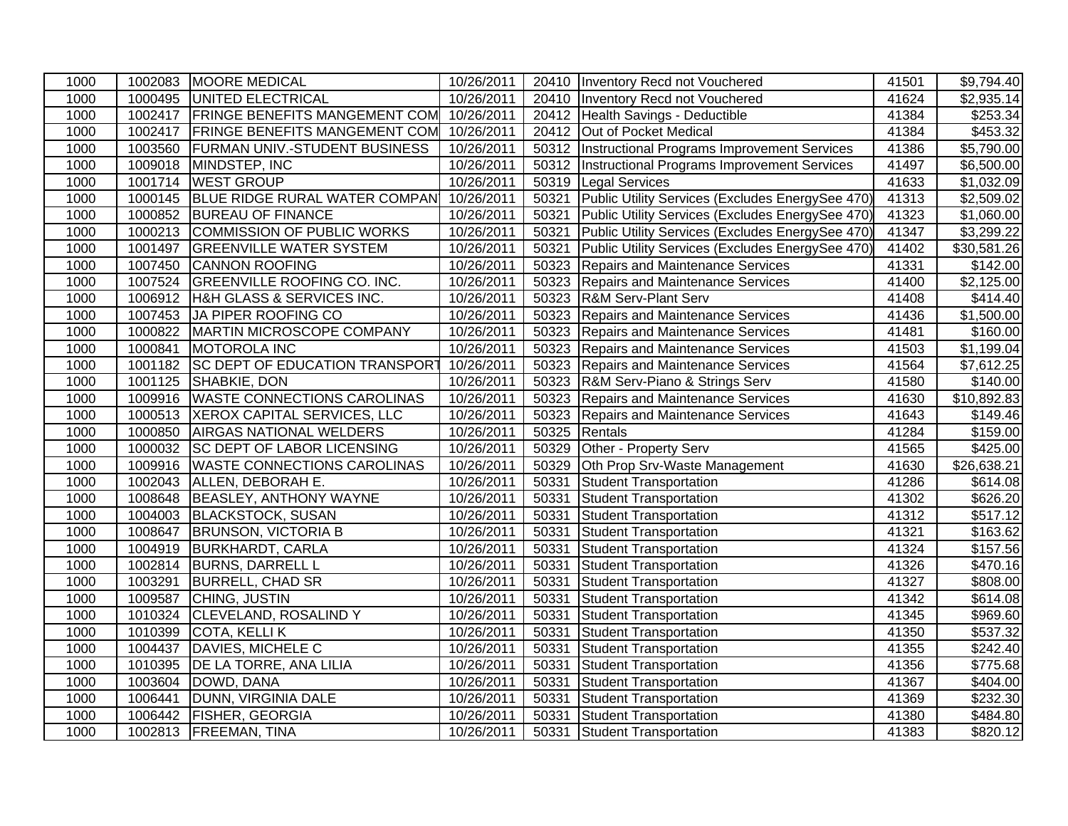| | | | | | | | |
|---|---|---|---|---|---|---|---|
| 1000 | 1002083 | MOORE MEDICAL | 10/26/2011 | 20410 | Inventory Recd not Vouchered | 41501 | $9,794.40 |
| 1000 | 1000495 | UNITED ELECTRICAL | 10/26/2011 | 20410 | Inventory Recd not Vouchered | 41624 | $2,935.14 |
| 1000 | 1002417 | FRINGE BENEFITS MANGEMENT COM | 10/26/2011 | 20412 | Health Savings - Deductible | 41384 | $253.34 |
| 1000 | 1002417 | FRINGE BENEFITS MANGEMENT COM | 10/26/2011 | 20412 | Out of Pocket Medical | 41384 | $453.32 |
| 1000 | 1003560 | FURMAN UNIV.-STUDENT BUSINESS | 10/26/2011 | 50312 | Instructional Programs Improvement Services | 41386 | $5,790.00 |
| 1000 | 1009018 | MINDSTEP, INC | 10/26/2011 | 50312 | Instructional Programs Improvement Services | 41497 | $6,500.00 |
| 1000 | 1001714 | WEST GROUP | 10/26/2011 | 50319 | Legal Services | 41633 | $1,032.09 |
| 1000 | 1000145 | BLUE RIDGE RURAL WATER COMPANY | 10/26/2011 | 50321 | Public Utility Services (Excludes EnergySee 470) | 41313 | $2,509.02 |
| 1000 | 1000852 | BUREAU OF FINANCE | 10/26/2011 | 50321 | Public Utility Services (Excludes EnergySee 470) | 41323 | $1,060.00 |
| 1000 | 1000213 | COMMISSION OF PUBLIC WORKS | 10/26/2011 | 50321 | Public Utility Services (Excludes EnergySee 470) | 41347 | $3,299.22 |
| 1000 | 1001497 | GREENVILLE WATER SYSTEM | 10/26/2011 | 50321 | Public Utility Services (Excludes EnergySee 470) | 41402 | $30,581.26 |
| 1000 | 1007450 | CANNON ROOFING | 10/26/2011 | 50323 | Repairs and Maintenance Services | 41331 | $142.00 |
| 1000 | 1007524 | GREENVILLE ROOFING CO. INC. | 10/26/2011 | 50323 | Repairs and Maintenance Services | 41400 | $2,125.00 |
| 1000 | 1006912 | H&H GLASS & SERVICES INC. | 10/26/2011 | 50323 | R&M Serv-Plant Serv | 41408 | $414.40 |
| 1000 | 1007453 | JA PIPER ROOFING CO | 10/26/2011 | 50323 | Repairs and Maintenance Services | 41436 | $1,500.00 |
| 1000 | 1000822 | MARTIN MICROSCOPE COMPANY | 10/26/2011 | 50323 | Repairs and Maintenance Services | 41481 | $160.00 |
| 1000 | 1000841 | MOTOROLA INC | 10/26/2011 | 50323 | Repairs and Maintenance Services | 41503 | $1,199.04 |
| 1000 | 1001182 | SC DEPT OF EDUCATION TRANSPORT | 10/26/2011 | 50323 | Repairs and Maintenance Services | 41564 | $7,612.25 |
| 1000 | 1001125 | SHABKIE, DON | 10/26/2011 | 50323 | R&M Serv-Piano & Strings Serv | 41580 | $140.00 |
| 1000 | 1009916 | WASTE CONNECTIONS CAROLINAS | 10/26/2011 | 50323 | Repairs and Maintenance Services | 41630 | $10,892.83 |
| 1000 | 1000513 | XEROX CAPITAL SERVICES, LLC | 10/26/2011 | 50323 | Repairs and Maintenance Services | 41643 | $149.46 |
| 1000 | 1000850 | AIRGAS NATIONAL WELDERS | 10/26/2011 | 50325 | Rentals | 41284 | $159.00 |
| 1000 | 1000032 | SC DEPT OF LABOR LICENSING | 10/26/2011 | 50329 | Other - Property Serv | 41565 | $425.00 |
| 1000 | 1009916 | WASTE CONNECTIONS CAROLINAS | 10/26/2011 | 50329 | Oth Prop Srv-Waste Management | 41630 | $26,638.21 |
| 1000 | 1002043 | ALLEN, DEBORAH E. | 10/26/2011 | 50331 | Student Transportation | 41286 | $614.08 |
| 1000 | 1008648 | BEASLEY, ANTHONY WAYNE | 10/26/2011 | 50331 | Student Transportation | 41302 | $626.20 |
| 1000 | 1004003 | BLACKSTOCK, SUSAN | 10/26/2011 | 50331 | Student Transportation | 41312 | $517.12 |
| 1000 | 1008647 | BRUNSON, VICTORIA B | 10/26/2011 | 50331 | Student Transportation | 41321 | $163.62 |
| 1000 | 1004919 | BURKHARDT, CARLA | 10/26/2011 | 50331 | Student Transportation | 41324 | $157.56 |
| 1000 | 1002814 | BURNS, DARRELL L | 10/26/2011 | 50331 | Student Transportation | 41326 | $470.16 |
| 1000 | 1003291 | BURRELL, CHAD SR | 10/26/2011 | 50331 | Student Transportation | 41327 | $808.00 |
| 1000 | 1009587 | CHING, JUSTIN | 10/26/2011 | 50331 | Student Transportation | 41342 | $614.08 |
| 1000 | 1010324 | CLEVELAND, ROSALIND Y | 10/26/2011 | 50331 | Student Transportation | 41345 | $969.60 |
| 1000 | 1010399 | COTA, KELLI K | 10/26/2011 | 50331 | Student Transportation | 41350 | $537.32 |
| 1000 | 1004437 | DAVIES, MICHELE C | 10/26/2011 | 50331 | Student Transportation | 41355 | $242.40 |
| 1000 | 1010395 | DE LA TORRE, ANA LILIA | 10/26/2011 | 50331 | Student Transportation | 41356 | $775.68 |
| 1000 | 1003604 | DOWD, DANA | 10/26/2011 | 50331 | Student Transportation | 41367 | $404.00 |
| 1000 | 1006441 | DUNN, VIRGINIA DALE | 10/26/2011 | 50331 | Student Transportation | 41369 | $232.30 |
| 1000 | 1006442 | FISHER, GEORGIA | 10/26/2011 | 50331 | Student Transportation | 41380 | $484.80 |
| 1000 | 1002813 | FREEMAN, TINA | 10/26/2011 | 50331 | Student Transportation | 41383 | $820.12 |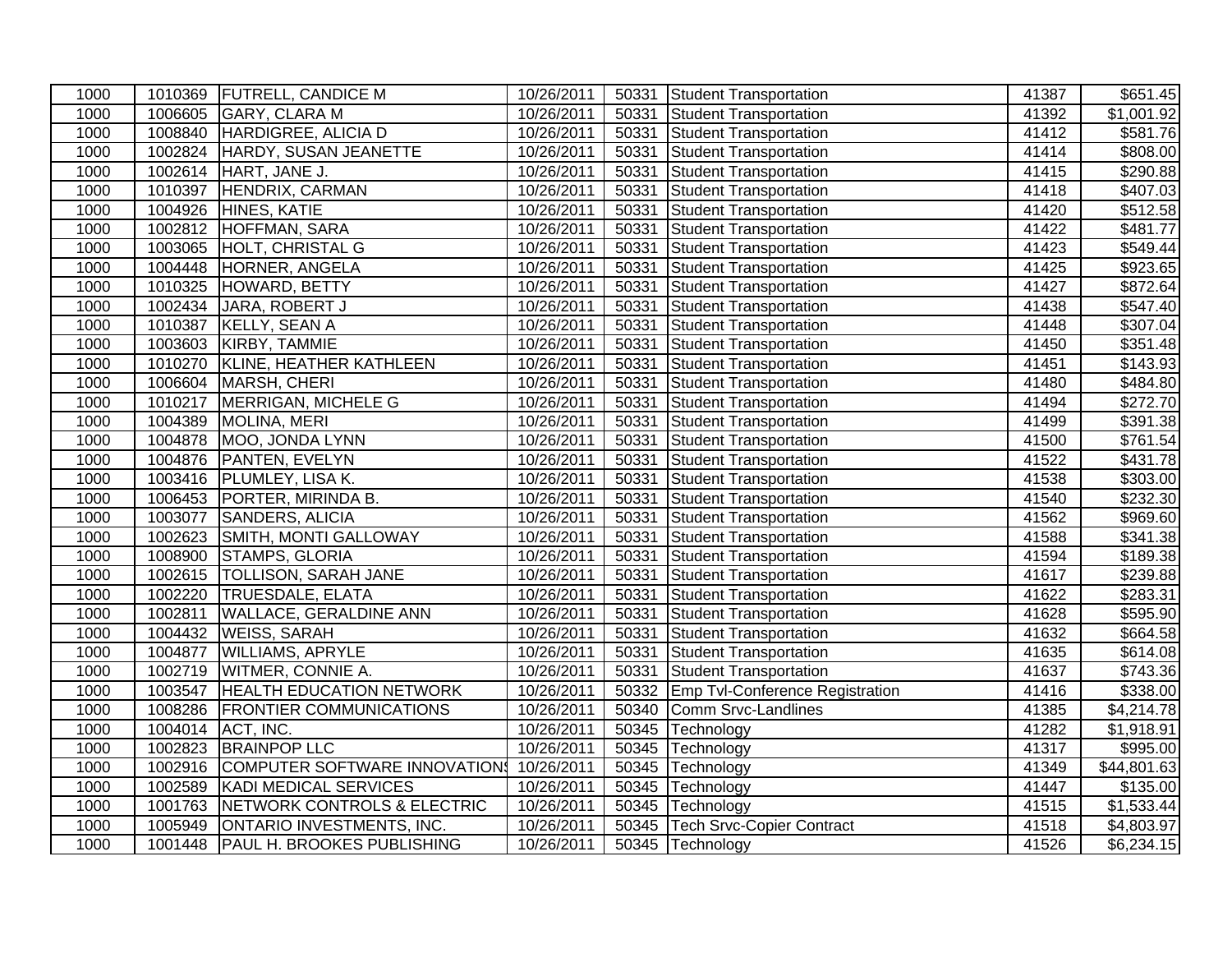| | | | | | | | |
|---|---|---|---|---|---|---|---|
| 1000 | 1010369 | FUTRELL, CANDICE M | 10/26/2011 | 50331 | Student Transportation | 41387 | $651.45 |
| 1000 | 1006605 | GARY, CLARA M | 10/26/2011 | 50331 | Student Transportation | 41392 | $1,001.92 |
| 1000 | 1008840 | HARDIGREE, ALICIA D | 10/26/2011 | 50331 | Student Transportation | 41412 | $581.76 |
| 1000 | 1002824 | HARDY, SUSAN JEANETTE | 10/26/2011 | 50331 | Student Transportation | 41414 | $808.00 |
| 1000 | 1002614 | HART, JANE J. | 10/26/2011 | 50331 | Student Transportation | 41415 | $290.88 |
| 1000 | 1010397 | HENDRIX, CARMAN | 10/26/2011 | 50331 | Student Transportation | 41418 | $407.03 |
| 1000 | 1004926 | HINES, KATIE | 10/26/2011 | 50331 | Student Transportation | 41420 | $512.58 |
| 1000 | 1002812 | HOFFMAN, SARA | 10/26/2011 | 50331 | Student Transportation | 41422 | $481.77 |
| 1000 | 1003065 | HOLT, CHRISTAL G | 10/26/2011 | 50331 | Student Transportation | 41423 | $549.44 |
| 1000 | 1004448 | HORNER, ANGELA | 10/26/2011 | 50331 | Student Transportation | 41425 | $923.65 |
| 1000 | 1010325 | HOWARD, BETTY | 10/26/2011 | 50331 | Student Transportation | 41427 | $872.64 |
| 1000 | 1002434 | JARA, ROBERT J | 10/26/2011 | 50331 | Student Transportation | 41438 | $547.40 |
| 1000 | 1010387 | KELLY, SEAN A | 10/26/2011 | 50331 | Student Transportation | 41448 | $307.04 |
| 1000 | 1003603 | KIRBY, TAMMIE | 10/26/2011 | 50331 | Student Transportation | 41450 | $351.48 |
| 1000 | 1010270 | KLINE, HEATHER KATHLEEN | 10/26/2011 | 50331 | Student Transportation | 41451 | $143.93 |
| 1000 | 1006604 | MARSH, CHERI | 10/26/2011 | 50331 | Student Transportation | 41480 | $484.80 |
| 1000 | 1010217 | MERRIGAN, MICHELE G | 10/26/2011 | 50331 | Student Transportation | 41494 | $272.70 |
| 1000 | 1004389 | MOLINA, MERI | 10/26/2011 | 50331 | Student Transportation | 41499 | $391.38 |
| 1000 | 1004878 | MOO, JONDA LYNN | 10/26/2011 | 50331 | Student Transportation | 41500 | $761.54 |
| 1000 | 1004876 | PANTEN, EVELYN | 10/26/2011 | 50331 | Student Transportation | 41522 | $431.78 |
| 1000 | 1003416 | PLUMLEY, LISA K. | 10/26/2011 | 50331 | Student Transportation | 41538 | $303.00 |
| 1000 | 1006453 | PORTER, MIRINDA B. | 10/26/2011 | 50331 | Student Transportation | 41540 | $232.30 |
| 1000 | 1003077 | SANDERS, ALICIA | 10/26/2011 | 50331 | Student Transportation | 41562 | $969.60 |
| 1000 | 1002623 | SMITH, MONTI GALLOWAY | 10/26/2011 | 50331 | Student Transportation | 41588 | $341.38 |
| 1000 | 1008900 | STAMPS, GLORIA | 10/26/2011 | 50331 | Student Transportation | 41594 | $189.38 |
| 1000 | 1002615 | TOLLISON, SARAH JANE | 10/26/2011 | 50331 | Student Transportation | 41617 | $239.88 |
| 1000 | 1002220 | TRUESDALE, ELATA | 10/26/2011 | 50331 | Student Transportation | 41622 | $283.31 |
| 1000 | 1002811 | WALLACE, GERALDINE ANN | 10/26/2011 | 50331 | Student Transportation | 41628 | $595.90 |
| 1000 | 1004432 | WEISS, SARAH | 10/26/2011 | 50331 | Student Transportation | 41632 | $664.58 |
| 1000 | 1004877 | WILLIAMS, APRYLE | 10/26/2011 | 50331 | Student Transportation | 41635 | $614.08 |
| 1000 | 1002719 | WITMER, CONNIE A. | 10/26/2011 | 50331 | Student Transportation | 41637 | $743.36 |
| 1000 | 1003547 | HEALTH EDUCATION NETWORK | 10/26/2011 | 50332 | Emp Tvl-Conference Registration | 41416 | $338.00 |
| 1000 | 1008286 | FRONTIER COMMUNICATIONS | 10/26/2011 | 50340 | Comm Srvc-Landlines | 41385 | $4,214.78 |
| 1000 | 1004014 | ACT, INC. | 10/26/2011 | 50345 | Technology | 41282 | $1,918.91 |
| 1000 | 1002823 | BRAINPOP LLC | 10/26/2011 | 50345 | Technology | 41317 | $995.00 |
| 1000 | 1002916 | COMPUTER SOFTWARE INNOVATIONS | 10/26/2011 | 50345 | Technology | 41349 | $44,801.63 |
| 1000 | 1002589 | KADI MEDICAL SERVICES | 10/26/2011 | 50345 | Technology | 41447 | $135.00 |
| 1000 | 1001763 | NETWORK CONTROLS & ELECTRIC | 10/26/2011 | 50345 | Technology | 41515 | $1,533.44 |
| 1000 | 1005949 | ONTARIO INVESTMENTS, INC. | 10/26/2011 | 50345 | Tech Srvc-Copier Contract | 41518 | $4,803.97 |
| 1000 | 1001448 | PAUL H. BROOKES PUBLISHING | 10/26/2011 | 50345 | Technology | 41526 | $6,234.15 |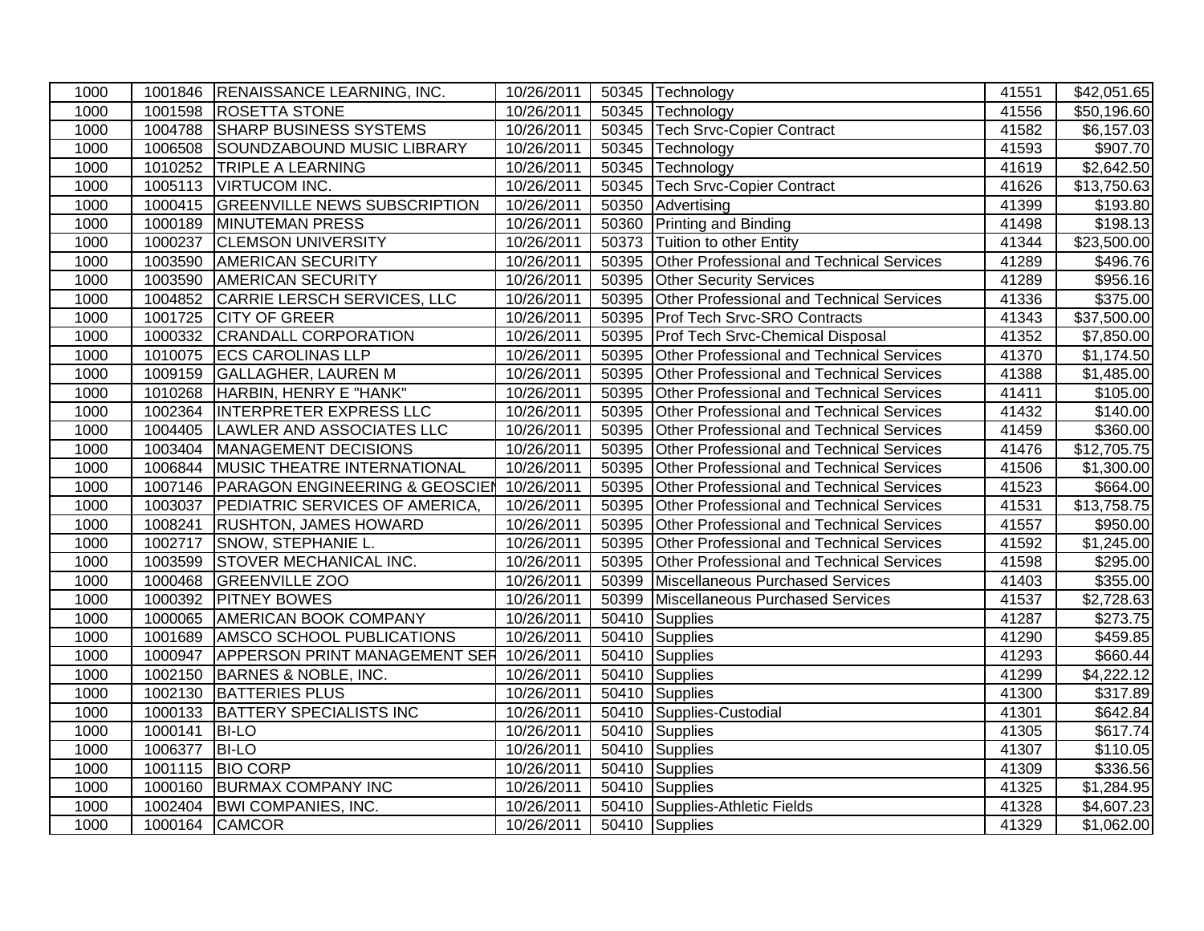| 1000 | 1001846 | RENAISSANCE LEARNING, INC. | 10/26/2011 | 50345 | Technology | 41551 | $42,051.65 |
|---|---|---|---|---|---|---|---|
| 1000 | 1001598 | ROSETTA STONE | 10/26/2011 | 50345 | Technology | 41556 | $50,196.60 |
| 1000 | 1004788 | SHARP BUSINESS SYSTEMS | 10/26/2011 | 50345 | Tech Srvc-Copier Contract | 41582 | $6,157.03 |
| 1000 | 1006508 | SOUNDZABOUND MUSIC LIBRARY | 10/26/2011 | 50345 | Technology | 41593 | $907.70 |
| 1000 | 1010252 | TRIPLE A LEARNING | 10/26/2011 | 50345 | Technology | 41619 | $2,642.50 |
| 1000 | 1005113 | VIRTUCOM INC. | 10/26/2011 | 50345 | Tech Srvc-Copier Contract | 41626 | $13,750.63 |
| 1000 | 1000415 | GREENVILLE NEWS SUBSCRIPTION | 10/26/2011 | 50350 | Advertising | 41399 | $193.80 |
| 1000 | 1000189 | MINUTEMAN PRESS | 10/26/2011 | 50360 | Printing and Binding | 41498 | $198.13 |
| 1000 | 1000237 | CLEMSON UNIVERSITY | 10/26/2011 | 50373 | Tuition to other Entity | 41344 | $23,500.00 |
| 1000 | 1003590 | AMERICAN SECURITY | 10/26/2011 | 50395 | Other Professional and Technical Services | 41289 | $496.76 |
| 1000 | 1003590 | AMERICAN SECURITY | 10/26/2011 | 50395 | Other Security Services | 41289 | $956.16 |
| 1000 | 1004852 | CARRIE LERSCH SERVICES, LLC | 10/26/2011 | 50395 | Other Professional and Technical Services | 41336 | $375.00 |
| 1000 | 1001725 | CITY OF GREER | 10/26/2011 | 50395 | Prof Tech Srvc-SRO Contracts | 41343 | $37,500.00 |
| 1000 | 1000332 | CRANDALL CORPORATION | 10/26/2011 | 50395 | Prof Tech Srvc-Chemical Disposal | 41352 | $7,850.00 |
| 1000 | 1010075 | ECS CAROLINAS LLP | 10/26/2011 | 50395 | Other Professional and Technical Services | 41370 | $1,174.50 |
| 1000 | 1009159 | GALLAGHER, LAUREN M | 10/26/2011 | 50395 | Other Professional and Technical Services | 41388 | $1,485.00 |
| 1000 | 1010268 | HARBIN, HENRY E "HANK" | 10/26/2011 | 50395 | Other Professional and Technical Services | 41411 | $105.00 |
| 1000 | 1002364 | INTERPRETER EXPRESS LLC | 10/26/2011 | 50395 | Other Professional and Technical Services | 41432 | $140.00 |
| 1000 | 1004405 | LAWLER AND ASSOCIATES LLC | 10/26/2011 | 50395 | Other Professional and Technical Services | 41459 | $360.00 |
| 1000 | 1003404 | MANAGEMENT DECISIONS | 10/26/2011 | 50395 | Other Professional and Technical Services | 41476 | $12,705.75 |
| 1000 | 1006844 | MUSIC THEATRE INTERNATIONAL | 10/26/2011 | 50395 | Other Professional and Technical Services | 41506 | $1,300.00 |
| 1000 | 1007146 | PARAGON ENGINEERING & GEOSCIEN | 10/26/2011 | 50395 | Other Professional and Technical Services | 41523 | $664.00 |
| 1000 | 1003037 | PEDIATRIC SERVICES OF AMERICA, | 10/26/2011 | 50395 | Other Professional and Technical Services | 41531 | $13,758.75 |
| 1000 | 1008241 | RUSHTON, JAMES HOWARD | 10/26/2011 | 50395 | Other Professional and Technical Services | 41557 | $950.00 |
| 1000 | 1002717 | SNOW, STEPHANIE L. | 10/26/2011 | 50395 | Other Professional and Technical Services | 41592 | $1,245.00 |
| 1000 | 1003599 | STOVER MECHANICAL INC. | 10/26/2011 | 50395 | Other Professional and Technical Services | 41598 | $295.00 |
| 1000 | 1000468 | GREENVILLE ZOO | 10/26/2011 | 50399 | Miscellaneous Purchased Services | 41403 | $355.00 |
| 1000 | 1000392 | PITNEY BOWES | 10/26/2011 | 50399 | Miscellaneous Purchased Services | 41537 | $2,728.63 |
| 1000 | 1000065 | AMERICAN BOOK COMPANY | 10/26/2011 | 50410 | Supplies | 41287 | $273.75 |
| 1000 | 1001689 | AMSCO SCHOOL PUBLICATIONS | 10/26/2011 | 50410 | Supplies | 41290 | $459.85 |
| 1000 | 1000947 | APPERSON PRINT MANAGEMENT SER | 10/26/2011 | 50410 | Supplies | 41293 | $660.44 |
| 1000 | 1002150 | BARNES & NOBLE, INC. | 10/26/2011 | 50410 | Supplies | 41299 | $4,222.12 |
| 1000 | 1002130 | BATTERIES PLUS | 10/26/2011 | 50410 | Supplies | 41300 | $317.89 |
| 1000 | 1000133 | BATTERY SPECIALISTS INC | 10/26/2011 | 50410 | Supplies-Custodial | 41301 | $642.84 |
| 1000 | 1000141 | BI-LO | 10/26/2011 | 50410 | Supplies | 41305 | $617.74 |
| 1000 | 1006377 | BI-LO | 10/26/2011 | 50410 | Supplies | 41307 | $110.05 |
| 1000 | 1001115 | BIO CORP | 10/26/2011 | 50410 | Supplies | 41309 | $336.56 |
| 1000 | 1000160 | BURMAX COMPANY INC | 10/26/2011 | 50410 | Supplies | 41325 | $1,284.95 |
| 1000 | 1002404 | BWI COMPANIES, INC. | 10/26/2011 | 50410 | Supplies-Athletic Fields | 41328 | $4,607.23 |
| 1000 | 1000164 | CAMCOR | 10/26/2011 | 50410 | Supplies | 41329 | $1,062.00 |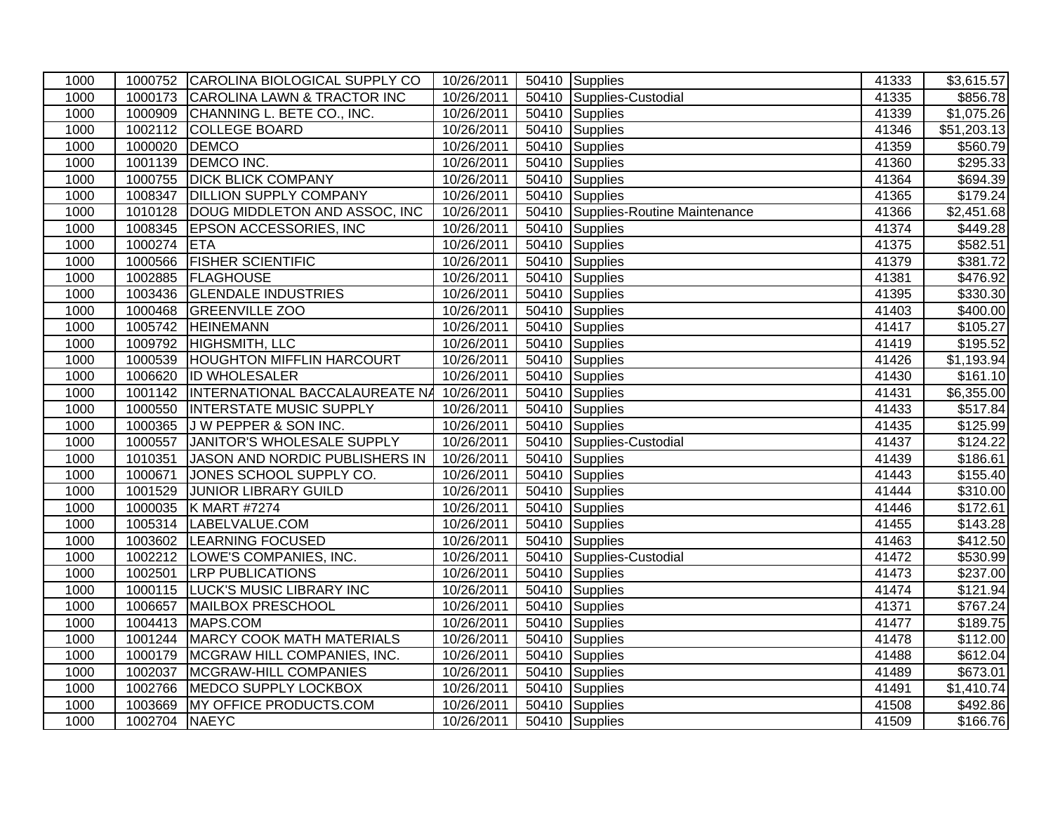| 1000 | 1000752 | CAROLINA BIOLOGICAL SUPPLY CO | 10/26/2011 | 50410 | Supplies | 41333 | $3,615.57 |
|---|---|---|---|---|---|---|---|
| 1000 | 1000173 | CAROLINA LAWN & TRACTOR INC | 10/26/2011 | 50410 | Supplies-Custodial | 41335 | $856.78 |
| 1000 | 1000909 | CHANNING L. BETE CO., INC. | 10/26/2011 | 50410 | Supplies | 41339 | $1,075.26 |
| 1000 | 1002112 | COLLEGE BOARD | 10/26/2011 | 50410 | Supplies | 41346 | $51,203.13 |
| 1000 | 1000020 | DEMCO | 10/26/2011 | 50410 | Supplies | 41359 | $560.79 |
| 1000 | 1001139 | DEMCO INC. | 10/26/2011 | 50410 | Supplies | 41360 | $295.33 |
| 1000 | 1000755 | DICK BLICK COMPANY | 10/26/2011 | 50410 | Supplies | 41364 | $694.39 |
| 1000 | 1008347 | DILLION SUPPLY COMPANY | 10/26/2011 | 50410 | Supplies | 41365 | $179.24 |
| 1000 | 1010128 | DOUG MIDDLETON AND ASSOC, INC | 10/26/2011 | 50410 | Supplies-Routine Maintenance | 41366 | $2,451.68 |
| 1000 | 1008345 | EPSON ACCESSORIES, INC | 10/26/2011 | 50410 | Supplies | 41374 | $449.28 |
| 1000 | 1000274 | ETA | 10/26/2011 | 50410 | Supplies | 41375 | $582.51 |
| 1000 | 1000566 | FISHER SCIENTIFIC | 10/26/2011 | 50410 | Supplies | 41379 | $381.72 |
| 1000 | 1002885 | FLAGHOUSE | 10/26/2011 | 50410 | Supplies | 41381 | $476.92 |
| 1000 | 1003436 | GLENDALE INDUSTRIES | 10/26/2011 | 50410 | Supplies | 41395 | $330.30 |
| 1000 | 1000468 | GREENVILLE ZOO | 10/26/2011 | 50410 | Supplies | 41403 | $400.00 |
| 1000 | 1005742 | HEINEMANN | 10/26/2011 | 50410 | Supplies | 41417 | $105.27 |
| 1000 | 1009792 | HIGHSMITH, LLC | 10/26/2011 | 50410 | Supplies | 41419 | $195.52 |
| 1000 | 1000539 | HOUGHTON MIFFLIN HARCOURT | 10/26/2011 | 50410 | Supplies | 41426 | $1,193.94 |
| 1000 | 1006620 | ID WHOLESALER | 10/26/2011 | 50410 | Supplies | 41430 | $161.10 |
| 1000 | 1001142 | INTERNATIONAL BACCALAUREATE NA | 10/26/2011 | 50410 | Supplies | 41431 | $6,355.00 |
| 1000 | 1000550 | INTERSTATE MUSIC SUPPLY | 10/26/2011 | 50410 | Supplies | 41433 | $517.84 |
| 1000 | 1000365 | J W PEPPER & SON INC. | 10/26/2011 | 50410 | Supplies | 41435 | $125.99 |
| 1000 | 1000557 | JANITOR'S WHOLESALE SUPPLY | 10/26/2011 | 50410 | Supplies-Custodial | 41437 | $124.22 |
| 1000 | 1010351 | JASON AND NORDIC PUBLISHERS IN | 10/26/2011 | 50410 | Supplies | 41439 | $186.61 |
| 1000 | 1000671 | JONES SCHOOL SUPPLY CO. | 10/26/2011 | 50410 | Supplies | 41443 | $155.40 |
| 1000 | 1001529 | JUNIOR LIBRARY GUILD | 10/26/2011 | 50410 | Supplies | 41444 | $310.00 |
| 1000 | 1000035 | K MART #7274 | 10/26/2011 | 50410 | Supplies | 41446 | $172.61 |
| 1000 | 1005314 | LABELVALUE.COM | 10/26/2011 | 50410 | Supplies | 41455 | $143.28 |
| 1000 | 1003602 | LEARNING FOCUSED | 10/26/2011 | 50410 | Supplies | 41463 | $412.50 |
| 1000 | 1002212 | LOWE'S COMPANIES, INC. | 10/26/2011 | 50410 | Supplies-Custodial | 41472 | $530.99 |
| 1000 | 1002501 | LRP PUBLICATIONS | 10/26/2011 | 50410 | Supplies | 41473 | $237.00 |
| 1000 | 1000115 | LUCK'S MUSIC LIBRARY INC | 10/26/2011 | 50410 | Supplies | 41474 | $121.94 |
| 1000 | 1006657 | MAILBOX PRESCHOOL | 10/26/2011 | 50410 | Supplies | 41371 | $767.24 |
| 1000 | 1004413 | MAPS.COM | 10/26/2011 | 50410 | Supplies | 41477 | $189.75 |
| 1000 | 1001244 | MARCY COOK MATH MATERIALS | 10/26/2011 | 50410 | Supplies | 41478 | $112.00 |
| 1000 | 1000179 | MCGRAW HILL COMPANIES, INC. | 10/26/2011 | 50410 | Supplies | 41488 | $612.04 |
| 1000 | 1002037 | MCGRAW-HILL COMPANIES | 10/26/2011 | 50410 | Supplies | 41489 | $673.01 |
| 1000 | 1002766 | MEDCO SUPPLY LOCKBOX | 10/26/2011 | 50410 | Supplies | 41491 | $1,410.74 |
| 1000 | 1003669 | MY OFFICE PRODUCTS.COM | 10/26/2011 | 50410 | Supplies | 41508 | $492.86 |
| 1000 | 1002704 | NAEYC | 10/26/2011 | 50410 | Supplies | 41509 | $166.76 |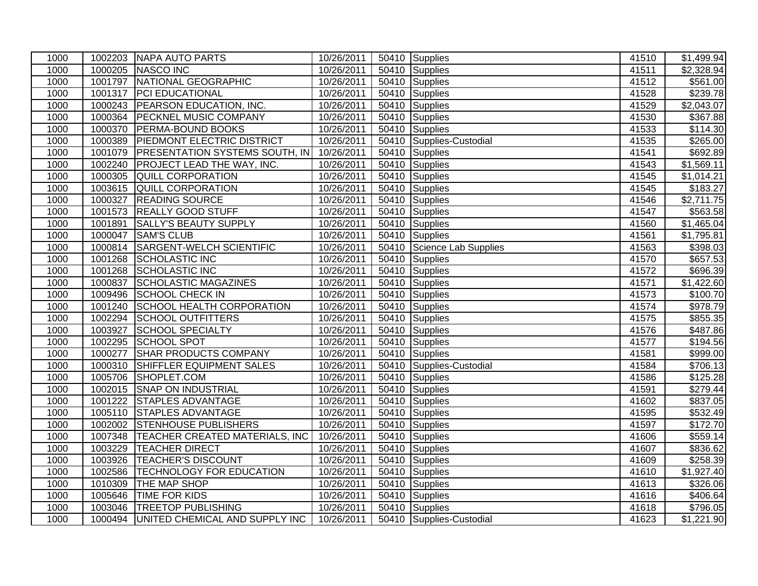| 1000 | 1002203 | NAPA AUTO PARTS | 10/26/2011 | 50410 | Supplies | 41510 | $1,499.94 |
|---|---|---|---|---|---|---|---|
| 1000 | 1000205 | NASCO INC | 10/26/2011 | 50410 | Supplies | 41511 | $2,328.94 |
| 1000 | 1001797 | NATIONAL GEOGRAPHIC | 10/26/2011 | 50410 | Supplies | 41512 | $561.00 |
| 1000 | 1001317 | PCI EDUCATIONAL | 10/26/2011 | 50410 | Supplies | 41528 | $239.78 |
| 1000 | 1000243 | PEARSON EDUCATION, INC. | 10/26/2011 | 50410 | Supplies | 41529 | $2,043.07 |
| 1000 | 1000364 | PECKNEL MUSIC COMPANY | 10/26/2011 | 50410 | Supplies | 41530 | $367.88 |
| 1000 | 1000370 | PERMA-BOUND BOOKS | 10/26/2011 | 50410 | Supplies | 41533 | $114.30 |
| 1000 | 1000389 | PIEDMONT ELECTRIC DISTRICT | 10/26/2011 | 50410 | Supplies-Custodial | 41535 | $265.00 |
| 1000 | 1001079 | PRESENTATION SYSTEMS SOUTH, IN | 10/26/2011 | 50410 | Supplies | 41541 | $692.89 |
| 1000 | 1002240 | PROJECT LEAD THE WAY, INC. | 10/26/2011 | 50410 | Supplies | 41543 | $1,569.11 |
| 1000 | 1000305 | QUILL CORPORATION | 10/26/2011 | 50410 | Supplies | 41545 | $1,014.21 |
| 1000 | 1003615 | QUILL CORPORATION | 10/26/2011 | 50410 | Supplies | 41545 | $183.27 |
| 1000 | 1000327 | READING SOURCE | 10/26/2011 | 50410 | Supplies | 41546 | $2,711.75 |
| 1000 | 1001573 | REALLY GOOD STUFF | 10/26/2011 | 50410 | Supplies | 41547 | $563.58 |
| 1000 | 1001891 | SALLY'S BEAUTY SUPPLY | 10/26/2011 | 50410 | Supplies | 41560 | $1,465.04 |
| 1000 | 1000047 | SAM'S CLUB | 10/26/2011 | 50410 | Supplies | 41561 | $1,795.81 |
| 1000 | 1000814 | SARGENT-WELCH SCIENTIFIC | 10/26/2011 | 50410 | Science Lab Supplies | 41563 | $398.03 |
| 1000 | 1001268 | SCHOLASTIC INC | 10/26/2011 | 50410 | Supplies | 41570 | $657.53 |
| 1000 | 1001268 | SCHOLASTIC INC | 10/26/2011 | 50410 | Supplies | 41572 | $696.39 |
| 1000 | 1000837 | SCHOLASTIC MAGAZINES | 10/26/2011 | 50410 | Supplies | 41571 | $1,422.60 |
| 1000 | 1009496 | SCHOOL CHECK IN | 10/26/2011 | 50410 | Supplies | 41573 | $100.70 |
| 1000 | 1001240 | SCHOOL HEALTH CORPORATION | 10/26/2011 | 50410 | Supplies | 41574 | $978.79 |
| 1000 | 1002294 | SCHOOL OUTFITTERS | 10/26/2011 | 50410 | Supplies | 41575 | $855.35 |
| 1000 | 1003927 | SCHOOL SPECIALTY | 10/26/2011 | 50410 | Supplies | 41576 | $487.86 |
| 1000 | 1002295 | SCHOOL SPOT | 10/26/2011 | 50410 | Supplies | 41577 | $194.56 |
| 1000 | 1000277 | SHAR PRODUCTS COMPANY | 10/26/2011 | 50410 | Supplies | 41581 | $999.00 |
| 1000 | 1000310 | SHIFFLER EQUIPMENT SALES | 10/26/2011 | 50410 | Supplies-Custodial | 41584 | $706.13 |
| 1000 | 1005706 | SHOPLET.COM | 10/26/2011 | 50410 | Supplies | 41586 | $125.28 |
| 1000 | 1002015 | SNAP ON INDUSTRIAL | 10/26/2011 | 50410 | Supplies | 41591 | $279.44 |
| 1000 | 1001222 | STAPLES ADVANTAGE | 10/26/2011 | 50410 | Supplies | 41602 | $837.05 |
| 1000 | 1005110 | STAPLES ADVANTAGE | 10/26/2011 | 50410 | Supplies | 41595 | $532.49 |
| 1000 | 1002002 | STENHOUSE PUBLISHERS | 10/26/2011 | 50410 | Supplies | 41597 | $172.70 |
| 1000 | 1007348 | TEACHER CREATED MATERIALS, INC | 10/26/2011 | 50410 | Supplies | 41606 | $559.14 |
| 1000 | 1003229 | TEACHER DIRECT | 10/26/2011 | 50410 | Supplies | 41607 | $836.62 |
| 1000 | 1003926 | TEACHER'S DISCOUNT | 10/26/2011 | 50410 | Supplies | 41609 | $258.39 |
| 1000 | 1002586 | TECHNOLOGY FOR EDUCATION | 10/26/2011 | 50410 | Supplies | 41610 | $1,927.40 |
| 1000 | 1010309 | THE MAP SHOP | 10/26/2011 | 50410 | Supplies | 41613 | $326.06 |
| 1000 | 1005646 | TIME FOR KIDS | 10/26/2011 | 50410 | Supplies | 41616 | $406.64 |
| 1000 | 1003046 | TREETOP PUBLISHING | 10/26/2011 | 50410 | Supplies | 41618 | $796.05 |
| 1000 | 1000494 | UNITED CHEMICAL AND SUPPLY INC | 10/26/2011 | 50410 | Supplies-Custodial | 41623 | $1,221.90 |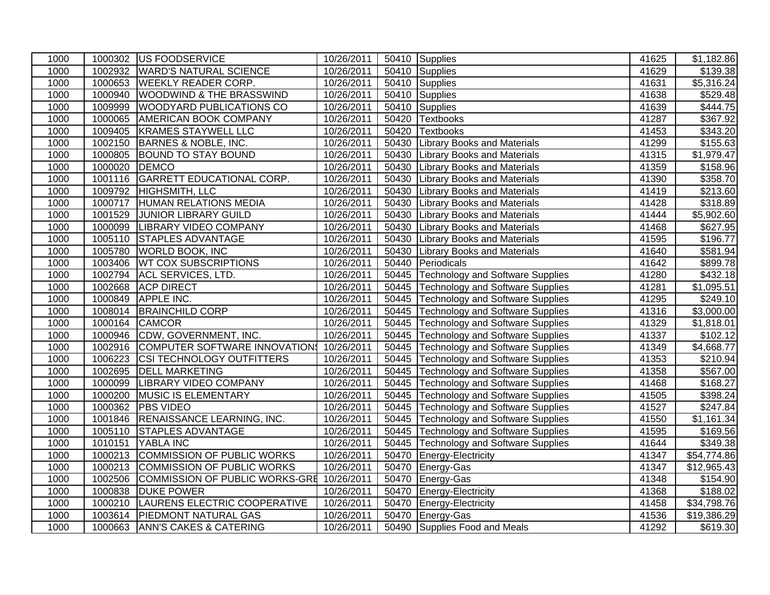| 1000 | 1000302 | US FOODSERVICE | 10/26/2011 | 50410 | Supplies | 41625 | $1,182.86 |
|---|---|---|---|---|---|---|---|
| 1000 | 1002932 | WARD'S NATURAL SCIENCE | 10/26/2011 | 50410 | Supplies | 41629 | $139.38 |
| 1000 | 1000653 | WEEKLY READER CORP. | 10/26/2011 | 50410 | Supplies | 41631 | $5,316.24 |
| 1000 | 1000940 | WOODWIND & THE BRASSWIND | 10/26/2011 | 50410 | Supplies | 41638 | $529.48 |
| 1000 | 1009999 | WOODYARD PUBLICATIONS CO | 10/26/2011 | 50410 | Supplies | 41639 | $444.75 |
| 1000 | 1000065 | AMERICAN BOOK COMPANY | 10/26/2011 | 50420 | Textbooks | 41287 | $367.92 |
| 1000 | 1009405 | KRAMES STAYWELL LLC | 10/26/2011 | 50420 | Textbooks | 41453 | $343.20 |
| 1000 | 1002150 | BARNES & NOBLE, INC. | 10/26/2011 | 50430 | Library Books and Materials | 41299 | $155.63 |
| 1000 | 1000805 | BOUND TO STAY BOUND | 10/26/2011 | 50430 | Library Books and Materials | 41315 | $1,979.47 |
| 1000 | 1000020 | DEMCO | 10/26/2011 | 50430 | Library Books and Materials | 41359 | $158.96 |
| 1000 | 1001116 | GARRETT EDUCATIONAL CORP. | 10/26/2011 | 50430 | Library Books and Materials | 41390 | $358.70 |
| 1000 | 1009792 | HIGHSMITH, LLC | 10/26/2011 | 50430 | Library Books and Materials | 41419 | $213.60 |
| 1000 | 1000717 | HUMAN RELATIONS MEDIA | 10/26/2011 | 50430 | Library Books and Materials | 41428 | $318.89 |
| 1000 | 1001529 | JUNIOR LIBRARY GUILD | 10/26/2011 | 50430 | Library Books and Materials | 41444 | $5,902.60 |
| 1000 | 1000099 | LIBRARY VIDEO COMPANY | 10/26/2011 | 50430 | Library Books and Materials | 41468 | $627.95 |
| 1000 | 1005110 | STAPLES ADVANTAGE | 10/26/2011 | 50430 | Library Books and Materials | 41595 | $196.77 |
| 1000 | 1005780 | WORLD BOOK, INC | 10/26/2011 | 50430 | Library Books and Materials | 41640 | $581.94 |
| 1000 | 1003406 | WT COX SUBSCRIPTIONS | 10/26/2011 | 50440 | Periodicals | 41642 | $899.78 |
| 1000 | 1002794 | ACL SERVICES, LTD. | 10/26/2011 | 50445 | Technology and Software Supplies | 41280 | $432.18 |
| 1000 | 1002668 | ACP DIRECT | 10/26/2011 | 50445 | Technology and Software Supplies | 41281 | $1,095.51 |
| 1000 | 1000849 | APPLE INC. | 10/26/2011 | 50445 | Technology and Software Supplies | 41295 | $249.10 |
| 1000 | 1008014 | BRAINCHILD CORP | 10/26/2011 | 50445 | Technology and Software Supplies | 41316 | $3,000.00 |
| 1000 | 1000164 | CAMCOR | 10/26/2011 | 50445 | Technology and Software Supplies | 41329 | $1,818.01 |
| 1000 | 1000946 | CDW, GOVERNMENT, INC. | 10/26/2011 | 50445 | Technology and Software Supplies | 41337 | $102.12 |
| 1000 | 1002916 | COMPUTER SOFTWARE INNOVATIONS | 10/26/2011 | 50445 | Technology and Software Supplies | 41349 | $4,668.77 |
| 1000 | 1006223 | CSI TECHNOLOGY OUTFITTERS | 10/26/2011 | 50445 | Technology and Software Supplies | 41353 | $210.94 |
| 1000 | 1002695 | DELL MARKETING | 10/26/2011 | 50445 | Technology and Software Supplies | 41358 | $567.00 |
| 1000 | 1000099 | LIBRARY VIDEO COMPANY | 10/26/2011 | 50445 | Technology and Software Supplies | 41468 | $168.27 |
| 1000 | 1000200 | MUSIC IS ELEMENTARY | 10/26/2011 | 50445 | Technology and Software Supplies | 41505 | $398.24 |
| 1000 | 1000362 | PBS VIDEO | 10/26/2011 | 50445 | Technology and Software Supplies | 41527 | $247.84 |
| 1000 | 1001846 | RENAISSANCE LEARNING, INC. | 10/26/2011 | 50445 | Technology and Software Supplies | 41550 | $1,161.34 |
| 1000 | 1005110 | STAPLES ADVANTAGE | 10/26/2011 | 50445 | Technology and Software Supplies | 41595 | $169.56 |
| 1000 | 1010151 | YABLA INC | 10/26/2011 | 50445 | Technology and Software Supplies | 41644 | $349.38 |
| 1000 | 1000213 | COMMISSION OF PUBLIC WORKS | 10/26/2011 | 50470 | Energy-Electricity | 41347 | $54,774.86 |
| 1000 | 1000213 | COMMISSION OF PUBLIC WORKS | 10/26/2011 | 50470 | Energy-Gas | 41347 | $12,965.43 |
| 1000 | 1002506 | COMMISSION OF PUBLIC WORKS-GRE | 10/26/2011 | 50470 | Energy-Gas | 41348 | $154.90 |
| 1000 | 1000838 | DUKE POWER | 10/26/2011 | 50470 | Energy-Electricity | 41368 | $188.02 |
| 1000 | 1000210 | LAURENS ELECTRIC COOPERATIVE | 10/26/2011 | 50470 | Energy-Electricity | 41458 | $34,798.76 |
| 1000 | 1003614 | PIEDMONT NATURAL GAS | 10/26/2011 | 50470 | Energy-Gas | 41536 | $19,386.29 |
| 1000 | 1000663 | ANN'S CAKES & CATERING | 10/26/2011 | 50490 | Supplies Food and Meals | 41292 | $619.30 |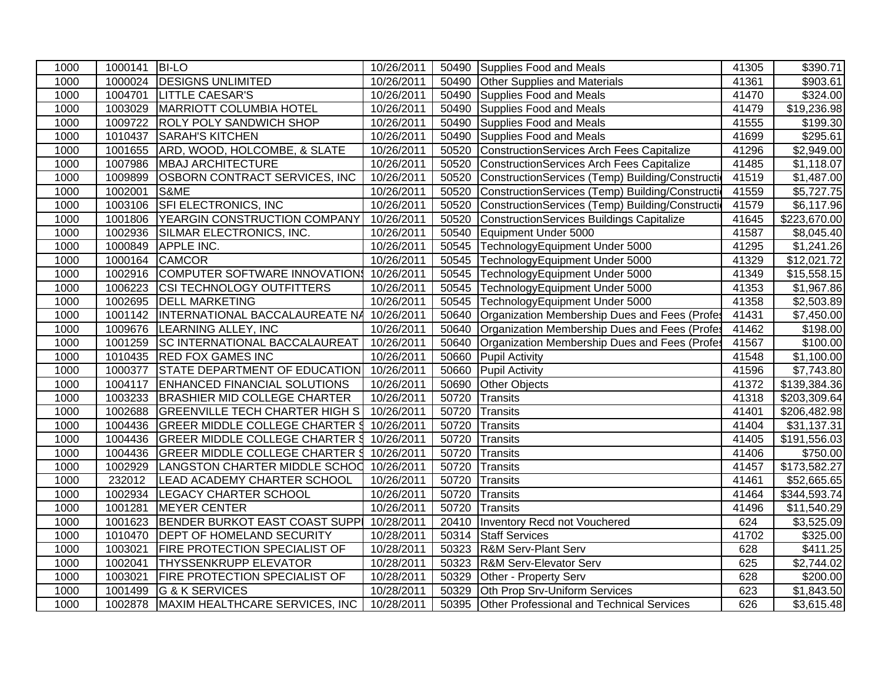| | | | | | | | |
|---|---|---|---|---|---|---|---|
| 1000 | 1000141 | BI-LO | 10/26/2011 | 50490 | Supplies Food and Meals | 41305 | $390.71 |
| 1000 | 1000024 | DESIGNS UNLIMITED | 10/26/2011 | 50490 | Other Supplies and Materials | 41361 | $903.61 |
| 1000 | 1004701 | LITTLE CAESAR'S | 10/26/2011 | 50490 | Supplies Food and Meals | 41470 | $324.00 |
| 1000 | 1003029 | MARRIOTT COLUMBIA HOTEL | 10/26/2011 | 50490 | Supplies Food and Meals | 41479 | $19,236.98 |
| 1000 | 1009722 | ROLY POLY SANDWICH SHOP | 10/26/2011 | 50490 | Supplies Food and Meals | 41555 | $199.30 |
| 1000 | 1010437 | SARAH'S KITCHEN | 10/26/2011 | 50490 | Supplies Food and Meals | 41699 | $295.61 |
| 1000 | 1001655 | ARD, WOOD, HOLCOMBE, & SLATE | 10/26/2011 | 50520 | ConstructionServices Arch Fees Capitalize | 41296 | $2,949.00 |
| 1000 | 1007986 | MBAJ ARCHITECTURE | 10/26/2011 | 50520 | ConstructionServices Arch Fees Capitalize | 41485 | $1,118.07 |
| 1000 | 1009899 | OSBORN CONTRACT SERVICES, INC | 10/26/2011 | 50520 | ConstructionServices (Temp) Building/Constructi | 41519 | $1,487.00 |
| 1000 | 1002001 | S&ME | 10/26/2011 | 50520 | ConstructionServices (Temp) Building/Constructi | 41559 | $5,727.75 |
| 1000 | 1003106 | SFI ELECTRONICS, INC | 10/26/2011 | 50520 | ConstructionServices (Temp) Building/Constructi | 41579 | $6,117.96 |
| 1000 | 1001806 | YEARGIN CONSTRUCTION COMPANY | 10/26/2011 | 50520 | ConstructionServices Buildings Capitalize | 41645 | $223,670.00 |
| 1000 | 1002936 | SILMAR ELECTRONICS, INC. | 10/26/2011 | 50540 | Equipment Under 5000 | 41587 | $8,045.40 |
| 1000 | 1000849 | APPLE INC. | 10/26/2011 | 50545 | TechnologyEquipment Under 5000 | 41295 | $1,241.26 |
| 1000 | 1000164 | CAMCOR | 10/26/2011 | 50545 | TechnologyEquipment Under 5000 | 41329 | $12,021.72 |
| 1000 | 1002916 | COMPUTER SOFTWARE INNOVATIONS | 10/26/2011 | 50545 | TechnologyEquipment Under 5000 | 41349 | $15,558.15 |
| 1000 | 1006223 | CSI TECHNOLOGY OUTFITTERS | 10/26/2011 | 50545 | TechnologyEquipment Under 5000 | 41353 | $1,967.86 |
| 1000 | 1002695 | DELL MARKETING | 10/26/2011 | 50545 | TechnologyEquipment Under 5000 | 41358 | $2,503.89 |
| 1000 | 1001142 | INTERNATIONAL BACCALAUREATE NA | 10/26/2011 | 50640 | Organization Membership Dues and Fees (Profes | 41431 | $7,450.00 |
| 1000 | 1009676 | LEARNING ALLEY, INC | 10/26/2011 | 50640 | Organization Membership Dues and Fees (Profes | 41462 | $198.00 |
| 1000 | 1001259 | SC INTERNATIONAL BACCALAUREAT | 10/26/2011 | 50640 | Organization Membership Dues and Fees (Profes | 41567 | $100.00 |
| 1000 | 1010435 | RED FOX GAMES INC | 10/26/2011 | 50660 | Pupil Activity | 41548 | $1,100.00 |
| 1000 | 1000377 | STATE DEPARTMENT OF EDUCATION | 10/26/2011 | 50660 | Pupil Activity | 41596 | $7,743.80 |
| 1000 | 1004117 | ENHANCED FINANCIAL SOLUTIONS | 10/26/2011 | 50690 | Other Objects | 41372 | $139,384.36 |
| 1000 | 1003233 | BRASHIER MID COLLEGE CHARTER | 10/26/2011 | 50720 | Transits | 41318 | $203,309.64 |
| 1000 | 1002688 | GREENVILLE TECH CHARTER HIGH S | 10/26/2011 | 50720 | Transits | 41401 | $206,482.98 |
| 1000 | 1004436 | GREER MIDDLE COLLEGE CHARTER S | 10/26/2011 | 50720 | Transits | 41404 | $31,137.31 |
| 1000 | 1004436 | GREER MIDDLE COLLEGE CHARTER S | 10/26/2011 | 50720 | Transits | 41405 | $191,556.03 |
| 1000 | 1004436 | GREER MIDDLE COLLEGE CHARTER S | 10/26/2011 | 50720 | Transits | 41406 | $750.00 |
| 1000 | 1002929 | LANGSTON CHARTER MIDDLE SCHOO | 10/26/2011 | 50720 | Transits | 41457 | $173,582.27 |
| 1000 | 232012 | LEAD ACADEMY CHARTER SCHOOL | 10/26/2011 | 50720 | Transits | 41461 | $52,665.65 |
| 1000 | 1002934 | LEGACY CHARTER SCHOOL | 10/26/2011 | 50720 | Transits | 41464 | $344,593.74 |
| 1000 | 1001281 | MEYER CENTER | 10/26/2011 | 50720 | Transits | 41496 | $11,540.29 |
| 1000 | 1001623 | BENDER BURKOT EAST COAST SUPPL | 10/28/2011 | 20410 | Inventory Recd not Vouchered | 624 | $3,525.09 |
| 1000 | 1010470 | DEPT OF HOMELAND SECURITY | 10/28/2011 | 50314 | Staff Services | 41702 | $325.00 |
| 1000 | 1003021 | FIRE PROTECTION SPECIALIST OF | 10/28/2011 | 50323 | R&M Serv-Plant Serv | 628 | $411.25 |
| 1000 | 1002041 | THYSSENKRUPP ELEVATOR | 10/28/2011 | 50323 | R&M Serv-Elevator Serv | 625 | $2,744.02 |
| 1000 | 1003021 | FIRE PROTECTION SPECIALIST OF | 10/28/2011 | 50329 | Other - Property Serv | 628 | $200.00 |
| 1000 | 1001499 | G & K SERVICES | 10/28/2011 | 50329 | Oth Prop Srv-Uniform Services | 623 | $1,843.50 |
| 1000 | 1002878 | MAXIM HEALTHCARE SERVICES, INC | 10/28/2011 | 50395 | Other Professional and Technical Services | 626 | $3,615.48 |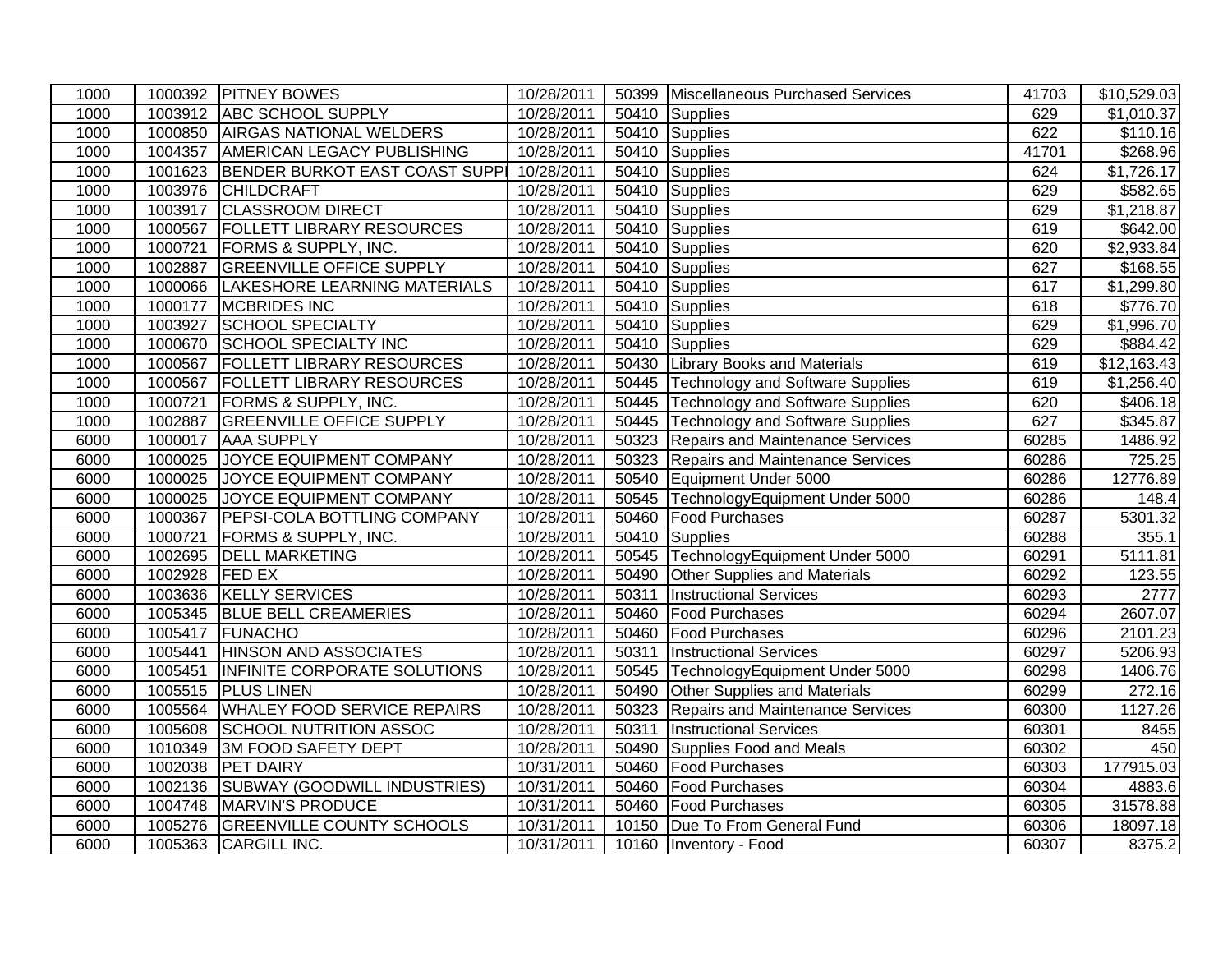| | | | | | | | |
|---|---|---|---|---|---|---|---|
| 1000 | 1000392 | PITNEY BOWES | 10/28/2011 | 50399 | Miscellaneous Purchased Services | 41703 | $10,529.03 |
| 1000 | 1003912 | ABC SCHOOL SUPPLY | 10/28/2011 | 50410 | Supplies | 629 | $1,010.37 |
| 1000 | 1000850 | AIRGAS NATIONAL WELDERS | 10/28/2011 | 50410 | Supplies | 622 | $110.16 |
| 1000 | 1004357 | AMERICAN LEGACY PUBLISHING | 10/28/2011 | 50410 | Supplies | 41701 | $268.96 |
| 1000 | 1001623 | BENDER BURKOT EAST COAST SUPPI | 10/28/2011 | 50410 | Supplies | 624 | $1,726.17 |
| 1000 | 1003976 | CHILDCRAFT | 10/28/2011 | 50410 | Supplies | 629 | $582.65 |
| 1000 | 1003917 | CLASSROOM DIRECT | 10/28/2011 | 50410 | Supplies | 629 | $1,218.87 |
| 1000 | 1000567 | FOLLETT LIBRARY RESOURCES | 10/28/2011 | 50410 | Supplies | 619 | $642.00 |
| 1000 | 1000721 | FORMS & SUPPLY, INC. | 10/28/2011 | 50410 | Supplies | 620 | $2,933.84 |
| 1000 | 1002887 | GREENVILLE OFFICE SUPPLY | 10/28/2011 | 50410 | Supplies | 627 | $168.55 |
| 1000 | 1000066 | LAKESHORE LEARNING MATERIALS | 10/28/2011 | 50410 | Supplies | 617 | $1,299.80 |
| 1000 | 1000177 | MCBRIDES INC | 10/28/2011 | 50410 | Supplies | 618 | $776.70 |
| 1000 | 1003927 | SCHOOL SPECIALTY | 10/28/2011 | 50410 | Supplies | 629 | $1,996.70 |
| 1000 | 1000670 | SCHOOL SPECIALTY INC | 10/28/2011 | 50410 | Supplies | 629 | $884.42 |
| 1000 | 1000567 | FOLLETT LIBRARY RESOURCES | 10/28/2011 | 50430 | Library Books and Materials | 619 | $12,163.43 |
| 1000 | 1000567 | FOLLETT LIBRARY RESOURCES | 10/28/2011 | 50445 | Technology and Software Supplies | 619 | $1,256.40 |
| 1000 | 1000721 | FORMS & SUPPLY, INC. | 10/28/2011 | 50445 | Technology and Software Supplies | 620 | $406.18 |
| 1000 | 1002887 | GREENVILLE OFFICE SUPPLY | 10/28/2011 | 50445 | Technology and Software Supplies | 627 | $345.87 |
| 6000 | 1000017 | AAA SUPPLY | 10/28/2011 | 50323 | Repairs and Maintenance Services | 60285 | 1486.92 |
| 6000 | 1000025 | JOYCE EQUIPMENT COMPANY | 10/28/2011 | 50323 | Repairs and Maintenance Services | 60286 | 725.25 |
| 6000 | 1000025 | JOYCE EQUIPMENT COMPANY | 10/28/2011 | 50540 | Equipment Under 5000 | 60286 | 12776.89 |
| 6000 | 1000025 | JOYCE EQUIPMENT COMPANY | 10/28/2011 | 50545 | TechnologyEquipment Under 5000 | 60286 | 148.4 |
| 6000 | 1000367 | PEPSI-COLA BOTTLING COMPANY | 10/28/2011 | 50460 | Food Purchases | 60287 | 5301.32 |
| 6000 | 1000721 | FORMS & SUPPLY, INC. | 10/28/2011 | 50410 | Supplies | 60288 | 355.1 |
| 6000 | 1002695 | DELL MARKETING | 10/28/2011 | 50545 | TechnologyEquipment Under 5000 | 60291 | 5111.81 |
| 6000 | 1002928 | FED EX | 10/28/2011 | 50490 | Other Supplies and Materials | 60292 | 123.55 |
| 6000 | 1003636 | KELLY SERVICES | 10/28/2011 | 50311 | Instructional Services | 60293 | 2777 |
| 6000 | 1005345 | BLUE BELL CREAMERIES | 10/28/2011 | 50460 | Food Purchases | 60294 | 2607.07 |
| 6000 | 1005417 | FUNACHO | 10/28/2011 | 50460 | Food Purchases | 60296 | 2101.23 |
| 6000 | 1005441 | HINSON AND ASSOCIATES | 10/28/2011 | 50311 | Instructional Services | 60297 | 5206.93 |
| 6000 | 1005451 | INFINITE CORPORATE SOLUTIONS | 10/28/2011 | 50545 | TechnologyEquipment Under 5000 | 60298 | 1406.76 |
| 6000 | 1005515 | PLUS LINEN | 10/28/2011 | 50490 | Other Supplies and Materials | 60299 | 272.16 |
| 6000 | 1005564 | WHALEY FOOD SERVICE REPAIRS | 10/28/2011 | 50323 | Repairs and Maintenance Services | 60300 | 1127.26 |
| 6000 | 1005608 | SCHOOL NUTRITION ASSOC | 10/28/2011 | 50311 | Instructional Services | 60301 | 8455 |
| 6000 | 1010349 | 3M FOOD SAFETY DEPT | 10/28/2011 | 50490 | Supplies Food and Meals | 60302 | 450 |
| 6000 | 1002038 | PET DAIRY | 10/31/2011 | 50460 | Food Purchases | 60303 | 177915.03 |
| 6000 | 1002136 | SUBWAY (GOODWILL INDUSTRIES) | 10/31/2011 | 50460 | Food Purchases | 60304 | 4883.6 |
| 6000 | 1004748 | MARVIN'S PRODUCE | 10/31/2011 | 50460 | Food Purchases | 60305 | 31578.88 |
| 6000 | 1005276 | GREENVILLE COUNTY SCHOOLS | 10/31/2011 | 10150 | Due To From General Fund | 60306 | 18097.18 |
| 6000 | 1005363 | CARGILL INC. | 10/31/2011 | 10160 | Inventory - Food | 60307 | 8375.2 |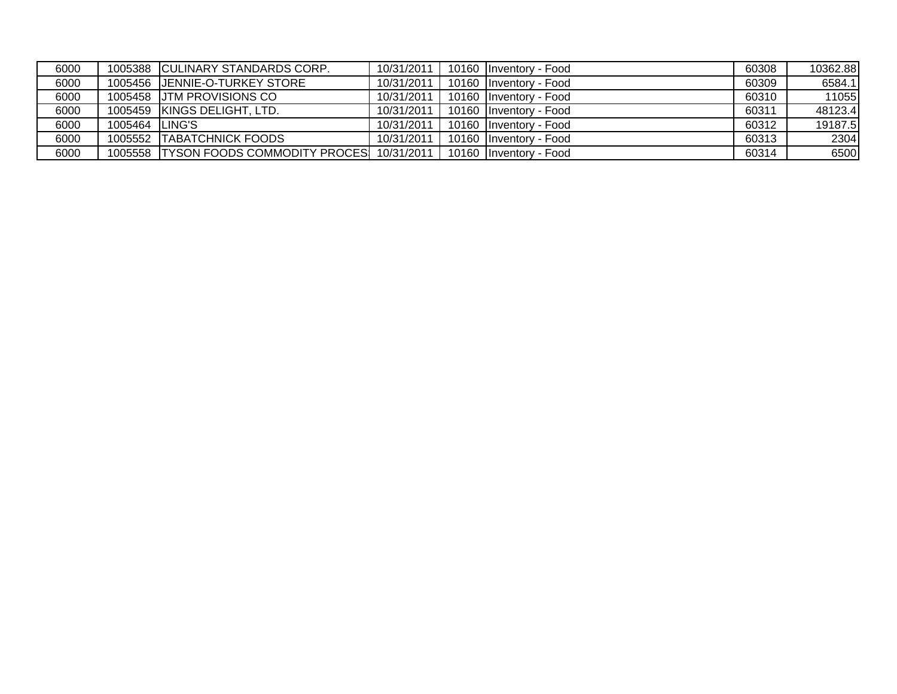| | | | | | | | |
|---|---|---|---|---|---|---|---|
| 6000 | 1005388 | CULINARY STANDARDS CORP. | 10/31/2011 | 10160 | Inventory - Food | 60308 | 10362.88 |
| 6000 | 1005456 | JENNIE-O-TURKEY STORE | 10/31/2011 | 10160 | Inventory - Food | 60309 | 6584.1 |
| 6000 | 1005458 | JTM PROVISIONS CO | 10/31/2011 | 10160 | Inventory - Food | 60310 | 11055 |
| 6000 | 1005459 | KINGS DELIGHT, LTD. | 10/31/2011 | 10160 | Inventory - Food | 60311 | 48123.4 |
| 6000 | 1005464 | LING'S | 10/31/2011 | 10160 | Inventory - Food | 60312 | 19187.5 |
| 6000 | 1005552 | TABATCHNICK FOODS | 10/31/2011 | 10160 | Inventory - Food | 60313 | 2304 |
| 6000 | 1005558 | TYSON FOODS COMMODITY PROCES | 10/31/2011 | 10160 | Inventory - Food | 60314 | 6500 |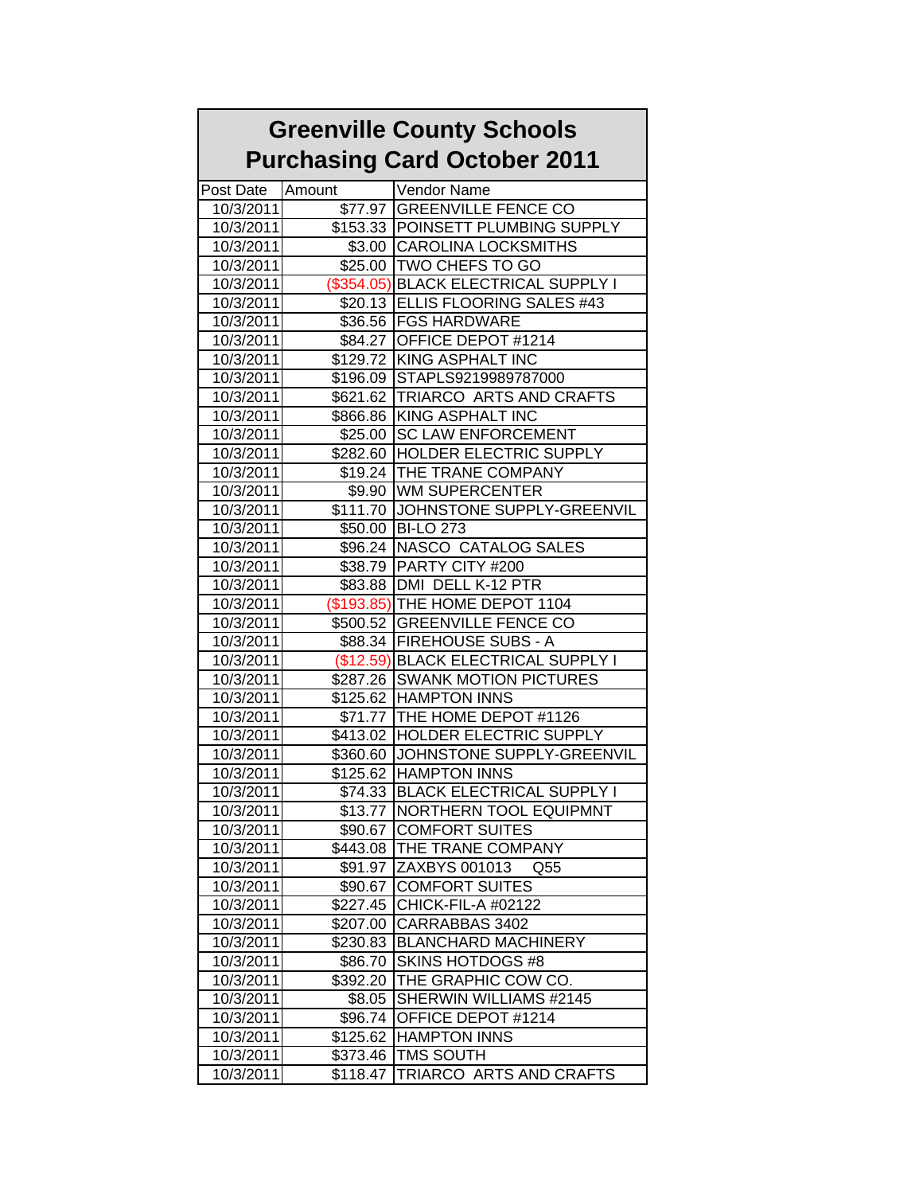# Greenville County Schools
# Purchasing Card October 2011

| Post Date | Amount | Vendor Name |
|---|---|---|
| 10/3/2011 | $77.97 | GREENVILLE FENCE CO |
| 10/3/2011 | $153.33 | POINSETT PLUMBING SUPPLY |
| 10/3/2011 | $3.00 | CAROLINA LOCKSMITHS |
| 10/3/2011 | $25.00 | TWO CHEFS TO GO |
| 10/3/2011 | ($354.05) | BLACK ELECTRICAL SUPPLY I |
| 10/3/2011 | $20.13 | ELLIS FLOORING SALES #43 |
| 10/3/2011 | $36.56 | FGS HARDWARE |
| 10/3/2011 | $84.27 | OFFICE DEPOT #1214 |
| 10/3/2011 | $129.72 | KING ASPHALT INC |
| 10/3/2011 | $196.09 | STAPLS9219989787000 |
| 10/3/2011 | $621.62 | TRIARCO ARTS AND CRAFTS |
| 10/3/2011 | $866.86 | KING ASPHALT INC |
| 10/3/2011 | $25.00 | SC LAW ENFORCEMENT |
| 10/3/2011 | $282.60 | HOLDER ELECTRIC SUPPLY |
| 10/3/2011 | $19.24 | THE TRANE COMPANY |
| 10/3/2011 | $9.90 | WM SUPERCENTER |
| 10/3/2011 | $111.70 | JOHNSTONE SUPPLY-GREENVIL |
| 10/3/2011 | $50.00 | BI-LO 273 |
| 10/3/2011 | $96.24 | NASCO CATALOG SALES |
| 10/3/2011 | $38.79 | PARTY CITY #200 |
| 10/3/2011 | $83.88 | DMI DELL K-12 PTR |
| 10/3/2011 | ($193.85) | THE HOME DEPOT 1104 |
| 10/3/2011 | $500.52 | GREENVILLE FENCE CO |
| 10/3/2011 | $88.34 | FIREHOUSE SUBS - A |
| 10/3/2011 | ($12.59) | BLACK ELECTRICAL SUPPLY I |
| 10/3/2011 | $287.26 | SWANK MOTION PICTURES |
| 10/3/2011 | $125.62 | HAMPTON INNS |
| 10/3/2011 | $71.77 | THE HOME DEPOT #1126 |
| 10/3/2011 | $413.02 | HOLDER ELECTRIC SUPPLY |
| 10/3/2011 | $360.60 | JOHNSTONE SUPPLY-GREENVIL |
| 10/3/2011 | $125.62 | HAMPTON INNS |
| 10/3/2011 | $74.33 | BLACK ELECTRICAL SUPPLY I |
| 10/3/2011 | $13.77 | NORTHERN TOOL EQUIPMNT |
| 10/3/2011 | $90.67 | COMFORT SUITES |
| 10/3/2011 | $443.08 | THE TRANE COMPANY |
| 10/3/2011 | $91.97 | ZAXBYS 001013 Q55 |
| 10/3/2011 | $90.67 | COMFORT SUITES |
| 10/3/2011 | $227.45 | CHICK-FIL-A #02122 |
| 10/3/2011 | $207.00 | CARRABBAS 3402 |
| 10/3/2011 | $230.83 | BLANCHARD MACHINERY |
| 10/3/2011 | $86.70 | SKINS HOTDOGS #8 |
| 10/3/2011 | $392.20 | THE GRAPHIC COW CO. |
| 10/3/2011 | $8.05 | SHERWIN WILLIAMS #2145 |
| 10/3/2011 | $96.74 | OFFICE DEPOT #1214 |
| 10/3/2011 | $125.62 | HAMPTON INNS |
| 10/3/2011 | $373.46 | TMS SOUTH |
| 10/3/2011 | $118.47 | TRIARCO ARTS AND CRAFTS |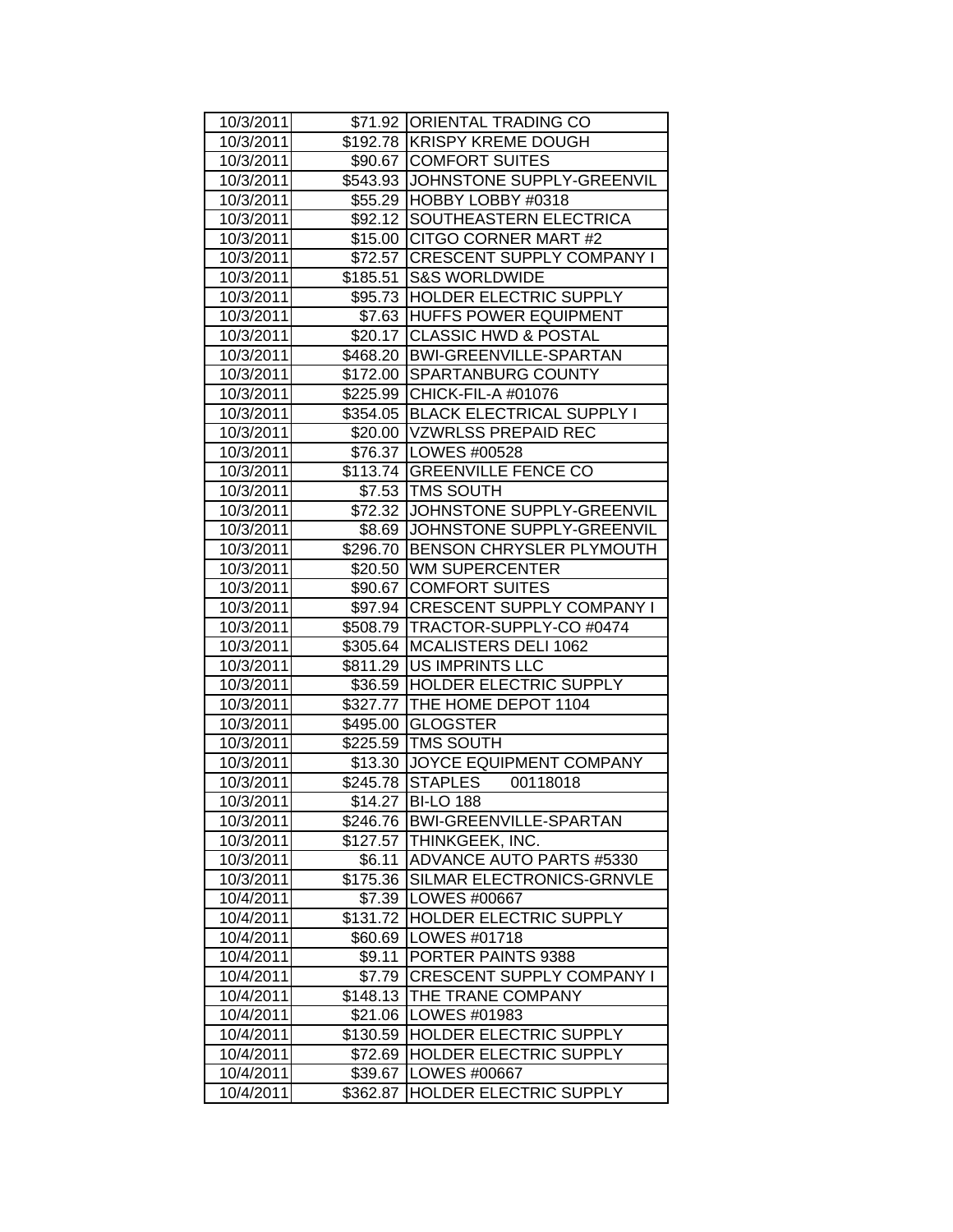| | | |
|---|---|---|
| 10/3/2011 | $71.92 | ORIENTAL TRADING CO |
| 10/3/2011 | $192.78 | KRISPY KREME DOUGH |
| 10/3/2011 | $90.67 | COMFORT SUITES |
| 10/3/2011 | $543.93 | JOHNSTONE SUPPLY-GREENVIL |
| 10/3/2011 | $55.29 | HOBBY LOBBY #0318 |
| 10/3/2011 | $92.12 | SOUTHEASTERN ELECTRICA |
| 10/3/2011 | $15.00 | CITGO CORNER MART #2 |
| 10/3/2011 | $72.57 | CRESCENT SUPPLY COMPANY I |
| 10/3/2011 | $185.51 | S&S WORLDWIDE |
| 10/3/2011 | $95.73 | HOLDER ELECTRIC SUPPLY |
| 10/3/2011 | $7.63 | HUFFS POWER EQUIPMENT |
| 10/3/2011 | $20.17 | CLASSIC HWD & POSTAL |
| 10/3/2011 | $468.20 | BWI-GREENVILLE-SPARTAN |
| 10/3/2011 | $172.00 | SPARTANBURG COUNTY |
| 10/3/2011 | $225.99 | CHICK-FIL-A #01076 |
| 10/3/2011 | $354.05 | BLACK ELECTRICAL SUPPLY I |
| 10/3/2011 | $20.00 | VZWRLSS PREPAID REC |
| 10/3/2011 | $76.37 | LOWES #00528 |
| 10/3/2011 | $113.74 | GREENVILLE FENCE CO |
| 10/3/2011 | $7.53 | TMS SOUTH |
| 10/3/2011 | $72.32 | JOHNSTONE SUPPLY-GREENVIL |
| 10/3/2011 | $8.69 | JOHNSTONE SUPPLY-GREENVIL |
| 10/3/2011 | $296.70 | BENSON CHRYSLER PLYMOUTH |
| 10/3/2011 | $20.50 | WM SUPERCENTER |
| 10/3/2011 | $90.67 | COMFORT SUITES |
| 10/3/2011 | $97.94 | CRESCENT SUPPLY COMPANY I |
| 10/3/2011 | $508.79 | TRACTOR-SUPPLY-CO #0474 |
| 10/3/2011 | $305.64 | MCALISTERS DELI 1062 |
| 10/3/2011 | $811.29 | US IMPRINTS LLC |
| 10/3/2011 | $36.59 | HOLDER ELECTRIC SUPPLY |
| 10/3/2011 | $327.77 | THE HOME DEPOT 1104 |
| 10/3/2011 | $495.00 | GLOGSTER |
| 10/3/2011 | $225.59 | TMS SOUTH |
| 10/3/2011 | $13.30 | JOYCE EQUIPMENT COMPANY |
| 10/3/2011 | $245.78 | STAPLES 00118018 |
| 10/3/2011 | $14.27 | BI-LO 188 |
| 10/3/2011 | $246.76 | BWI-GREENVILLE-SPARTAN |
| 10/3/2011 | $127.57 | THINKGEEK, INC. |
| 10/3/2011 | $6.11 | ADVANCE AUTO PARTS #5330 |
| 10/3/2011 | $175.36 | SILMAR ELECTRONICS-GRNVLE |
| 10/4/2011 | $7.39 | LOWES #00667 |
| 10/4/2011 | $131.72 | HOLDER ELECTRIC SUPPLY |
| 10/4/2011 | $60.69 | LOWES #01718 |
| 10/4/2011 | $9.11 | PORTER PAINTS 9388 |
| 10/4/2011 | $7.79 | CRESCENT SUPPLY COMPANY I |
| 10/4/2011 | $148.13 | THE TRANE COMPANY |
| 10/4/2011 | $21.06 | LOWES #01983 |
| 10/4/2011 | $130.59 | HOLDER ELECTRIC SUPPLY |
| 10/4/2011 | $72.69 | HOLDER ELECTRIC SUPPLY |
| 10/4/2011 | $39.67 | LOWES #00667 |
| 10/4/2011 | $362.87 | HOLDER ELECTRIC SUPPLY |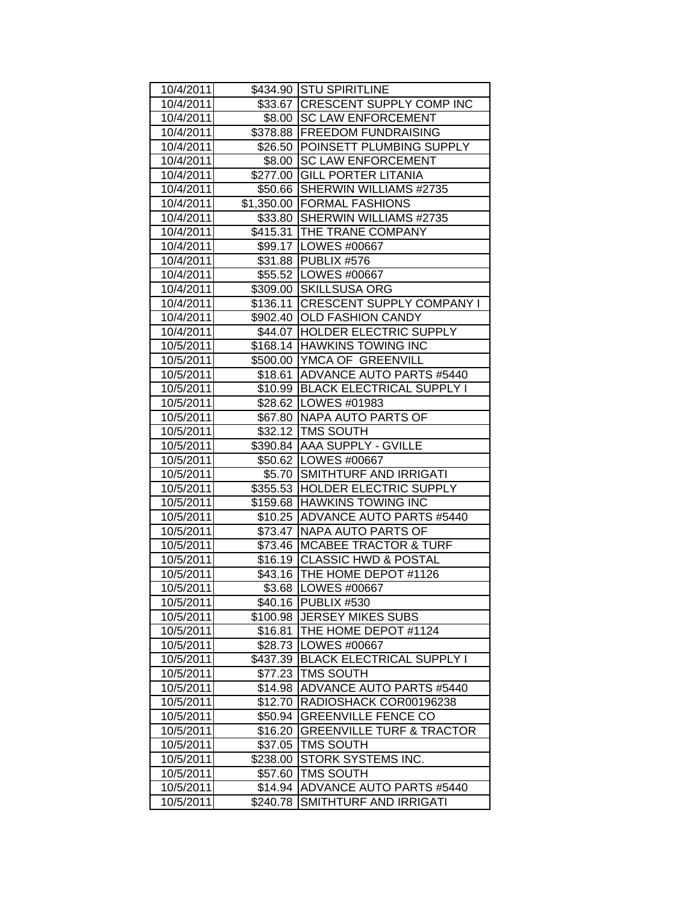| 10/4/2011 | $434.90 | STU SPIRITLINE |
|---|---|---|
| 10/4/2011 | $33.67 | CRESCENT SUPPLY COMP INC |
| 10/4/2011 | $8.00 | SC LAW ENFORCEMENT |
| 10/4/2011 | $378.88 | FREEDOM FUNDRAISING |
| 10/4/2011 | $26.50 | POINSETT PLUMBING SUPPLY |
| 10/4/2011 | $8.00 | SC LAW ENFORCEMENT |
| 10/4/2011 | $277.00 | GILL PORTER LITANIA |
| 10/4/2011 | $50.66 | SHERWIN WILLIAMS #2735 |
| 10/4/2011 | $1,350.00 | FORMAL FASHIONS |
| 10/4/2011 | $33.80 | SHERWIN WILLIAMS #2735 |
| 10/4/2011 | $415.31 | THE TRANE COMPANY |
| 10/4/2011 | $99.17 | LOWES #00667 |
| 10/4/2011 | $31.88 | PUBLIX #576 |
| 10/4/2011 | $55.52 | LOWES #00667 |
| 10/4/2011 | $309.00 | SKILLSUSA ORG |
| 10/4/2011 | $136.11 | CRESCENT SUPPLY COMPANY I |
| 10/4/2011 | $902.40 | OLD FASHION CANDY |
| 10/4/2011 | $44.07 | HOLDER ELECTRIC SUPPLY |
| 10/5/2011 | $168.14 | HAWKINS TOWING INC |
| 10/5/2011 | $500.00 | YMCA OF GREENVILL |
| 10/5/2011 | $18.61 | ADVANCE AUTO PARTS #5440 |
| 10/5/2011 | $10.99 | BLACK ELECTRICAL SUPPLY I |
| 10/5/2011 | $28.62 | LOWES #01983 |
| 10/5/2011 | $67.80 | NAPA AUTO PARTS OF |
| 10/5/2011 | $32.12 | TMS SOUTH |
| 10/5/2011 | $390.84 | AAA SUPPLY - GVILLE |
| 10/5/2011 | $50.62 | LOWES #00667 |
| 10/5/2011 | $5.70 | SMITHTURF AND IRRIGATI |
| 10/5/2011 | $355.53 | HOLDER ELECTRIC SUPPLY |
| 10/5/2011 | $159.68 | HAWKINS TOWING INC |
| 10/5/2011 | $10.25 | ADVANCE AUTO PARTS #5440 |
| 10/5/2011 | $73.47 | NAPA AUTO PARTS OF |
| 10/5/2011 | $73.46 | MCABEE TRACTOR & TURF |
| 10/5/2011 | $16.19 | CLASSIC HWD & POSTAL |
| 10/5/2011 | $43.16 | THE HOME DEPOT #1126 |
| 10/5/2011 | $3.68 | LOWES #00667 |
| 10/5/2011 | $40.16 | PUBLIX #530 |
| 10/5/2011 | $100.98 | JERSEY MIKES SUBS |
| 10/5/2011 | $16.81 | THE HOME DEPOT #1124 |
| 10/5/2011 | $28.73 | LOWES #00667 |
| 10/5/2011 | $437.39 | BLACK ELECTRICAL SUPPLY I |
| 10/5/2011 | $77.23 | TMS SOUTH |
| 10/5/2011 | $14.98 | ADVANCE AUTO PARTS #5440 |
| 10/5/2011 | $12.70 | RADIOSHACK COR00196238 |
| 10/5/2011 | $50.94 | GREENVILLE FENCE CO |
| 10/5/2011 | $16.20 | GREENVILLE TURF & TRACTOR |
| 10/5/2011 | $37.05 | TMS SOUTH |
| 10/5/2011 | $238.00 | STORK SYSTEMS INC. |
| 10/5/2011 | $57.60 | TMS SOUTH |
| 10/5/2011 | $14.94 | ADVANCE AUTO PARTS #5440 |
| 10/5/2011 | $240.78 | SMITHTURF AND IRRIGATI |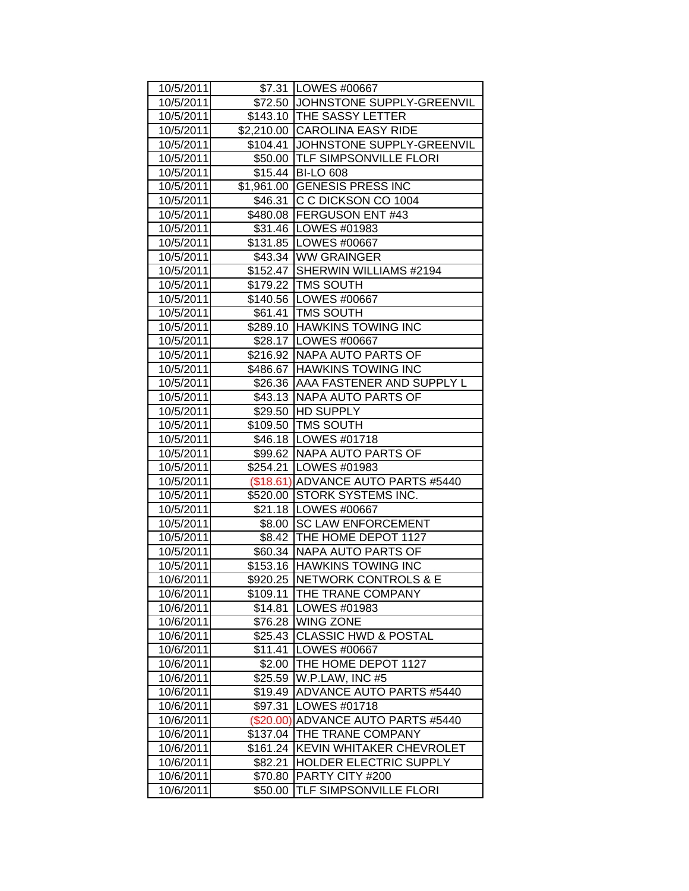| | | |
|---|---|---|
| 10/5/2011 | $7.31 | LOWES #00667 |
| 10/5/2011 | $72.50 | JOHNSTONE SUPPLY-GREENVIL |
| 10/5/2011 | $143.10 | THE SASSY LETTER |
| 10/5/2011 | $2,210.00 | CAROLINA EASY RIDE |
| 10/5/2011 | $104.41 | JOHNSTONE SUPPLY-GREENVIL |
| 10/5/2011 | $50.00 | TLF SIMPSONVILLE FLORI |
| 10/5/2011 | $15.44 | BI-LO 608 |
| 10/5/2011 | $1,961.00 | GENESIS PRESS INC |
| 10/5/2011 | $46.31 | C C DICKSON CO 1004 |
| 10/5/2011 | $480.08 | FERGUSON ENT #43 |
| 10/5/2011 | $31.46 | LOWES #01983 |
| 10/5/2011 | $131.85 | LOWES #00667 |
| 10/5/2011 | $43.34 | WW GRAINGER |
| 10/5/2011 | $152.47 | SHERWIN WILLIAMS #2194 |
| 10/5/2011 | $179.22 | TMS SOUTH |
| 10/5/2011 | $140.56 | LOWES #00667 |
| 10/5/2011 | $61.41 | TMS SOUTH |
| 10/5/2011 | $289.10 | HAWKINS TOWING INC |
| 10/5/2011 | $28.17 | LOWES #00667 |
| 10/5/2011 | $216.92 | NAPA AUTO PARTS OF |
| 10/5/2011 | $486.67 | HAWKINS TOWING INC |
| 10/5/2011 | $26.36 | AAA FASTENER AND SUPPLY L |
| 10/5/2011 | $43.13 | NAPA AUTO PARTS OF |
| 10/5/2011 | $29.50 | HD SUPPLY |
| 10/5/2011 | $109.50 | TMS SOUTH |
| 10/5/2011 | $46.18 | LOWES #01718 |
| 10/5/2011 | $99.62 | NAPA AUTO PARTS OF |
| 10/5/2011 | $254.21 | LOWES #01983 |
| 10/5/2011 | ($18.61) | ADVANCE AUTO PARTS #5440 |
| 10/5/2011 | $520.00 | STORK SYSTEMS INC. |
| 10/5/2011 | $21.18 | LOWES #00667 |
| 10/5/2011 | $8.00 | SC LAW ENFORCEMENT |
| 10/5/2011 | $8.42 | THE HOME DEPOT 1127 |
| 10/5/2011 | $60.34 | NAPA AUTO PARTS OF |
| 10/5/2011 | $153.16 | HAWKINS TOWING INC |
| 10/6/2011 | $920.25 | NETWORK CONTROLS & E |
| 10/6/2011 | $109.11 | THE TRANE COMPANY |
| 10/6/2011 | $14.81 | LOWES #01983 |
| 10/6/2011 | $76.28 | WING ZONE |
| 10/6/2011 | $25.43 | CLASSIC HWD & POSTAL |
| 10/6/2011 | $11.41 | LOWES #00667 |
| 10/6/2011 | $2.00 | THE HOME DEPOT 1127 |
| 10/6/2011 | $25.59 | W.P.LAW, INC #5 |
| 10/6/2011 | $19.49 | ADVANCE AUTO PARTS #5440 |
| 10/6/2011 | $97.31 | LOWES #01718 |
| 10/6/2011 | ($20.00) | ADVANCE AUTO PARTS #5440 |
| 10/6/2011 | $137.04 | THE TRANE COMPANY |
| 10/6/2011 | $161.24 | KEVIN WHITAKER CHEVROLET |
| 10/6/2011 | $82.21 | HOLDER ELECTRIC SUPPLY |
| 10/6/2011 | $70.80 | PARTY CITY #200 |
| 10/6/2011 | $50.00 | TLF SIMPSONVILLE FLORI |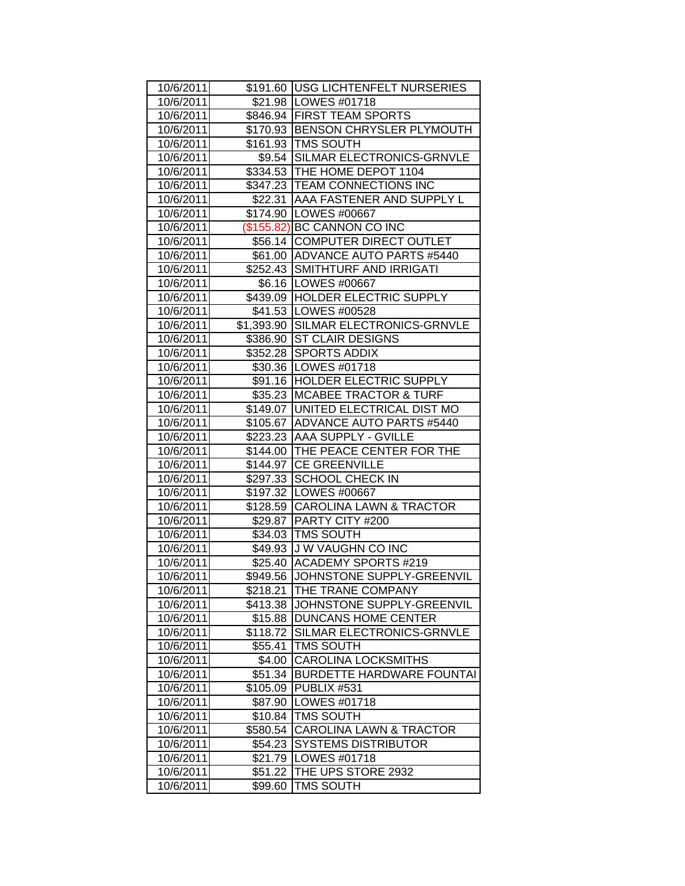| 10/6/2011 | $191.60 | USG LICHTENFELT NURSERIES |
|---|---|---|
| 10/6/2011 | $21.98 | LOWES #01718 |
| 10/6/2011 | $846.94 | FIRST TEAM SPORTS |
| 10/6/2011 | $170.93 | BENSON CHRYSLER PLYMOUTH |
| 10/6/2011 | $161.93 | TMS SOUTH |
| 10/6/2011 | $9.54 | SILMAR ELECTRONICS-GRNVLE |
| 10/6/2011 | $334.53 | THE HOME DEPOT 1104 |
| 10/6/2011 | $347.23 | TEAM CONNECTIONS INC |
| 10/6/2011 | $22.31 | AAA FASTENER AND SUPPLY L |
| 10/6/2011 | $174.90 | LOWES #00667 |
| 10/6/2011 | ($155.82) | BC CANNON CO INC |
| 10/6/2011 | $56.14 | COMPUTER DIRECT OUTLET |
| 10/6/2011 | $61.00 | ADVANCE AUTO PARTS #5440 |
| 10/6/2011 | $252.43 | SMITHTURF AND IRRIGATI |
| 10/6/2011 | $6.16 | LOWES #00667 |
| 10/6/2011 | $439.09 | HOLDER ELECTRIC SUPPLY |
| 10/6/2011 | $41.53 | LOWES #00528 |
| 10/6/2011 | $1,393.90 | SILMAR ELECTRONICS-GRNVLE |
| 10/6/2011 | $386.90 | ST CLAIR DESIGNS |
| 10/6/2011 | $352.28 | SPORTS ADDIX |
| 10/6/2011 | $30.36 | LOWES #01718 |
| 10/6/2011 | $91.16 | HOLDER ELECTRIC SUPPLY |
| 10/6/2011 | $35.23 | MCABEE TRACTOR & TURF |
| 10/6/2011 | $149.07 | UNITED ELECTRICAL DIST MO |
| 10/6/2011 | $105.67 | ADVANCE AUTO PARTS #5440 |
| 10/6/2011 | $223.23 | AAA SUPPLY - GVILLE |
| 10/6/2011 | $144.00 | THE PEACE CENTER FOR THE |
| 10/6/2011 | $144.97 | CE GREENVILLE |
| 10/6/2011 | $297.33 | SCHOOL CHECK IN |
| 10/6/2011 | $197.32 | LOWES #00667 |
| 10/6/2011 | $128.59 | CAROLINA LAWN & TRACTOR |
| 10/6/2011 | $29.87 | PARTY CITY #200 |
| 10/6/2011 | $34.03 | TMS SOUTH |
| 10/6/2011 | $49.93 | J W VAUGHN CO INC |
| 10/6/2011 | $25.40 | ACADEMY SPORTS #219 |
| 10/6/2011 | $949.56 | JOHNSTONE SUPPLY-GREENVIL |
| 10/6/2011 | $218.21 | THE TRANE COMPANY |
| 10/6/2011 | $413.38 | JOHNSTONE SUPPLY-GREENVIL |
| 10/6/2011 | $15.88 | DUNCANS HOME CENTER |
| 10/6/2011 | $118.72 | SILMAR ELECTRONICS-GRNVLE |
| 10/6/2011 | $55.41 | TMS SOUTH |
| 10/6/2011 | $4.00 | CAROLINA LOCKSMITHS |
| 10/6/2011 | $51.34 | BURDETTE HARDWARE FOUNTAI |
| 10/6/2011 | $105.09 | PUBLIX #531 |
| 10/6/2011 | $87.90 | LOWES #01718 |
| 10/6/2011 | $10.84 | TMS SOUTH |
| 10/6/2011 | $580.54 | CAROLINA LAWN & TRACTOR |
| 10/6/2011 | $54.23 | SYSTEMS DISTRIBUTOR |
| 10/6/2011 | $21.79 | LOWES #01718 |
| 10/6/2011 | $51.22 | THE UPS STORE 2932 |
| 10/6/2011 | $99.60 | TMS SOUTH |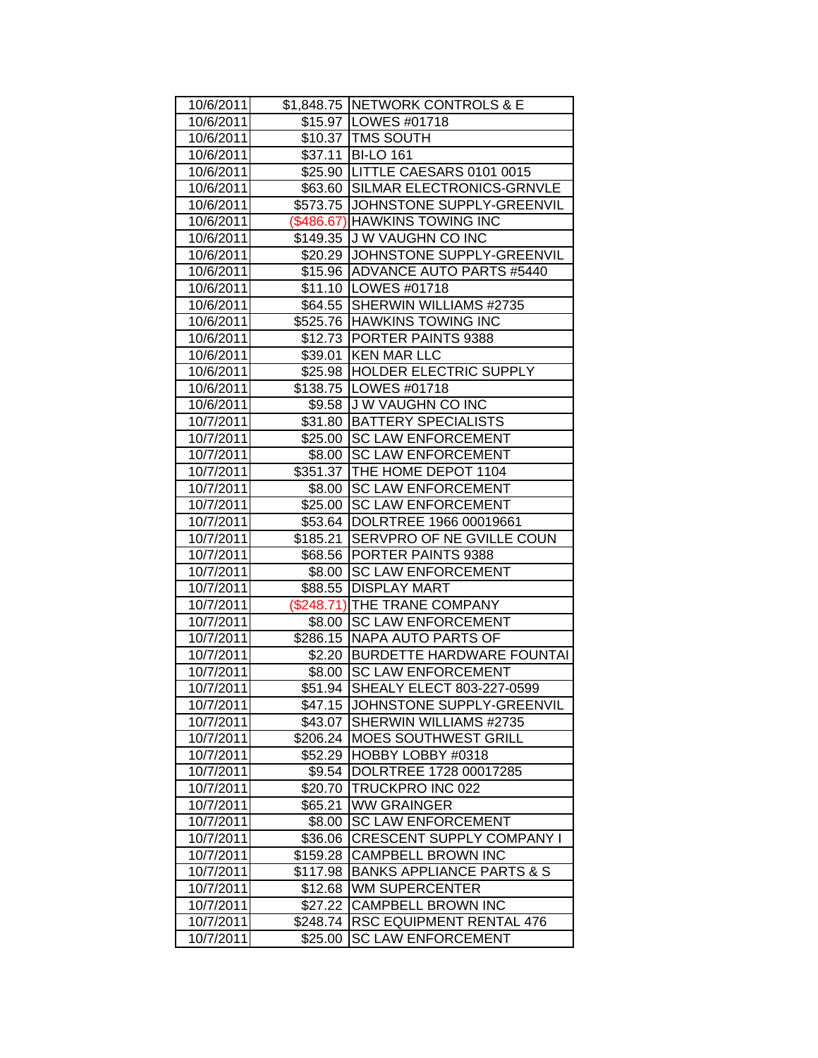| | | |
|---|---|---|
| 10/6/2011 | $1,848.75 | NETWORK CONTROLS & E |
| 10/6/2011 | $15.97 | LOWES #01718 |
| 10/6/2011 | $10.37 | TMS SOUTH |
| 10/6/2011 | $37.11 | BI-LO 161 |
| 10/6/2011 | $25.90 | LITTLE CAESARS 0101 0015 |
| 10/6/2011 | $63.60 | SILMAR ELECTRONICS-GRNVLE |
| 10/6/2011 | $573.75 | JOHNSTONE SUPPLY-GREENVIL |
| 10/6/2011 | ($486.67) | HAWKINS TOWING INC |
| 10/6/2011 | $149.35 | J W VAUGHN CO INC |
| 10/6/2011 | $20.29 | JOHNSTONE SUPPLY-GREENVIL |
| 10/6/2011 | $15.96 | ADVANCE AUTO PARTS #5440 |
| 10/6/2011 | $11.10 | LOWES #01718 |
| 10/6/2011 | $64.55 | SHERWIN WILLIAMS #2735 |
| 10/6/2011 | $525.76 | HAWKINS TOWING INC |
| 10/6/2011 | $12.73 | PORTER PAINTS 9388 |
| 10/6/2011 | $39.01 | KEN MAR LLC |
| 10/6/2011 | $25.98 | HOLDER ELECTRIC SUPPLY |
| 10/6/2011 | $138.75 | LOWES #01718 |
| 10/6/2011 | $9.58 | J W VAUGHN CO INC |
| 10/7/2011 | $31.80 | BATTERY SPECIALISTS |
| 10/7/2011 | $25.00 | SC LAW ENFORCEMENT |
| 10/7/2011 | $8.00 | SC LAW ENFORCEMENT |
| 10/7/2011 | $351.37 | THE HOME DEPOT 1104 |
| 10/7/2011 | $8.00 | SC LAW ENFORCEMENT |
| 10/7/2011 | $25.00 | SC LAW ENFORCEMENT |
| 10/7/2011 | $53.64 | DOLRTREE 1966 00019661 |
| 10/7/2011 | $185.21 | SERVPRO OF NE GVILLE COUN |
| 10/7/2011 | $68.56 | PORTER PAINTS 9388 |
| 10/7/2011 | $8.00 | SC LAW ENFORCEMENT |
| 10/7/2011 | $88.55 | DISPLAY MART |
| 10/7/2011 | ($248.71) | THE TRANE COMPANY |
| 10/7/2011 | $8.00 | SC LAW ENFORCEMENT |
| 10/7/2011 | $286.15 | NAPA AUTO PARTS OF |
| 10/7/2011 | $2.20 | BURDETTE HARDWARE FOUNTAI |
| 10/7/2011 | $8.00 | SC LAW ENFORCEMENT |
| 10/7/2011 | $51.94 | SHEALY ELECT 803-227-0599 |
| 10/7/2011 | $47.15 | JOHNSTONE SUPPLY-GREENVIL |
| 10/7/2011 | $43.07 | SHERWIN WILLIAMS #2735 |
| 10/7/2011 | $206.24 | MOES SOUTHWEST GRILL |
| 10/7/2011 | $52.29 | HOBBY LOBBY #0318 |
| 10/7/2011 | $9.54 | DOLRTREE 1728 00017285 |
| 10/7/2011 | $20.70 | TRUCKPRO INC 022 |
| 10/7/2011 | $65.21 | WW GRAINGER |
| 10/7/2011 | $8.00 | SC LAW ENFORCEMENT |
| 10/7/2011 | $36.06 | CRESCENT SUPPLY COMPANY I |
| 10/7/2011 | $159.28 | CAMPBELL BROWN INC |
| 10/7/2011 | $117.98 | BANKS APPLIANCE PARTS & S |
| 10/7/2011 | $12.68 | WM SUPERCENTER |
| 10/7/2011 | $27.22 | CAMPBELL BROWN INC |
| 10/7/2011 | $248.74 | RSC EQUIPMENT RENTAL 476 |
| 10/7/2011 | $25.00 | SC LAW ENFORCEMENT |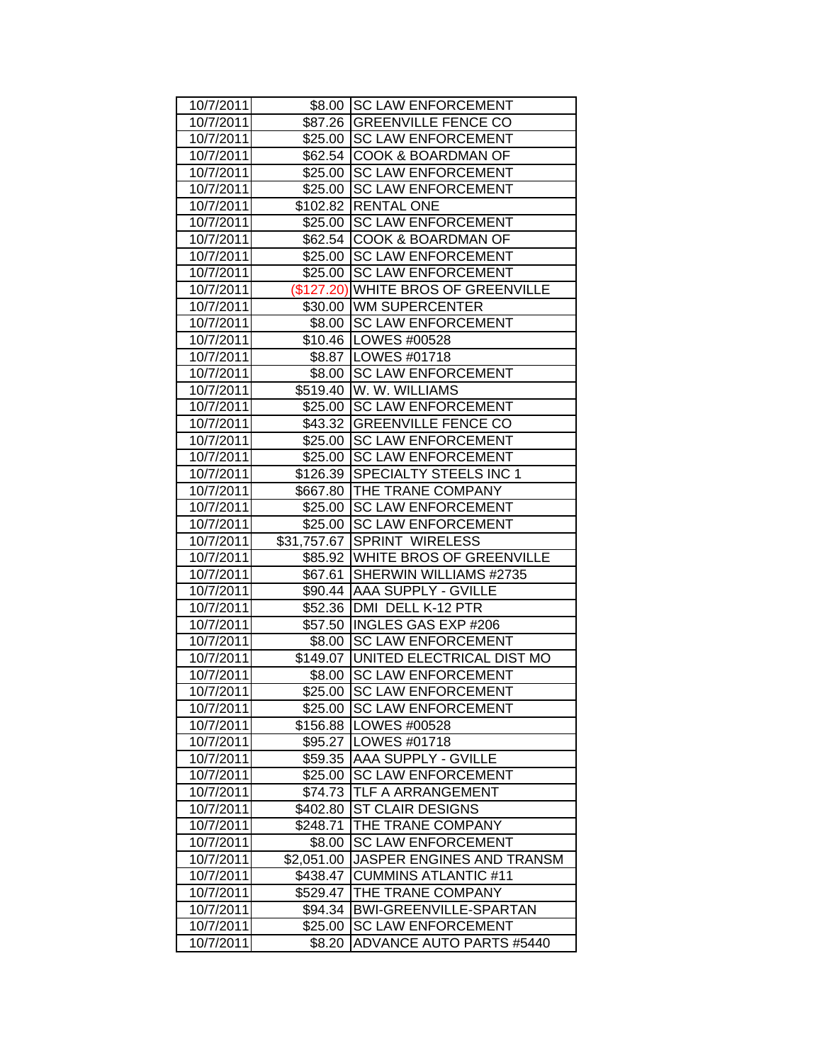| | | |
|---|---|---|
| 10/7/2011 | $8.00 | SC LAW ENFORCEMENT |
| 10/7/2011 | $87.26 | GREENVILLE FENCE CO |
| 10/7/2011 | $25.00 | SC LAW ENFORCEMENT |
| 10/7/2011 | $62.54 | COOK & BOARDMAN OF |
| 10/7/2011 | $25.00 | SC LAW ENFORCEMENT |
| 10/7/2011 | $25.00 | SC LAW ENFORCEMENT |
| 10/7/2011 | $102.82 | RENTAL ONE |
| 10/7/2011 | $25.00 | SC LAW ENFORCEMENT |
| 10/7/2011 | $62.54 | COOK & BOARDMAN OF |
| 10/7/2011 | $25.00 | SC LAW ENFORCEMENT |
| 10/7/2011 | $25.00 | SC LAW ENFORCEMENT |
| 10/7/2011 | ($127.20) | WHITE BROS OF GREENVILLE |
| 10/7/2011 | $30.00 | WM SUPERCENTER |
| 10/7/2011 | $8.00 | SC LAW ENFORCEMENT |
| 10/7/2011 | $10.46 | LOWES #00528 |
| 10/7/2011 | $8.87 | LOWES #01718 |
| 10/7/2011 | $8.00 | SC LAW ENFORCEMENT |
| 10/7/2011 | $519.40 | W. W. WILLIAMS |
| 10/7/2011 | $25.00 | SC LAW ENFORCEMENT |
| 10/7/2011 | $43.32 | GREENVILLE FENCE CO |
| 10/7/2011 | $25.00 | SC LAW ENFORCEMENT |
| 10/7/2011 | $25.00 | SC LAW ENFORCEMENT |
| 10/7/2011 | $126.39 | SPECIALTY STEELS INC 1 |
| 10/7/2011 | $667.80 | THE TRANE COMPANY |
| 10/7/2011 | $25.00 | SC LAW ENFORCEMENT |
| 10/7/2011 | $25.00 | SC LAW ENFORCEMENT |
| 10/7/2011 | $31,757.67 | SPRINT WIRELESS |
| 10/7/2011 | $85.92 | WHITE BROS OF GREENVILLE |
| 10/7/2011 | $67.61 | SHERWIN WILLIAMS #2735 |
| 10/7/2011 | $90.44 | AAA SUPPLY - GVILLE |
| 10/7/2011 | $52.36 | DMI DELL K-12 PTR |
| 10/7/2011 | $57.50 | INGLES GAS EXP #206 |
| 10/7/2011 | $8.00 | SC LAW ENFORCEMENT |
| 10/7/2011 | $149.07 | UNITED ELECTRICAL DIST MO |
| 10/7/2011 | $8.00 | SC LAW ENFORCEMENT |
| 10/7/2011 | $25.00 | SC LAW ENFORCEMENT |
| 10/7/2011 | $25.00 | SC LAW ENFORCEMENT |
| 10/7/2011 | $156.88 | LOWES #00528 |
| 10/7/2011 | $95.27 | LOWES #01718 |
| 10/7/2011 | $59.35 | AAA SUPPLY - GVILLE |
| 10/7/2011 | $25.00 | SC LAW ENFORCEMENT |
| 10/7/2011 | $74.73 | TLF A ARRANGEMENT |
| 10/7/2011 | $402.80 | ST CLAIR DESIGNS |
| 10/7/2011 | $248.71 | THE TRANE COMPANY |
| 10/7/2011 | $8.00 | SC LAW ENFORCEMENT |
| 10/7/2011 | $2,051.00 | JASPER ENGINES AND TRANSM |
| 10/7/2011 | $438.47 | CUMMINS ATLANTIC #11 |
| 10/7/2011 | $529.47 | THE TRANE COMPANY |
| 10/7/2011 | $94.34 | BWI-GREENVILLE-SPARTAN |
| 10/7/2011 | $25.00 | SC LAW ENFORCEMENT |
| 10/7/2011 | $8.20 | ADVANCE AUTO PARTS #5440 |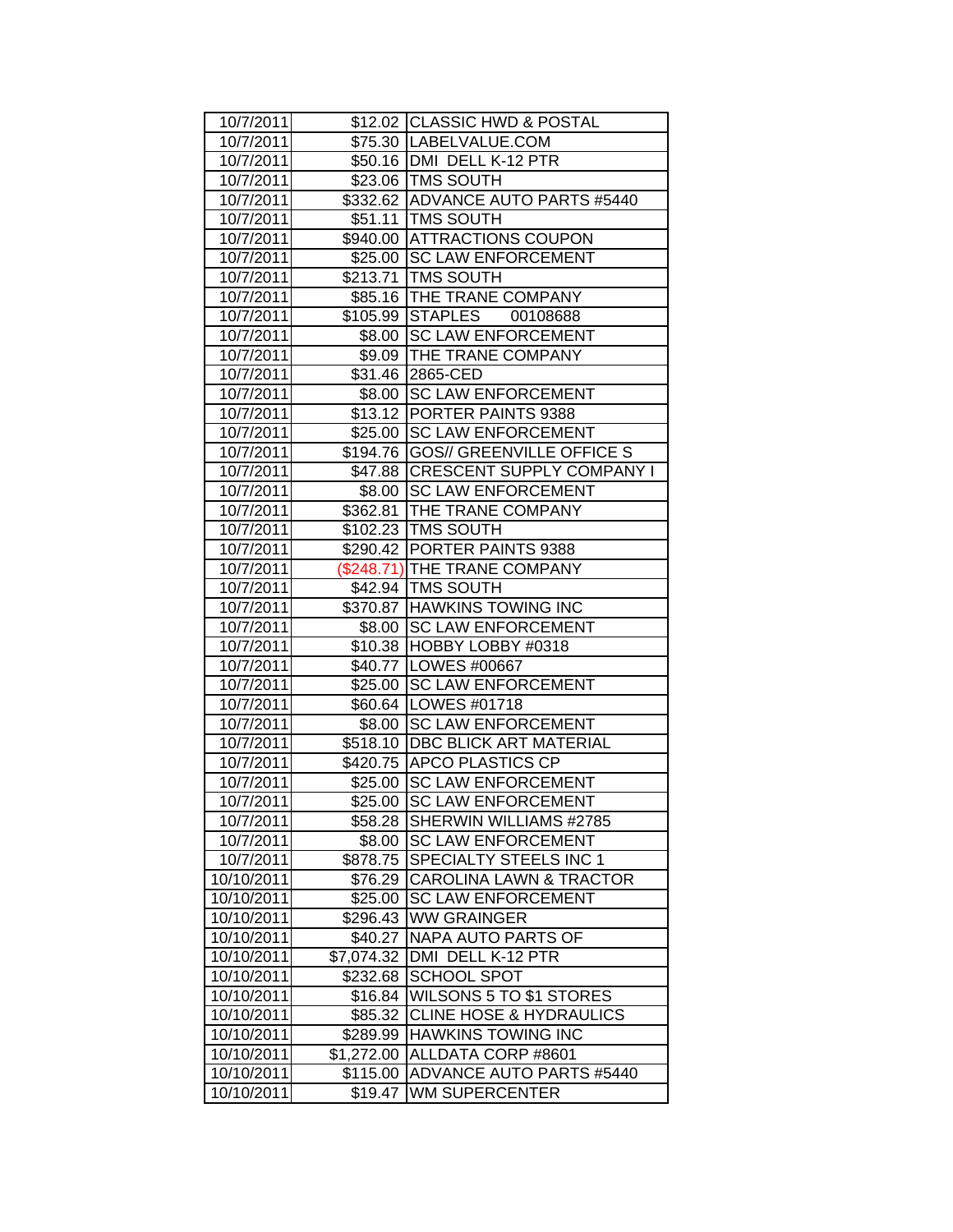| | | |
|---|---|---|
| 10/7/2011 | $12.02 | CLASSIC HWD & POSTAL |
| 10/7/2011 | $75.30 | LABELVALUE.COM |
| 10/7/2011 | $50.16 | DMI DELL K-12 PTR |
| 10/7/2011 | $23.06 | TMS SOUTH |
| 10/7/2011 | $332.62 | ADVANCE AUTO PARTS #5440 |
| 10/7/2011 | $51.11 | TMS SOUTH |
| 10/7/2011 | $940.00 | ATTRACTIONS COUPON |
| 10/7/2011 | $25.00 | SC LAW ENFORCEMENT |
| 10/7/2011 | $213.71 | TMS SOUTH |
| 10/7/2011 | $85.16 | THE TRANE COMPANY |
| 10/7/2011 | $105.99 | STAPLES 00108688 |
| 10/7/2011 | $8.00 | SC LAW ENFORCEMENT |
| 10/7/2011 | $9.09 | THE TRANE COMPANY |
| 10/7/2011 | $31.46 | 2865-CED |
| 10/7/2011 | $8.00 | SC LAW ENFORCEMENT |
| 10/7/2011 | $13.12 | PORTER PAINTS 9388 |
| 10/7/2011 | $25.00 | SC LAW ENFORCEMENT |
| 10/7/2011 | $194.76 | GOS// GREENVILLE OFFICE S |
| 10/7/2011 | $47.88 | CRESCENT SUPPLY COMPANY I |
| 10/7/2011 | $8.00 | SC LAW ENFORCEMENT |
| 10/7/2011 | $362.81 | THE TRANE COMPANY |
| 10/7/2011 | $102.23 | TMS SOUTH |
| 10/7/2011 | $290.42 | PORTER PAINTS 9388 |
| 10/7/2011 | ($248.71) | THE TRANE COMPANY |
| 10/7/2011 | $42.94 | TMS SOUTH |
| 10/7/2011 | $370.87 | HAWKINS TOWING INC |
| 10/7/2011 | $8.00 | SC LAW ENFORCEMENT |
| 10/7/2011 | $10.38 | HOBBY LOBBY #0318 |
| 10/7/2011 | $40.77 | LOWES #00667 |
| 10/7/2011 | $25.00 | SC LAW ENFORCEMENT |
| 10/7/2011 | $60.64 | LOWES #01718 |
| 10/7/2011 | $8.00 | SC LAW ENFORCEMENT |
| 10/7/2011 | $518.10 | DBC BLICK ART MATERIAL |
| 10/7/2011 | $420.75 | APCO PLASTICS CP |
| 10/7/2011 | $25.00 | SC LAW ENFORCEMENT |
| 10/7/2011 | $25.00 | SC LAW ENFORCEMENT |
| 10/7/2011 | $58.28 | SHERWIN WILLIAMS #2785 |
| 10/7/2011 | $8.00 | SC LAW ENFORCEMENT |
| 10/7/2011 | $878.75 | SPECIALTY STEELS INC 1 |
| 10/10/2011 | $76.29 | CAROLINA LAWN & TRACTOR |
| 10/10/2011 | $25.00 | SC LAW ENFORCEMENT |
| 10/10/2011 | $296.43 | WW GRAINGER |
| 10/10/2011 | $40.27 | NAPA AUTO PARTS OF |
| 10/10/2011 | $7,074.32 | DMI DELL K-12 PTR |
| 10/10/2011 | $232.68 | SCHOOL SPOT |
| 10/10/2011 | $16.84 | WILSONS 5 TO $1 STORES |
| 10/10/2011 | $85.32 | CLINE HOSE & HYDRAULICS |
| 10/10/2011 | $289.99 | HAWKINS TOWING INC |
| 10/10/2011 | $1,272.00 | ALLDATA CORP #8601 |
| 10/10/2011 | $115.00 | ADVANCE AUTO PARTS #5440 |
| 10/10/2011 | $19.47 | WM SUPERCENTER |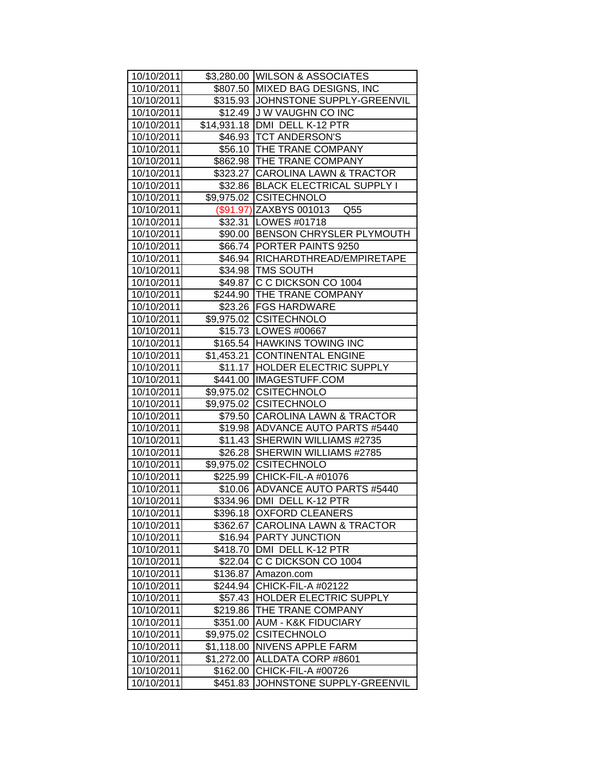| 10/10/2011 | $3,280.00 | WILSON & ASSOCIATES |
|---|---|---|
| 10/10/2011 | $807.50 | MIXED BAG DESIGNS, INC |
| 10/10/2011 | $315.93 | JOHNSTONE SUPPLY-GREENVIL |
| 10/10/2011 | $12.49 | J W VAUGHN CO INC |
| 10/10/2011 | $14,931.18 | DMI DELL K-12 PTR |
| 10/10/2011 | $46.93 | TCT ANDERSON'S |
| 10/10/2011 | $56.10 | THE TRANE COMPANY |
| 10/10/2011 | $862.98 | THE TRANE COMPANY |
| 10/10/2011 | $323.27 | CAROLINA LAWN & TRACTOR |
| 10/10/2011 | $32.86 | BLACK ELECTRICAL SUPPLY I |
| 10/10/2011 | $9,975.02 | CSITECHNOLO |
| 10/10/2011 | ($91.97) | ZAXBYS 001013 Q55 |
| 10/10/2011 | $32.31 | LOWES #01718 |
| 10/10/2011 | $90.00 | BENSON CHRYSLER PLYMOUTH |
| 10/10/2011 | $66.74 | PORTER PAINTS 9250 |
| 10/10/2011 | $46.94 | RICHARDTHREAD/EMPIRETAPE |
| 10/10/2011 | $34.98 | TMS SOUTH |
| 10/10/2011 | $49.87 | C C DICKSON CO 1004 |
| 10/10/2011 | $244.90 | THE TRANE COMPANY |
| 10/10/2011 | $23.26 | FGS HARDWARE |
| 10/10/2011 | $9,975.02 | CSITECHNOLO |
| 10/10/2011 | $15.73 | LOWES #00667 |
| 10/10/2011 | $165.54 | HAWKINS TOWING INC |
| 10/10/2011 | $1,453.21 | CONTINENTAL ENGINE |
| 10/10/2011 | $11.17 | HOLDER ELECTRIC SUPPLY |
| 10/10/2011 | $441.00 | IMAGESTUFF.COM |
| 10/10/2011 | $9,975.02 | CSITECHNOLO |
| 10/10/2011 | $9,975.02 | CSITECHNOLO |
| 10/10/2011 | $79.50 | CAROLINA LAWN & TRACTOR |
| 10/10/2011 | $19.98 | ADVANCE AUTO PARTS #5440 |
| 10/10/2011 | $11.43 | SHERWIN WILLIAMS #2735 |
| 10/10/2011 | $26.28 | SHERWIN WILLIAMS #2785 |
| 10/10/2011 | $9,975.02 | CSITECHNOLO |
| 10/10/2011 | $225.99 | CHICK-FIL-A #01076 |
| 10/10/2011 | $10.06 | ADVANCE AUTO PARTS #5440 |
| 10/10/2011 | $334.96 | DMI DELL K-12 PTR |
| 10/10/2011 | $396.18 | OXFORD CLEANERS |
| 10/10/2011 | $362.67 | CAROLINA LAWN & TRACTOR |
| 10/10/2011 | $16.94 | PARTY JUNCTION |
| 10/10/2011 | $418.70 | DMI DELL K-12 PTR |
| 10/10/2011 | $22.04 | C C DICKSON CO 1004 |
| 10/10/2011 | $136.87 | Amazon.com |
| 10/10/2011 | $244.94 | CHICK-FIL-A #02122 |
| 10/10/2011 | $57.43 | HOLDER ELECTRIC SUPPLY |
| 10/10/2011 | $219.86 | THE TRANE COMPANY |
| 10/10/2011 | $351.00 | AUM - K&K FIDUCIARY |
| 10/10/2011 | $9,975.02 | CSITECHNOLO |
| 10/10/2011 | $1,118.00 | NIVENS APPLE FARM |
| 10/10/2011 | $1,272.00 | ALLDATA CORP #8601 |
| 10/10/2011 | $162.00 | CHICK-FIL-A #00726 |
| 10/10/2011 | $451.83 | JOHNSTONE SUPPLY-GREENVIL |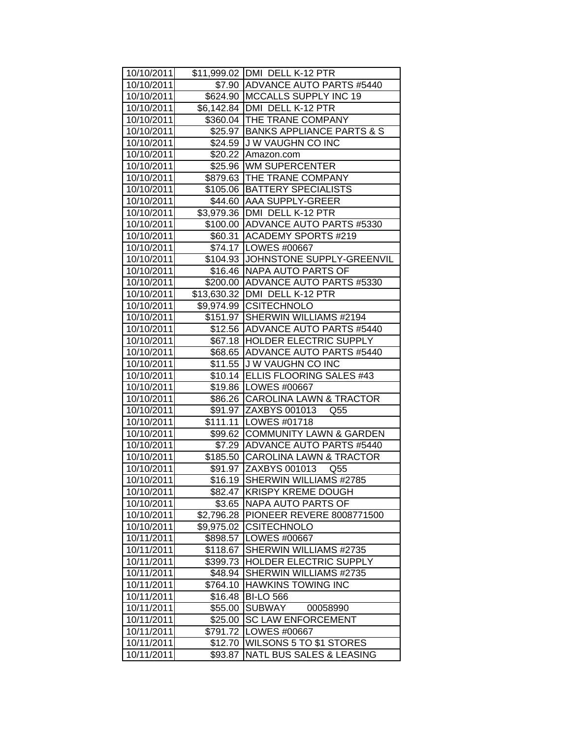| | | |
|---|---|---|
| 10/10/2011 | $11,999.02 | DMI DELL K-12 PTR |
| 10/10/2011 | $7.90 | ADVANCE AUTO PARTS #5440 |
| 10/10/2011 | $624.90 | MCCALLS SUPPLY INC 19 |
| 10/10/2011 | $6,142.84 | DMI DELL K-12 PTR |
| 10/10/2011 | $360.04 | THE TRANE COMPANY |
| 10/10/2011 | $25.97 | BANKS APPLIANCE PARTS & S |
| 10/10/2011 | $24.59 | J W VAUGHN CO INC |
| 10/10/2011 | $20.22 | Amazon.com |
| 10/10/2011 | $25.96 | WM SUPERCENTER |
| 10/10/2011 | $879.63 | THE TRANE COMPANY |
| 10/10/2011 | $105.06 | BATTERY SPECIALISTS |
| 10/10/2011 | $44.60 | AAA SUPPLY-GREER |
| 10/10/2011 | $3,979.36 | DMI DELL K-12 PTR |
| 10/10/2011 | $100.00 | ADVANCE AUTO PARTS #5330 |
| 10/10/2011 | $60.31 | ACADEMY SPORTS #219 |
| 10/10/2011 | $74.17 | LOWES #00667 |
| 10/10/2011 | $104.93 | JOHNSTONE SUPPLY-GREENVIL |
| 10/10/2011 | $16.46 | NAPA AUTO PARTS OF |
| 10/10/2011 | $200.00 | ADVANCE AUTO PARTS #5330 |
| 10/10/2011 | $13,630.32 | DMI DELL K-12 PTR |
| 10/10/2011 | $9,974.99 | CSITECHNOLO |
| 10/10/2011 | $151.97 | SHERWIN WILLIAMS #2194 |
| 10/10/2011 | $12.56 | ADVANCE AUTO PARTS #5440 |
| 10/10/2011 | $67.18 | HOLDER ELECTRIC SUPPLY |
| 10/10/2011 | $68.65 | ADVANCE AUTO PARTS #5440 |
| 10/10/2011 | $11.55 | J W VAUGHN CO INC |
| 10/10/2011 | $10.14 | ELLIS FLOORING SALES #43 |
| 10/10/2011 | $19.86 | LOWES #00667 |
| 10/10/2011 | $86.26 | CAROLINA LAWN & TRACTOR |
| 10/10/2011 | $91.97 | ZAXBYS 001013 Q55 |
| 10/10/2011 | $111.11 | LOWES #01718 |
| 10/10/2011 | $99.62 | COMMUNITY LAWN & GARDEN |
| 10/10/2011 | $7.29 | ADVANCE AUTO PARTS #5440 |
| 10/10/2011 | $185.50 | CAROLINA LAWN & TRACTOR |
| 10/10/2011 | $91.97 | ZAXBYS 001013 Q55 |
| 10/10/2011 | $16.19 | SHERWIN WILLIAMS #2785 |
| 10/10/2011 | $82.47 | KRISPY KREME DOUGH |
| 10/10/2011 | $3.65 | NAPA AUTO PARTS OF |
| 10/10/2011 | $2,796.28 | PIONEER REVERE 8008771500 |
| 10/10/2011 | $9,975.02 | CSITECHNOLO |
| 10/11/2011 | $898.57 | LOWES #00667 |
| 10/11/2011 | $118.67 | SHERWIN WILLIAMS #2735 |
| 10/11/2011 | $399.73 | HOLDER ELECTRIC SUPPLY |
| 10/11/2011 | $48.94 | SHERWIN WILLIAMS #2735 |
| 10/11/2011 | $764.10 | HAWKINS TOWING INC |
| 10/11/2011 | $16.48 | BI-LO 566 |
| 10/11/2011 | $55.00 | SUBWAY 00058990 |
| 10/11/2011 | $25.00 | SC LAW ENFORCEMENT |
| 10/11/2011 | $791.72 | LOWES #00667 |
| 10/11/2011 | $12.70 | WILSONS 5 TO $1 STORES |
| 10/11/2011 | $93.87 | NATL BUS SALES & LEASING |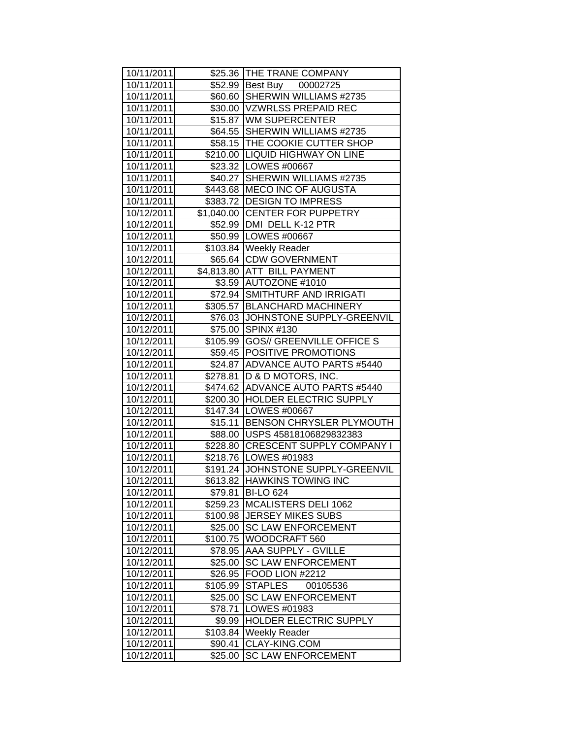| | | |
|---|---|---|
| 10/11/2011 | $25.36 | THE TRANE COMPANY |
| 10/11/2011 | $52.99 | Best Buy 00002725 |
| 10/11/2011 | $60.60 | SHERWIN WILLIAMS #2735 |
| 10/11/2011 | $30.00 | VZWRLSS PREPAID REC |
| 10/11/2011 | $15.87 | WM SUPERCENTER |
| 10/11/2011 | $64.55 | SHERWIN WILLIAMS #2735 |
| 10/11/2011 | $58.15 | THE COOKIE CUTTER SHOP |
| 10/11/2011 | $210.00 | LIQUID HIGHWAY ON LINE |
| 10/11/2011 | $23.32 | LOWES #00667 |
| 10/11/2011 | $40.27 | SHERWIN WILLIAMS #2735 |
| 10/11/2011 | $443.68 | MECO INC OF AUGUSTA |
| 10/11/2011 | $383.72 | DESIGN TO IMPRESS |
| 10/12/2011 | $1,040.00 | CENTER FOR PUPPETRY |
| 10/12/2011 | $52.99 | DMI DELL K-12 PTR |
| 10/12/2011 | $50.99 | LOWES #00667 |
| 10/12/2011 | $103.84 | Weekly Reader |
| 10/12/2011 | $65.64 | CDW GOVERNMENT |
| 10/12/2011 | $4,813.80 | ATT BILL PAYMENT |
| 10/12/2011 | $3.59 | AUTOZONE #1010 |
| 10/12/2011 | $72.94 | SMITHTURF AND IRRIGATI |
| 10/12/2011 | $305.57 | BLANCHARD MACHINERY |
| 10/12/2011 | $76.03 | JOHNSTONE SUPPLY-GREENVIL |
| 10/12/2011 | $75.00 | SPINX #130 |
| 10/12/2011 | $105.99 | GOS// GREENVILLE OFFICE S |
| 10/12/2011 | $59.45 | POSITIVE PROMOTIONS |
| 10/12/2011 | $24.87 | ADVANCE AUTO PARTS #5440 |
| 10/12/2011 | $278.81 | D & D MOTORS, INC. |
| 10/12/2011 | $474.62 | ADVANCE AUTO PARTS #5440 |
| 10/12/2011 | $200.30 | HOLDER ELECTRIC SUPPLY |
| 10/12/2011 | $147.34 | LOWES #00667 |
| 10/12/2011 | $15.11 | BENSON CHRYSLER PLYMOUTH |
| 10/12/2011 | $88.00 | USPS 45818106829832383 |
| 10/12/2011 | $228.80 | CRESCENT SUPPLY COMPANY I |
| 10/12/2011 | $218.76 | LOWES #01983 |
| 10/12/2011 | $191.24 | JOHNSTONE SUPPLY-GREENVIL |
| 10/12/2011 | $613.82 | HAWKINS TOWING INC |
| 10/12/2011 | $79.81 | BI-LO 624 |
| 10/12/2011 | $259.23 | MCALISTERS DELI 1062 |
| 10/12/2011 | $100.98 | JERSEY MIKES SUBS |
| 10/12/2011 | $25.00 | SC LAW ENFORCEMENT |
| 10/12/2011 | $100.75 | WOODCRAFT 560 |
| 10/12/2011 | $78.95 | AAA SUPPLY - GVILLE |
| 10/12/2011 | $25.00 | SC LAW ENFORCEMENT |
| 10/12/2011 | $26.95 | FOOD LION #2212 |
| 10/12/2011 | $105.99 | STAPLES 00105536 |
| 10/12/2011 | $25.00 | SC LAW ENFORCEMENT |
| 10/12/2011 | $78.71 | LOWES #01983 |
| 10/12/2011 | $9.99 | HOLDER ELECTRIC SUPPLY |
| 10/12/2011 | $103.84 | Weekly Reader |
| 10/12/2011 | $90.41 | CLAY-KING.COM |
| 10/12/2011 | $25.00 | SC LAW ENFORCEMENT |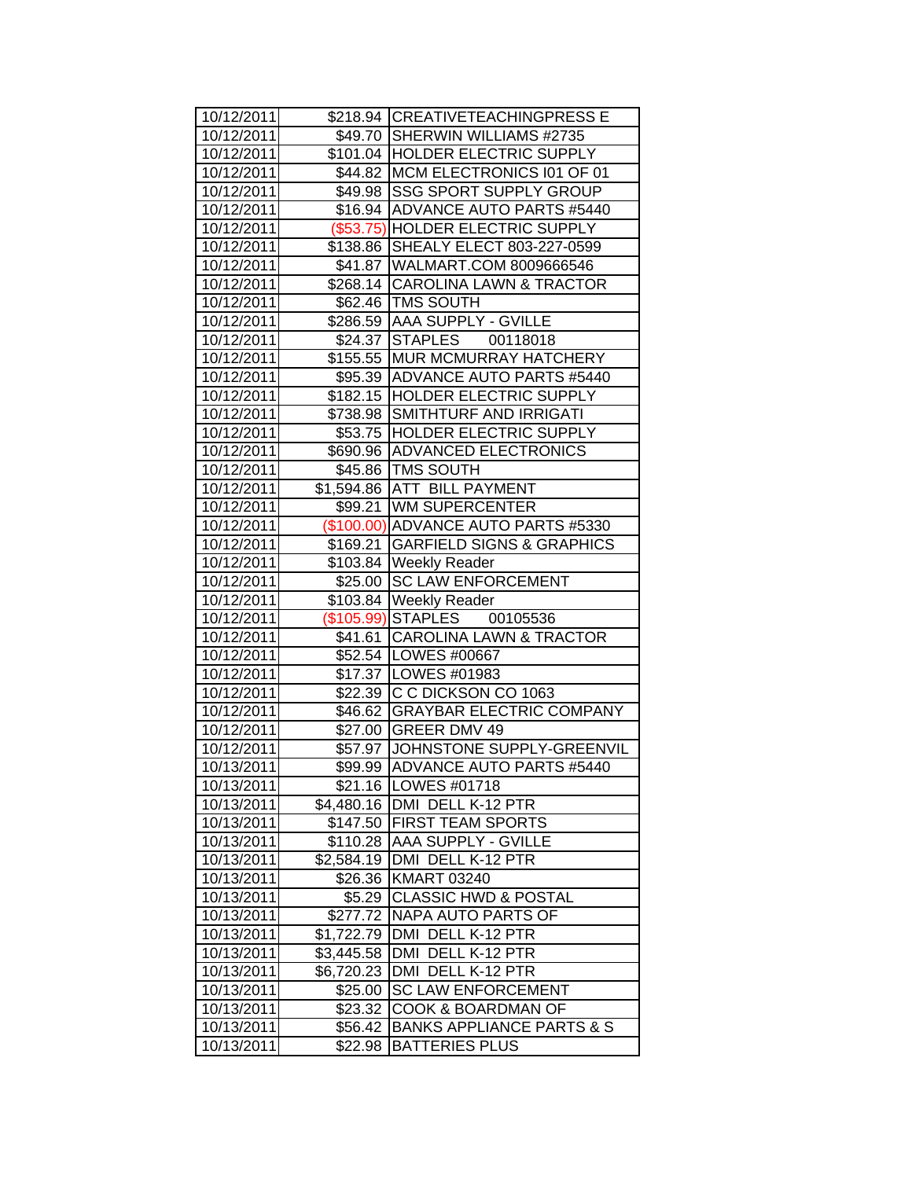| | | |
|---|---|---|
| 10/12/2011 | $218.94 | CREATIVETEACHINGPRESS E |
| 10/12/2011 | $49.70 | SHERWIN WILLIAMS #2735 |
| 10/12/2011 | $101.04 | HOLDER ELECTRIC SUPPLY |
| 10/12/2011 | $44.82 | MCM ELECTRONICS I01 OF 01 |
| 10/12/2011 | $49.98 | SSG SPORT SUPPLY GROUP |
| 10/12/2011 | $16.94 | ADVANCE AUTO PARTS #5440 |
| 10/12/2011 | ($53.75) | HOLDER ELECTRIC SUPPLY |
| 10/12/2011 | $138.86 | SHEALY ELECT 803-227-0599 |
| 10/12/2011 | $41.87 | WALMART.COM 8009666546 |
| 10/12/2011 | $268.14 | CAROLINA LAWN & TRACTOR |
| 10/12/2011 | $62.46 | TMS SOUTH |
| 10/12/2011 | $286.59 | AAA SUPPLY - GVILLE |
| 10/12/2011 | $24.37 | STAPLES 00118018 |
| 10/12/2011 | $155.55 | MUR MCMURRAY HATCHERY |
| 10/12/2011 | $95.39 | ADVANCE AUTO PARTS #5440 |
| 10/12/2011 | $182.15 | HOLDER ELECTRIC SUPPLY |
| 10/12/2011 | $738.98 | SMITHTURF AND IRRIGATI |
| 10/12/2011 | $53.75 | HOLDER ELECTRIC SUPPLY |
| 10/12/2011 | $690.96 | ADVANCED ELECTRONICS |
| 10/12/2011 | $45.86 | TMS SOUTH |
| 10/12/2011 | $1,594.86 | ATT BILL PAYMENT |
| 10/12/2011 | $99.21 | WM SUPERCENTER |
| 10/12/2011 | ($100.00) | ADVANCE AUTO PARTS #5330 |
| 10/12/2011 | $169.21 | GARFIELD SIGNS & GRAPHICS |
| 10/12/2011 | $103.84 | Weekly Reader |
| 10/12/2011 | $25.00 | SC LAW ENFORCEMENT |
| 10/12/2011 | $103.84 | Weekly Reader |
| 10/12/2011 | ($105.99) | STAPLES 00105536 |
| 10/12/2011 | $41.61 | CAROLINA LAWN & TRACTOR |
| 10/12/2011 | $52.54 | LOWES #00667 |
| 10/12/2011 | $17.37 | LOWES #01983 |
| 10/12/2011 | $22.39 | C C DICKSON CO 1063 |
| 10/12/2011 | $46.62 | GRAYBAR ELECTRIC COMPANY |
| 10/12/2011 | $27.00 | GREER DMV 49 |
| 10/12/2011 | $57.97 | JOHNSTONE SUPPLY-GREENVIL |
| 10/13/2011 | $99.99 | ADVANCE AUTO PARTS #5440 |
| 10/13/2011 | $21.16 | LOWES #01718 |
| 10/13/2011 | $4,480.16 | DMI DELL K-12 PTR |
| 10/13/2011 | $147.50 | FIRST TEAM SPORTS |
| 10/13/2011 | $110.28 | AAA SUPPLY - GVILLE |
| 10/13/2011 | $2,584.19 | DMI DELL K-12 PTR |
| 10/13/2011 | $26.36 | KMART 03240 |
| 10/13/2011 | $5.29 | CLASSIC HWD & POSTAL |
| 10/13/2011 | $277.72 | NAPA AUTO PARTS OF |
| 10/13/2011 | $1,722.79 | DMI DELL K-12 PTR |
| 10/13/2011 | $3,445.58 | DMI DELL K-12 PTR |
| 10/13/2011 | $6,720.23 | DMI DELL K-12 PTR |
| 10/13/2011 | $25.00 | SC LAW ENFORCEMENT |
| 10/13/2011 | $23.32 | COOK & BOARDMAN OF |
| 10/13/2011 | $56.42 | BANKS APPLIANCE PARTS & S |
| 10/13/2011 | $22.98 | BATTERIES PLUS |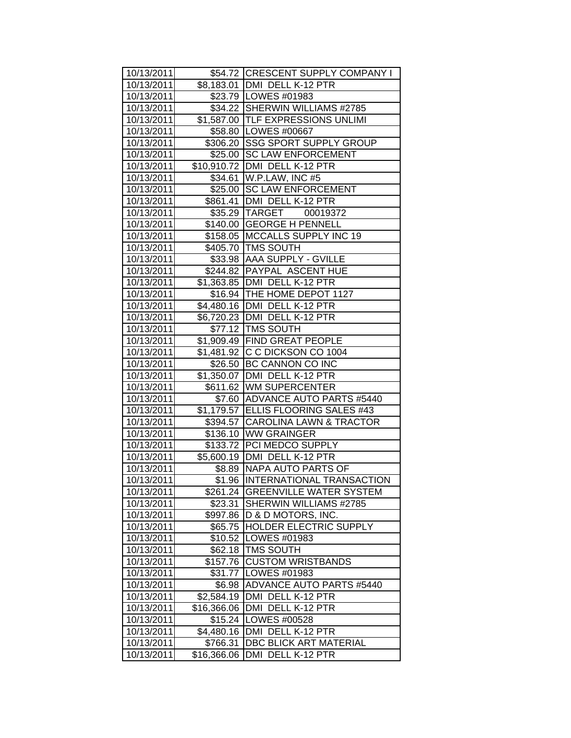| 10/13/2011 | $54.72 | CRESCENT SUPPLY COMPANY I |
|---|---|---|
| 10/13/2011 | $8,183.01 | DMI DELL K-12 PTR |
| 10/13/2011 | $23.79 | LOWES #01983 |
| 10/13/2011 | $34.22 | SHERWIN WILLIAMS #2785 |
| 10/13/2011 | $1,587.00 | TLF EXPRESSIONS UNLIMI |
| 10/13/2011 | $58.80 | LOWES #00667 |
| 10/13/2011 | $306.20 | SSG SPORT SUPPLY GROUP |
| 10/13/2011 | $25.00 | SC LAW ENFORCEMENT |
| 10/13/2011 | $10,910.72 | DMI DELL K-12 PTR |
| 10/13/2011 | $34.61 | W.P.LAW, INC #5 |
| 10/13/2011 | $25.00 | SC LAW ENFORCEMENT |
| 10/13/2011 | $861.41 | DMI DELL K-12 PTR |
| 10/13/2011 | $35.29 | TARGET 00019372 |
| 10/13/2011 | $140.00 | GEORGE H PENNELL |
| 10/13/2011 | $158.05 | MCCALLS SUPPLY INC 19 |
| 10/13/2011 | $405.70 | TMS SOUTH |
| 10/13/2011 | $33.98 | AAA SUPPLY - GVILLE |
| 10/13/2011 | $244.82 | PAYPAL ASCENT HUE |
| 10/13/2011 | $1,363.85 | DMI DELL K-12 PTR |
| 10/13/2011 | $16.94 | THE HOME DEPOT 1127 |
| 10/13/2011 | $4,480.16 | DMI DELL K-12 PTR |
| 10/13/2011 | $6,720.23 | DMI DELL K-12 PTR |
| 10/13/2011 | $77.12 | TMS SOUTH |
| 10/13/2011 | $1,909.49 | FIND GREAT PEOPLE |
| 10/13/2011 | $1,481.92 | C C DICKSON CO 1004 |
| 10/13/2011 | $26.50 | BC CANNON CO INC |
| 10/13/2011 | $1,350.07 | DMI DELL K-12 PTR |
| 10/13/2011 | $611.62 | WM SUPERCENTER |
| 10/13/2011 | $7.60 | ADVANCE AUTO PARTS #5440 |
| 10/13/2011 | $1,179.57 | ELLIS FLOORING SALES #43 |
| 10/13/2011 | $394.57 | CAROLINA LAWN & TRACTOR |
| 10/13/2011 | $136.10 | WW GRAINGER |
| 10/13/2011 | $133.72 | PCI MEDCO SUPPLY |
| 10/13/2011 | $5,600.19 | DMI DELL K-12 PTR |
| 10/13/2011 | $8.89 | NAPA AUTO PARTS OF |
| 10/13/2011 | $1.96 | INTERNATIONAL TRANSACTION |
| 10/13/2011 | $261.24 | GREENVILLE WATER SYSTEM |
| 10/13/2011 | $23.31 | SHERWIN WILLIAMS #2785 |
| 10/13/2011 | $997.86 | D & D MOTORS, INC. |
| 10/13/2011 | $65.75 | HOLDER ELECTRIC SUPPLY |
| 10/13/2011 | $10.52 | LOWES #01983 |
| 10/13/2011 | $62.18 | TMS SOUTH |
| 10/13/2011 | $157.76 | CUSTOM WRISTBANDS |
| 10/13/2011 | $31.77 | LOWES #01983 |
| 10/13/2011 | $6.98 | ADVANCE AUTO PARTS #5440 |
| 10/13/2011 | $2,584.19 | DMI DELL K-12 PTR |
| 10/13/2011 | $16,366.06 | DMI DELL K-12 PTR |
| 10/13/2011 | $15.24 | LOWES #00528 |
| 10/13/2011 | $4,480.16 | DMI DELL K-12 PTR |
| 10/13/2011 | $766.31 | DBC BLICK ART MATERIAL |
| 10/13/2011 | $16,366.06 | DMI DELL K-12 PTR |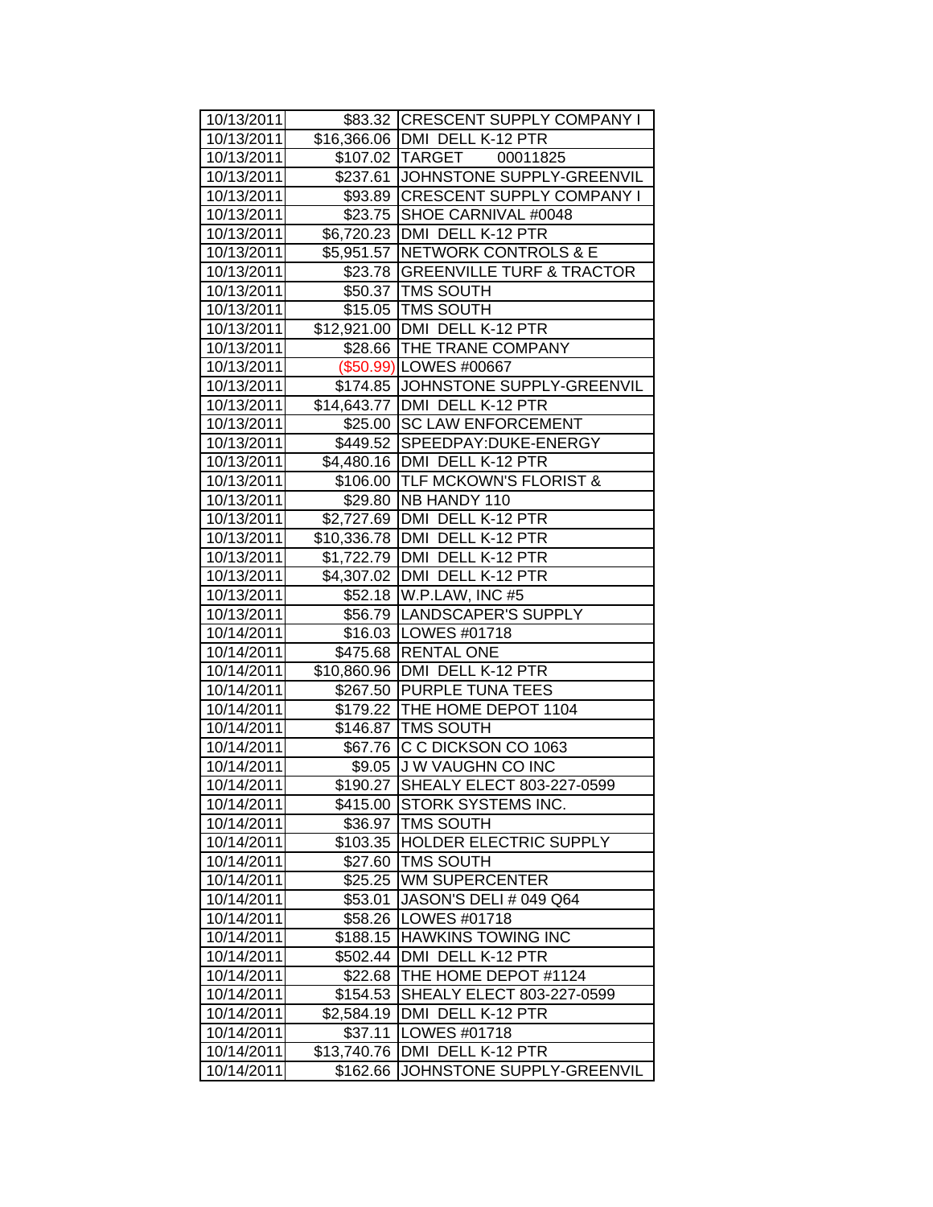| 10/13/2011 | $83.32 | CRESCENT SUPPLY COMPANY I |
|---|---|---|
| 10/13/2011 | $16,366.06 | DMI DELL K-12 PTR |
| 10/13/2011 | $107.02 | TARGET 00011825 |
| 10/13/2011 | $237.61 | JOHNSTONE SUPPLY-GREENVIL |
| 10/13/2011 | $93.89 | CRESCENT SUPPLY COMPANY I |
| 10/13/2011 | $23.75 | SHOE CARNIVAL #0048 |
| 10/13/2011 | $6,720.23 | DMI DELL K-12 PTR |
| 10/13/2011 | $5,951.57 | NETWORK CONTROLS & E |
| 10/13/2011 | $23.78 | GREENVILLE TURF & TRACTOR |
| 10/13/2011 | $50.37 | TMS SOUTH |
| 10/13/2011 | $15.05 | TMS SOUTH |
| 10/13/2011 | $12,921.00 | DMI DELL K-12 PTR |
| 10/13/2011 | $28.66 | THE TRANE COMPANY |
| 10/13/2011 | ($50.99) | LOWES #00667 |
| 10/13/2011 | $174.85 | JOHNSTONE SUPPLY-GREENVIL |
| 10/13/2011 | $14,643.77 | DMI DELL K-12 PTR |
| 10/13/2011 | $25.00 | SC LAW ENFORCEMENT |
| 10/13/2011 | $449.52 | SPEEDPAY:DUKE-ENERGY |
| 10/13/2011 | $4,480.16 | DMI DELL K-12 PTR |
| 10/13/2011 | $106.00 | TLF MCKOWN'S FLORIST & |
| 10/13/2011 | $29.80 | NB HANDY 110 |
| 10/13/2011 | $2,727.69 | DMI DELL K-12 PTR |
| 10/13/2011 | $10,336.78 | DMI DELL K-12 PTR |
| 10/13/2011 | $1,722.79 | DMI DELL K-12 PTR |
| 10/13/2011 | $4,307.02 | DMI DELL K-12 PTR |
| 10/13/2011 | $52.18 | W.P.LAW, INC #5 |
| 10/13/2011 | $56.79 | LANDSCAPER'S SUPPLY |
| 10/14/2011 | $16.03 | LOWES #01718 |
| 10/14/2011 | $475.68 | RENTAL ONE |
| 10/14/2011 | $10,860.96 | DMI DELL K-12 PTR |
| 10/14/2011 | $267.50 | PURPLE TUNA TEES |
| 10/14/2011 | $179.22 | THE HOME DEPOT 1104 |
| 10/14/2011 | $146.87 | TMS SOUTH |
| 10/14/2011 | $67.76 | C C DICKSON CO 1063 |
| 10/14/2011 | $9.05 | J W VAUGHN CO INC |
| 10/14/2011 | $190.27 | SHEALY ELECT 803-227-0599 |
| 10/14/2011 | $415.00 | STORK SYSTEMS INC. |
| 10/14/2011 | $36.97 | TMS SOUTH |
| 10/14/2011 | $103.35 | HOLDER ELECTRIC SUPPLY |
| 10/14/2011 | $27.60 | TMS SOUTH |
| 10/14/2011 | $25.25 | WM SUPERCENTER |
| 10/14/2011 | $53.01 | JASON'S DELI # 049 Q64 |
| 10/14/2011 | $58.26 | LOWES #01718 |
| 10/14/2011 | $188.15 | HAWKINS TOWING INC |
| 10/14/2011 | $502.44 | DMI DELL K-12 PTR |
| 10/14/2011 | $22.68 | THE HOME DEPOT #1124 |
| 10/14/2011 | $154.53 | SHEALY ELECT 803-227-0599 |
| 10/14/2011 | $2,584.19 | DMI DELL K-12 PTR |
| 10/14/2011 | $37.11 | LOWES #01718 |
| 10/14/2011 | $13,740.76 | DMI DELL K-12 PTR |
| 10/14/2011 | $162.66 | JOHNSTONE SUPPLY-GREENVIL |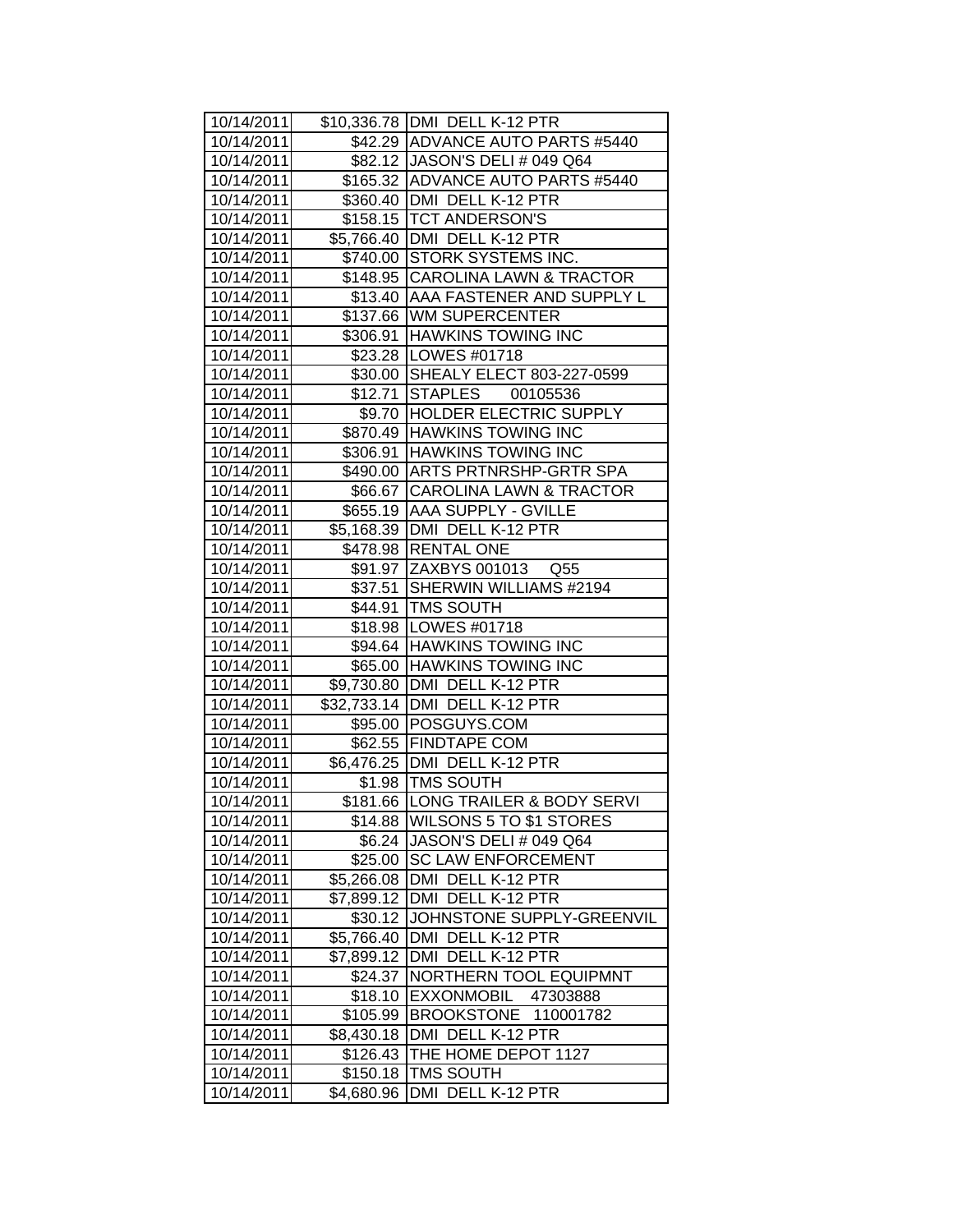| | | |
|---|---|---|
| 10/14/2011 | $10,336.78 | DMI DELL K-12 PTR |
| 10/14/2011 | $42.29 | ADVANCE AUTO PARTS #5440 |
| 10/14/2011 | $82.12 | JASON'S DELI # 049 Q64 |
| 10/14/2011 | $165.32 | ADVANCE AUTO PARTS #5440 |
| 10/14/2011 | $360.40 | DMI DELL K-12 PTR |
| 10/14/2011 | $158.15 | TCT ANDERSON'S |
| 10/14/2011 | $5,766.40 | DMI DELL K-12 PTR |
| 10/14/2011 | $740.00 | STORK SYSTEMS INC. |
| 10/14/2011 | $148.95 | CAROLINA LAWN & TRACTOR |
| 10/14/2011 | $13.40 | AAA FASTENER AND SUPPLY L |
| 10/14/2011 | $137.66 | WM SUPERCENTER |
| 10/14/2011 | $306.91 | HAWKINS TOWING INC |
| 10/14/2011 | $23.28 | LOWES #01718 |
| 10/14/2011 | $30.00 | SHEALY ELECT 803-227-0599 |
| 10/14/2011 | $12.71 | STAPLES 00105536 |
| 10/14/2011 | $9.70 | HOLDER ELECTRIC SUPPLY |
| 10/14/2011 | $870.49 | HAWKINS TOWING INC |
| 10/14/2011 | $306.91 | HAWKINS TOWING INC |
| 10/14/2011 | $490.00 | ARTS PRTNRSHP-GRTR SPA |
| 10/14/2011 | $66.67 | CAROLINA LAWN & TRACTOR |
| 10/14/2011 | $655.19 | AAA SUPPLY - GVILLE |
| 10/14/2011 | $5,168.39 | DMI DELL K-12 PTR |
| 10/14/2011 | $478.98 | RENTAL ONE |
| 10/14/2011 | $91.97 | ZAXBYS 001013 Q55 |
| 10/14/2011 | $37.51 | SHERWIN WILLIAMS #2194 |
| 10/14/2011 | $44.91 | TMS SOUTH |
| 10/14/2011 | $18.98 | LOWES #01718 |
| 10/14/2011 | $94.64 | HAWKINS TOWING INC |
| 10/14/2011 | $65.00 | HAWKINS TOWING INC |
| 10/14/2011 | $9,730.80 | DMI DELL K-12 PTR |
| 10/14/2011 | $32,733.14 | DMI DELL K-12 PTR |
| 10/14/2011 | $95.00 | POSGUYS.COM |
| 10/14/2011 | $62.55 | FINDTAPE COM |
| 10/14/2011 | $6,476.25 | DMI DELL K-12 PTR |
| 10/14/2011 | $1.98 | TMS SOUTH |
| 10/14/2011 | $181.66 | LONG TRAILER & BODY SERVI |
| 10/14/2011 | $14.88 | WILSONS 5 TO $1 STORES |
| 10/14/2011 | $6.24 | JASON'S DELI # 049 Q64 |
| 10/14/2011 | $25.00 | SC LAW ENFORCEMENT |
| 10/14/2011 | $5,266.08 | DMI DELL K-12 PTR |
| 10/14/2011 | $7,899.12 | DMI DELL K-12 PTR |
| 10/14/2011 | $30.12 | JOHNSTONE SUPPLY-GREENVIL |
| 10/14/2011 | $5,766.40 | DMI DELL K-12 PTR |
| 10/14/2011 | $7,899.12 | DMI DELL K-12 PTR |
| 10/14/2011 | $24.37 | NORTHERN TOOL EQUIPMNT |
| 10/14/2011 | $18.10 | EXXONMOBIL 47303888 |
| 10/14/2011 | $105.99 | BROOKSTONE 110001782 |
| 10/14/2011 | $8,430.18 | DMI DELL K-12 PTR |
| 10/14/2011 | $126.43 | THE HOME DEPOT 1127 |
| 10/14/2011 | $150.18 | TMS SOUTH |
| 10/14/2011 | $4,680.96 | DMI DELL K-12 PTR |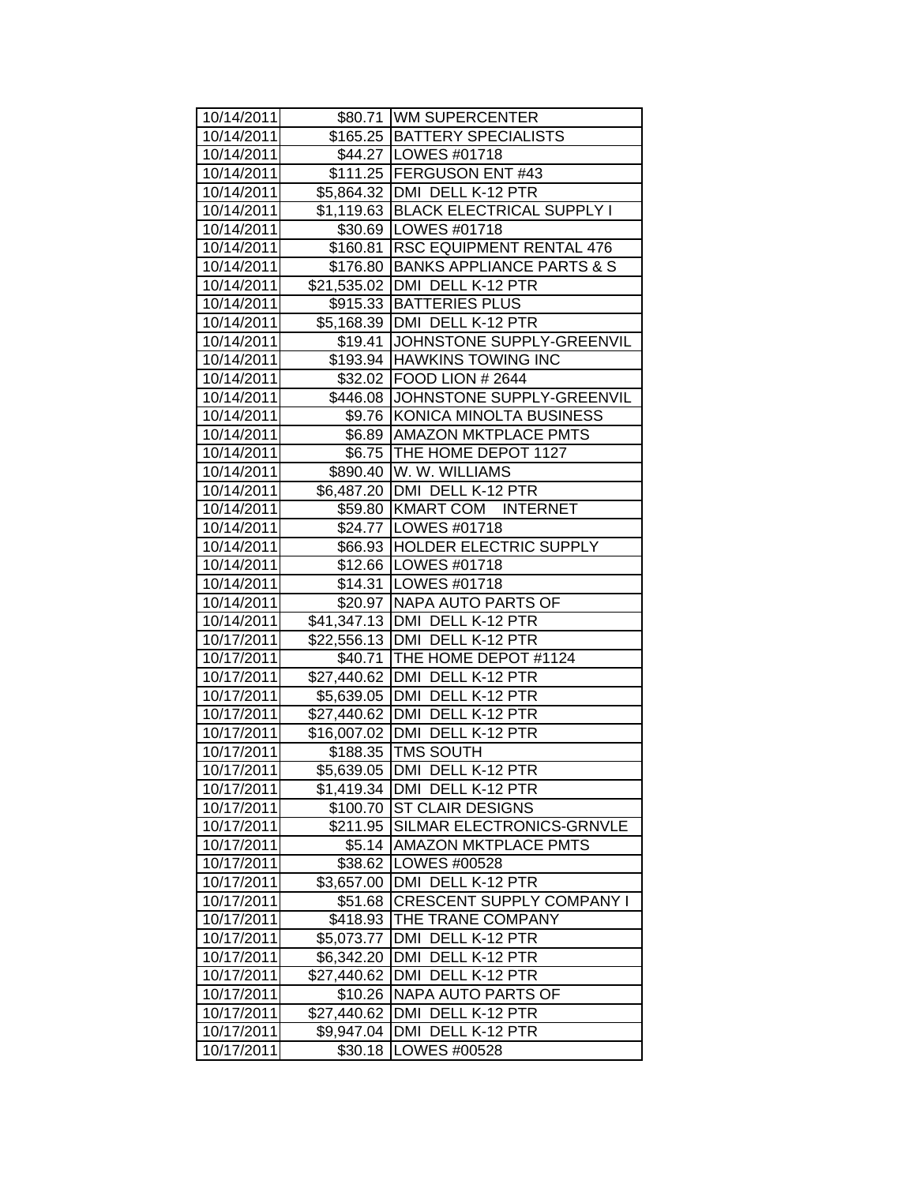| 10/14/2011 | $80.71 | WM SUPERCENTER |
|---|---|---|
| 10/14/2011 | $165.25 | BATTERY SPECIALISTS |
| 10/14/2011 | $44.27 | LOWES #01718 |
| 10/14/2011 | $111.25 | FERGUSON ENT #43 |
| 10/14/2011 | $5,864.32 | DMI DELL K-12 PTR |
| 10/14/2011 | $1,119.63 | BLACK ELECTRICAL SUPPLY I |
| 10/14/2011 | $30.69 | LOWES #01718 |
| 10/14/2011 | $160.81 | RSC EQUIPMENT RENTAL 476 |
| 10/14/2011 | $176.80 | BANKS APPLIANCE PARTS & S |
| 10/14/2011 | $21,535.02 | DMI DELL K-12 PTR |
| 10/14/2011 | $915.33 | BATTERIES PLUS |
| 10/14/2011 | $5,168.39 | DMI DELL K-12 PTR |
| 10/14/2011 | $19.41 | JOHNSTONE SUPPLY-GREENVIL |
| 10/14/2011 | $193.94 | HAWKINS TOWING INC |
| 10/14/2011 | $32.02 | FOOD LION # 2644 |
| 10/14/2011 | $446.08 | JOHNSTONE SUPPLY-GREENVIL |
| 10/14/2011 | $9.76 | KONICA MINOLTA BUSINESS |
| 10/14/2011 | $6.89 | AMAZON MKTPLACE PMTS |
| 10/14/2011 | $6.75 | THE HOME DEPOT 1127 |
| 10/14/2011 | $890.40 | W. W. WILLIAMS |
| 10/14/2011 | $6,487.20 | DMI DELL K-12 PTR |
| 10/14/2011 | $59.80 | KMART COM INTERNET |
| 10/14/2011 | $24.77 | LOWES #01718 |
| 10/14/2011 | $66.93 | HOLDER ELECTRIC SUPPLY |
| 10/14/2011 | $12.66 | LOWES #01718 |
| 10/14/2011 | $14.31 | LOWES #01718 |
| 10/14/2011 | $20.97 | NAPA AUTO PARTS OF |
| 10/14/2011 | $41,347.13 | DMI DELL K-12 PTR |
| 10/17/2011 | $22,556.13 | DMI DELL K-12 PTR |
| 10/17/2011 | $40.71 | THE HOME DEPOT #1124 |
| 10/17/2011 | $27,440.62 | DMI DELL K-12 PTR |
| 10/17/2011 | $5,639.05 | DMI DELL K-12 PTR |
| 10/17/2011 | $27,440.62 | DMI DELL K-12 PTR |
| 10/17/2011 | $16,007.02 | DMI DELL K-12 PTR |
| 10/17/2011 | $188.35 | TMS SOUTH |
| 10/17/2011 | $5,639.05 | DMI DELL K-12 PTR |
| 10/17/2011 | $1,419.34 | DMI DELL K-12 PTR |
| 10/17/2011 | $100.70 | ST CLAIR DESIGNS |
| 10/17/2011 | $211.95 | SILMAR ELECTRONICS-GRNVLE |
| 10/17/2011 | $5.14 | AMAZON MKTPLACE PMTS |
| 10/17/2011 | $38.62 | LOWES #00528 |
| 10/17/2011 | $3,657.00 | DMI DELL K-12 PTR |
| 10/17/2011 | $51.68 | CRESCENT SUPPLY COMPANY I |
| 10/17/2011 | $418.93 | THE TRANE COMPANY |
| 10/17/2011 | $5,073.77 | DMI DELL K-12 PTR |
| 10/17/2011 | $6,342.20 | DMI DELL K-12 PTR |
| 10/17/2011 | $27,440.62 | DMI DELL K-12 PTR |
| 10/17/2011 | $10.26 | NAPA AUTO PARTS OF |
| 10/17/2011 | $27,440.62 | DMI DELL K-12 PTR |
| 10/17/2011 | $9,947.04 | DMI DELL K-12 PTR |
| 10/17/2011 | $30.18 | LOWES #00528 |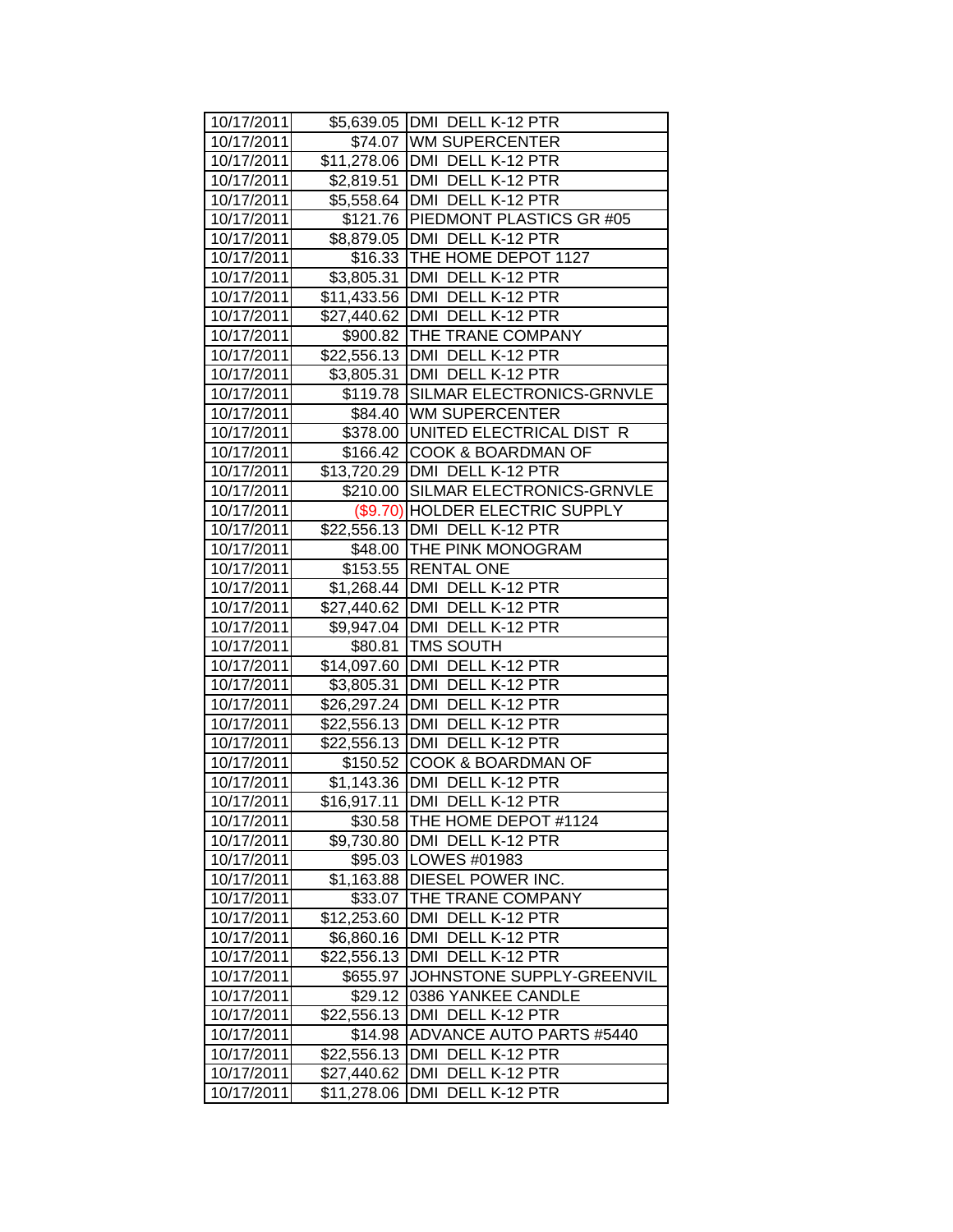| | | |
|---|---|---|
| 10/17/2011 | $5,639.05 | DMI DELL K-12 PTR |
| 10/17/2011 | $74.07 | WM SUPERCENTER |
| 10/17/2011 | $11,278.06 | DMI DELL K-12 PTR |
| 10/17/2011 | $2,819.51 | DMI DELL K-12 PTR |
| 10/17/2011 | $5,558.64 | DMI DELL K-12 PTR |
| 10/17/2011 | $121.76 | PIEDMONT PLASTICS GR #05 |
| 10/17/2011 | $8,879.05 | DMI DELL K-12 PTR |
| 10/17/2011 | $16.33 | THE HOME DEPOT 1127 |
| 10/17/2011 | $3,805.31 | DMI DELL K-12 PTR |
| 10/17/2011 | $11,433.56 | DMI DELL K-12 PTR |
| 10/17/2011 | $27,440.62 | DMI DELL K-12 PTR |
| 10/17/2011 | $900.82 | THE TRANE COMPANY |
| 10/17/2011 | $22,556.13 | DMI DELL K-12 PTR |
| 10/17/2011 | $3,805.31 | DMI DELL K-12 PTR |
| 10/17/2011 | $119.78 | SILMAR ELECTRONICS-GRNVLE |
| 10/17/2011 | $84.40 | WM SUPERCENTER |
| 10/17/2011 | $378.00 | UNITED ELECTRICAL DIST R |
| 10/17/2011 | $166.42 | COOK & BOARDMAN OF |
| 10/17/2011 | $13,720.29 | DMI DELL K-12 PTR |
| 10/17/2011 | $210.00 | SILMAR ELECTRONICS-GRNVLE |
| 10/17/2011 | ($9.70) | HOLDER ELECTRIC SUPPLY |
| 10/17/2011 | $22,556.13 | DMI DELL K-12 PTR |
| 10/17/2011 | $48.00 | THE PINK MONOGRAM |
| 10/17/2011 | $153.55 | RENTAL ONE |
| 10/17/2011 | $1,268.44 | DMI DELL K-12 PTR |
| 10/17/2011 | $27,440.62 | DMI DELL K-12 PTR |
| 10/17/2011 | $9,947.04 | DMI DELL K-12 PTR |
| 10/17/2011 | $80.81 | TMS SOUTH |
| 10/17/2011 | $14,097.60 | DMI DELL K-12 PTR |
| 10/17/2011 | $3,805.31 | DMI DELL K-12 PTR |
| 10/17/2011 | $26,297.24 | DMI DELL K-12 PTR |
| 10/17/2011 | $22,556.13 | DMI DELL K-12 PTR |
| 10/17/2011 | $22,556.13 | DMI DELL K-12 PTR |
| 10/17/2011 | $150.52 | COOK & BOARDMAN OF |
| 10/17/2011 | $1,143.36 | DMI DELL K-12 PTR |
| 10/17/2011 | $16,917.11 | DMI DELL K-12 PTR |
| 10/17/2011 | $30.58 | THE HOME DEPOT #1124 |
| 10/17/2011 | $9,730.80 | DMI DELL K-12 PTR |
| 10/17/2011 | $95.03 | LOWES #01983 |
| 10/17/2011 | $1,163.88 | DIESEL POWER INC. |
| 10/17/2011 | $33.07 | THE TRANE COMPANY |
| 10/17/2011 | $12,253.60 | DMI DELL K-12 PTR |
| 10/17/2011 | $6,860.16 | DMI DELL K-12 PTR |
| 10/17/2011 | $22,556.13 | DMI DELL K-12 PTR |
| 10/17/2011 | $655.97 | JOHNSTONE SUPPLY-GREENVIL |
| 10/17/2011 | $29.12 | 0386 YANKEE CANDLE |
| 10/17/2011 | $22,556.13 | DMI DELL K-12 PTR |
| 10/17/2011 | $14.98 | ADVANCE AUTO PARTS #5440 |
| 10/17/2011 | $22,556.13 | DMI DELL K-12 PTR |
| 10/17/2011 | $27,440.62 | DMI DELL K-12 PTR |
| 10/17/2011 | $11,278.06 | DMI DELL K-12 PTR |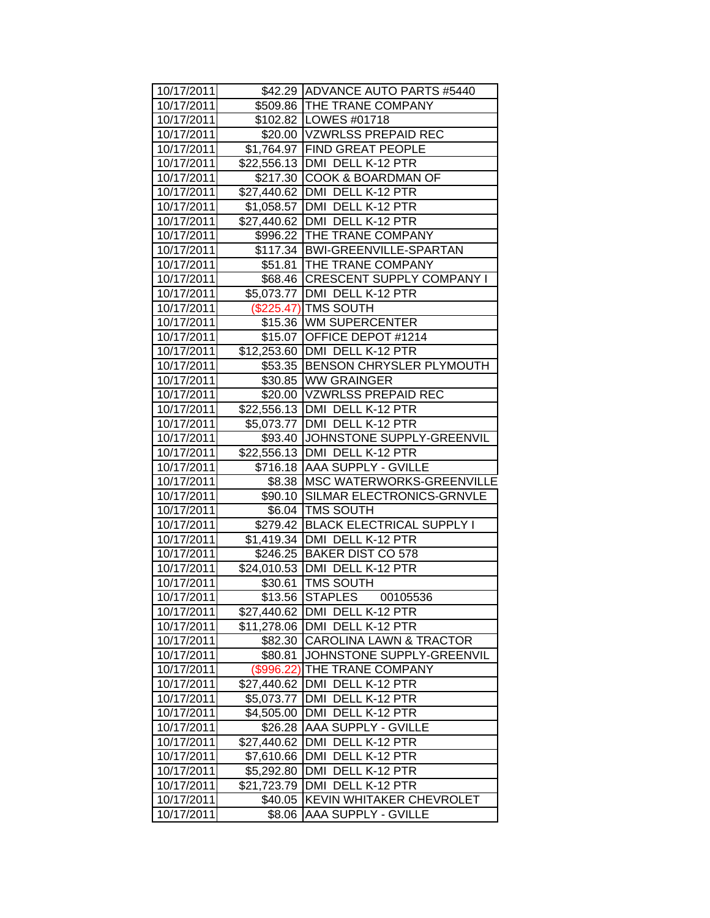| 10/17/2011 | $42.29 | ADVANCE AUTO PARTS #5440 |
|---|---|---|
| 10/17/2011 | $509.86 | THE TRANE COMPANY |
| 10/17/2011 | $102.82 | LOWES #01718 |
| 10/17/2011 | $20.00 | VZWRLSS PREPAID REC |
| 10/17/2011 | $1,764.97 | FIND GREAT PEOPLE |
| 10/17/2011 | $22,556.13 | DMI DELL K-12 PTR |
| 10/17/2011 | $217.30 | COOK & BOARDMAN OF |
| 10/17/2011 | $27,440.62 | DMI DELL K-12 PTR |
| 10/17/2011 | $1,058.57 | DMI DELL K-12 PTR |
| 10/17/2011 | $27,440.62 | DMI DELL K-12 PTR |
| 10/17/2011 | $996.22 | THE TRANE COMPANY |
| 10/17/2011 | $117.34 | BWI-GREENVILLE-SPARTAN |
| 10/17/2011 | $51.81 | THE TRANE COMPANY |
| 10/17/2011 | $68.46 | CRESCENT SUPPLY COMPANY I |
| 10/17/2011 | $5,073.77 | DMI DELL K-12 PTR |
| 10/17/2011 | ($225.47) | TMS SOUTH |
| 10/17/2011 | $15.36 | WM SUPERCENTER |
| 10/17/2011 | $15.07 | OFFICE DEPOT #1214 |
| 10/17/2011 | $12,253.60 | DMI DELL K-12 PTR |
| 10/17/2011 | $53.35 | BENSON CHRYSLER PLYMOUTH |
| 10/17/2011 | $30.85 | WW GRAINGER |
| 10/17/2011 | $20.00 | VZWRLSS PREPAID REC |
| 10/17/2011 | $22,556.13 | DMI DELL K-12 PTR |
| 10/17/2011 | $5,073.77 | DMI DELL K-12 PTR |
| 10/17/2011 | $93.40 | JOHNSTONE SUPPLY-GREENVIL |
| 10/17/2011 | $22,556.13 | DMI DELL K-12 PTR |
| 10/17/2011 | $716.18 | AAA SUPPLY - GVILLE |
| 10/17/2011 | $8.38 | MSC WATERWORKS-GREENVILLE |
| 10/17/2011 | $90.10 | SILMAR ELECTRONICS-GRNVLE |
| 10/17/2011 | $6.04 | TMS SOUTH |
| 10/17/2011 | $279.42 | BLACK ELECTRICAL SUPPLY I |
| 10/17/2011 | $1,419.34 | DMI DELL K-12 PTR |
| 10/17/2011 | $246.25 | BAKER DIST CO 578 |
| 10/17/2011 | $24,010.53 | DMI DELL K-12 PTR |
| 10/17/2011 | $30.61 | TMS SOUTH |
| 10/17/2011 | $13.56 | STAPLES 00105536 |
| 10/17/2011 | $27,440.62 | DMI DELL K-12 PTR |
| 10/17/2011 | $11,278.06 | DMI DELL K-12 PTR |
| 10/17/2011 | $82.30 | CAROLINA LAWN & TRACTOR |
| 10/17/2011 | $80.81 | JOHNSTONE SUPPLY-GREENVIL |
| 10/17/2011 | ($996.22) | THE TRANE COMPANY |
| 10/17/2011 | $27,440.62 | DMI DELL K-12 PTR |
| 10/17/2011 | $5,073.77 | DMI DELL K-12 PTR |
| 10/17/2011 | $4,505.00 | DMI DELL K-12 PTR |
| 10/17/2011 | $26.28 | AAA SUPPLY - GVILLE |
| 10/17/2011 | $27,440.62 | DMI DELL K-12 PTR |
| 10/17/2011 | $7,610.66 | DMI DELL K-12 PTR |
| 10/17/2011 | $5,292.80 | DMI DELL K-12 PTR |
| 10/17/2011 | $21,723.79 | DMI DELL K-12 PTR |
| 10/17/2011 | $40.05 | KEVIN WHITAKER CHEVROLET |
| 10/17/2011 | $8.06 | AAA SUPPLY - GVILLE |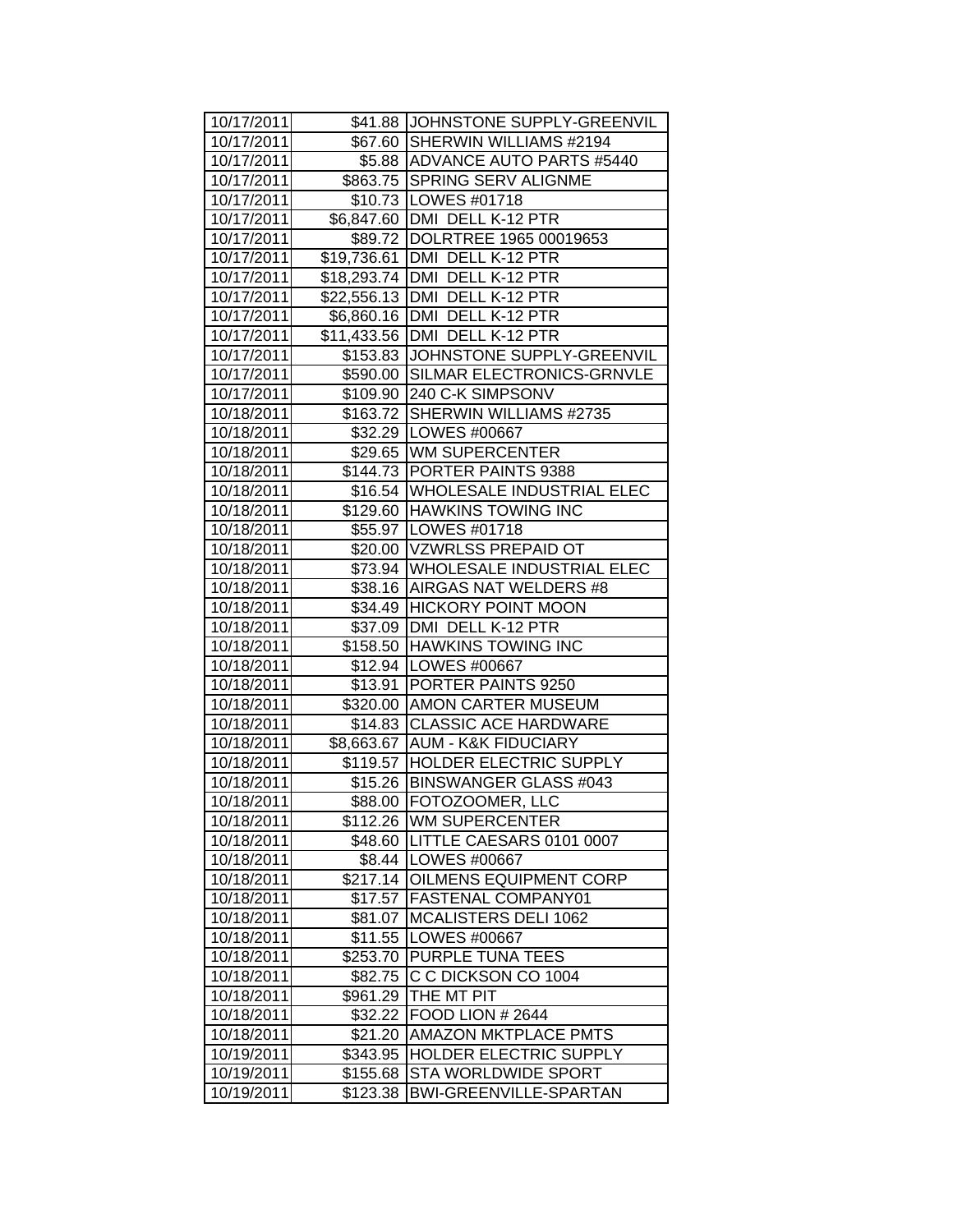| 10/17/2011 | $41.88 | JOHNSTONE SUPPLY-GREENVIL |
|---|---|---|
| 10/17/2011 | $67.60 | SHERWIN WILLIAMS #2194 |
| 10/17/2011 | $5.88 | ADVANCE AUTO PARTS #5440 |
| 10/17/2011 | $863.75 | SPRING SERV ALIGNME |
| 10/17/2011 | $10.73 | LOWES #01718 |
| 10/17/2011 | $6,847.60 | DMI DELL K-12 PTR |
| 10/17/2011 | $89.72 | DOLRTREE 1965 00019653 |
| 10/17/2011 | $19,736.61 | DMI DELL K-12 PTR |
| 10/17/2011 | $18,293.74 | DMI DELL K-12 PTR |
| 10/17/2011 | $22,556.13 | DMI DELL K-12 PTR |
| 10/17/2011 | $6,860.16 | DMI DELL K-12 PTR |
| 10/17/2011 | $11,433.56 | DMI DELL K-12 PTR |
| 10/17/2011 | $153.83 | JOHNSTONE SUPPLY-GREENVIL |
| 10/17/2011 | $590.00 | SILMAR ELECTRONICS-GRNVLE |
| 10/17/2011 | $109.90 | 240 C-K SIMPSONV |
| 10/18/2011 | $163.72 | SHERWIN WILLIAMS #2735 |
| 10/18/2011 | $32.29 | LOWES #00667 |
| 10/18/2011 | $29.65 | WM SUPERCENTER |
| 10/18/2011 | $144.73 | PORTER PAINTS 9388 |
| 10/18/2011 | $16.54 | WHOLESALE INDUSTRIAL ELEC |
| 10/18/2011 | $129.60 | HAWKINS TOWING INC |
| 10/18/2011 | $55.97 | LOWES #01718 |
| 10/18/2011 | $20.00 | VZWRLSS PREPAID OT |
| 10/18/2011 | $73.94 | WHOLESALE INDUSTRIAL ELEC |
| 10/18/2011 | $38.16 | AIRGAS NAT WELDERS #8 |
| 10/18/2011 | $34.49 | HICKORY POINT MOON |
| 10/18/2011 | $37.09 | DMI DELL K-12 PTR |
| 10/18/2011 | $158.50 | HAWKINS TOWING INC |
| 10/18/2011 | $12.94 | LOWES #00667 |
| 10/18/2011 | $13.91 | PORTER PAINTS 9250 |
| 10/18/2011 | $320.00 | AMON CARTER MUSEUM |
| 10/18/2011 | $14.83 | CLASSIC ACE HARDWARE |
| 10/18/2011 | $8,663.67 | AUM - K&K FIDUCIARY |
| 10/18/2011 | $119.57 | HOLDER ELECTRIC SUPPLY |
| 10/18/2011 | $15.26 | BINSWANGER GLASS #043 |
| 10/18/2011 | $88.00 | FOTOZOOMER, LLC |
| 10/18/2011 | $112.26 | WM SUPERCENTER |
| 10/18/2011 | $48.60 | LITTLE CAESARS 0101 0007 |
| 10/18/2011 | $8.44 | LOWES #00667 |
| 10/18/2011 | $217.14 | OILMENS EQUIPMENT CORP |
| 10/18/2011 | $17.57 | FASTENAL COMPANY01 |
| 10/18/2011 | $81.07 | MCALISTERS DELI 1062 |
| 10/18/2011 | $11.55 | LOWES #00667 |
| 10/18/2011 | $253.70 | PURPLE TUNA TEES |
| 10/18/2011 | $82.75 | C C DICKSON CO 1004 |
| 10/18/2011 | $961.29 | THE MT PIT |
| 10/18/2011 | $32.22 | FOOD LION # 2644 |
| 10/18/2011 | $21.20 | AMAZON MKTPLACE PMTS |
| 10/19/2011 | $343.95 | HOLDER ELECTRIC SUPPLY |
| 10/19/2011 | $155.68 | STA WORLDWIDE SPORT |
| 10/19/2011 | $123.38 | BWI-GREENVILLE-SPARTAN |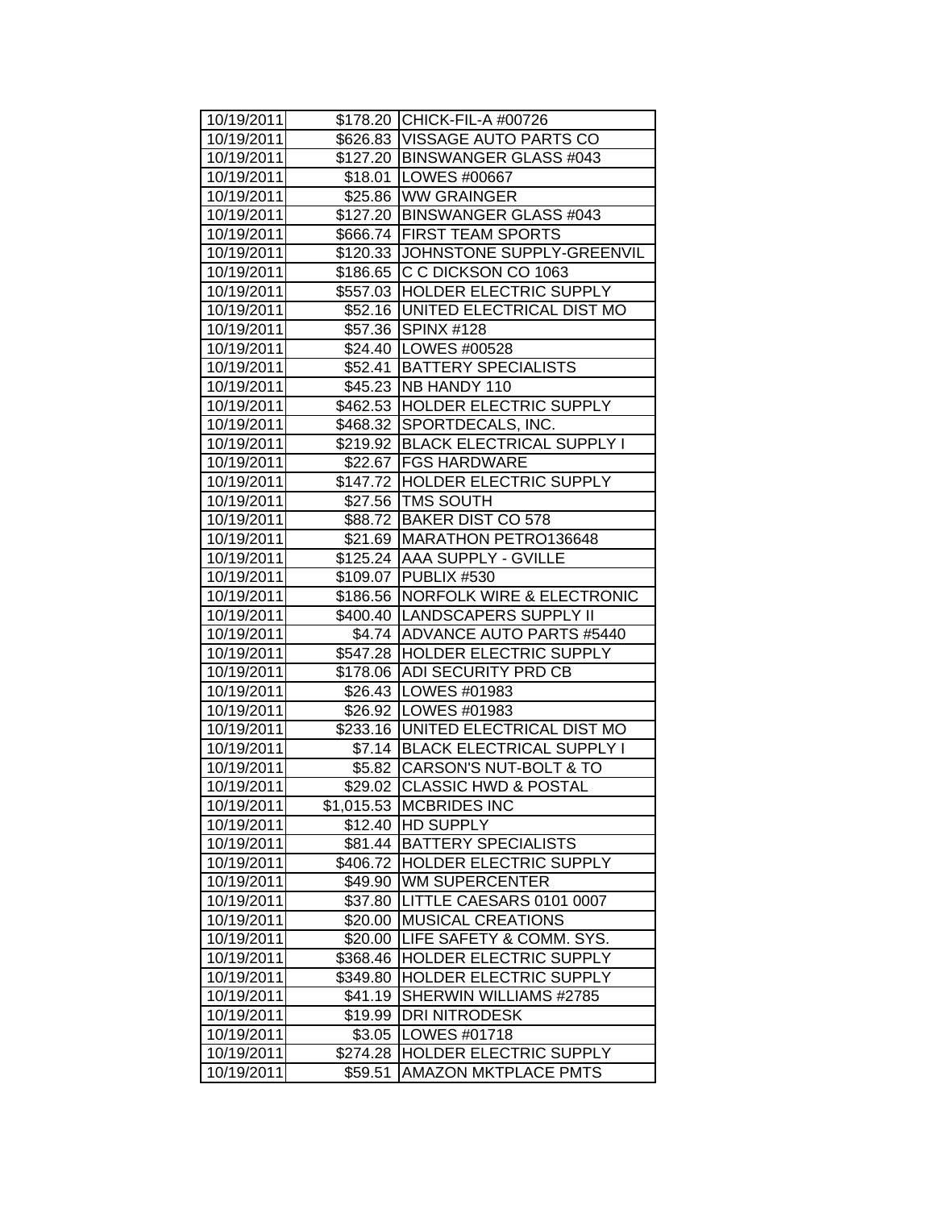| | | |
|---|---|---|
| 10/19/2011 | $178.20 | CHICK-FIL-A #00726 |
| 10/19/2011 | $626.83 | VISSAGE AUTO PARTS CO |
| 10/19/2011 | $127.20 | BINSWANGER GLASS #043 |
| 10/19/2011 | $18.01 | LOWES #00667 |
| 10/19/2011 | $25.86 | WW GRAINGER |
| 10/19/2011 | $127.20 | BINSWANGER GLASS #043 |
| 10/19/2011 | $666.74 | FIRST TEAM SPORTS |
| 10/19/2011 | $120.33 | JOHNSTONE SUPPLY-GREENVIL |
| 10/19/2011 | $186.65 | C C DICKSON CO 1063 |
| 10/19/2011 | $557.03 | HOLDER ELECTRIC SUPPLY |
| 10/19/2011 | $52.16 | UNITED ELECTRICAL DIST MO |
| 10/19/2011 | $57.36 | SPINX #128 |
| 10/19/2011 | $24.40 | LOWES #00528 |
| 10/19/2011 | $52.41 | BATTERY SPECIALISTS |
| 10/19/2011 | $45.23 | NB HANDY 110 |
| 10/19/2011 | $462.53 | HOLDER ELECTRIC SUPPLY |
| 10/19/2011 | $468.32 | SPORTDECALS, INC. |
| 10/19/2011 | $219.92 | BLACK ELECTRICAL SUPPLY I |
| 10/19/2011 | $22.67 | FGS HARDWARE |
| 10/19/2011 | $147.72 | HOLDER ELECTRIC SUPPLY |
| 10/19/2011 | $27.56 | TMS SOUTH |
| 10/19/2011 | $88.72 | BAKER DIST CO 578 |
| 10/19/2011 | $21.69 | MARATHON PETRO136648 |
| 10/19/2011 | $125.24 | AAA SUPPLY - GVILLE |
| 10/19/2011 | $109.07 | PUBLIX #530 |
| 10/19/2011 | $186.56 | NORFOLK WIRE & ELECTRONIC |
| 10/19/2011 | $400.40 | LANDSCAPERS SUPPLY II |
| 10/19/2011 | $4.74 | ADVANCE AUTO PARTS #5440 |
| 10/19/2011 | $547.28 | HOLDER ELECTRIC SUPPLY |
| 10/19/2011 | $178.06 | ADI SECURITY PRD CB |
| 10/19/2011 | $26.43 | LOWES #01983 |
| 10/19/2011 | $26.92 | LOWES #01983 |
| 10/19/2011 | $233.16 | UNITED ELECTRICAL DIST MO |
| 10/19/2011 | $7.14 | BLACK ELECTRICAL SUPPLY I |
| 10/19/2011 | $5.82 | CARSON'S NUT-BOLT & TO |
| 10/19/2011 | $29.02 | CLASSIC HWD & POSTAL |
| 10/19/2011 | $1,015.53 | MCBRIDES INC |
| 10/19/2011 | $12.40 | HD SUPPLY |
| 10/19/2011 | $81.44 | BATTERY SPECIALISTS |
| 10/19/2011 | $406.72 | HOLDER ELECTRIC SUPPLY |
| 10/19/2011 | $49.90 | WM SUPERCENTER |
| 10/19/2011 | $37.80 | LITTLE CAESARS 0101 0007 |
| 10/19/2011 | $20.00 | MUSICAL CREATIONS |
| 10/19/2011 | $20.00 | LIFE SAFETY & COMM. SYS. |
| 10/19/2011 | $368.46 | HOLDER ELECTRIC SUPPLY |
| 10/19/2011 | $349.80 | HOLDER ELECTRIC SUPPLY |
| 10/19/2011 | $41.19 | SHERWIN WILLIAMS #2785 |
| 10/19/2011 | $19.99 | DRI NITRODESK |
| 10/19/2011 | $3.05 | LOWES #01718 |
| 10/19/2011 | $274.28 | HOLDER ELECTRIC SUPPLY |
| 10/19/2011 | $59.51 | AMAZON MKTPLACE PMTS |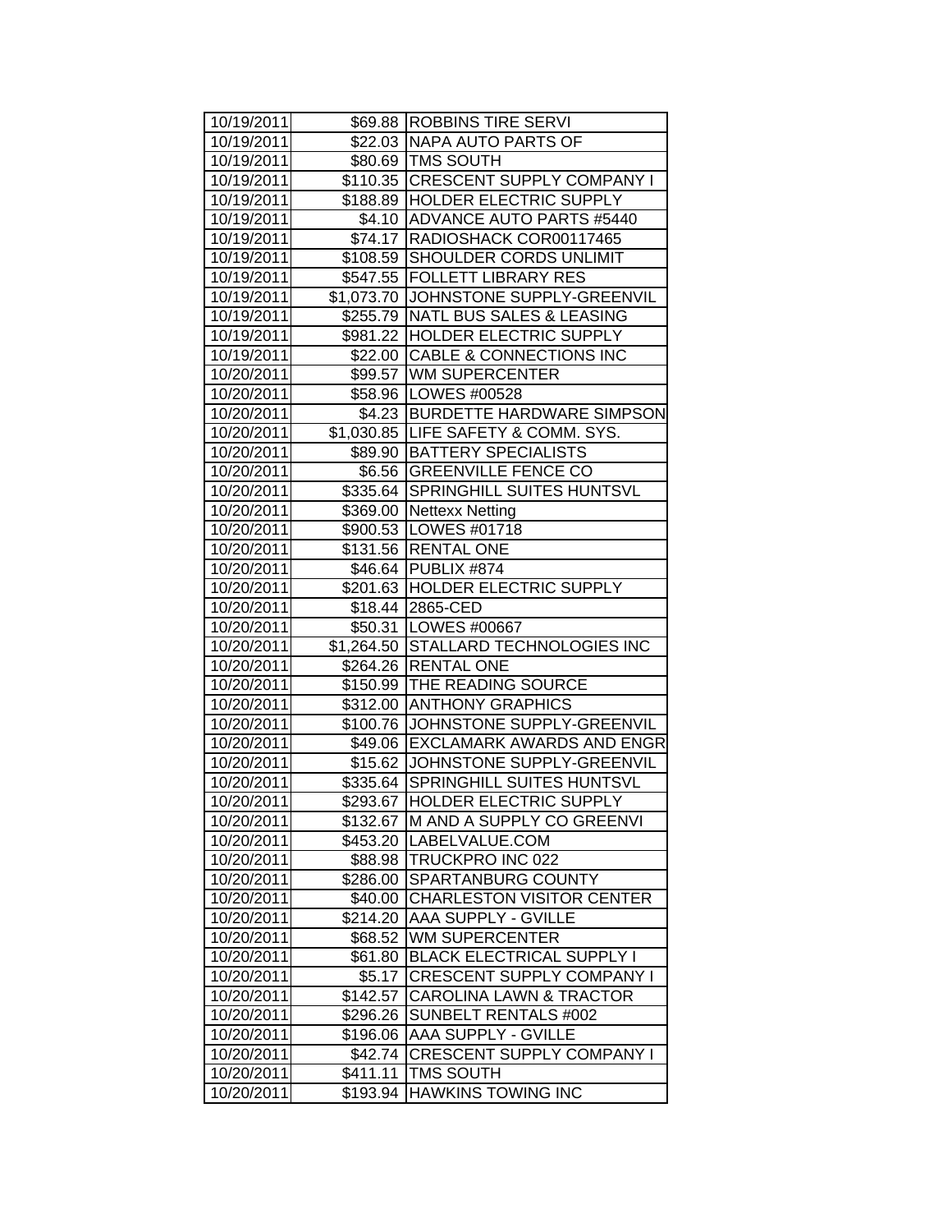| | | |
|---|---|---|
| 10/19/2011 | $69.88 | ROBBINS TIRE SERVI |
| 10/19/2011 | $22.03 | NAPA AUTO PARTS OF |
| 10/19/2011 | $80.69 | TMS SOUTH |
| 10/19/2011 | $110.35 | CRESCENT SUPPLY COMPANY I |
| 10/19/2011 | $188.89 | HOLDER ELECTRIC SUPPLY |
| 10/19/2011 | $4.10 | ADVANCE AUTO PARTS #5440 |
| 10/19/2011 | $74.17 | RADIOSHACK COR00117465 |
| 10/19/2011 | $108.59 | SHOULDER CORDS UNLIMIT |
| 10/19/2011 | $547.55 | FOLLETT LIBRARY RES |
| 10/19/2011 | $1,073.70 | JOHNSTONE SUPPLY-GREENVIL |
| 10/19/2011 | $255.79 | NATL BUS SALES & LEASING |
| 10/19/2011 | $981.22 | HOLDER ELECTRIC SUPPLY |
| 10/19/2011 | $22.00 | CABLE & CONNECTIONS INC |
| 10/20/2011 | $99.57 | WM SUPERCENTER |
| 10/20/2011 | $58.96 | LOWES #00528 |
| 10/20/2011 | $4.23 | BURDETTE HARDWARE SIMPSON |
| 10/20/2011 | $1,030.85 | LIFE SAFETY & COMM. SYS. |
| 10/20/2011 | $89.90 | BATTERY SPECIALISTS |
| 10/20/2011 | $6.56 | GREENVILLE FENCE CO |
| 10/20/2011 | $335.64 | SPRINGHILL SUITES HUNTSVL |
| 10/20/2011 | $369.00 | Nettexx Netting |
| 10/20/2011 | $900.53 | LOWES #01718 |
| 10/20/2011 | $131.56 | RENTAL ONE |
| 10/20/2011 | $46.64 | PUBLIX #874 |
| 10/20/2011 | $201.63 | HOLDER ELECTRIC SUPPLY |
| 10/20/2011 | $18.44 | 2865-CED |
| 10/20/2011 | $50.31 | LOWES #00667 |
| 10/20/2011 | $1,264.50 | STALLARD TECHNOLOGIES INC |
| 10/20/2011 | $264.26 | RENTAL ONE |
| 10/20/2011 | $150.99 | THE READING SOURCE |
| 10/20/2011 | $312.00 | ANTHONY GRAPHICS |
| 10/20/2011 | $100.76 | JOHNSTONE SUPPLY-GREENVIL |
| 10/20/2011 | $49.06 | EXCLAMARK AWARDS AND ENGR |
| 10/20/2011 | $15.62 | JOHNSTONE SUPPLY-GREENVIL |
| 10/20/2011 | $335.64 | SPRINGHILL SUITES HUNTSVL |
| 10/20/2011 | $293.67 | HOLDER ELECTRIC SUPPLY |
| 10/20/2011 | $132.67 | M AND A SUPPLY CO GREENVI |
| 10/20/2011 | $453.20 | LABELVALUE.COM |
| 10/20/2011 | $88.98 | TRUCKPRO INC 022 |
| 10/20/2011 | $286.00 | SPARTANBURG COUNTY |
| 10/20/2011 | $40.00 | CHARLESTON VISITOR CENTER |
| 10/20/2011 | $214.20 | AAA SUPPLY - GVILLE |
| 10/20/2011 | $68.52 | WM SUPERCENTER |
| 10/20/2011 | $61.80 | BLACK ELECTRICAL SUPPLY I |
| 10/20/2011 | $5.17 | CRESCENT SUPPLY COMPANY I |
| 10/20/2011 | $142.57 | CAROLINA LAWN & TRACTOR |
| 10/20/2011 | $296.26 | SUNBELT RENTALS #002 |
| 10/20/2011 | $196.06 | AAA SUPPLY - GVILLE |
| 10/20/2011 | $42.74 | CRESCENT SUPPLY COMPANY I |
| 10/20/2011 | $411.11 | TMS SOUTH |
| 10/20/2011 | $193.94 | HAWKINS TOWING INC |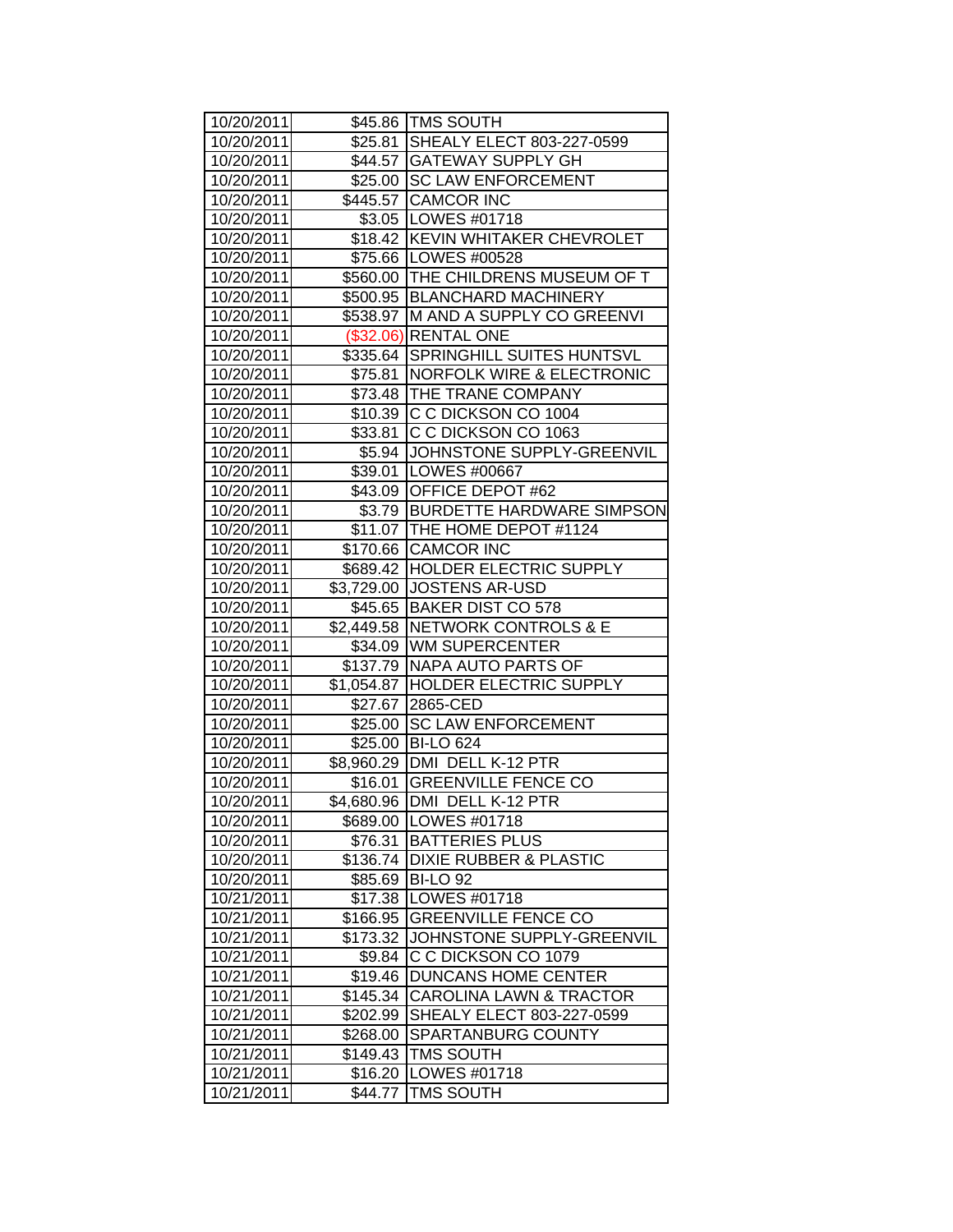| 10/20/2011 | $45.86 | TMS SOUTH |
|---|---|---|
| 10/20/2011 | $25.81 | SHEALY ELECT 803-227-0599 |
| 10/20/2011 | $44.57 | GATEWAY SUPPLY GH |
| 10/20/2011 | $25.00 | SC LAW ENFORCEMENT |
| 10/20/2011 | $445.57 | CAMCOR INC |
| 10/20/2011 | $3.05 | LOWES #01718 |
| 10/20/2011 | $18.42 | KEVIN WHITAKER CHEVROLET |
| 10/20/2011 | $75.66 | LOWES #00528 |
| 10/20/2011 | $560.00 | THE CHILDRENS MUSEUM OF T |
| 10/20/2011 | $500.95 | BLANCHARD MACHINERY |
| 10/20/2011 | $538.97 | M AND A SUPPLY CO GREENVI |
| 10/20/2011 | ($32.06) | RENTAL ONE |
| 10/20/2011 | $335.64 | SPRINGHILL SUITES HUNTSVL |
| 10/20/2011 | $75.81 | NORFOLK WIRE & ELECTRONIC |
| 10/20/2011 | $73.48 | THE TRANE COMPANY |
| 10/20/2011 | $10.39 | C C DICKSON CO 1004 |
| 10/20/2011 | $33.81 | C C DICKSON CO 1063 |
| 10/20/2011 | $5.94 | JOHNSTONE SUPPLY-GREENVIL |
| 10/20/2011 | $39.01 | LOWES #00667 |
| 10/20/2011 | $43.09 | OFFICE DEPOT #62 |
| 10/20/2011 | $3.79 | BURDETTE HARDWARE SIMPSON |
| 10/20/2011 | $11.07 | THE HOME DEPOT #1124 |
| 10/20/2011 | $170.66 | CAMCOR INC |
| 10/20/2011 | $689.42 | HOLDER ELECTRIC SUPPLY |
| 10/20/2011 | $3,729.00 | JOSTENS AR-USD |
| 10/20/2011 | $45.65 | BAKER DIST CO 578 |
| 10/20/2011 | $2,449.58 | NETWORK CONTROLS & E |
| 10/20/2011 | $34.09 | WM SUPERCENTER |
| 10/20/2011 | $137.79 | NAPA AUTO PARTS OF |
| 10/20/2011 | $1,054.87 | HOLDER ELECTRIC SUPPLY |
| 10/20/2011 | $27.67 | 2865-CED |
| 10/20/2011 | $25.00 | SC LAW ENFORCEMENT |
| 10/20/2011 | $25.00 | BI-LO 624 |
| 10/20/2011 | $8,960.29 | DMI DELL K-12 PTR |
| 10/20/2011 | $16.01 | GREENVILLE FENCE CO |
| 10/20/2011 | $4,680.96 | DMI DELL K-12 PTR |
| 10/20/2011 | $689.00 | LOWES #01718 |
| 10/20/2011 | $76.31 | BATTERIES PLUS |
| 10/20/2011 | $136.74 | DIXIE RUBBER & PLASTIC |
| 10/20/2011 | $85.69 | BI-LO 92 |
| 10/21/2011 | $17.38 | LOWES #01718 |
| 10/21/2011 | $166.95 | GREENVILLE FENCE CO |
| 10/21/2011 | $173.32 | JOHNSTONE SUPPLY-GREENVIL |
| 10/21/2011 | $9.84 | C C DICKSON CO 1079 |
| 10/21/2011 | $19.46 | DUNCANS HOME CENTER |
| 10/21/2011 | $145.34 | CAROLINA LAWN & TRACTOR |
| 10/21/2011 | $202.99 | SHEALY ELECT 803-227-0599 |
| 10/21/2011 | $268.00 | SPARTANBURG COUNTY |
| 10/21/2011 | $149.43 | TMS SOUTH |
| 10/21/2011 | $16.20 | LOWES #01718 |
| 10/21/2011 | $44.77 | TMS SOUTH |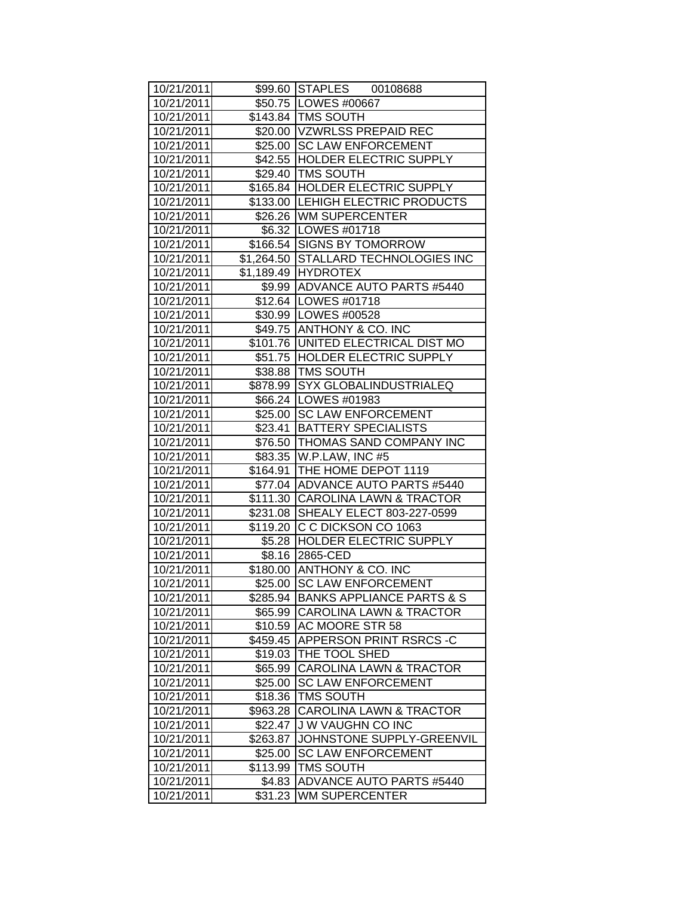| | | |
|---|---|---|
| 10/21/2011 | $99.60 | STAPLES 00108688 |
| 10/21/2011 | $50.75 | LOWES #00667 |
| 10/21/2011 | $143.84 | TMS SOUTH |
| 10/21/2011 | $20.00 | VZWRLSS PREPAID REC |
| 10/21/2011 | $25.00 | SC LAW ENFORCEMENT |
| 10/21/2011 | $42.55 | HOLDER ELECTRIC SUPPLY |
| 10/21/2011 | $29.40 | TMS SOUTH |
| 10/21/2011 | $165.84 | HOLDER ELECTRIC SUPPLY |
| 10/21/2011 | $133.00 | LEHIGH ELECTRIC PRODUCTS |
| 10/21/2011 | $26.26 | WM SUPERCENTER |
| 10/21/2011 | $6.32 | LOWES #01718 |
| 10/21/2011 | $166.54 | SIGNS BY TOMORROW |
| 10/21/2011 | $1,264.50 | STALLARD TECHNOLOGIES INC |
| 10/21/2011 | $1,189.49 | HYDROTEX |
| 10/21/2011 | $9.99 | ADVANCE AUTO PARTS #5440 |
| 10/21/2011 | $12.64 | LOWES #01718 |
| 10/21/2011 | $30.99 | LOWES #00528 |
| 10/21/2011 | $49.75 | ANTHONY & CO. INC |
| 10/21/2011 | $101.76 | UNITED ELECTRICAL DIST MO |
| 10/21/2011 | $51.75 | HOLDER ELECTRIC SUPPLY |
| 10/21/2011 | $38.88 | TMS SOUTH |
| 10/21/2011 | $878.99 | SYX GLOBALINDUSTRIALEQ |
| 10/21/2011 | $66.24 | LOWES #01983 |
| 10/21/2011 | $25.00 | SC LAW ENFORCEMENT |
| 10/21/2011 | $23.41 | BATTERY SPECIALISTS |
| 10/21/2011 | $76.50 | THOMAS SAND COMPANY INC |
| 10/21/2011 | $83.35 | W.P.LAW, INC #5 |
| 10/21/2011 | $164.91 | THE HOME DEPOT 1119 |
| 10/21/2011 | $77.04 | ADVANCE AUTO PARTS #5440 |
| 10/21/2011 | $111.30 | CAROLINA LAWN & TRACTOR |
| 10/21/2011 | $231.08 | SHEALY ELECT 803-227-0599 |
| 10/21/2011 | $119.20 | C C DICKSON CO 1063 |
| 10/21/2011 | $5.28 | HOLDER ELECTRIC SUPPLY |
| 10/21/2011 | $8.16 | 2865-CED |
| 10/21/2011 | $180.00 | ANTHONY & CO. INC |
| 10/21/2011 | $25.00 | SC LAW ENFORCEMENT |
| 10/21/2011 | $285.94 | BANKS APPLIANCE PARTS & S |
| 10/21/2011 | $65.99 | CAROLINA LAWN & TRACTOR |
| 10/21/2011 | $10.59 | AC MOORE STR 58 |
| 10/21/2011 | $459.45 | APPERSON PRINT RSRCS -C |
| 10/21/2011 | $19.03 | THE TOOL SHED |
| 10/21/2011 | $65.99 | CAROLINA LAWN & TRACTOR |
| 10/21/2011 | $25.00 | SC LAW ENFORCEMENT |
| 10/21/2011 | $18.36 | TMS SOUTH |
| 10/21/2011 | $963.28 | CAROLINA LAWN & TRACTOR |
| 10/21/2011 | $22.47 | J W VAUGHN CO INC |
| 10/21/2011 | $263.87 | JOHNSTONE SUPPLY-GREENVIL |
| 10/21/2011 | $25.00 | SC LAW ENFORCEMENT |
| 10/21/2011 | $113.99 | TMS SOUTH |
| 10/21/2011 | $4.83 | ADVANCE AUTO PARTS #5440 |
| 10/21/2011 | $31.23 | WM SUPERCENTER |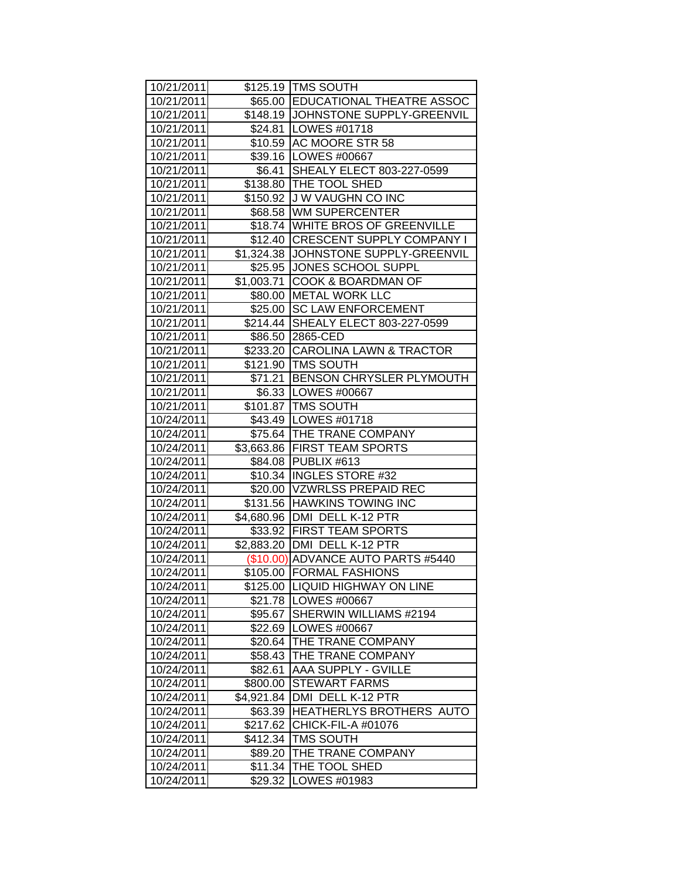| | | |
|---|---|---|
| 10/21/2011 | $125.19 | TMS SOUTH |
| 10/21/2011 | $65.00 | EDUCATIONAL THEATRE ASSOC |
| 10/21/2011 | $148.19 | JOHNSTONE SUPPLY-GREENVIL |
| 10/21/2011 | $24.81 | LOWES #01718 |
| 10/21/2011 | $10.59 | AC MOORE STR 58 |
| 10/21/2011 | $39.16 | LOWES #00667 |
| 10/21/2011 | $6.41 | SHEALY ELECT 803-227-0599 |
| 10/21/2011 | $138.80 | THE TOOL SHED |
| 10/21/2011 | $150.92 | J W VAUGHN CO INC |
| 10/21/2011 | $68.58 | WM SUPERCENTER |
| 10/21/2011 | $18.74 | WHITE BROS OF GREENVILLE |
| 10/21/2011 | $12.40 | CRESCENT SUPPLY COMPANY I |
| 10/21/2011 | $1,324.38 | JOHNSTONE SUPPLY-GREENVIL |
| 10/21/2011 | $25.95 | JONES SCHOOL SUPPL |
| 10/21/2011 | $1,003.71 | COOK & BOARDMAN OF |
| 10/21/2011 | $80.00 | METAL WORK LLC |
| 10/21/2011 | $25.00 | SC LAW ENFORCEMENT |
| 10/21/2011 | $214.44 | SHEALY ELECT 803-227-0599 |
| 10/21/2011 | $86.50 | 2865-CED |
| 10/21/2011 | $233.20 | CAROLINA LAWN & TRACTOR |
| 10/21/2011 | $121.90 | TMS SOUTH |
| 10/21/2011 | $71.21 | BENSON CHRYSLER PLYMOUTH |
| 10/21/2011 | $6.33 | LOWES #00667 |
| 10/21/2011 | $101.87 | TMS SOUTH |
| 10/24/2011 | $43.49 | LOWES #01718 |
| 10/24/2011 | $75.64 | THE TRANE COMPANY |
| 10/24/2011 | $3,663.86 | FIRST TEAM SPORTS |
| 10/24/2011 | $84.08 | PUBLIX #613 |
| 10/24/2011 | $10.34 | INGLES STORE #32 |
| 10/24/2011 | $20.00 | VZWRLSS PREPAID REC |
| 10/24/2011 | $131.56 | HAWKINS TOWING INC |
| 10/24/2011 | $4,680.96 | DMI DELL K-12 PTR |
| 10/24/2011 | $33.92 | FIRST TEAM SPORTS |
| 10/24/2011 | $2,883.20 | DMI DELL K-12 PTR |
| 10/24/2011 | ($10.00) | ADVANCE AUTO PARTS #5440 |
| 10/24/2011 | $105.00 | FORMAL FASHIONS |
| 10/24/2011 | $125.00 | LIQUID HIGHWAY ON LINE |
| 10/24/2011 | $21.78 | LOWES #00667 |
| 10/24/2011 | $95.67 | SHERWIN WILLIAMS #2194 |
| 10/24/2011 | $22.69 | LOWES #00667 |
| 10/24/2011 | $20.64 | THE TRANE COMPANY |
| 10/24/2011 | $58.43 | THE TRANE COMPANY |
| 10/24/2011 | $82.61 | AAA SUPPLY - GVILLE |
| 10/24/2011 | $800.00 | STEWART FARMS |
| 10/24/2011 | $4,921.84 | DMI DELL K-12 PTR |
| 10/24/2011 | $63.39 | HEATHERLYS BROTHERS AUTO |
| 10/24/2011 | $217.62 | CHICK-FIL-A #01076 |
| 10/24/2011 | $412.34 | TMS SOUTH |
| 10/24/2011 | $89.20 | THE TRANE COMPANY |
| 10/24/2011 | $11.34 | THE TOOL SHED |
| 10/24/2011 | $29.32 | LOWES #01983 |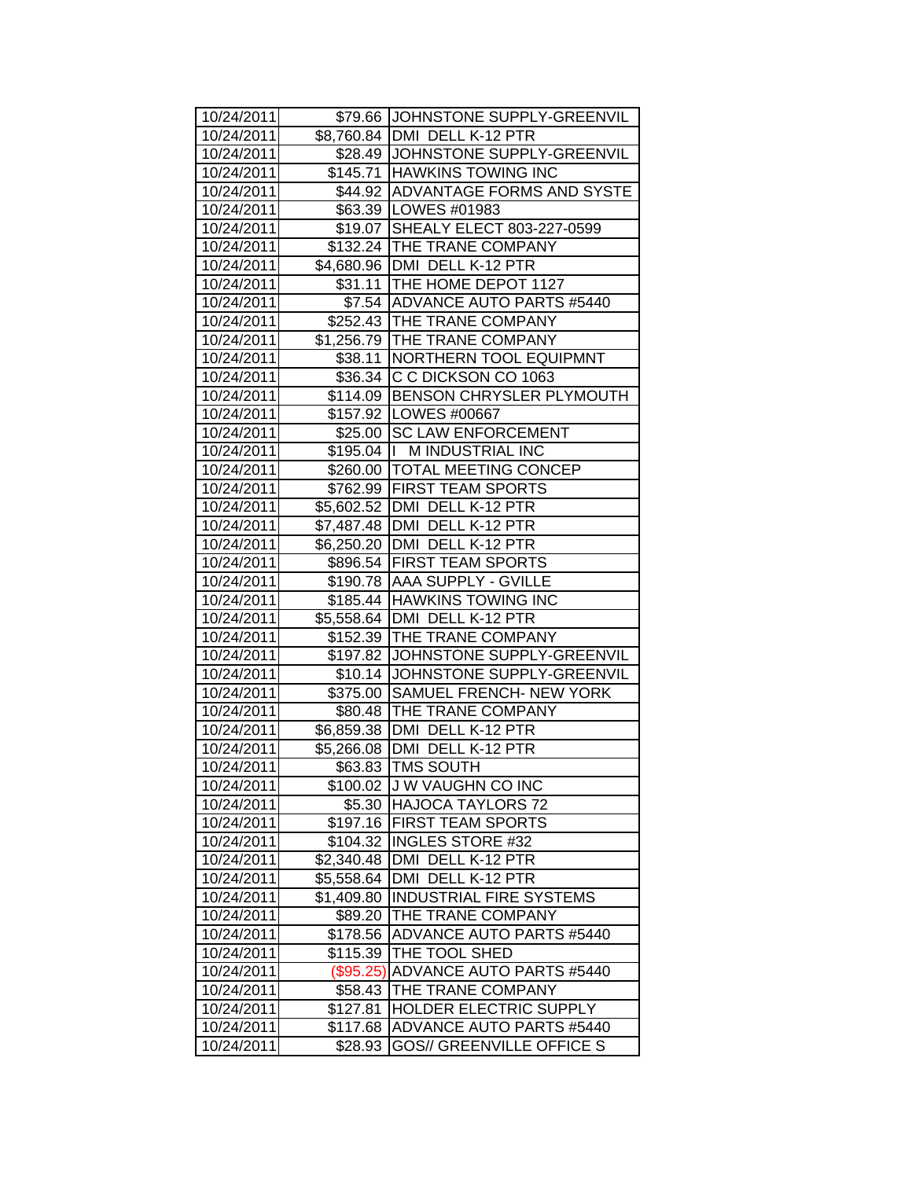| 10/24/2011 | $79.66 | JOHNSTONE SUPPLY-GREENVIL |
|---|---|---|
| 10/24/2011 | $8,760.84 | DMI DELL K-12 PTR |
| 10/24/2011 | $28.49 | JOHNSTONE SUPPLY-GREENVIL |
| 10/24/2011 | $145.71 | HAWKINS TOWING INC |
| 10/24/2011 | $44.92 | ADVANTAGE FORMS AND SYSTE |
| 10/24/2011 | $63.39 | LOWES #01983 |
| 10/24/2011 | $19.07 | SHEALY ELECT 803-227-0599 |
| 10/24/2011 | $132.24 | THE TRANE COMPANY |
| 10/24/2011 | $4,680.96 | DMI DELL K-12 PTR |
| 10/24/2011 | $31.11 | THE HOME DEPOT 1127 |
| 10/24/2011 | $7.54 | ADVANCE AUTO PARTS #5440 |
| 10/24/2011 | $252.43 | THE TRANE COMPANY |
| 10/24/2011 | $1,256.79 | THE TRANE COMPANY |
| 10/24/2011 | $38.11 | NORTHERN TOOL EQUIPMNT |
| 10/24/2011 | $36.34 | C C DICKSON CO 1063 |
| 10/24/2011 | $114.09 | BENSON CHRYSLER PLYMOUTH |
| 10/24/2011 | $157.92 | LOWES #00667 |
| 10/24/2011 | $25.00 | SC LAW ENFORCEMENT |
| 10/24/2011 | $195.04 | I M INDUSTRIAL INC |
| 10/24/2011 | $260.00 | TOTAL MEETING CONCEP |
| 10/24/2011 | $762.99 | FIRST TEAM SPORTS |
| 10/24/2011 | $5,602.52 | DMI DELL K-12 PTR |
| 10/24/2011 | $7,487.48 | DMI DELL K-12 PTR |
| 10/24/2011 | $6,250.20 | DMI DELL K-12 PTR |
| 10/24/2011 | $896.54 | FIRST TEAM SPORTS |
| 10/24/2011 | $190.78 | AAA SUPPLY - GVILLE |
| 10/24/2011 | $185.44 | HAWKINS TOWING INC |
| 10/24/2011 | $5,558.64 | DMI DELL K-12 PTR |
| 10/24/2011 | $152.39 | THE TRANE COMPANY |
| 10/24/2011 | $197.82 | JOHNSTONE SUPPLY-GREENVIL |
| 10/24/2011 | $10.14 | JOHNSTONE SUPPLY-GREENVIL |
| 10/24/2011 | $375.00 | SAMUEL FRENCH- NEW YORK |
| 10/24/2011 | $80.48 | THE TRANE COMPANY |
| 10/24/2011 | $6,859.38 | DMI DELL K-12 PTR |
| 10/24/2011 | $5,266.08 | DMI DELL K-12 PTR |
| 10/24/2011 | $63.83 | TMS SOUTH |
| 10/24/2011 | $100.02 | J W VAUGHN CO INC |
| 10/24/2011 | $5.30 | HAJOCA TAYLORS 72 |
| 10/24/2011 | $197.16 | FIRST TEAM SPORTS |
| 10/24/2011 | $104.32 | INGLES STORE #32 |
| 10/24/2011 | $2,340.48 | DMI DELL K-12 PTR |
| 10/24/2011 | $5,558.64 | DMI DELL K-12 PTR |
| 10/24/2011 | $1,409.80 | INDUSTRIAL FIRE SYSTEMS |
| 10/24/2011 | $89.20 | THE TRANE COMPANY |
| 10/24/2011 | $178.56 | ADVANCE AUTO PARTS #5440 |
| 10/24/2011 | $115.39 | THE TOOL SHED |
| 10/24/2011 | ($95.25) | ADVANCE AUTO PARTS #5440 |
| 10/24/2011 | $58.43 | THE TRANE COMPANY |
| 10/24/2011 | $127.81 | HOLDER ELECTRIC SUPPLY |
| 10/24/2011 | $117.68 | ADVANCE AUTO PARTS #5440 |
| 10/24/2011 | $28.93 | GOS// GREENVILLE OFFICE S |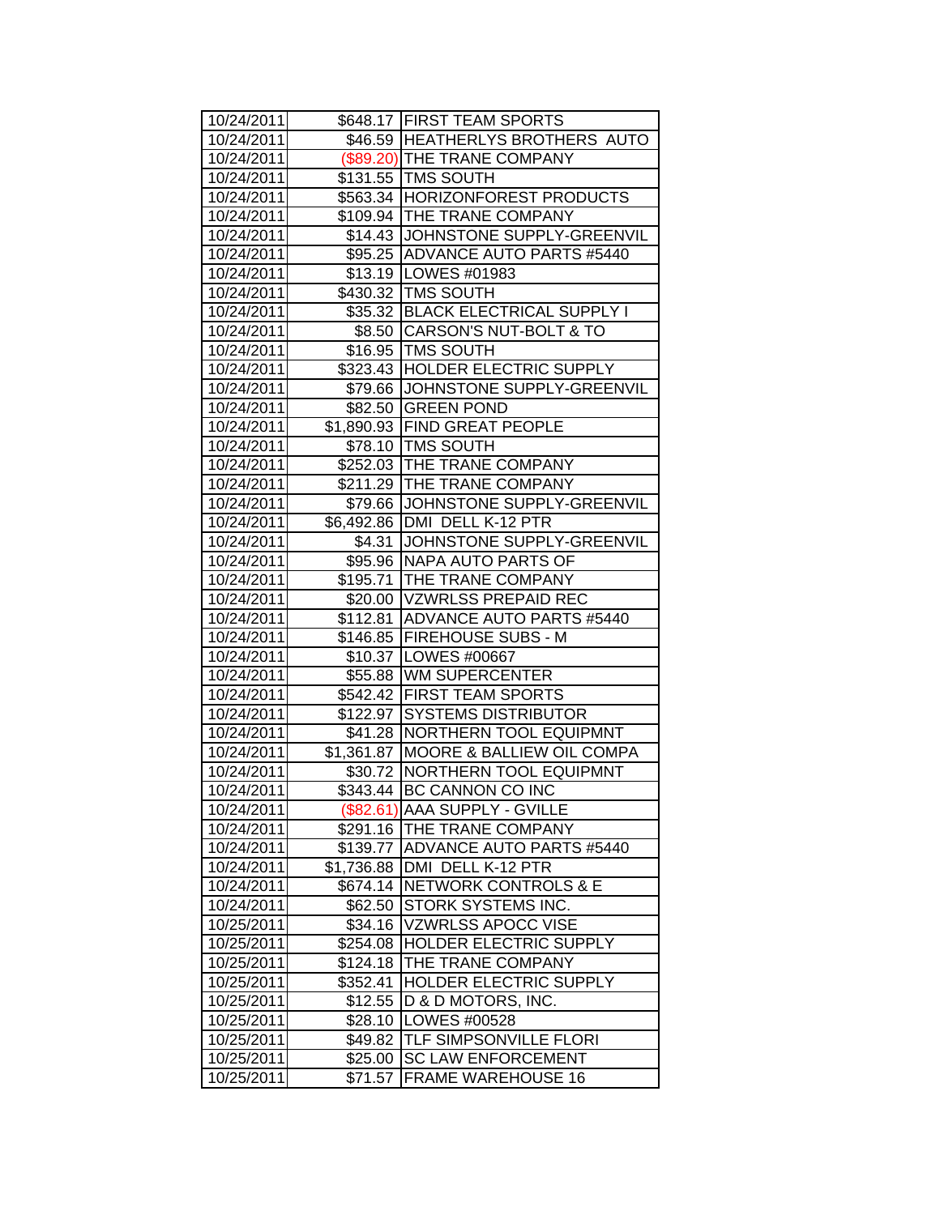| 10/24/2011 | $648.17 | FIRST TEAM SPORTS |
|---|---|---|
| 10/24/2011 | $46.59 | HEATHERLYS BROTHERS AUTO |
| 10/24/2011 | ($89.20) | THE TRANE COMPANY |
| 10/24/2011 | $131.55 | TMS SOUTH |
| 10/24/2011 | $563.34 | HORIZONFOREST PRODUCTS |
| 10/24/2011 | $109.94 | THE TRANE COMPANY |
| 10/24/2011 | $14.43 | JOHNSTONE SUPPLY-GREENVIL |
| 10/24/2011 | $95.25 | ADVANCE AUTO PARTS #5440 |
| 10/24/2011 | $13.19 | LOWES #01983 |
| 10/24/2011 | $430.32 | TMS SOUTH |
| 10/24/2011 | $35.32 | BLACK ELECTRICAL SUPPLY I |
| 10/24/2011 | $8.50 | CARSON'S NUT-BOLT & TO |
| 10/24/2011 | $16.95 | TMS SOUTH |
| 10/24/2011 | $323.43 | HOLDER ELECTRIC SUPPLY |
| 10/24/2011 | $79.66 | JOHNSTONE SUPPLY-GREENVIL |
| 10/24/2011 | $82.50 | GREEN POND |
| 10/24/2011 | $1,890.93 | FIND GREAT PEOPLE |
| 10/24/2011 | $78.10 | TMS SOUTH |
| 10/24/2011 | $252.03 | THE TRANE COMPANY |
| 10/24/2011 | $211.29 | THE TRANE COMPANY |
| 10/24/2011 | $79.66 | JOHNSTONE SUPPLY-GREENVIL |
| 10/24/2011 | $6,492.86 | DMI DELL K-12 PTR |
| 10/24/2011 | $4.31 | JOHNSTONE SUPPLY-GREENVIL |
| 10/24/2011 | $95.96 | NAPA AUTO PARTS OF |
| 10/24/2011 | $195.71 | THE TRANE COMPANY |
| 10/24/2011 | $20.00 | VZWRLSS PREPAID REC |
| 10/24/2011 | $112.81 | ADVANCE AUTO PARTS #5440 |
| 10/24/2011 | $146.85 | FIREHOUSE SUBS - M |
| 10/24/2011 | $10.37 | LOWES #00667 |
| 10/24/2011 | $55.88 | WM SUPERCENTER |
| 10/24/2011 | $542.42 | FIRST TEAM SPORTS |
| 10/24/2011 | $122.97 | SYSTEMS DISTRIBUTOR |
| 10/24/2011 | $41.28 | NORTHERN TOOL EQUIPMNT |
| 10/24/2011 | $1,361.87 | MOORE & BALLIEW OIL COMPA |
| 10/24/2011 | $30.72 | NORTHERN TOOL EQUIPMNT |
| 10/24/2011 | $343.44 | BC CANNON CO INC |
| 10/24/2011 | ($82.61) | AAA SUPPLY - GVILLE |
| 10/24/2011 | $291.16 | THE TRANE COMPANY |
| 10/24/2011 | $139.77 | ADVANCE AUTO PARTS #5440 |
| 10/24/2011 | $1,736.88 | DMI DELL K-12 PTR |
| 10/24/2011 | $674.14 | NETWORK CONTROLS & E |
| 10/24/2011 | $62.50 | STORK SYSTEMS INC. |
| 10/25/2011 | $34.16 | VZWRLSS APOCC VISE |
| 10/25/2011 | $254.08 | HOLDER ELECTRIC SUPPLY |
| 10/25/2011 | $124.18 | THE TRANE COMPANY |
| 10/25/2011 | $352.41 | HOLDER ELECTRIC SUPPLY |
| 10/25/2011 | $12.55 | D & D MOTORS, INC. |
| 10/25/2011 | $28.10 | LOWES #00528 |
| 10/25/2011 | $49.82 | TLF SIMPSONVILLE FLORI |
| 10/25/2011 | $25.00 | SC LAW ENFORCEMENT |
| 10/25/2011 | $71.57 | FRAME WAREHOUSE 16 |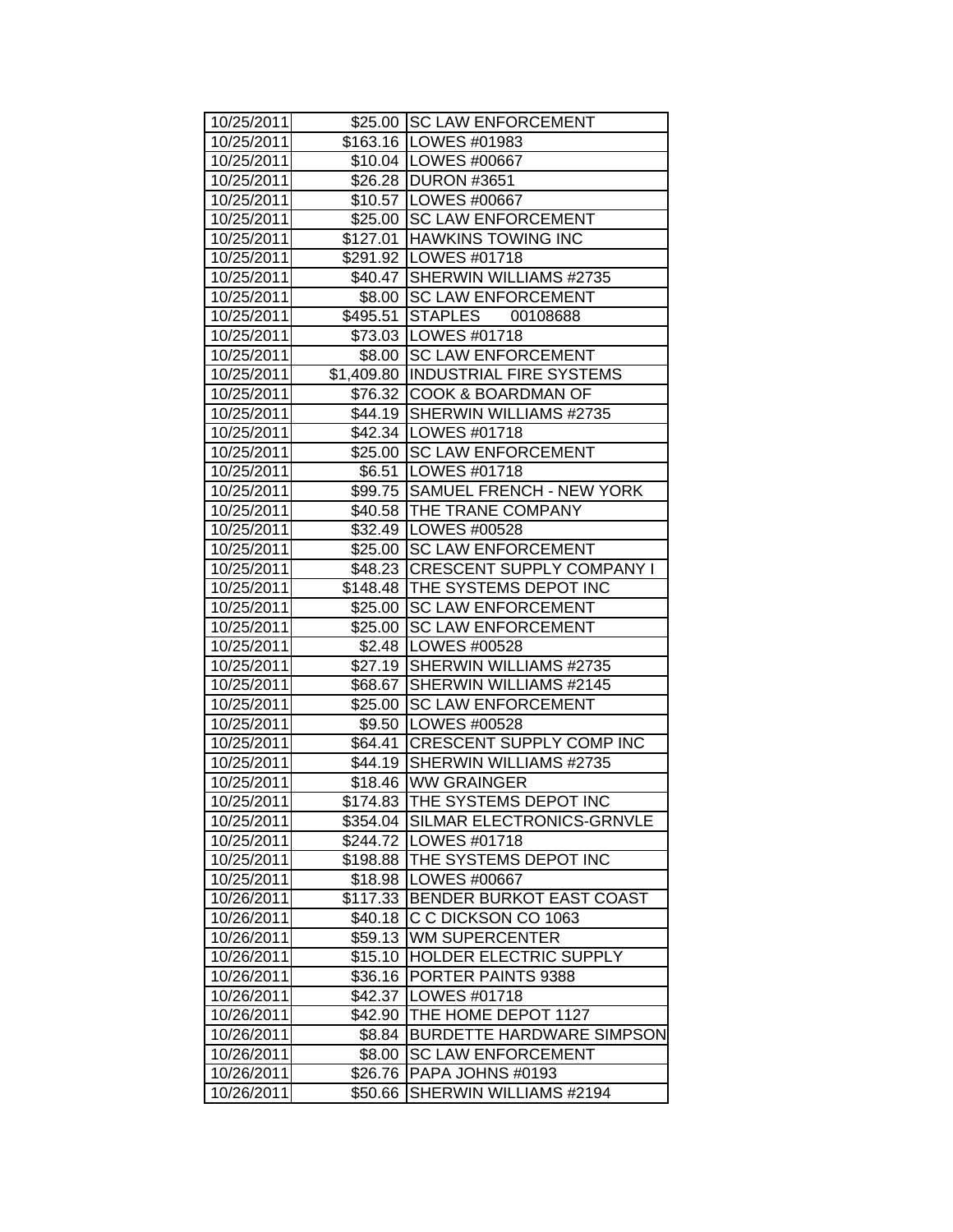| 10/25/2011 | $25.00 | SC LAW ENFORCEMENT |
|---|---|---|
| 10/25/2011 | $163.16 | LOWES #01983 |
| 10/25/2011 | $10.04 | LOWES #00667 |
| 10/25/2011 | $26.28 | DURON #3651 |
| 10/25/2011 | $10.57 | LOWES #00667 |
| 10/25/2011 | $25.00 | SC LAW ENFORCEMENT |
| 10/25/2011 | $127.01 | HAWKINS TOWING INC |
| 10/25/2011 | $291.92 | LOWES #01718 |
| 10/25/2011 | $40.47 | SHERWIN WILLIAMS #2735 |
| 10/25/2011 | $8.00 | SC LAW ENFORCEMENT |
| 10/25/2011 | $495.51 | STAPLES 00108688 |
| 10/25/2011 | $73.03 | LOWES #01718 |
| 10/25/2011 | $8.00 | SC LAW ENFORCEMENT |
| 10/25/2011 | $1,409.80 | INDUSTRIAL FIRE SYSTEMS |
| 10/25/2011 | $76.32 | COOK & BOARDMAN OF |
| 10/25/2011 | $44.19 | SHERWIN WILLIAMS #2735 |
| 10/25/2011 | $42.34 | LOWES #01718 |
| 10/25/2011 | $25.00 | SC LAW ENFORCEMENT |
| 10/25/2011 | $6.51 | LOWES #01718 |
| 10/25/2011 | $99.75 | SAMUEL FRENCH - NEW YORK |
| 10/25/2011 | $40.58 | THE TRANE COMPANY |
| 10/25/2011 | $32.49 | LOWES #00528 |
| 10/25/2011 | $25.00 | SC LAW ENFORCEMENT |
| 10/25/2011 | $48.23 | CRESCENT SUPPLY COMPANY I |
| 10/25/2011 | $148.48 | THE SYSTEMS DEPOT INC |
| 10/25/2011 | $25.00 | SC LAW ENFORCEMENT |
| 10/25/2011 | $25.00 | SC LAW ENFORCEMENT |
| 10/25/2011 | $2.48 | LOWES #00528 |
| 10/25/2011 | $27.19 | SHERWIN WILLIAMS #2735 |
| 10/25/2011 | $68.67 | SHERWIN WILLIAMS #2145 |
| 10/25/2011 | $25.00 | SC LAW ENFORCEMENT |
| 10/25/2011 | $9.50 | LOWES #00528 |
| 10/25/2011 | $64.41 | CRESCENT SUPPLY COMP INC |
| 10/25/2011 | $44.19 | SHERWIN WILLIAMS #2735 |
| 10/25/2011 | $18.46 | WW GRAINGER |
| 10/25/2011 | $174.83 | THE SYSTEMS DEPOT INC |
| 10/25/2011 | $354.04 | SILMAR ELECTRONICS-GRNVLE |
| 10/25/2011 | $244.72 | LOWES #01718 |
| 10/25/2011 | $198.88 | THE SYSTEMS DEPOT INC |
| 10/25/2011 | $18.98 | LOWES #00667 |
| 10/26/2011 | $117.33 | BENDER BURKOT EAST COAST |
| 10/26/2011 | $40.18 | C C DICKSON CO 1063 |
| 10/26/2011 | $59.13 | WM SUPERCENTER |
| 10/26/2011 | $15.10 | HOLDER ELECTRIC SUPPLY |
| 10/26/2011 | $36.16 | PORTER PAINTS 9388 |
| 10/26/2011 | $42.37 | LOWES #01718 |
| 10/26/2011 | $42.90 | THE HOME DEPOT 1127 |
| 10/26/2011 | $8.84 | BURDETTE HARDWARE SIMPSON |
| 10/26/2011 | $8.00 | SC LAW ENFORCEMENT |
| 10/26/2011 | $26.76 | PAPA JOHNS #0193 |
| 10/26/2011 | $50.66 | SHERWIN WILLIAMS #2194 |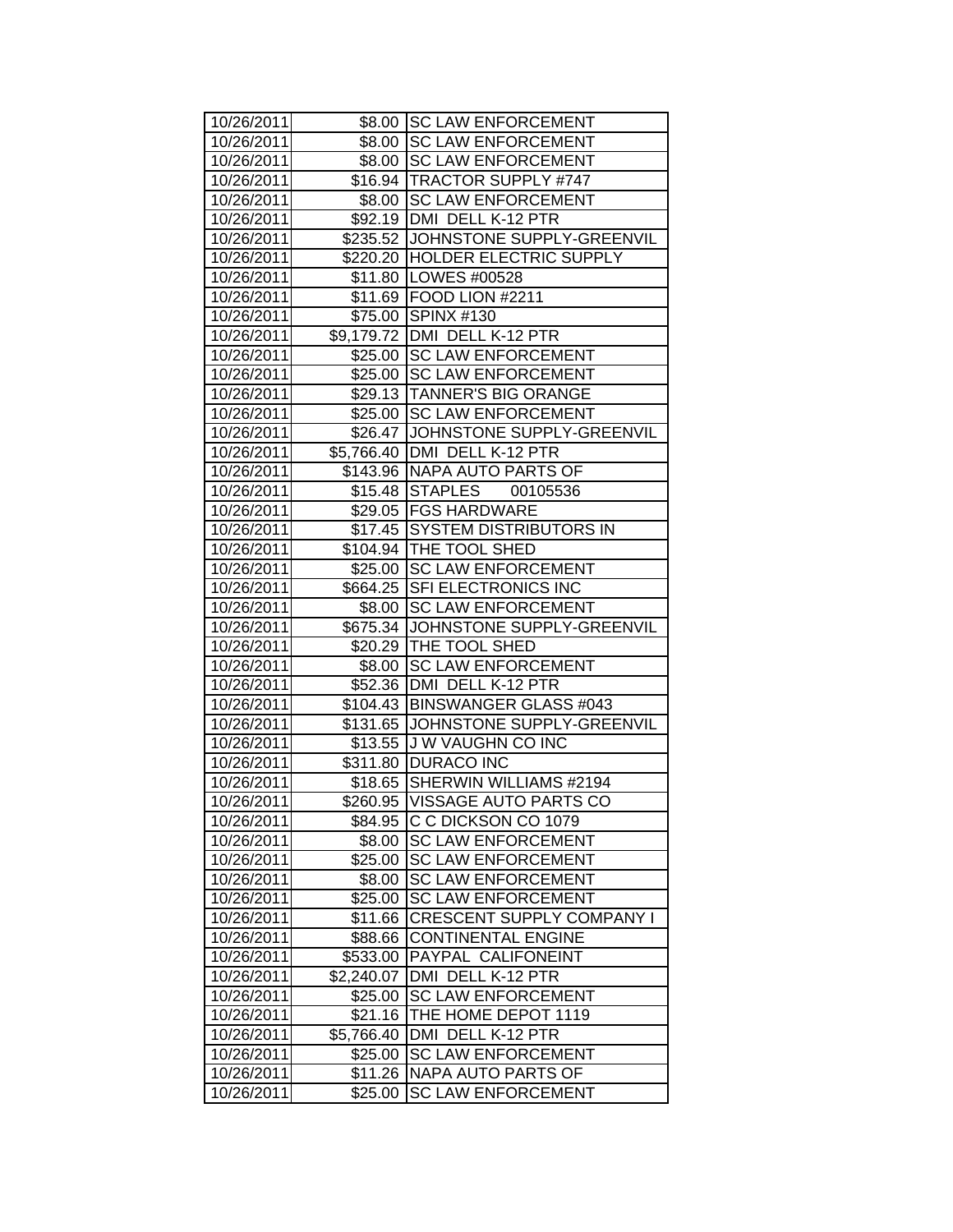| 10/26/2011 | $8.00 | SC LAW ENFORCEMENT |
|---|---|---|
| 10/26/2011 | $8.00 | SC LAW ENFORCEMENT |
| 10/26/2011 | $8.00 | SC LAW ENFORCEMENT |
| 10/26/2011 | $16.94 | TRACTOR SUPPLY #747 |
| 10/26/2011 | $8.00 | SC LAW ENFORCEMENT |
| 10/26/2011 | $92.19 | DMI DELL K-12 PTR |
| 10/26/2011 | $235.52 | JOHNSTONE SUPPLY-GREENVIL |
| 10/26/2011 | $220.20 | HOLDER ELECTRIC SUPPLY |
| 10/26/2011 | $11.80 | LOWES #00528 |
| 10/26/2011 | $11.69 | FOOD LION #2211 |
| 10/26/2011 | $75.00 | SPINX #130 |
| 10/26/2011 | $9,179.72 | DMI DELL K-12 PTR |
| 10/26/2011 | $25.00 | SC LAW ENFORCEMENT |
| 10/26/2011 | $25.00 | SC LAW ENFORCEMENT |
| 10/26/2011 | $29.13 | TANNER'S BIG ORANGE |
| 10/26/2011 | $25.00 | SC LAW ENFORCEMENT |
| 10/26/2011 | $26.47 | JOHNSTONE SUPPLY-GREENVIL |
| 10/26/2011 | $5,766.40 | DMI DELL K-12 PTR |
| 10/26/2011 | $143.96 | NAPA AUTO PARTS OF |
| 10/26/2011 | $15.48 | STAPLES 00105536 |
| 10/26/2011 | $29.05 | FGS HARDWARE |
| 10/26/2011 | $17.45 | SYSTEM DISTRIBUTORS IN |
| 10/26/2011 | $104.94 | THE TOOL SHED |
| 10/26/2011 | $25.00 | SC LAW ENFORCEMENT |
| 10/26/2011 | $664.25 | SFI ELECTRONICS INC |
| 10/26/2011 | $8.00 | SC LAW ENFORCEMENT |
| 10/26/2011 | $675.34 | JOHNSTONE SUPPLY-GREENVIL |
| 10/26/2011 | $20.29 | THE TOOL SHED |
| 10/26/2011 | $8.00 | SC LAW ENFORCEMENT |
| 10/26/2011 | $52.36 | DMI DELL K-12 PTR |
| 10/26/2011 | $104.43 | BINSWANGER GLASS #043 |
| 10/26/2011 | $131.65 | JOHNSTONE SUPPLY-GREENVIL |
| 10/26/2011 | $13.55 | J W VAUGHN CO INC |
| 10/26/2011 | $311.80 | DURACO INC |
| 10/26/2011 | $18.65 | SHERWIN WILLIAMS #2194 |
| 10/26/2011 | $260.95 | VISSAGE AUTO PARTS CO |
| 10/26/2011 | $84.95 | C C DICKSON CO 1079 |
| 10/26/2011 | $8.00 | SC LAW ENFORCEMENT |
| 10/26/2011 | $25.00 | SC LAW ENFORCEMENT |
| 10/26/2011 | $8.00 | SC LAW ENFORCEMENT |
| 10/26/2011 | $25.00 | SC LAW ENFORCEMENT |
| 10/26/2011 | $11.66 | CRESCENT SUPPLY COMPANY I |
| 10/26/2011 | $88.66 | CONTINENTAL ENGINE |
| 10/26/2011 | $533.00 | PAYPAL CALIFONEINT |
| 10/26/2011 | $2,240.07 | DMI DELL K-12 PTR |
| 10/26/2011 | $25.00 | SC LAW ENFORCEMENT |
| 10/26/2011 | $21.16 | THE HOME DEPOT 1119 |
| 10/26/2011 | $5,766.40 | DMI DELL K-12 PTR |
| 10/26/2011 | $25.00 | SC LAW ENFORCEMENT |
| 10/26/2011 | $11.26 | NAPA AUTO PARTS OF |
| 10/26/2011 | $25.00 | SC LAW ENFORCEMENT |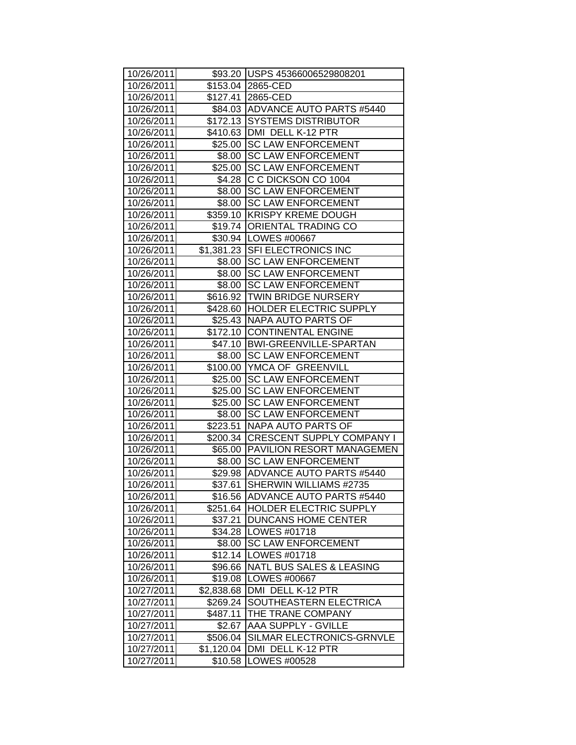| | | |
|---|---|---|
| 10/26/2011 | $93.20 | USPS 45366006529808201 |
| 10/26/2011 | $153.04 | 2865-CED |
| 10/26/2011 | $127.41 | 2865-CED |
| 10/26/2011 | $84.03 | ADVANCE AUTO PARTS #5440 |
| 10/26/2011 | $172.13 | SYSTEMS DISTRIBUTOR |
| 10/26/2011 | $410.63 | DMI DELL K-12 PTR |
| 10/26/2011 | $25.00 | SC LAW ENFORCEMENT |
| 10/26/2011 | $8.00 | SC LAW ENFORCEMENT |
| 10/26/2011 | $25.00 | SC LAW ENFORCEMENT |
| 10/26/2011 | $4.28 | C C DICKSON CO 1004 |
| 10/26/2011 | $8.00 | SC LAW ENFORCEMENT |
| 10/26/2011 | $8.00 | SC LAW ENFORCEMENT |
| 10/26/2011 | $359.10 | KRISPY KREME DOUGH |
| 10/26/2011 | $19.74 | ORIENTAL TRADING CO |
| 10/26/2011 | $30.94 | LOWES #00667 |
| 10/26/2011 | $1,381.23 | SFI ELECTRONICS INC |
| 10/26/2011 | $8.00 | SC LAW ENFORCEMENT |
| 10/26/2011 | $8.00 | SC LAW ENFORCEMENT |
| 10/26/2011 | $8.00 | SC LAW ENFORCEMENT |
| 10/26/2011 | $616.92 | TWIN BRIDGE NURSERY |
| 10/26/2011 | $428.60 | HOLDER ELECTRIC SUPPLY |
| 10/26/2011 | $25.43 | NAPA AUTO PARTS OF |
| 10/26/2011 | $172.10 | CONTINENTAL ENGINE |
| 10/26/2011 | $47.10 | BWI-GREENVILLE-SPARTAN |
| 10/26/2011 | $8.00 | SC LAW ENFORCEMENT |
| 10/26/2011 | $100.00 | YMCA OF GREENVILL |
| 10/26/2011 | $25.00 | SC LAW ENFORCEMENT |
| 10/26/2011 | $25.00 | SC LAW ENFORCEMENT |
| 10/26/2011 | $25.00 | SC LAW ENFORCEMENT |
| 10/26/2011 | $8.00 | SC LAW ENFORCEMENT |
| 10/26/2011 | $223.51 | NAPA AUTO PARTS OF |
| 10/26/2011 | $200.34 | CRESCENT SUPPLY COMPANY I |
| 10/26/2011 | $65.00 | PAVILION RESORT MANAGEMEN |
| 10/26/2011 | $8.00 | SC LAW ENFORCEMENT |
| 10/26/2011 | $29.98 | ADVANCE AUTO PARTS #5440 |
| 10/26/2011 | $37.61 | SHERWIN WILLIAMS #2735 |
| 10/26/2011 | $16.56 | ADVANCE AUTO PARTS #5440 |
| 10/26/2011 | $251.64 | HOLDER ELECTRIC SUPPLY |
| 10/26/2011 | $37.21 | DUNCANS HOME CENTER |
| 10/26/2011 | $34.28 | LOWES #01718 |
| 10/26/2011 | $8.00 | SC LAW ENFORCEMENT |
| 10/26/2011 | $12.14 | LOWES #01718 |
| 10/26/2011 | $96.66 | NATL BUS SALES & LEASING |
| 10/26/2011 | $19.08 | LOWES #00667 |
| 10/27/2011 | $2,838.68 | DMI DELL K-12 PTR |
| 10/27/2011 | $269.24 | SOUTHEASTERN ELECTRICA |
| 10/27/2011 | $487.11 | THE TRANE COMPANY |
| 10/27/2011 | $2.67 | AAA SUPPLY - GVILLE |
| 10/27/2011 | $506.04 | SILMAR ELECTRONICS-GRNVLE |
| 10/27/2011 | $1,120.04 | DMI DELL K-12 PTR |
| 10/27/2011 | $10.58 | LOWES #00528 |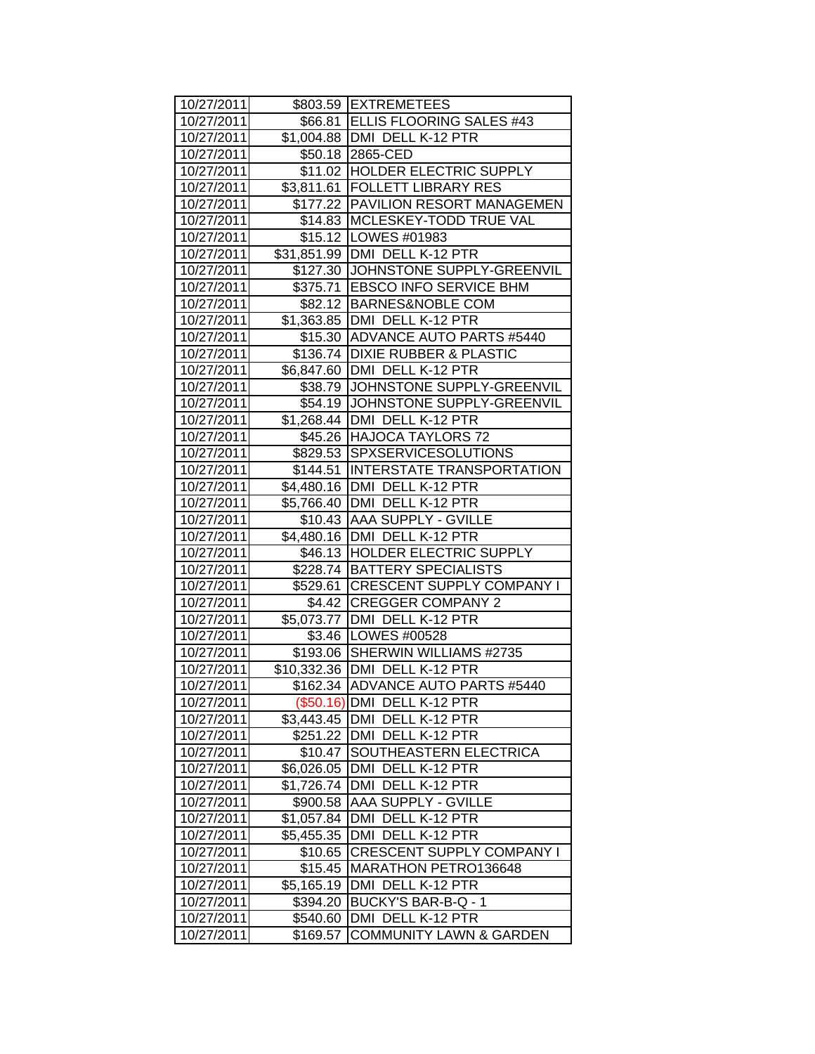| | | |
|---|---|---|
| 10/27/2011 | $803.59 | EXTREMETEES |
| 10/27/2011 | $66.81 | ELLIS FLOORING SALES #43 |
| 10/27/2011 | $1,004.88 | DMI DELL K-12 PTR |
| 10/27/2011 | $50.18 | 2865-CED |
| 10/27/2011 | $11.02 | HOLDER ELECTRIC SUPPLY |
| 10/27/2011 | $3,811.61 | FOLLETT LIBRARY RES |
| 10/27/2011 | $177.22 | PAVILION RESORT MANAGEMEN |
| 10/27/2011 | $14.83 | MCLESKEY-TODD TRUE VAL |
| 10/27/2011 | $15.12 | LOWES #01983 |
| 10/27/2011 | $31,851.99 | DMI DELL K-12 PTR |
| 10/27/2011 | $127.30 | JOHNSTONE SUPPLY-GREENVIL |
| 10/27/2011 | $375.71 | EBSCO INFO SERVICE BHM |
| 10/27/2011 | $82.12 | BARNES&NOBLE COM |
| 10/27/2011 | $1,363.85 | DMI DELL K-12 PTR |
| 10/27/2011 | $15.30 | ADVANCE AUTO PARTS #5440 |
| 10/27/2011 | $136.74 | DIXIE RUBBER & PLASTIC |
| 10/27/2011 | $6,847.60 | DMI DELL K-12 PTR |
| 10/27/2011 | $38.79 | JOHNSTONE SUPPLY-GREENVIL |
| 10/27/2011 | $54.19 | JOHNSTONE SUPPLY-GREENVIL |
| 10/27/2011 | $1,268.44 | DMI DELL K-12 PTR |
| 10/27/2011 | $45.26 | HAJOCA TAYLORS 72 |
| 10/27/2011 | $829.53 | SPXSERVICESOLUTIONS |
| 10/27/2011 | $144.51 | INTERSTATE TRANSPORTATION |
| 10/27/2011 | $4,480.16 | DMI DELL K-12 PTR |
| 10/27/2011 | $5,766.40 | DMI DELL K-12 PTR |
| 10/27/2011 | $10.43 | AAA SUPPLY - GVILLE |
| 10/27/2011 | $4,480.16 | DMI DELL K-12 PTR |
| 10/27/2011 | $46.13 | HOLDER ELECTRIC SUPPLY |
| 10/27/2011 | $228.74 | BATTERY SPECIALISTS |
| 10/27/2011 | $529.61 | CRESCENT SUPPLY COMPANY I |
| 10/27/2011 | $4.42 | CREGGER COMPANY 2 |
| 10/27/2011 | $5,073.77 | DMI DELL K-12 PTR |
| 10/27/2011 | $3.46 | LOWES #00528 |
| 10/27/2011 | $193.06 | SHERWIN WILLIAMS #2735 |
| 10/27/2011 | $10,332.36 | DMI DELL K-12 PTR |
| 10/27/2011 | $162.34 | ADVANCE AUTO PARTS #5440 |
| 10/27/2011 | ($50.16) | DMI DELL K-12 PTR |
| 10/27/2011 | $3,443.45 | DMI DELL K-12 PTR |
| 10/27/2011 | $251.22 | DMI DELL K-12 PTR |
| 10/27/2011 | $10.47 | SOUTHEASTERN ELECTRICA |
| 10/27/2011 | $6,026.05 | DMI DELL K-12 PTR |
| 10/27/2011 | $1,726.74 | DMI DELL K-12 PTR |
| 10/27/2011 | $900.58 | AAA SUPPLY - GVILLE |
| 10/27/2011 | $1,057.84 | DMI DELL K-12 PTR |
| 10/27/2011 | $5,455.35 | DMI DELL K-12 PTR |
| 10/27/2011 | $10.65 | CRESCENT SUPPLY COMPANY I |
| 10/27/2011 | $15.45 | MARATHON PETRO136648 |
| 10/27/2011 | $5,165.19 | DMI DELL K-12 PTR |
| 10/27/2011 | $394.20 | BUCKY'S BAR-B-Q - 1 |
| 10/27/2011 | $540.60 | DMI DELL K-12 PTR |
| 10/27/2011 | $169.57 | COMMUNITY LAWN & GARDEN |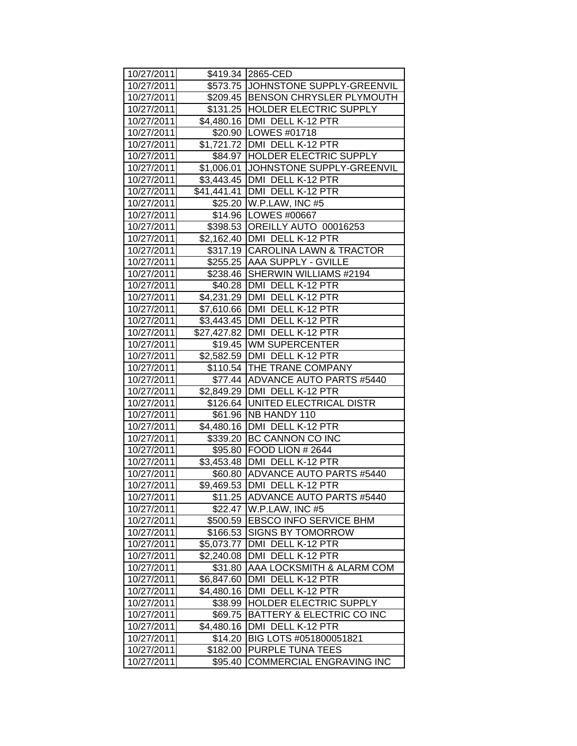| 10/27/2011 | $419.34 | 2865-CED |
|---|---|---|
| 10/27/2011 | $573.75 | JOHNSTONE SUPPLY-GREENVIL |
| 10/27/2011 | $209.45 | BENSON CHRYSLER PLYMOUTH |
| 10/27/2011 | $131.25 | HOLDER ELECTRIC SUPPLY |
| 10/27/2011 | $4,480.16 | DMI DELL K-12 PTR |
| 10/27/2011 | $20.90 | LOWES #01718 |
| 10/27/2011 | $1,721.72 | DMI DELL K-12 PTR |
| 10/27/2011 | $84.97 | HOLDER ELECTRIC SUPPLY |
| 10/27/2011 | $1,006.01 | JOHNSTONE SUPPLY-GREENVIL |
| 10/27/2011 | $3,443.45 | DMI DELL K-12 PTR |
| 10/27/2011 | $41,441.41 | DMI DELL K-12 PTR |
| 10/27/2011 | $25.20 | W.P.LAW, INC #5 |
| 10/27/2011 | $14.96 | LOWES #00667 |
| 10/27/2011 | $398.53 | OREILLY AUTO 00016253 |
| 10/27/2011 | $2,162.40 | DMI DELL K-12 PTR |
| 10/27/2011 | $317.19 | CAROLINA LAWN & TRACTOR |
| 10/27/2011 | $255.25 | AAA SUPPLY - GVILLE |
| 10/27/2011 | $238.46 | SHERWIN WILLIAMS #2194 |
| 10/27/2011 | $40.28 | DMI DELL K-12 PTR |
| 10/27/2011 | $4,231.29 | DMI DELL K-12 PTR |
| 10/27/2011 | $7,610.66 | DMI DELL K-12 PTR |
| 10/27/2011 | $3,443.45 | DMI DELL K-12 PTR |
| 10/27/2011 | $27,427.82 | DMI DELL K-12 PTR |
| 10/27/2011 | $19.45 | WM SUPERCENTER |
| 10/27/2011 | $2,582.59 | DMI DELL K-12 PTR |
| 10/27/2011 | $110.54 | THE TRANE COMPANY |
| 10/27/2011 | $77.44 | ADVANCE AUTO PARTS #5440 |
| 10/27/2011 | $2,849.29 | DMI DELL K-12 PTR |
| 10/27/2011 | $126.64 | UNITED ELECTRICAL DISTR |
| 10/27/2011 | $61.96 | NB HANDY 110 |
| 10/27/2011 | $4,480.16 | DMI DELL K-12 PTR |
| 10/27/2011 | $339.20 | BC CANNON CO INC |
| 10/27/2011 | $95.80 | FOOD LION # 2644 |
| 10/27/2011 | $3,453.48 | DMI DELL K-12 PTR |
| 10/27/2011 | $60.80 | ADVANCE AUTO PARTS #5440 |
| 10/27/2011 | $9,469.53 | DMI DELL K-12 PTR |
| 10/27/2011 | $11.25 | ADVANCE AUTO PARTS #5440 |
| 10/27/2011 | $22.47 | W.P.LAW, INC #5 |
| 10/27/2011 | $500.59 | EBSCO INFO SERVICE BHM |
| 10/27/2011 | $166.53 | SIGNS BY TOMORROW |
| 10/27/2011 | $5,073.77 | DMI DELL K-12 PTR |
| 10/27/2011 | $2,240.08 | DMI DELL K-12 PTR |
| 10/27/2011 | $31.80 | AAA LOCKSMITH & ALARM COM |
| 10/27/2011 | $6,847.60 | DMI DELL K-12 PTR |
| 10/27/2011 | $4,480.16 | DMI DELL K-12 PTR |
| 10/27/2011 | $38.99 | HOLDER ELECTRIC SUPPLY |
| 10/27/2011 | $69.75 | BATTERY & ELECTRIC CO INC |
| 10/27/2011 | $4,480.16 | DMI DELL K-12 PTR |
| 10/27/2011 | $14.20 | BIG LOTS #051800051821 |
| 10/27/2011 | $182.00 | PURPLE TUNA TEES |
| 10/27/2011 | $95.40 | COMMERCIAL ENGRAVING INC |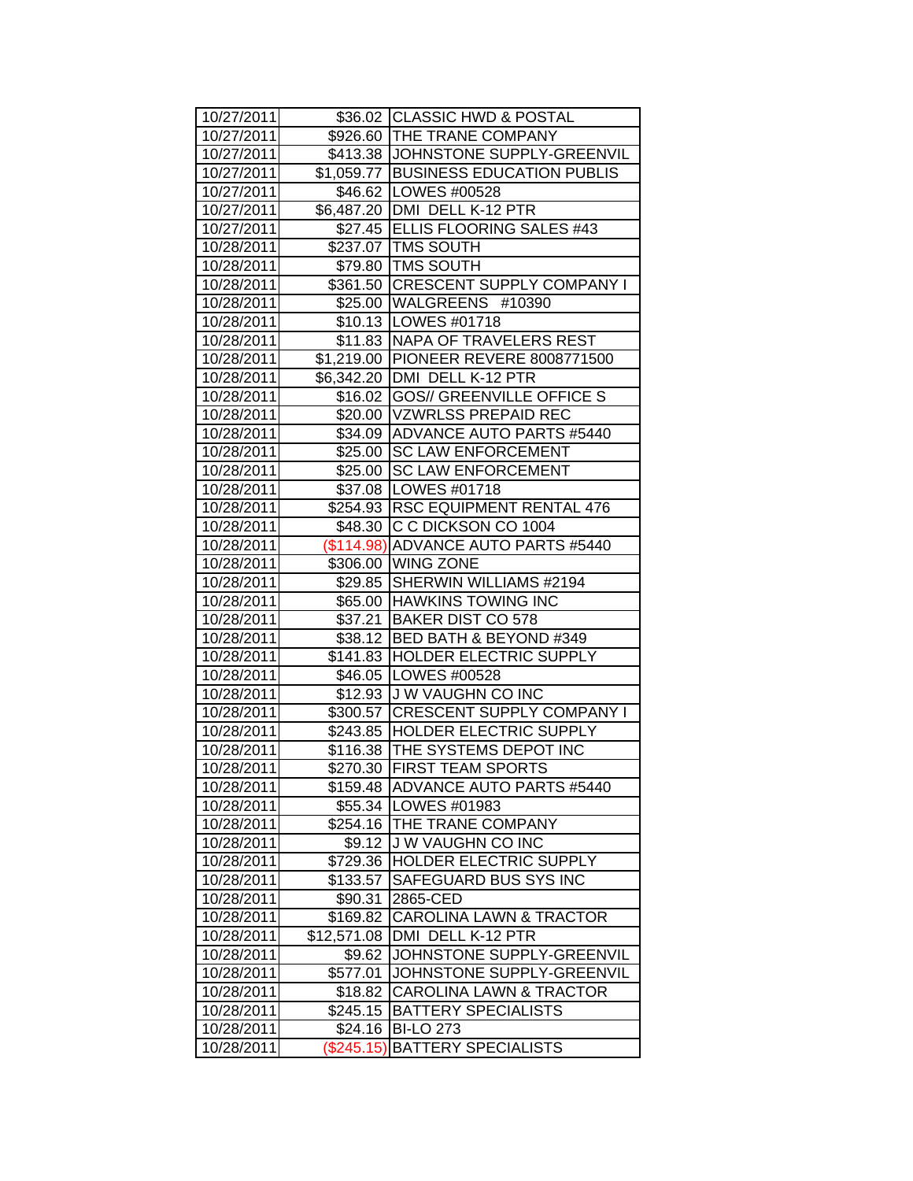| | | |
|---|---|---|
| 10/27/2011 | $36.02 | CLASSIC HWD & POSTAL |
| 10/27/2011 | $926.60 | THE TRANE COMPANY |
| 10/27/2011 | $413.38 | JOHNSTONE SUPPLY-GREENVIL |
| 10/27/2011 | $1,059.77 | BUSINESS EDUCATION PUBLIS |
| 10/27/2011 | $46.62 | LOWES #00528 |
| 10/27/2011 | $6,487.20 | DMI DELL K-12 PTR |
| 10/27/2011 | $27.45 | ELLIS FLOORING SALES #43 |
| 10/28/2011 | $237.07 | TMS SOUTH |
| 10/28/2011 | $79.80 | TMS SOUTH |
| 10/28/2011 | $361.50 | CRESCENT SUPPLY COMPANY I |
| 10/28/2011 | $25.00 | WALGREENS #10390 |
| 10/28/2011 | $10.13 | LOWES #01718 |
| 10/28/2011 | $11.83 | NAPA OF TRAVELERS REST |
| 10/28/2011 | $1,219.00 | PIONEER REVERE 8008771500 |
| 10/28/2011 | $6,342.20 | DMI DELL K-12 PTR |
| 10/28/2011 | $16.02 | GOS// GREENVILLE OFFICE S |
| 10/28/2011 | $20.00 | VZWRLSS PREPAID REC |
| 10/28/2011 | $34.09 | ADVANCE AUTO PARTS #5440 |
| 10/28/2011 | $25.00 | SC LAW ENFORCEMENT |
| 10/28/2011 | $25.00 | SC LAW ENFORCEMENT |
| 10/28/2011 | $37.08 | LOWES #01718 |
| 10/28/2011 | $254.93 | RSC EQUIPMENT RENTAL 476 |
| 10/28/2011 | $48.30 | C C DICKSON CO 1004 |
| 10/28/2011 | ($114.98) | ADVANCE AUTO PARTS #5440 |
| 10/28/2011 | $306.00 | WING ZONE |
| 10/28/2011 | $29.85 | SHERWIN WILLIAMS #2194 |
| 10/28/2011 | $65.00 | HAWKINS TOWING INC |
| 10/28/2011 | $37.21 | BAKER DIST CO 578 |
| 10/28/2011 | $38.12 | BED BATH & BEYOND #349 |
| 10/28/2011 | $141.83 | HOLDER ELECTRIC SUPPLY |
| 10/28/2011 | $46.05 | LOWES #00528 |
| 10/28/2011 | $12.93 | J W VAUGHN CO INC |
| 10/28/2011 | $300.57 | CRESCENT SUPPLY COMPANY I |
| 10/28/2011 | $243.85 | HOLDER ELECTRIC SUPPLY |
| 10/28/2011 | $116.38 | THE SYSTEMS DEPOT INC |
| 10/28/2011 | $270.30 | FIRST TEAM SPORTS |
| 10/28/2011 | $159.48 | ADVANCE AUTO PARTS #5440 |
| 10/28/2011 | $55.34 | LOWES #01983 |
| 10/28/2011 | $254.16 | THE TRANE COMPANY |
| 10/28/2011 | $9.12 | J W VAUGHN CO INC |
| 10/28/2011 | $729.36 | HOLDER ELECTRIC SUPPLY |
| 10/28/2011 | $133.57 | SAFEGUARD BUS SYS INC |
| 10/28/2011 | $90.31 | 2865-CED |
| 10/28/2011 | $169.82 | CAROLINA LAWN & TRACTOR |
| 10/28/2011 | $12,571.08 | DMI DELL K-12 PTR |
| 10/28/2011 | $9.62 | JOHNSTONE SUPPLY-GREENVIL |
| 10/28/2011 | $577.01 | JOHNSTONE SUPPLY-GREENVIL |
| 10/28/2011 | $18.82 | CAROLINA LAWN & TRACTOR |
| 10/28/2011 | $245.15 | BATTERY SPECIALISTS |
| 10/28/2011 | $24.16 | BI-LO 273 |
| 10/28/2011 | ($245.15) | BATTERY SPECIALISTS |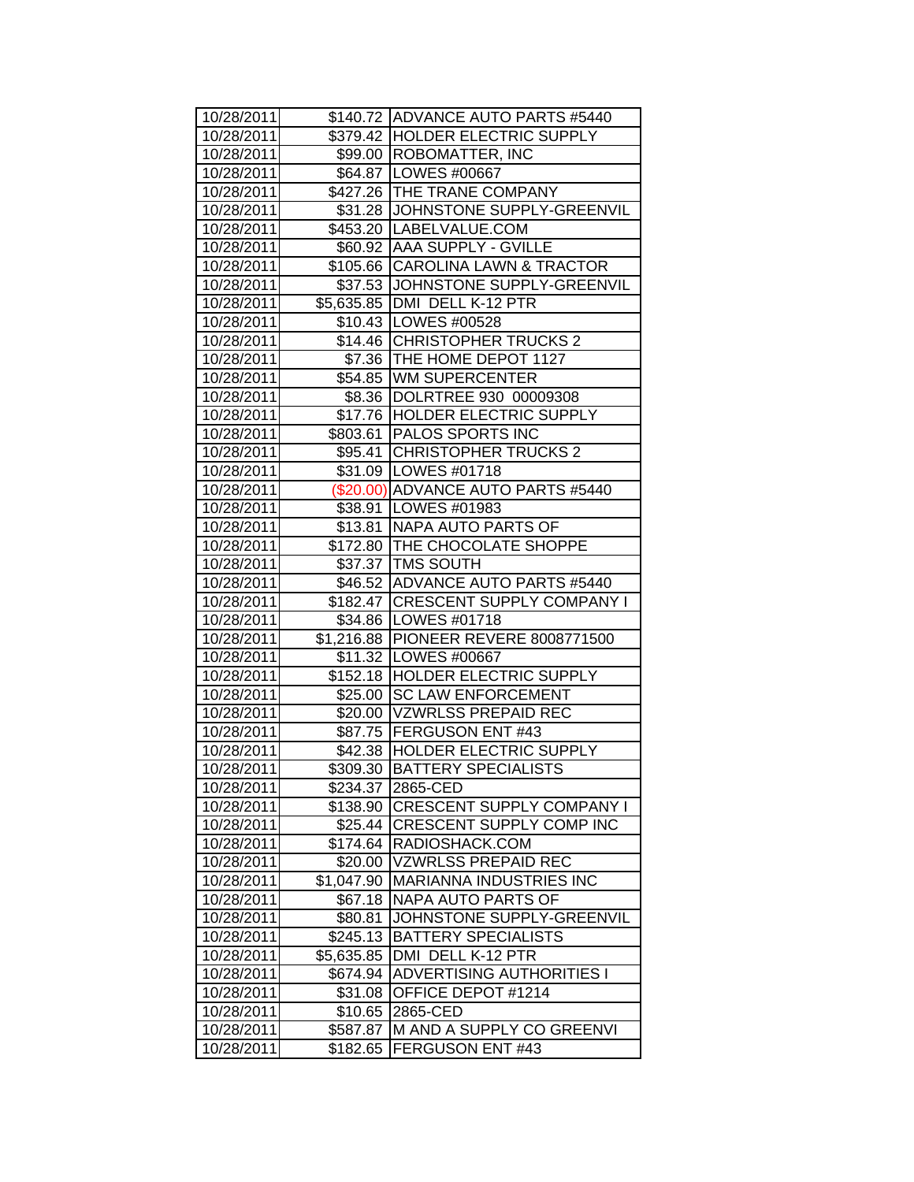| 10/28/2011 | $140.72 | ADVANCE AUTO PARTS #5440 |
|---|---|---|
| 10/28/2011 | $379.42 | HOLDER ELECTRIC SUPPLY |
| 10/28/2011 | $99.00 | ROBOMATTER, INC |
| 10/28/2011 | $64.87 | LOWES #00667 |
| 10/28/2011 | $427.26 | THE TRANE COMPANY |
| 10/28/2011 | $31.28 | JOHNSTONE SUPPLY-GREENVIL |
| 10/28/2011 | $453.20 | LABELVALUE.COM |
| 10/28/2011 | $60.92 | AAA SUPPLY - GVILLE |
| 10/28/2011 | $105.66 | CAROLINA LAWN & TRACTOR |
| 10/28/2011 | $37.53 | JOHNSTONE SUPPLY-GREENVIL |
| 10/28/2011 | $5,635.85 | DMI DELL K-12 PTR |
| 10/28/2011 | $10.43 | LOWES #00528 |
| 10/28/2011 | $14.46 | CHRISTOPHER TRUCKS 2 |
| 10/28/2011 | $7.36 | THE HOME DEPOT 1127 |
| 10/28/2011 | $54.85 | WM SUPERCENTER |
| 10/28/2011 | $8.36 | DOLRTREE 930 00009308 |
| 10/28/2011 | $17.76 | HOLDER ELECTRIC SUPPLY |
| 10/28/2011 | $803.61 | PALOS SPORTS INC |
| 10/28/2011 | $95.41 | CHRISTOPHER TRUCKS 2 |
| 10/28/2011 | $31.09 | LOWES #01718 |
| 10/28/2011 | ($20.00) | ADVANCE AUTO PARTS #5440 |
| 10/28/2011 | $38.91 | LOWES #01983 |
| 10/28/2011 | $13.81 | NAPA AUTO PARTS OF |
| 10/28/2011 | $172.80 | THE CHOCOLATE SHOPPE |
| 10/28/2011 | $37.37 | TMS SOUTH |
| 10/28/2011 | $46.52 | ADVANCE AUTO PARTS #5440 |
| 10/28/2011 | $182.47 | CRESCENT SUPPLY COMPANY I |
| 10/28/2011 | $34.86 | LOWES #01718 |
| 10/28/2011 | $1,216.88 | PIONEER REVERE 8008771500 |
| 10/28/2011 | $11.32 | LOWES #00667 |
| 10/28/2011 | $152.18 | HOLDER ELECTRIC SUPPLY |
| 10/28/2011 | $25.00 | SC LAW ENFORCEMENT |
| 10/28/2011 | $20.00 | VZWRLSS PREPAID REC |
| 10/28/2011 | $87.75 | FERGUSON ENT #43 |
| 10/28/2011 | $42.38 | HOLDER ELECTRIC SUPPLY |
| 10/28/2011 | $309.30 | BATTERY SPECIALISTS |
| 10/28/2011 | $234.37 | 2865-CED |
| 10/28/2011 | $138.90 | CRESCENT SUPPLY COMPANY I |
| 10/28/2011 | $25.44 | CRESCENT SUPPLY COMP INC |
| 10/28/2011 | $174.64 | RADIOSHACK.COM |
| 10/28/2011 | $20.00 | VZWRLSS PREPAID REC |
| 10/28/2011 | $1,047.90 | MARIANNA INDUSTRIES INC |
| 10/28/2011 | $67.18 | NAPA AUTO PARTS OF |
| 10/28/2011 | $80.81 | JOHNSTONE SUPPLY-GREENVIL |
| 10/28/2011 | $245.13 | BATTERY SPECIALISTS |
| 10/28/2011 | $5,635.85 | DMI DELL K-12 PTR |
| 10/28/2011 | $674.94 | ADVERTISING AUTHORITIES I |
| 10/28/2011 | $31.08 | OFFICE DEPOT #1214 |
| 10/28/2011 | $10.65 | 2865-CED |
| 10/28/2011 | $587.87 | M AND A SUPPLY CO GREENVI |
| 10/28/2011 | $182.65 | FERGUSON ENT #43 |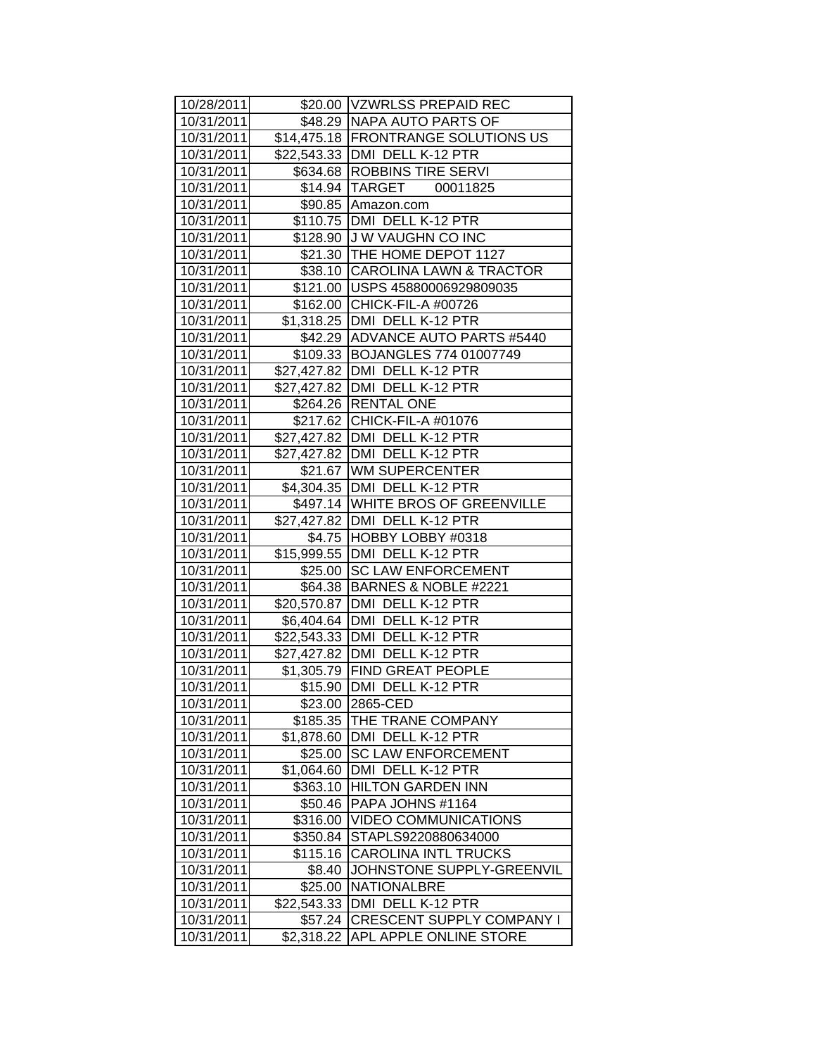| 10/28/2011 | $20.00 | VZWRLSS PREPAID REC |
|---|---|---|
| 10/31/2011 | $48.29 | NAPA AUTO PARTS OF |
| 10/31/2011 | $14,475.18 | FRONTRANGE SOLUTIONS US |
| 10/31/2011 | $22,543.33 | DMI DELL K-12 PTR |
| 10/31/2011 | $634.68 | ROBBINS TIRE SERVI |
| 10/31/2011 | $14.94 | TARGET 00011825 |
| 10/31/2011 | $90.85 | Amazon.com |
| 10/31/2011 | $110.75 | DMI DELL K-12 PTR |
| 10/31/2011 | $128.90 | J W VAUGHN CO INC |
| 10/31/2011 | $21.30 | THE HOME DEPOT 1127 |
| 10/31/2011 | $38.10 | CAROLINA LAWN & TRACTOR |
| 10/31/2011 | $121.00 | USPS 45880006929809035 |
| 10/31/2011 | $162.00 | CHICK-FIL-A #00726 |
| 10/31/2011 | $1,318.25 | DMI DELL K-12 PTR |
| 10/31/2011 | $42.29 | ADVANCE AUTO PARTS #5440 |
| 10/31/2011 | $109.33 | BOJANGLES 774 01007749 |
| 10/31/2011 | $27,427.82 | DMI DELL K-12 PTR |
| 10/31/2011 | $27,427.82 | DMI DELL K-12 PTR |
| 10/31/2011 | $264.26 | RENTAL ONE |
| 10/31/2011 | $217.62 | CHICK-FIL-A #01076 |
| 10/31/2011 | $27,427.82 | DMI DELL K-12 PTR |
| 10/31/2011 | $27,427.82 | DMI DELL K-12 PTR |
| 10/31/2011 | $21.67 | WM SUPERCENTER |
| 10/31/2011 | $4,304.35 | DMI DELL K-12 PTR |
| 10/31/2011 | $497.14 | WHITE BROS OF GREENVILLE |
| 10/31/2011 | $27,427.82 | DMI DELL K-12 PTR |
| 10/31/2011 | $4.75 | HOBBY LOBBY #0318 |
| 10/31/2011 | $15,999.55 | DMI DELL K-12 PTR |
| 10/31/2011 | $25.00 | SC LAW ENFORCEMENT |
| 10/31/2011 | $64.38 | BARNES & NOBLE #2221 |
| 10/31/2011 | $20,570.87 | DMI DELL K-12 PTR |
| 10/31/2011 | $6,404.64 | DMI DELL K-12 PTR |
| 10/31/2011 | $22,543.33 | DMI DELL K-12 PTR |
| 10/31/2011 | $27,427.82 | DMI DELL K-12 PTR |
| 10/31/2011 | $1,305.79 | FIND GREAT PEOPLE |
| 10/31/2011 | $15.90 | DMI DELL K-12 PTR |
| 10/31/2011 | $23.00 | 2865-CED |
| 10/31/2011 | $185.35 | THE TRANE COMPANY |
| 10/31/2011 | $1,878.60 | DMI DELL K-12 PTR |
| 10/31/2011 | $25.00 | SC LAW ENFORCEMENT |
| 10/31/2011 | $1,064.60 | DMI DELL K-12 PTR |
| 10/31/2011 | $363.10 | HILTON GARDEN INN |
| 10/31/2011 | $50.46 | PAPA JOHNS #1164 |
| 10/31/2011 | $316.00 | VIDEO COMMUNICATIONS |
| 10/31/2011 | $350.84 | STAPLS9220880634000 |
| 10/31/2011 | $115.16 | CAROLINA INTL TRUCKS |
| 10/31/2011 | $8.40 | JOHNSTONE SUPPLY-GREENVIL |
| 10/31/2011 | $25.00 | NATIONALBRE |
| 10/31/2011 | $22,543.33 | DMI DELL K-12 PTR |
| 10/31/2011 | $57.24 | CRESCENT SUPPLY COMPANY I |
| 10/31/2011 | $2,318.22 | APL APPLE ONLINE STORE |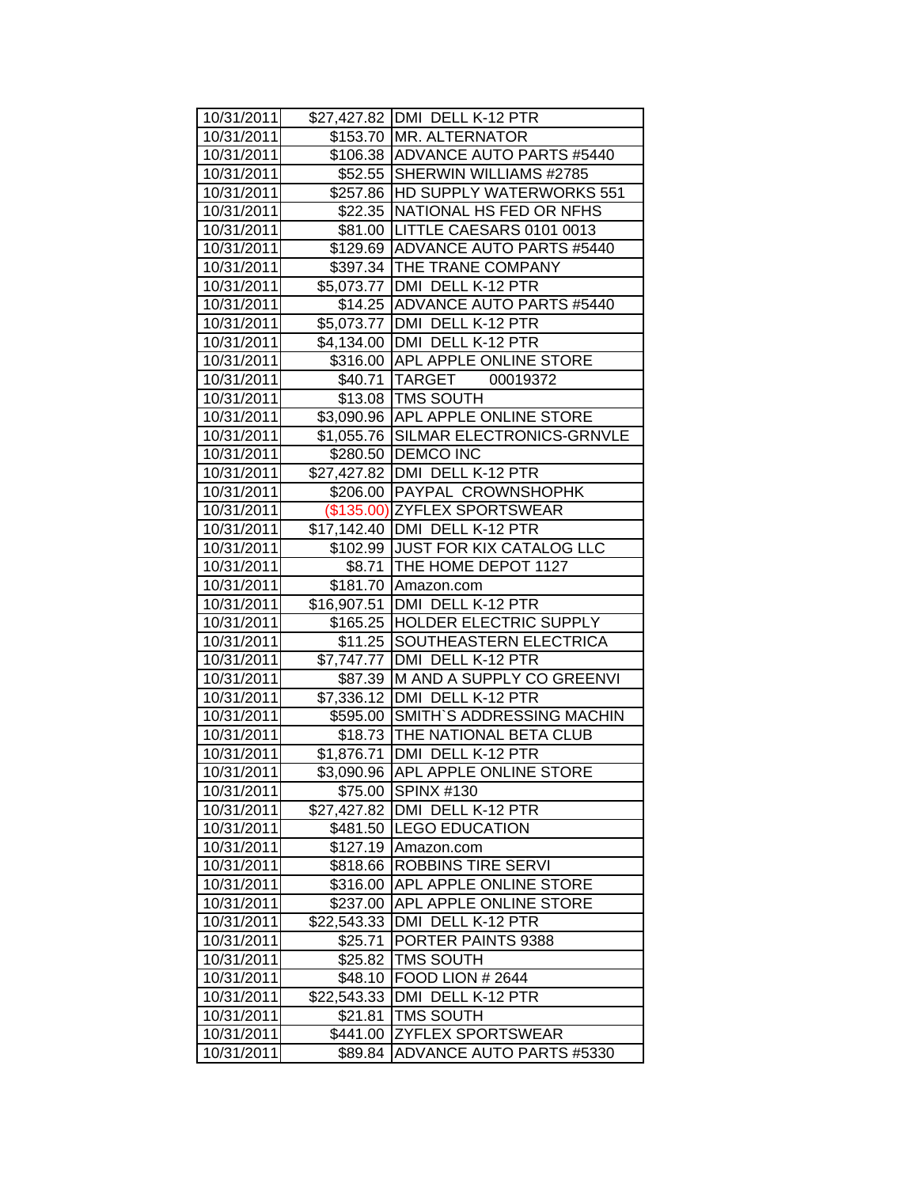| | | |
|---|---|---|
| 10/31/2011 | $27,427.82 | DMI DELL K-12 PTR |
| 10/31/2011 | $153.70 | MR. ALTERNATOR |
| 10/31/2011 | $106.38 | ADVANCE AUTO PARTS #5440 |
| 10/31/2011 | $52.55 | SHERWIN WILLIAMS #2785 |
| 10/31/2011 | $257.86 | HD SUPPLY WATERWORKS 551 |
| 10/31/2011 | $22.35 | NATIONAL HS FED OR NFHS |
| 10/31/2011 | $81.00 | LITTLE CAESARS 0101 0013 |
| 10/31/2011 | $129.69 | ADVANCE AUTO PARTS #5440 |
| 10/31/2011 | $397.34 | THE TRANE COMPANY |
| 10/31/2011 | $5,073.77 | DMI DELL K-12 PTR |
| 10/31/2011 | $14.25 | ADVANCE AUTO PARTS #5440 |
| 10/31/2011 | $5,073.77 | DMI DELL K-12 PTR |
| 10/31/2011 | $4,134.00 | DMI DELL K-12 PTR |
| 10/31/2011 | $316.00 | APL APPLE ONLINE STORE |
| 10/31/2011 | $40.71 | TARGET 00019372 |
| 10/31/2011 | $13.08 | TMS SOUTH |
| 10/31/2011 | $3,090.96 | APL APPLE ONLINE STORE |
| 10/31/2011 | $1,055.76 | SILMAR ELECTRONICS-GRNVLE |
| 10/31/2011 | $280.50 | DEMCO INC |
| 10/31/2011 | $27,427.82 | DMI DELL K-12 PTR |
| 10/31/2011 | $206.00 | PAYPAL CROWNSHOPHK |
| 10/31/2011 | ($135.00) | ZYFLEX SPORTSWEAR |
| 10/31/2011 | $17,142.40 | DMI DELL K-12 PTR |
| 10/31/2011 | $102.99 | JUST FOR KIX CATALOG LLC |
| 10/31/2011 | $8.71 | THE HOME DEPOT 1127 |
| 10/31/2011 | $181.70 | Amazon.com |
| 10/31/2011 | $16,907.51 | DMI DELL K-12 PTR |
| 10/31/2011 | $165.25 | HOLDER ELECTRIC SUPPLY |
| 10/31/2011 | $11.25 | SOUTHEASTERN ELECTRICA |
| 10/31/2011 | $7,747.77 | DMI DELL K-12 PTR |
| 10/31/2011 | $87.39 | M AND A SUPPLY CO GREENVI |
| 10/31/2011 | $7,336.12 | DMI DELL K-12 PTR |
| 10/31/2011 | $595.00 | SMITH`S ADDRESSING MACHIN |
| 10/31/2011 | $18.73 | THE NATIONAL BETA CLUB |
| 10/31/2011 | $1,876.71 | DMI DELL K-12 PTR |
| 10/31/2011 | $3,090.96 | APL APPLE ONLINE STORE |
| 10/31/2011 | $75.00 | SPINX #130 |
| 10/31/2011 | $27,427.82 | DMI DELL K-12 PTR |
| 10/31/2011 | $481.50 | LEGO EDUCATION |
| 10/31/2011 | $127.19 | Amazon.com |
| 10/31/2011 | $818.66 | ROBBINS TIRE SERVI |
| 10/31/2011 | $316.00 | APL APPLE ONLINE STORE |
| 10/31/2011 | $237.00 | APL APPLE ONLINE STORE |
| 10/31/2011 | $22,543.33 | DMI DELL K-12 PTR |
| 10/31/2011 | $25.71 | PORTER PAINTS 9388 |
| 10/31/2011 | $25.82 | TMS SOUTH |
| 10/31/2011 | $48.10 | FOOD LION # 2644 |
| 10/31/2011 | $22,543.33 | DMI DELL K-12 PTR |
| 10/31/2011 | $21.81 | TMS SOUTH |
| 10/31/2011 | $441.00 | ZYFLEX SPORTSWEAR |
| 10/31/2011 | $89.84 | ADVANCE AUTO PARTS #5330 |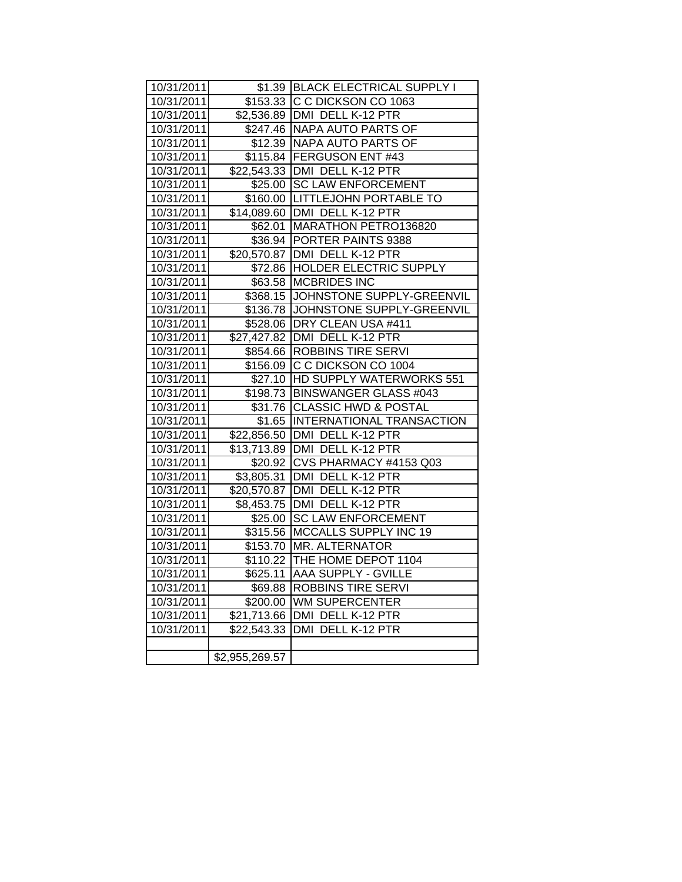| | | |
|---|---|---|
| 10/31/2011 | $1.39 | BLACK ELECTRICAL SUPPLY I |
| 10/31/2011 | $153.33 | C C DICKSON CO 1063 |
| 10/31/2011 | $2,536.89 | DMI DELL K-12 PTR |
| 10/31/2011 | $247.46 | NAPA AUTO PARTS OF |
| 10/31/2011 | $12.39 | NAPA AUTO PARTS OF |
| 10/31/2011 | $115.84 | FERGUSON ENT #43 |
| 10/31/2011 | $22,543.33 | DMI DELL K-12 PTR |
| 10/31/2011 | $25.00 | SC LAW ENFORCEMENT |
| 10/31/2011 | $160.00 | LITTLEJOHN PORTABLE TO |
| 10/31/2011 | $14,089.60 | DMI DELL K-12 PTR |
| 10/31/2011 | $62.01 | MARATHON PETRO136820 |
| 10/31/2011 | $36.94 | PORTER PAINTS 9388 |
| 10/31/2011 | $20,570.87 | DMI DELL K-12 PTR |
| 10/31/2011 | $72.86 | HOLDER ELECTRIC SUPPLY |
| 10/31/2011 | $63.58 | MCBRIDES INC |
| 10/31/2011 | $368.15 | JOHNSTONE SUPPLY-GREENVIL |
| 10/31/2011 | $136.78 | JOHNSTONE SUPPLY-GREENVIL |
| 10/31/2011 | $528.06 | DRY CLEAN USA #411 |
| 10/31/2011 | $27,427.82 | DMI DELL K-12 PTR |
| 10/31/2011 | $854.66 | ROBBINS TIRE SERVI |
| 10/31/2011 | $156.09 | C C DICKSON CO 1004 |
| 10/31/2011 | $27.10 | HD SUPPLY WATERWORKS 551 |
| 10/31/2011 | $198.73 | BINSWANGER GLASS #043 |
| 10/31/2011 | $31.76 | CLASSIC HWD & POSTAL |
| 10/31/2011 | $1.65 | INTERNATIONAL TRANSACTION |
| 10/31/2011 | $22,856.50 | DMI DELL K-12 PTR |
| 10/31/2011 | $13,713.89 | DMI DELL K-12 PTR |
| 10/31/2011 | $20.92 | CVS PHARMACY #4153 Q03 |
| 10/31/2011 | $3,805.31 | DMI DELL K-12 PTR |
| 10/31/2011 | $20,570.87 | DMI DELL K-12 PTR |
| 10/31/2011 | $8,453.75 | DMI DELL K-12 PTR |
| 10/31/2011 | $25.00 | SC LAW ENFORCEMENT |
| 10/31/2011 | $315.56 | MCCALLS SUPPLY INC 19 |
| 10/31/2011 | $153.70 | MR. ALTERNATOR |
| 10/31/2011 | $110.22 | THE HOME DEPOT 1104 |
| 10/31/2011 | $625.11 | AAA SUPPLY - GVILLE |
| 10/31/2011 | $69.88 | ROBBINS TIRE SERVI |
| 10/31/2011 | $200.00 | WM SUPERCENTER |
| 10/31/2011 | $21,713.66 | DMI DELL K-12 PTR |
| 10/31/2011 | $22,543.33 | DMI DELL K-12 PTR |
| | | |
| | $2,955,269.57 | |